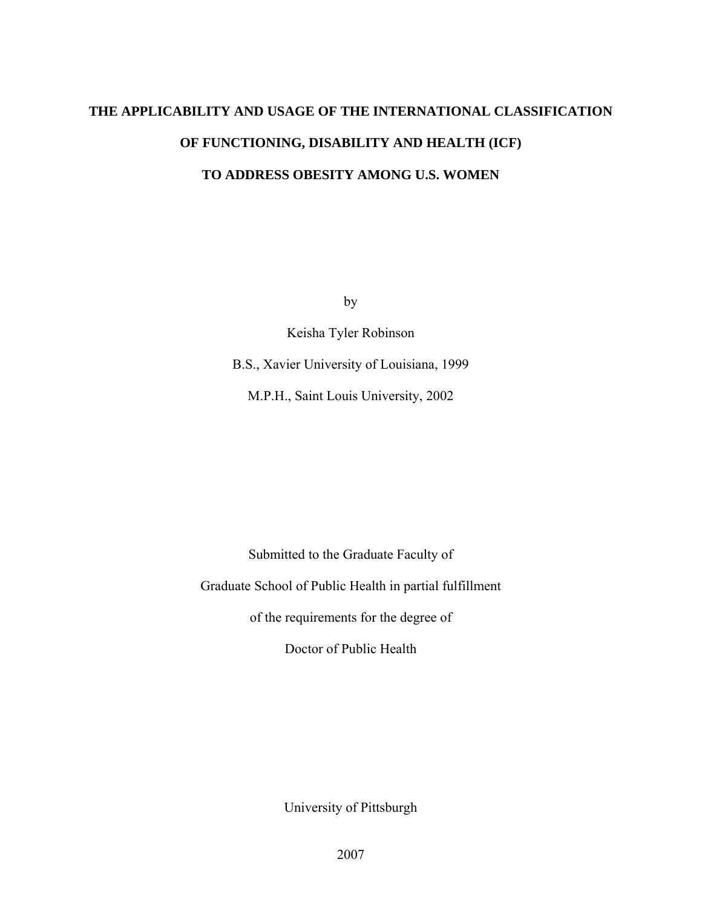# THE APPLICABILITY AND USAGE OF THE INTERNATIONAL CLASSIFICATION OF FUNCTIONING, DISABILITY AND HEALTH (ICF) TO ADDRESS OBESITY AMONG U.S. WOMEN

by

Keisha Tyler Robinson

B.S., Xavier University of Louisiana, 1999

M.P.H., Saint Louis University, 2002

Submitted to the Graduate Faculty of

Graduate School of Public Health in partial fulfillment

of the requirements for the degree of

Doctor of Public Health

University of Pittsburgh

2007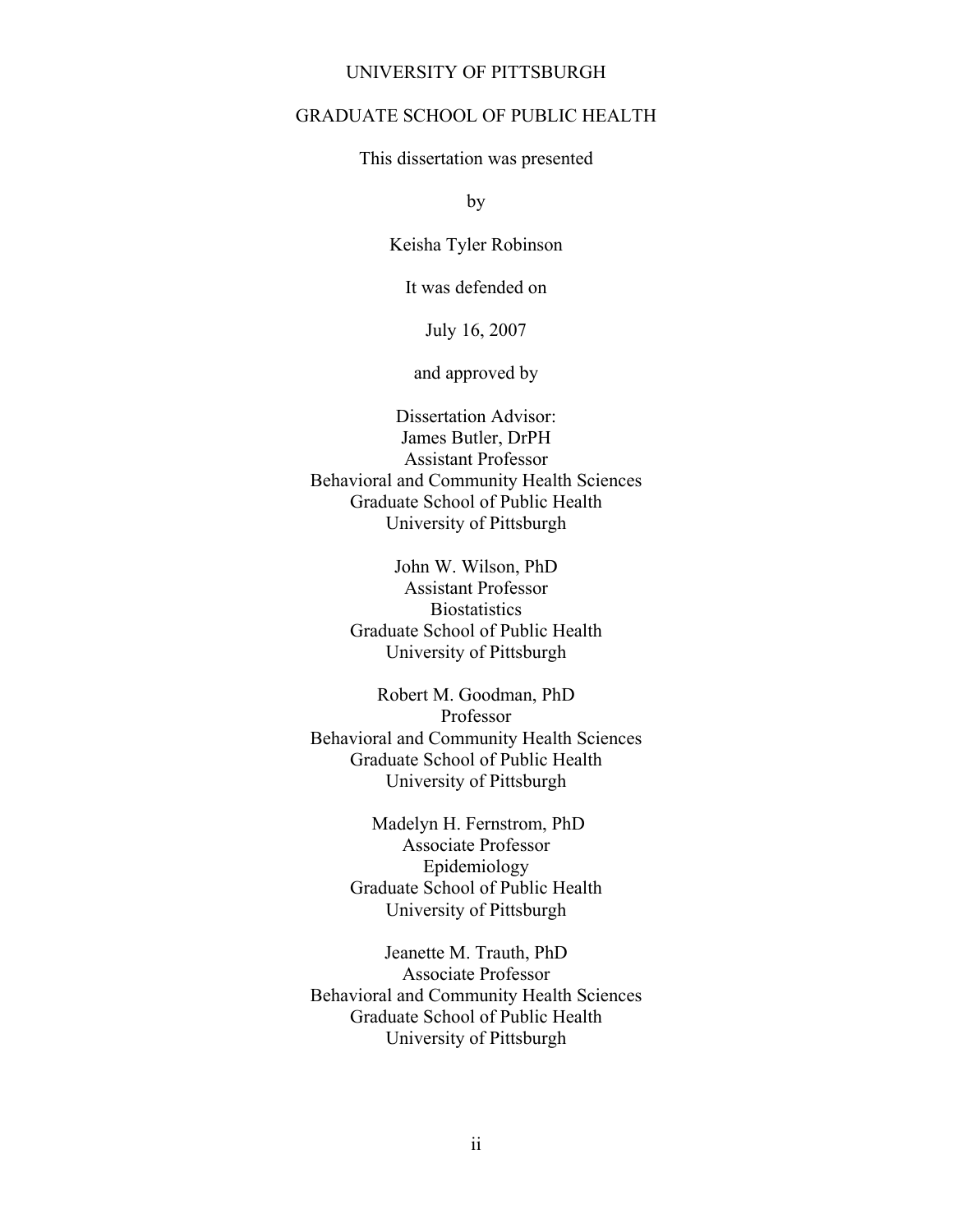UNIVERSITY OF PITTSBURGH

GRADUATE SCHOOL OF PUBLIC HEALTH

This dissertation was presented

by

Keisha Tyler Robinson

It was defended on

July 16, 2007

and approved by

Dissertation Advisor:
James Butler, DrPH
Assistant Professor
Behavioral and Community Health Sciences
Graduate School of Public Health
University of Pittsburgh

John W. Wilson, PhD
Assistant Professor
Biostatistics
Graduate School of Public Health
University of Pittsburgh

Robert M. Goodman, PhD
Professor
Behavioral and Community Health Sciences
Graduate School of Public Health
University of Pittsburgh

Madelyn H. Fernstrom, PhD
Associate Professor
Epidemiology
Graduate School of Public Health
University of Pittsburgh

Jeanette M. Trauth, PhD
Associate Professor
Behavioral and Community Health Sciences
Graduate School of Public Health
University of Pittsburgh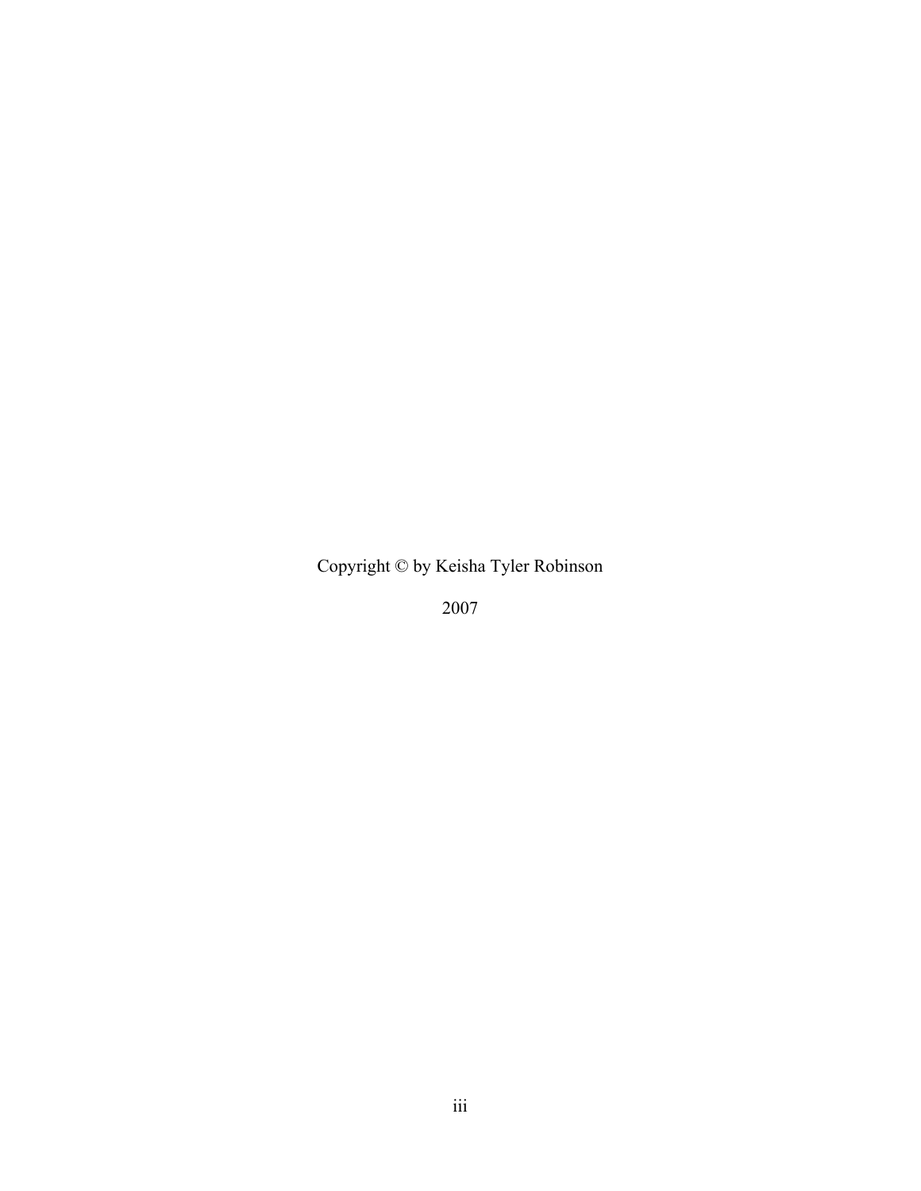Copyright © by Keisha Tyler Robinson

2007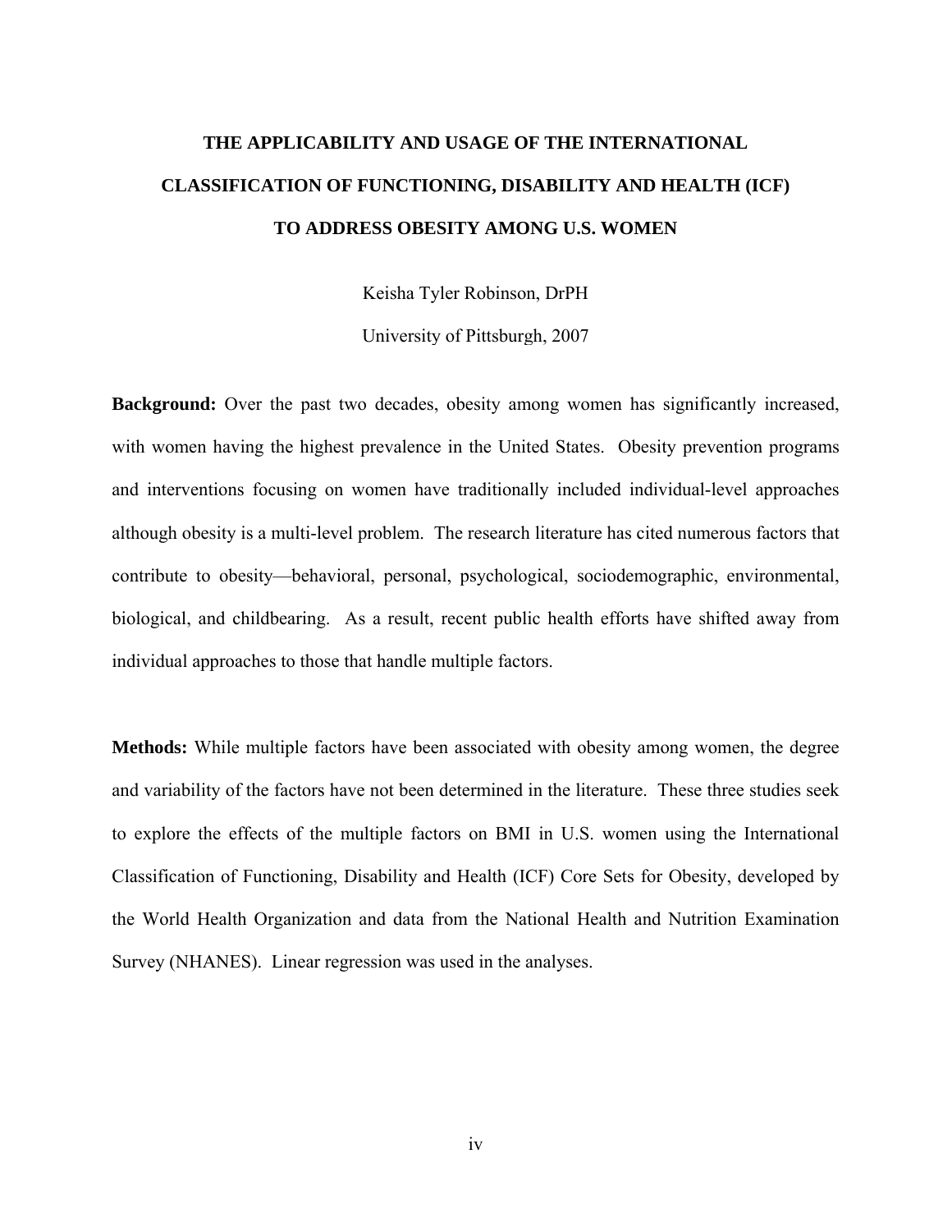# THE APPLICABILITY AND USAGE OF THE INTERNATIONAL CLASSIFICATION OF FUNCTIONING, DISABILITY AND HEALTH (ICF) TO ADDRESS OBESITY AMONG U.S. WOMEN

Keisha Tyler Robinson, DrPH

University of Pittsburgh, 2007

**Background:** Over the past two decades, obesity among women has significantly increased, with women having the highest prevalence in the United States. Obesity prevention programs and interventions focusing on women have traditionally included individual-level approaches although obesity is a multi-level problem. The research literature has cited numerous factors that contribute to obesity—behavioral, personal, psychological, sociodemographic, environmental, biological, and childbearing. As a result, recent public health efforts have shifted away from individual approaches to those that handle multiple factors.

**Methods:** While multiple factors have been associated with obesity among women, the degree and variability of the factors have not been determined in the literature. These three studies seek to explore the effects of the multiple factors on BMI in U.S. women using the International Classification of Functioning, Disability and Health (ICF) Core Sets for Obesity, developed by the World Health Organization and data from the National Health and Nutrition Examination Survey (NHANES). Linear regression was used in the analyses.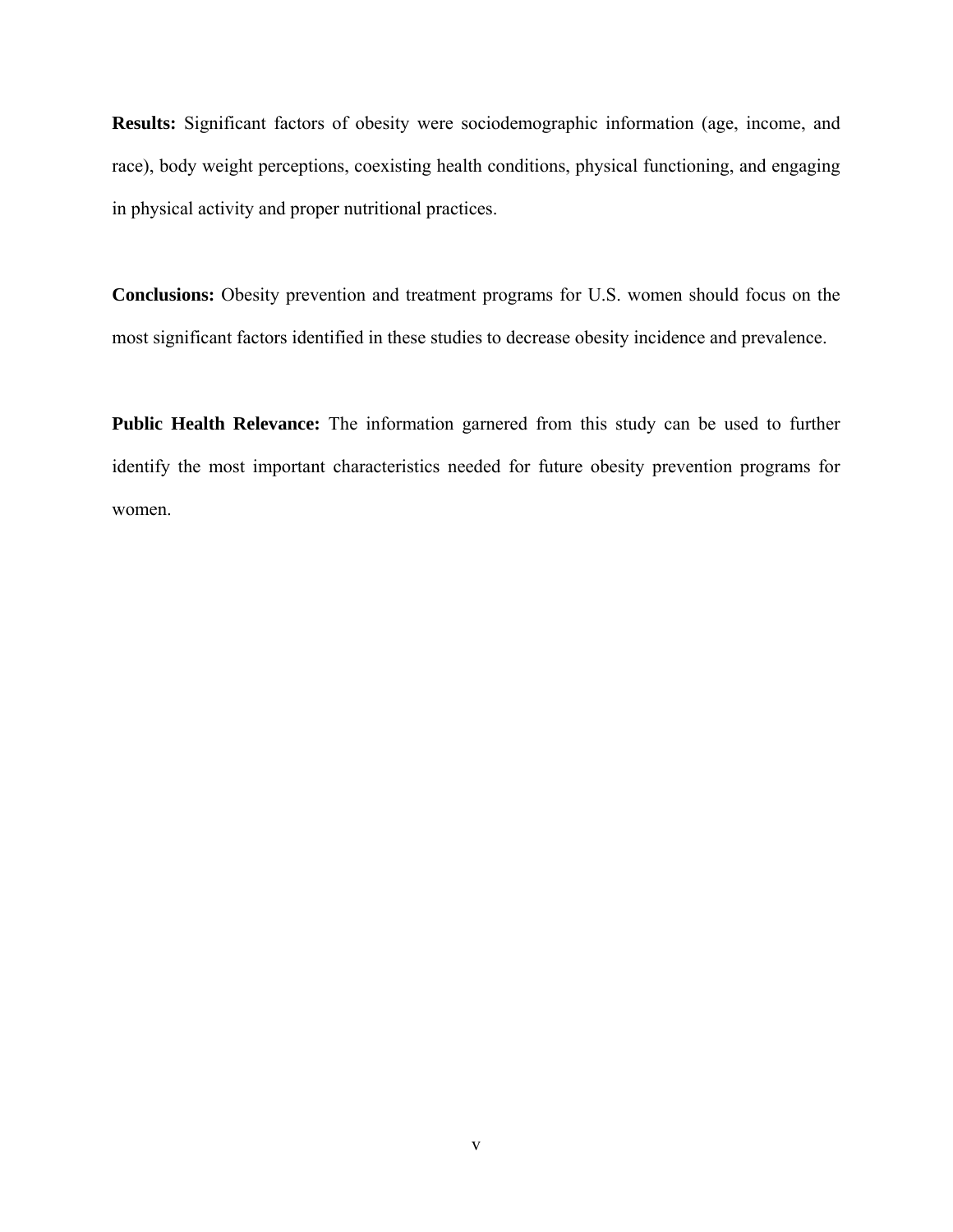**Results:** Significant factors of obesity were sociodemographic information (age, income, and race), body weight perceptions, coexisting health conditions, physical functioning, and engaging in physical activity and proper nutritional practices.

**Conclusions:** Obesity prevention and treatment programs for U.S. women should focus on the most significant factors identified in these studies to decrease obesity incidence and prevalence.

**Public Health Relevance:** The information garnered from this study can be used to further identify the most important characteristics needed for future obesity prevention programs for women.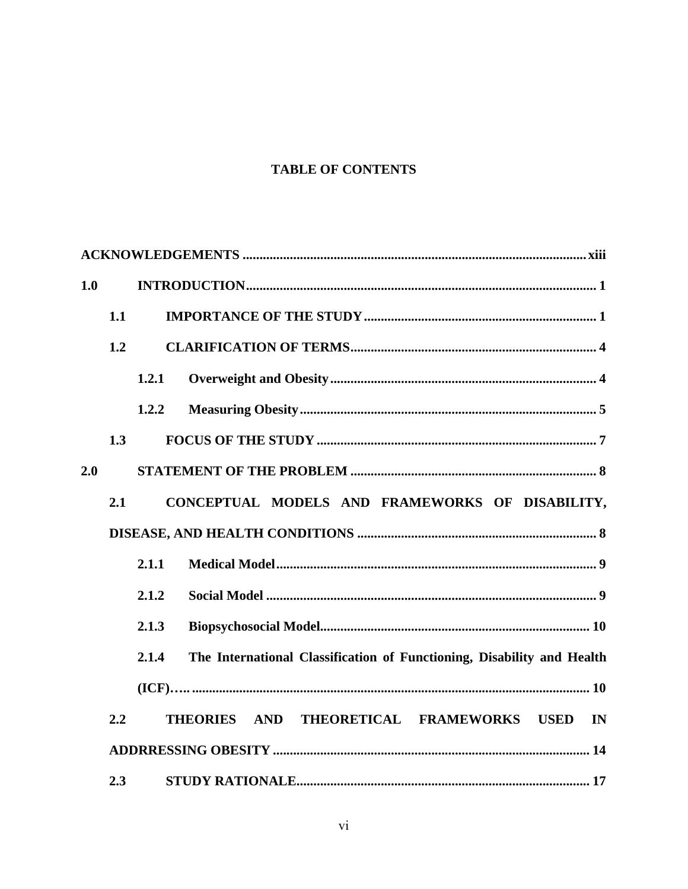# TABLE OF CONTENTS

**ACKNOWLEDGEMENTS .......... xiii**

**1.0 INTRODUCTION .......... 1**

- **1.1 IMPORTANCE OF THE STUDY .......... 1**
- **1.2 CLARIFICATION OF TERMS .......... 4**
  - **1.2.1 Overweight and Obesity .......... 4**
  - **1.2.2 Measuring Obesity .......... 5**
- **1.3 FOCUS OF THE STUDY .......... 7**

**2.0 STATEMENT OF THE PROBLEM .......... 8**

- **2.1 CONCEPTUAL MODELS AND FRAMEWORKS OF DISABILITY, DISEASE, AND HEALTH CONDITIONS .......... 8**
  - **2.1.1 Medical Model .......... 9**
  - **2.1.2 Social Model .......... 9**
  - **2.1.3 Biopsychosocial Model .......... 10**
  - **2.1.4 The International Classification of Functioning, Disability and Health (ICF)… .......... 10**
- **2.2 THEORIES AND THEORETICAL FRAMEWORKS USED IN ADDRRESSING OBESITY .......... 14**
- **2.3 STUDY RATIONALE .......... 17**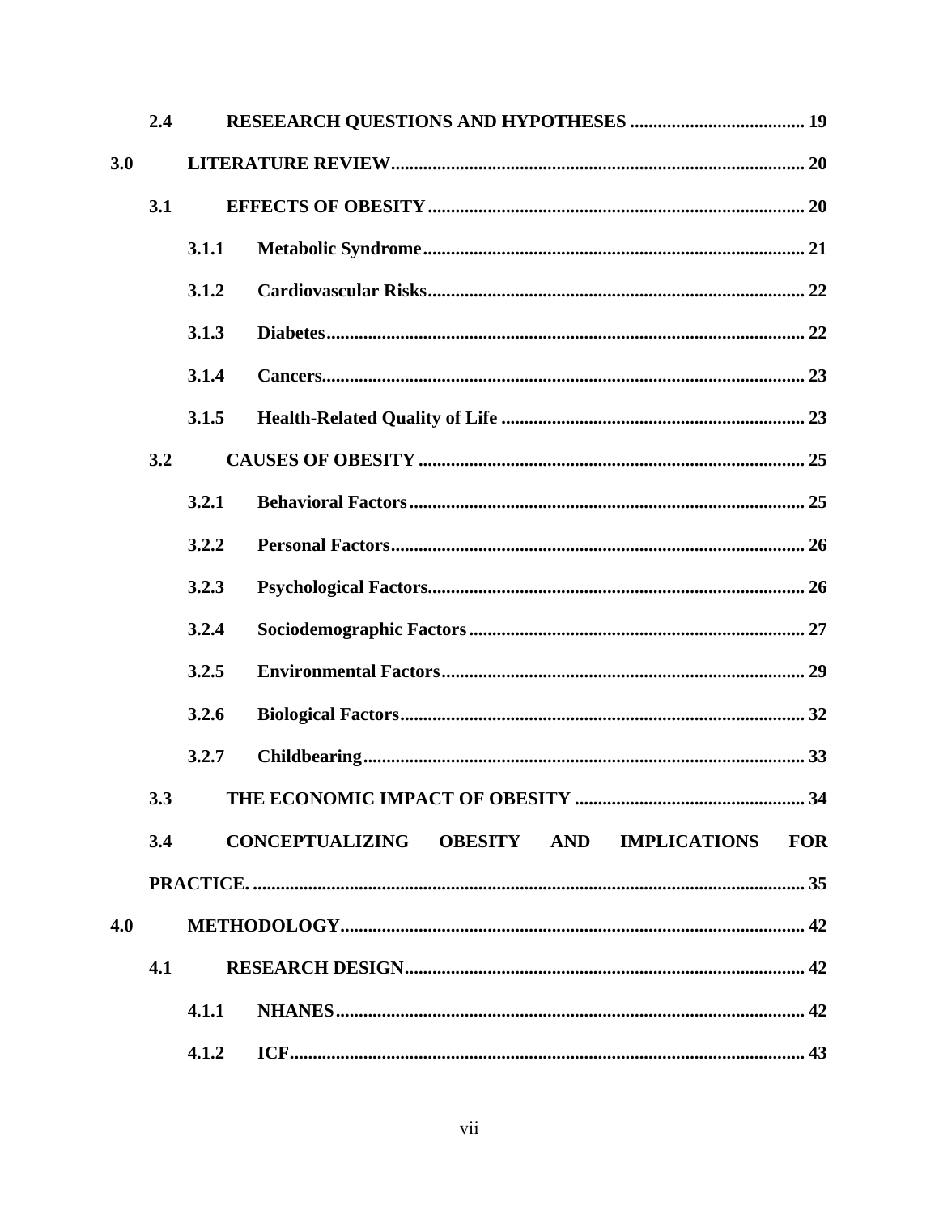2.4 RESEEARCH QUESTIONS AND HYPOTHESES ...................................... 19

3.0 LITERATURE REVIEW........................................................................................ 20

3.1 EFFECTS OF OBESITY................................................................................ 20

3.1.1 Metabolic Syndrome................................................................................ 21

3.1.2 Cardiovascular Risks................................................................................ 22

3.1.3 Diabetes...................................................................................................... 22

3.1.4 Cancers....................................................................................................... 23

3.1.5 Health-Related Quality of Life ................................................................. 23

3.2 CAUSES OF OBESITY ................................................................................. 25

3.2.1 Behavioral Factors.................................................................................... 25

3.2.2 Personal Factors........................................................................................ 26

3.2.3 Psychological Factors................................................................................ 26

3.2.4 Sociodemographic Factors....................................................................... 27

3.2.5 Environmental Factors............................................................................. 29

3.2.6 Biological Factors...................................................................................... 32

3.2.7 Childbearing.............................................................................................. 33

3.3 THE ECONOMIC IMPACT OF OBESITY .................................................. 34

3.4 CONCEPTUALIZING OBESITY AND IMPLICATIONS FOR PRACTICE. ...................................................................................................................... 35

4.0 METHODOLOGY.................................................................................................. 42

4.1 RESEARCH DESIGN...................................................................................... 42

4.1.1 NHANES..................................................................................................... 42

4.1.2 ICF.............................................................................................................. 43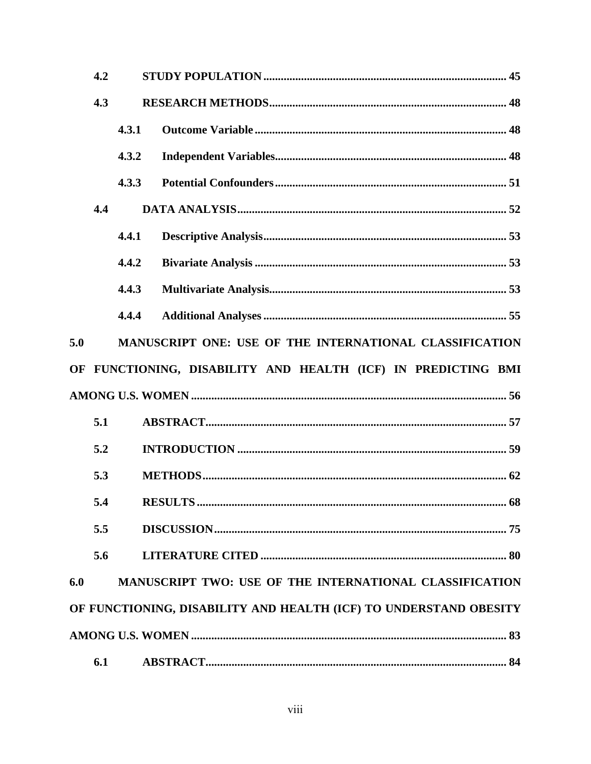4.2 STUDY POPULATION .................................................................................... 45

4.3 RESEARCH METHODS.................................................................................. 48

4.3.1 Outcome Variable ....................................................................................... 48

4.3.2 Independent Variables................................................................................ 48

4.3.3 Potential Confounders ................................................................................ 51

4.4 DATA ANALYSIS............................................................................................. 52

4.4.1 Descriptive Analysis.................................................................................... 53

4.4.2 Bivariate Analysis ....................................................................................... 53

4.4.3 Multivariate Analysis.................................................................................. 53

4.4.4 Additional Analyses .................................................................................... 55

5.0 MANUSCRIPT ONE: USE OF THE INTERNATIONAL CLASSIFICATION OF FUNCTIONING, DISABILITY AND HEALTH (ICF) IN PREDICTING BMI AMONG U.S. WOMEN ............................................................................................................ 56

5.1 ABSTRACT....................................................................................................... 57

5.2 INTRODUCTION ............................................................................................ 59

5.3 METHODS......................................................................................................... 62

5.4 RESULTS ........................................................................................................... 68

5.5 DISCUSSION..................................................................................................... 75

5.6 LITERATURE CITED ..................................................................................... 80

6.0 MANUSCRIPT TWO: USE OF THE INTERNATIONAL CLASSIFICATION OF FUNCTIONING, DISABILITY AND HEALTH (ICF) TO UNDERSTAND OBESITY AMONG U.S. WOMEN ............................................................................................................ 83

6.1 ABSTRACT....................................................................................................... 84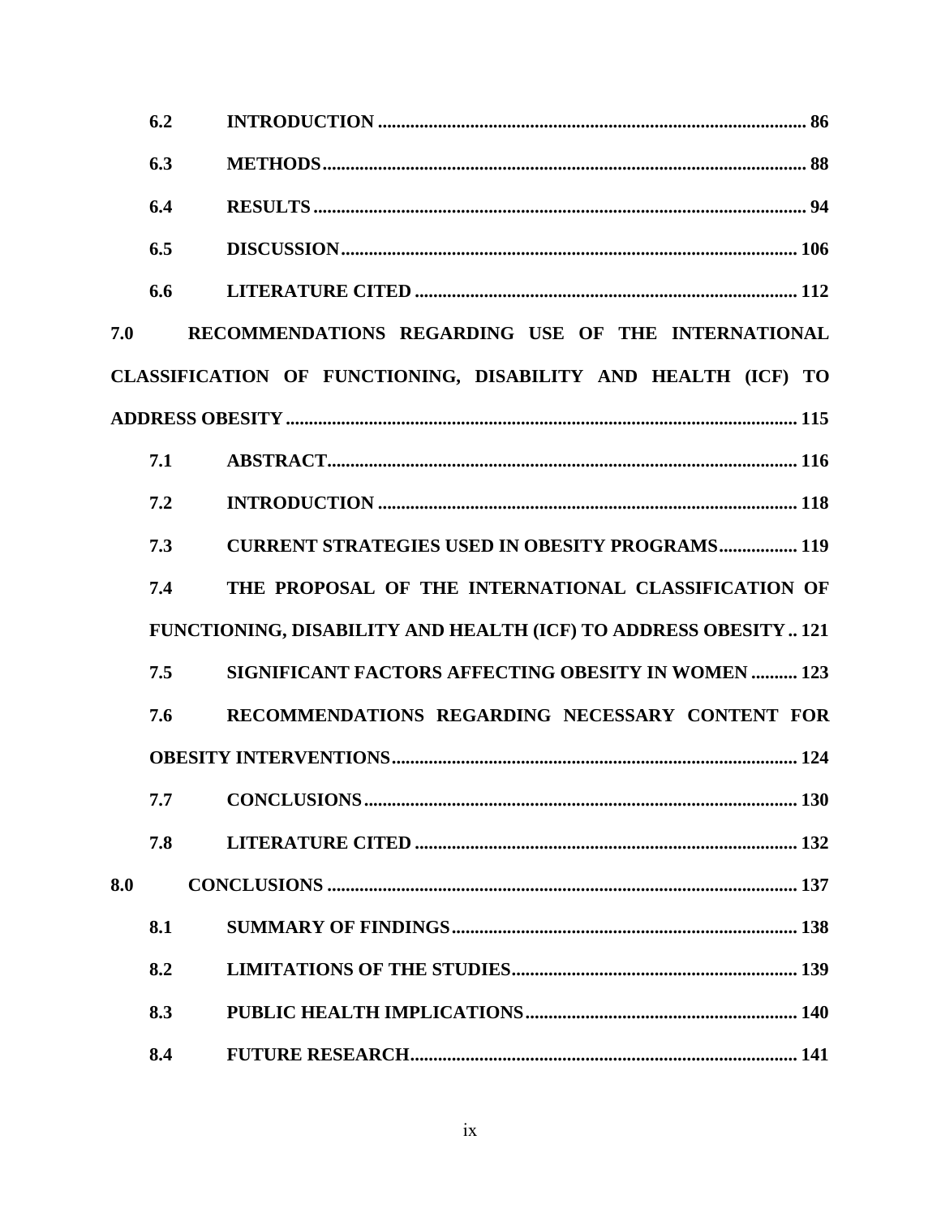6.2 INTRODUCTION ............................................................................................ 86

6.3 METHODS......................................................................................................... 88

6.4 RESULTS .......................................................................................................... 94

6.5 DISCUSSION.................................................................................................. 106

6.6 LITERATURE CITED .................................................................................. 112

7.0 RECOMMENDATIONS REGARDING USE OF THE INTERNATIONAL CLASSIFICATION OF FUNCTIONING, DISABILITY AND HEALTH (ICF) TO ADDRESS OBESITY ............................................................................................................. 115

7.1 ABSTRACT..................................................................................................... 116

7.2 INTRODUCTION .......................................................................................... 118

7.3 CURRENT STRATEGIES USED IN OBESITY PROGRAMS................. 119

7.4 THE PROPOSAL OF THE INTERNATIONAL CLASSIFICATION OF FUNCTIONING, DISABILITY AND HEALTH (ICF) TO ADDRESS OBESITY .. 121

7.5 SIGNIFICANT FACTORS AFFECTING OBESITY IN WOMEN .......... 123

7.6 RECOMMENDATIONS REGARDING NECESSARY CONTENT FOR OBESITY INTERVENTIONS....................................................................................... 124

7.7 CONCLUSIONS............................................................................................. 130

7.8 LITERATURE CITED .................................................................................. 132

8.0 CONCLUSIONS ..................................................................................................... 137

8.1 SUMMARY OF FINDINGS.......................................................................... 138

8.2 LIMITATIONS OF THE STUDIES............................................................. 139

8.3 PUBLIC HEALTH IMPLICATIONS.......................................................... 140

8.4 FUTURE RESEARCH................................................................................... 141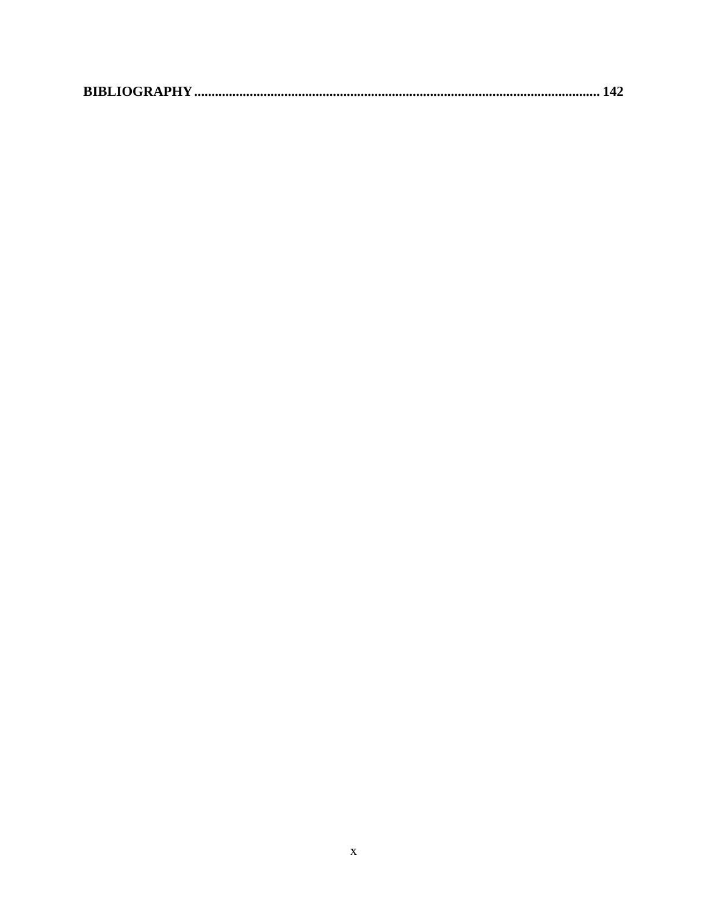**BIBLIOGRAPHY** .................................................................................................................... **142**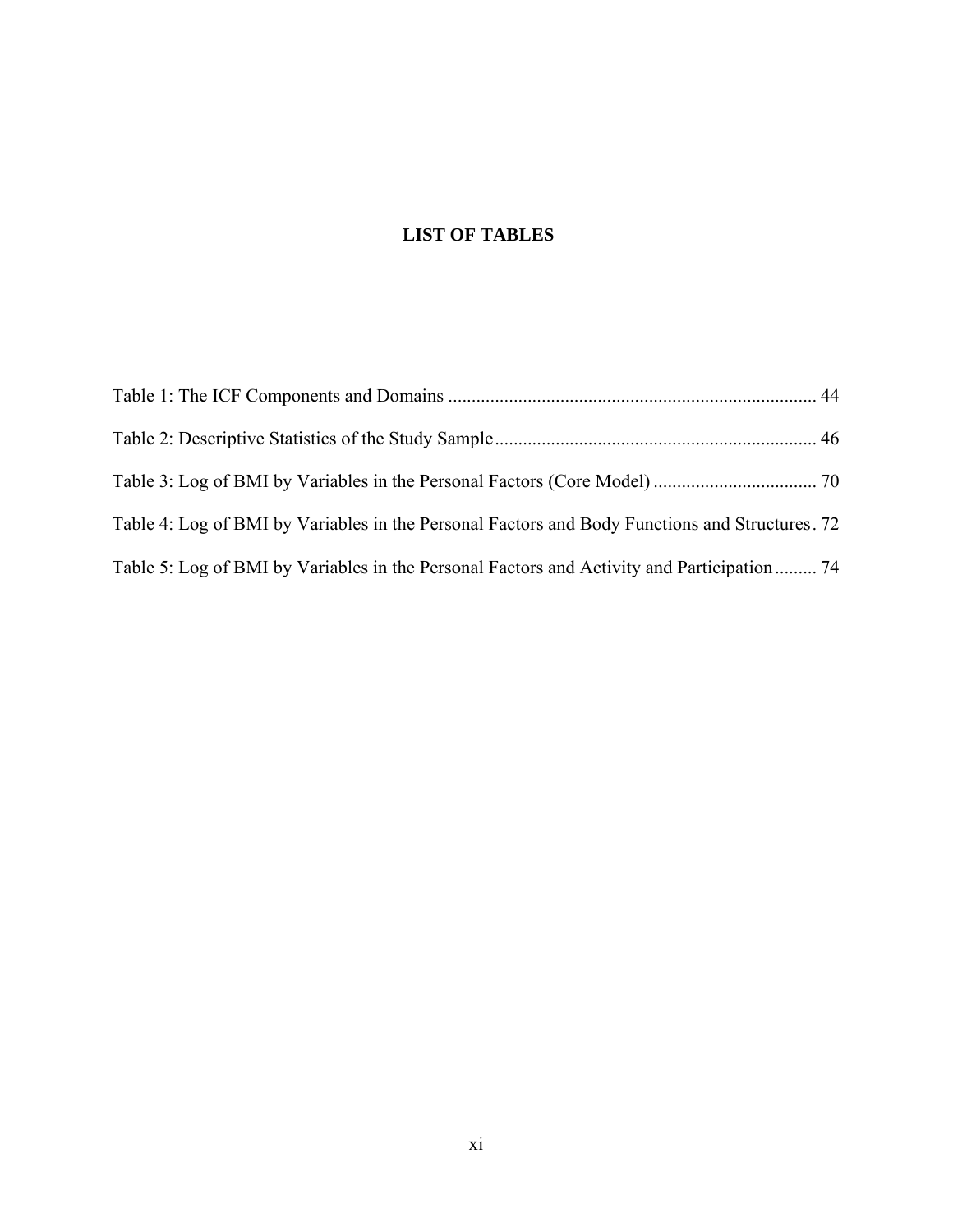# LIST OF TABLES

Table 1: The ICF Components and Domains ............................................................................. 44

Table 2: Descriptive Statistics of the Study Sample.................................................................... 46

Table 3: Log of BMI by Variables in the Personal Factors (Core Model) ................................... 70

Table 4: Log of BMI by Variables in the Personal Factors and Body Functions and Structures. 72

Table 5: Log of BMI by Variables in the Personal Factors and Activity and Participation......... 74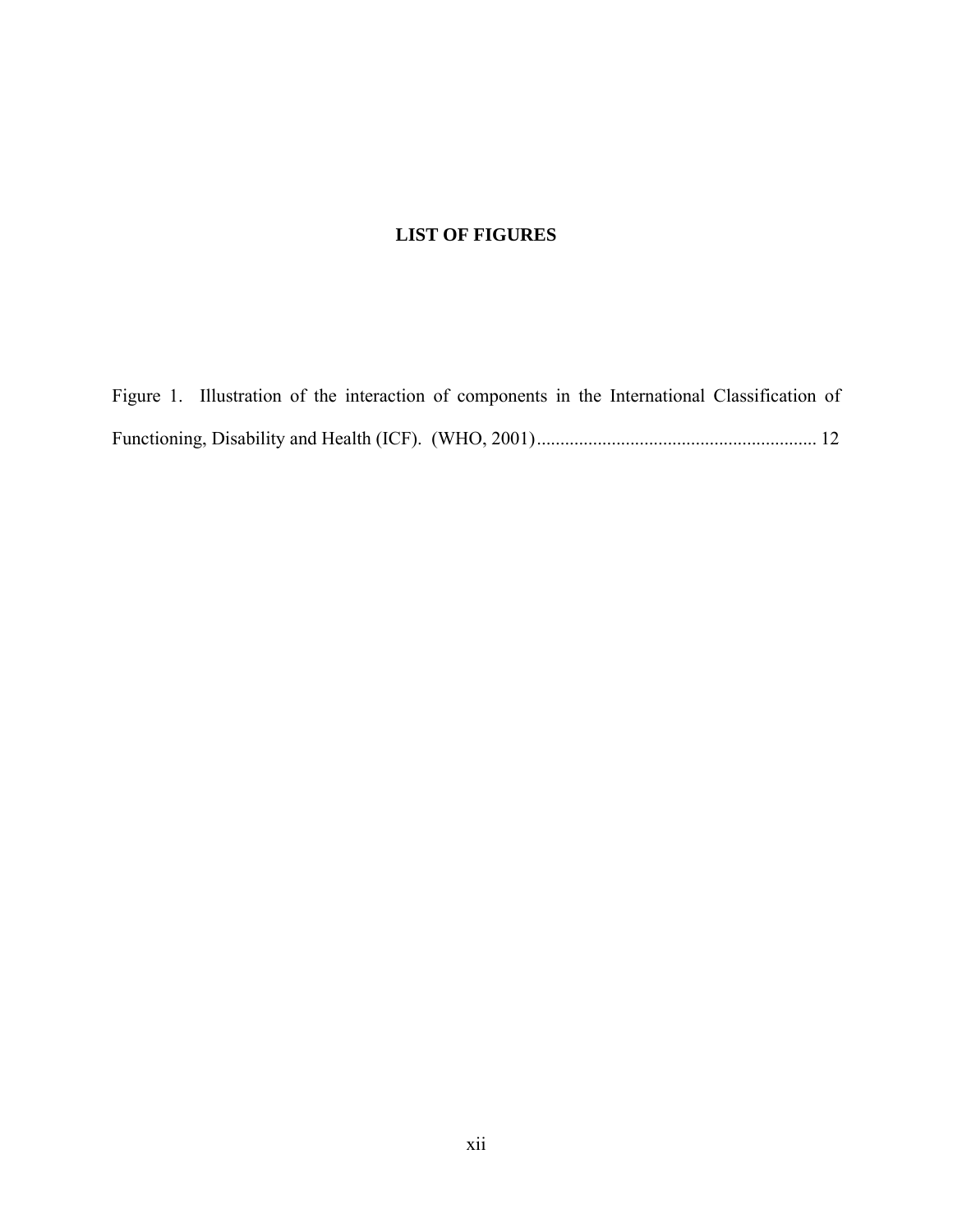# LIST OF FIGURES

Figure 1. Illustration of the interaction of components in the International Classification of Functioning, Disability and Health (ICF). (WHO, 2001)........................................................... 12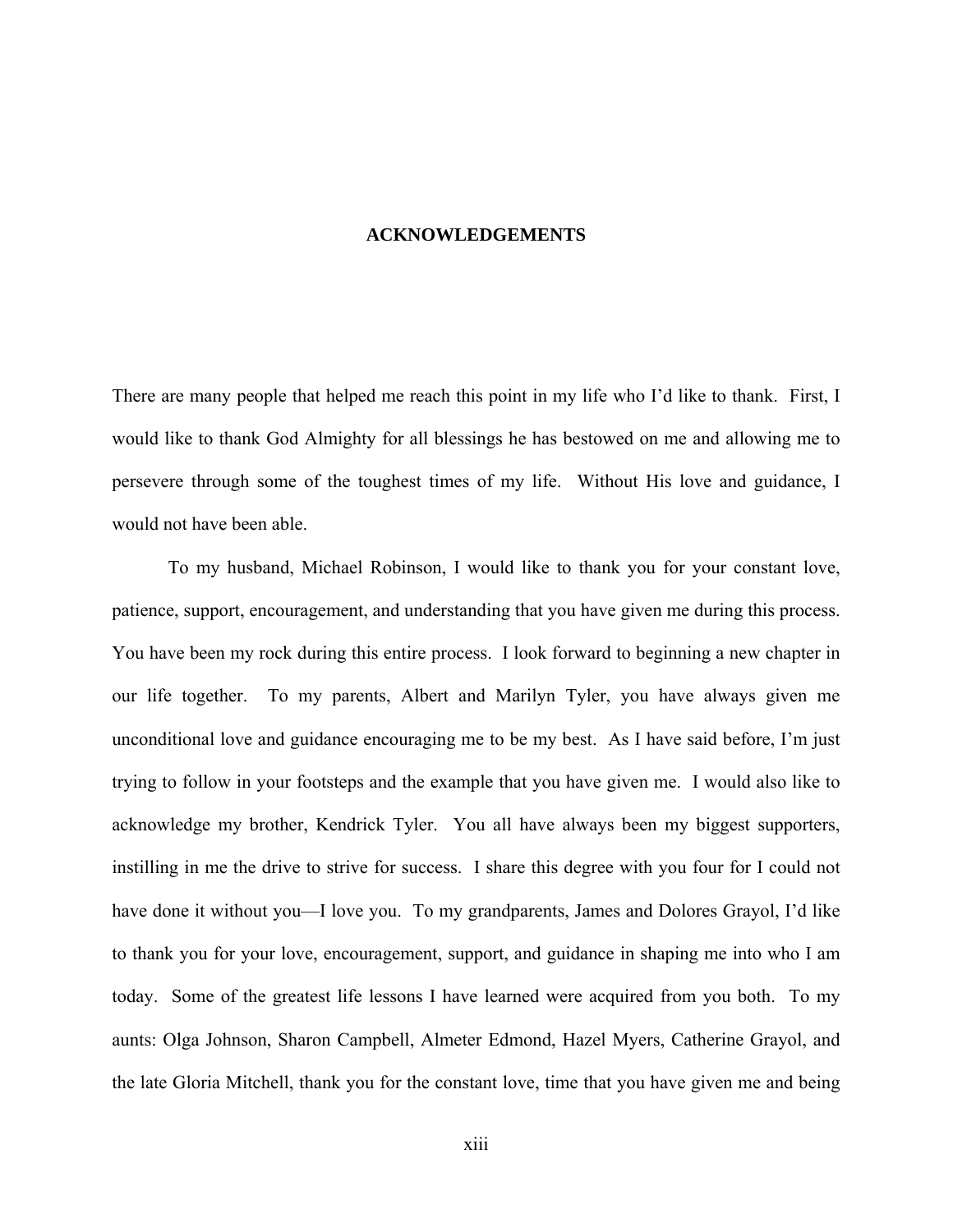# ACKNOWLEDGEMENTS

There are many people that helped me reach this point in my life who I'd like to thank. First, I would like to thank God Almighty for all blessings he has bestowed on me and allowing me to persevere through some of the toughest times of my life. Without His love and guidance, I would not have been able.

To my husband, Michael Robinson, I would like to thank you for your constant love, patience, support, encouragement, and understanding that you have given me during this process. You have been my rock during this entire process. I look forward to beginning a new chapter in our life together. To my parents, Albert and Marilyn Tyler, you have always given me unconditional love and guidance encouraging me to be my best. As I have said before, I'm just trying to follow in your footsteps and the example that you have given me. I would also like to acknowledge my brother, Kendrick Tyler. You all have always been my biggest supporters, instilling in me the drive to strive for success. I share this degree with you four for I could not have done it without you—I love you. To my grandparents, James and Dolores Grayol, I'd like to thank you for your love, encouragement, support, and guidance in shaping me into who I am today. Some of the greatest life lessons I have learned were acquired from you both. To my aunts: Olga Johnson, Sharon Campbell, Almeter Edmond, Hazel Myers, Catherine Grayol, and the late Gloria Mitchell, thank you for the constant love, time that you have given me and being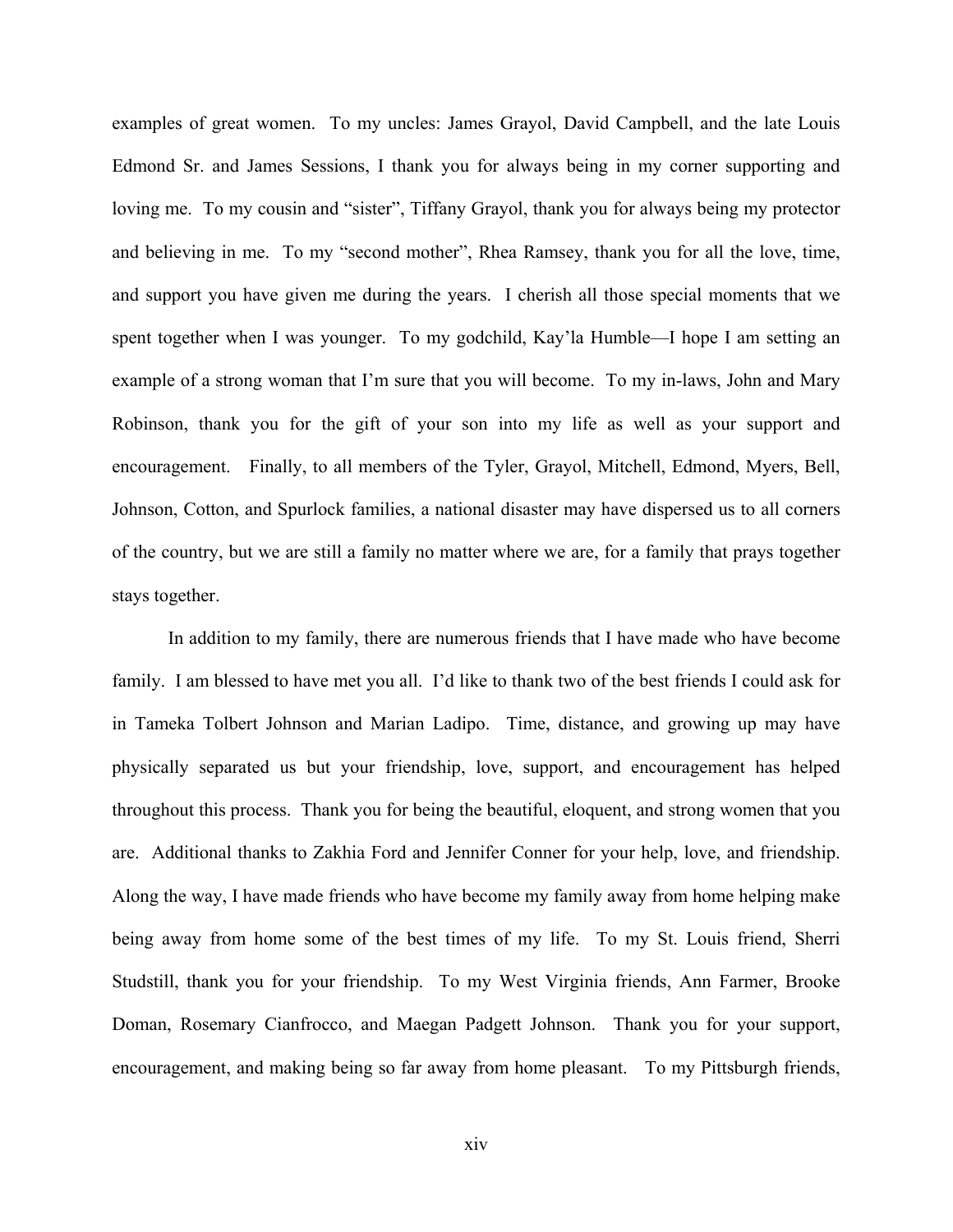examples of great women. To my uncles: James Grayol, David Campbell, and the late Louis Edmond Sr. and James Sessions, I thank you for always being in my corner supporting and loving me. To my cousin and "sister", Tiffany Grayol, thank you for always being my protector and believing in me. To my "second mother", Rhea Ramsey, thank you for all the love, time, and support you have given me during the years. I cherish all those special moments that we spent together when I was younger. To my godchild, Kay'la Humble—I hope I am setting an example of a strong woman that I'm sure that you will become. To my in-laws, John and Mary Robinson, thank you for the gift of your son into my life as well as your support and encouragement. Finally, to all members of the Tyler, Grayol, Mitchell, Edmond, Myers, Bell, Johnson, Cotton, and Spurlock families, a national disaster may have dispersed us to all corners of the country, but we are still a family no matter where we are, for a family that prays together stays together.

In addition to my family, there are numerous friends that I have made who have become family. I am blessed to have met you all. I'd like to thank two of the best friends I could ask for in Tameka Tolbert Johnson and Marian Ladipo. Time, distance, and growing up may have physically separated us but your friendship, love, support, and encouragement has helped throughout this process. Thank you for being the beautiful, eloquent, and strong women that you are. Additional thanks to Zakhia Ford and Jennifer Conner for your help, love, and friendship. Along the way, I have made friends who have become my family away from home helping make being away from home some of the best times of my life. To my St. Louis friend, Sherri Studstill, thank you for your friendship. To my West Virginia friends, Ann Farmer, Brooke Doman, Rosemary Cianfrocco, and Maegan Padgett Johnson. Thank you for your support, encouragement, and making being so far away from home pleasant. To my Pittsburgh friends,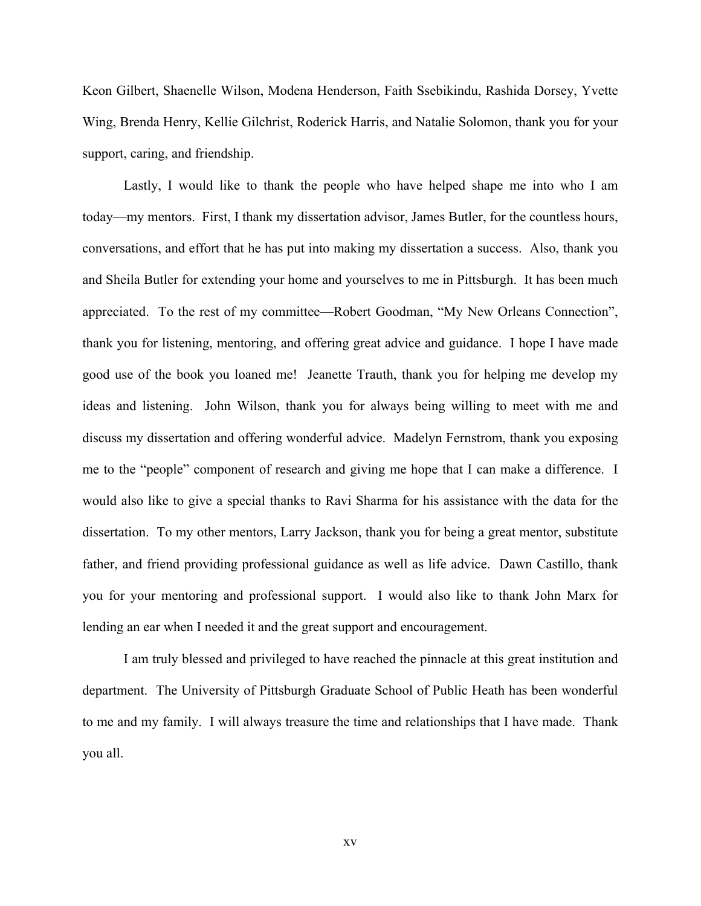Keon Gilbert, Shaenelle Wilson, Modena Henderson, Faith Ssebikindu, Rashida Dorsey, Yvette Wing, Brenda Henry, Kellie Gilchrist, Roderick Harris, and Natalie Solomon, thank you for your support, caring, and friendship.

Lastly, I would like to thank the people who have helped shape me into who I am today—my mentors. First, I thank my dissertation advisor, James Butler, for the countless hours, conversations, and effort that he has put into making my dissertation a success. Also, thank you and Sheila Butler for extending your home and yourselves to me in Pittsburgh. It has been much appreciated. To the rest of my committee—Robert Goodman, "My New Orleans Connection", thank you for listening, mentoring, and offering great advice and guidance. I hope I have made good use of the book you loaned me! Jeanette Trauth, thank you for helping me develop my ideas and listening. John Wilson, thank you for always being willing to meet with me and discuss my dissertation and offering wonderful advice. Madelyn Fernstrom, thank you exposing me to the "people" component of research and giving me hope that I can make a difference. I would also like to give a special thanks to Ravi Sharma for his assistance with the data for the dissertation. To my other mentors, Larry Jackson, thank you for being a great mentor, substitute father, and friend providing professional guidance as well as life advice. Dawn Castillo, thank you for your mentoring and professional support. I would also like to thank John Marx for lending an ear when I needed it and the great support and encouragement.

I am truly blessed and privileged to have reached the pinnacle at this great institution and department. The University of Pittsburgh Graduate School of Public Heath has been wonderful to me and my family. I will always treasure the time and relationships that I have made. Thank you all.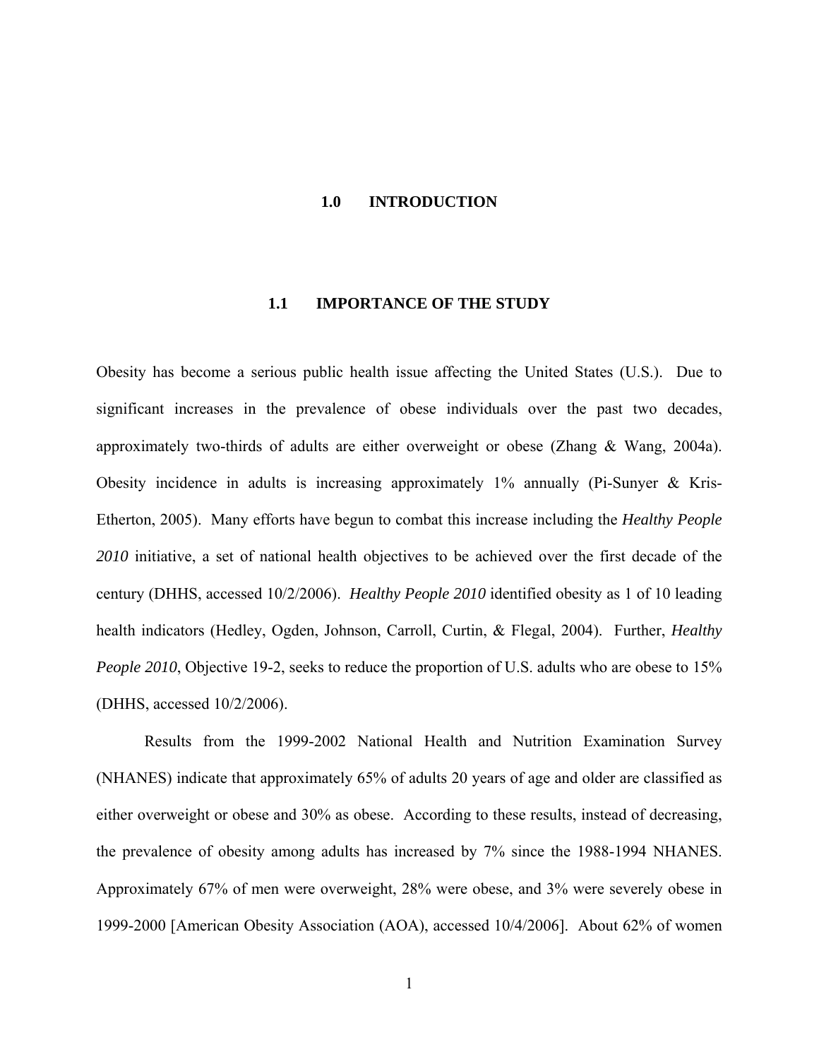# 1.0 INTRODUCTION

## 1.1 IMPORTANCE OF THE STUDY

Obesity has become a serious public health issue affecting the United States (U.S.). Due to significant increases in the prevalence of obese individuals over the past two decades, approximately two-thirds of adults are either overweight or obese (Zhang & Wang, 2004a). Obesity incidence in adults is increasing approximately 1% annually (Pi-Sunyer & Kris-Etherton, 2005). Many efforts have begun to combat this increase including the *Healthy People 2010* initiative, a set of national health objectives to be achieved over the first decade of the century (DHHS, accessed 10/2/2006). *Healthy People 2010* identified obesity as 1 of 10 leading health indicators (Hedley, Ogden, Johnson, Carroll, Curtin, & Flegal, 2004). Further, *Healthy People 2010*, Objective 19-2, seeks to reduce the proportion of U.S. adults who are obese to 15% (DHHS, accessed 10/2/2006).

Results from the 1999-2002 National Health and Nutrition Examination Survey (NHANES) indicate that approximately 65% of adults 20 years of age and older are classified as either overweight or obese and 30% as obese. According to these results, instead of decreasing, the prevalence of obesity among adults has increased by 7% since the 1988-1994 NHANES. Approximately 67% of men were overweight, 28% were obese, and 3% were severely obese in 1999-2000 [American Obesity Association (AOA), accessed 10/4/2006]. About 62% of women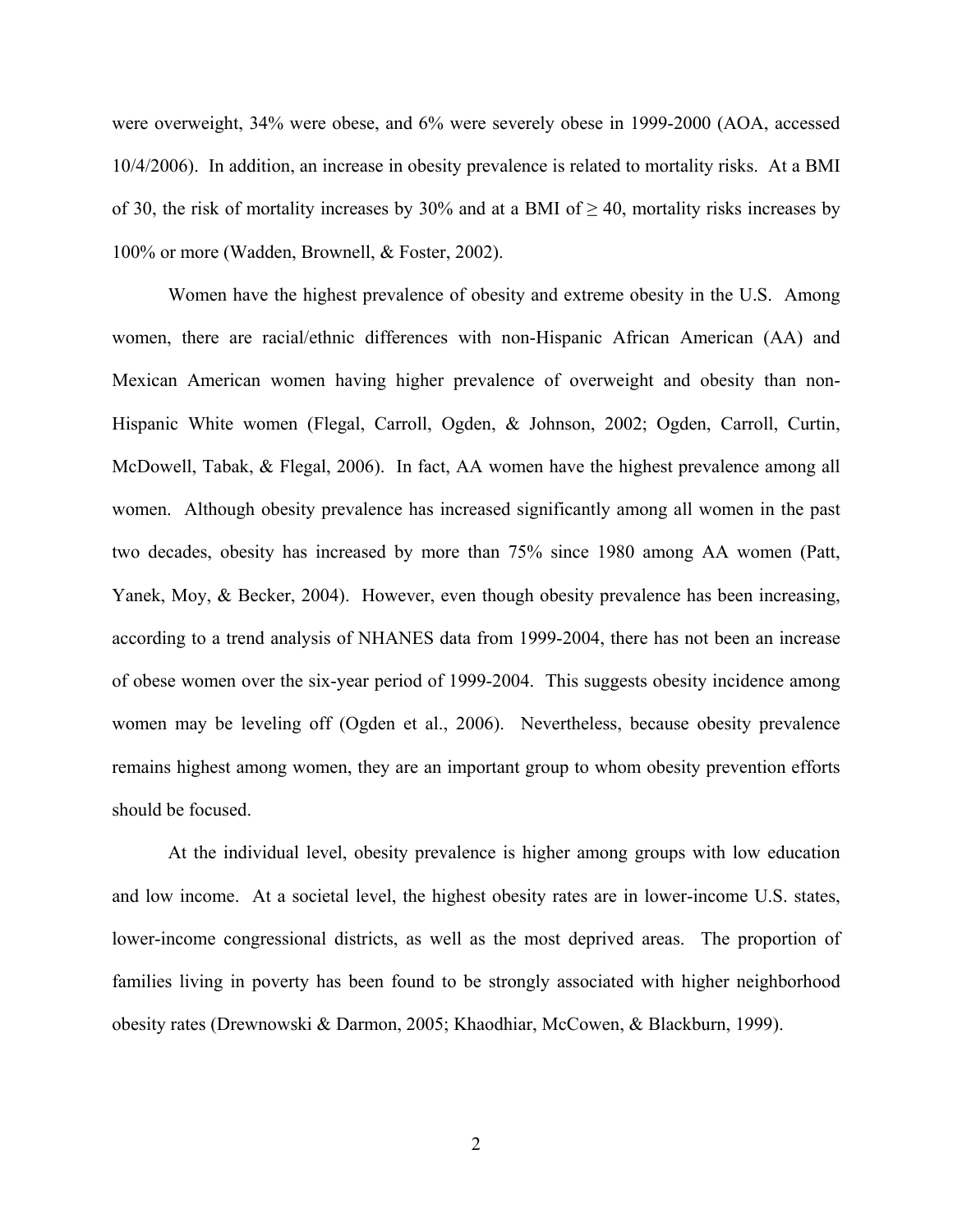were overweight, 34% were obese, and 6% were severely obese in 1999-2000 (AOA, accessed 10/4/2006). In addition, an increase in obesity prevalence is related to mortality risks. At a BMI of 30, the risk of mortality increases by 30% and at a BMI of $\geq$ 40, mortality risks increases by 100% or more (Wadden, Brownell, & Foster, 2002).

Women have the highest prevalence of obesity and extreme obesity in the U.S. Among women, there are racial/ethnic differences with non-Hispanic African American (AA) and Mexican American women having higher prevalence of overweight and obesity than non-Hispanic White women (Flegal, Carroll, Ogden, & Johnson, 2002; Ogden, Carroll, Curtin, McDowell, Tabak, & Flegal, 2006). In fact, AA women have the highest prevalence among all women. Although obesity prevalence has increased significantly among all women in the past two decades, obesity has increased by more than 75% since 1980 among AA women (Patt, Yanek, Moy, & Becker, 2004). However, even though obesity prevalence has been increasing, according to a trend analysis of NHANES data from 1999-2004, there has not been an increase of obese women over the six-year period of 1999-2004. This suggests obesity incidence among women may be leveling off (Ogden et al., 2006). Nevertheless, because obesity prevalence remains highest among women, they are an important group to whom obesity prevention efforts should be focused.

At the individual level, obesity prevalence is higher among groups with low education and low income. At a societal level, the highest obesity rates are in lower-income U.S. states, lower-income congressional districts, as well as the most deprived areas. The proportion of families living in poverty has been found to be strongly associated with higher neighborhood obesity rates (Drewnowski & Darmon, 2005; Khaodhiar, McCowen, & Blackburn, 1999).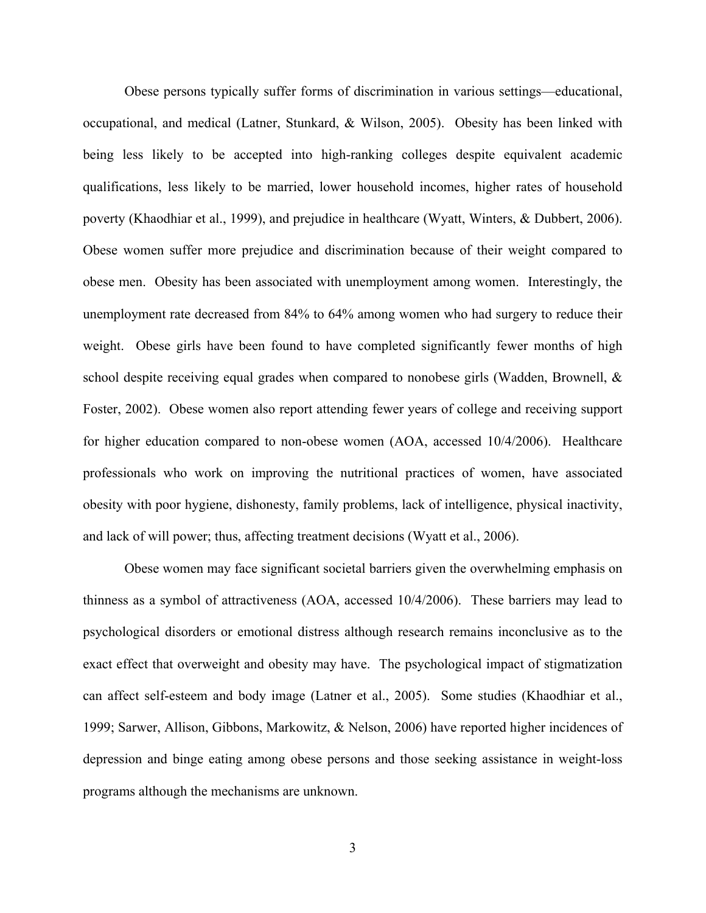Obese persons typically suffer forms of discrimination in various settings—educational, occupational, and medical (Latner, Stunkard, & Wilson, 2005). Obesity has been linked with being less likely to be accepted into high-ranking colleges despite equivalent academic qualifications, less likely to be married, lower household incomes, higher rates of household poverty (Khaodhiar et al., 1999), and prejudice in healthcare (Wyatt, Winters, & Dubbert, 2006). Obese women suffer more prejudice and discrimination because of their weight compared to obese men. Obesity has been associated with unemployment among women. Interestingly, the unemployment rate decreased from 84% to 64% among women who had surgery to reduce their weight. Obese girls have been found to have completed significantly fewer months of high school despite receiving equal grades when compared to nonobese girls (Wadden, Brownell, & Foster, 2002). Obese women also report attending fewer years of college and receiving support for higher education compared to non-obese women (AOA, accessed 10/4/2006). Healthcare professionals who work on improving the nutritional practices of women, have associated obesity with poor hygiene, dishonesty, family problems, lack of intelligence, physical inactivity, and lack of will power; thus, affecting treatment decisions (Wyatt et al., 2006).

Obese women may face significant societal barriers given the overwhelming emphasis on thinness as a symbol of attractiveness (AOA, accessed 10/4/2006). These barriers may lead to psychological disorders or emotional distress although research remains inconclusive as to the exact effect that overweight and obesity may have. The psychological impact of stigmatization can affect self-esteem and body image (Latner et al., 2005). Some studies (Khaodhiar et al., 1999; Sarwer, Allison, Gibbons, Markowitz, & Nelson, 2006) have reported higher incidences of depression and binge eating among obese persons and those seeking assistance in weight-loss programs although the mechanisms are unknown.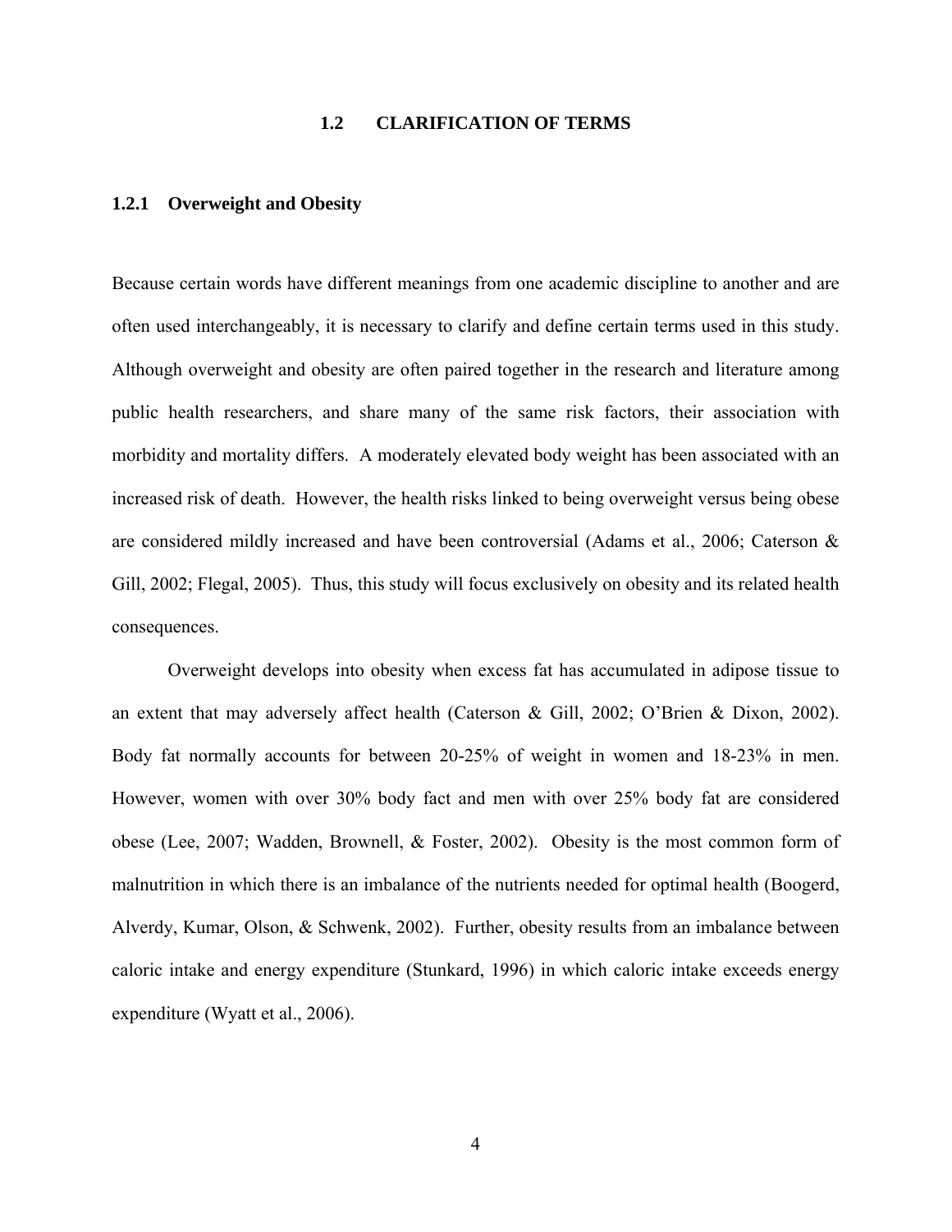## 1.2 CLARIFICATION OF TERMS

### 1.2.1 Overweight and Obesity

Because certain words have different meanings from one academic discipline to another and are often used interchangeably, it is necessary to clarify and define certain terms used in this study. Although overweight and obesity are often paired together in the research and literature among public health researchers, and share many of the same risk factors, their association with morbidity and mortality differs. A moderately elevated body weight has been associated with an increased risk of death. However, the health risks linked to being overweight versus being obese are considered mildly increased and have been controversial (Adams et al., 2006; Caterson & Gill, 2002; Flegal, 2005). Thus, this study will focus exclusively on obesity and its related health consequences.

Overweight develops into obesity when excess fat has accumulated in adipose tissue to an extent that may adversely affect health (Caterson & Gill, 2002; O'Brien & Dixon, 2002). Body fat normally accounts for between 20-25% of weight in women and 18-23% in men. However, women with over 30% body fact and men with over 25% body fat are considered obese (Lee, 2007; Wadden, Brownell, & Foster, 2002). Obesity is the most common form of malnutrition in which there is an imbalance of the nutrients needed for optimal health (Boogerd, Alverdy, Kumar, Olson, & Schwenk, 2002). Further, obesity results from an imbalance between caloric intake and energy expenditure (Stunkard, 1996) in which caloric intake exceeds energy expenditure (Wyatt et al., 2006).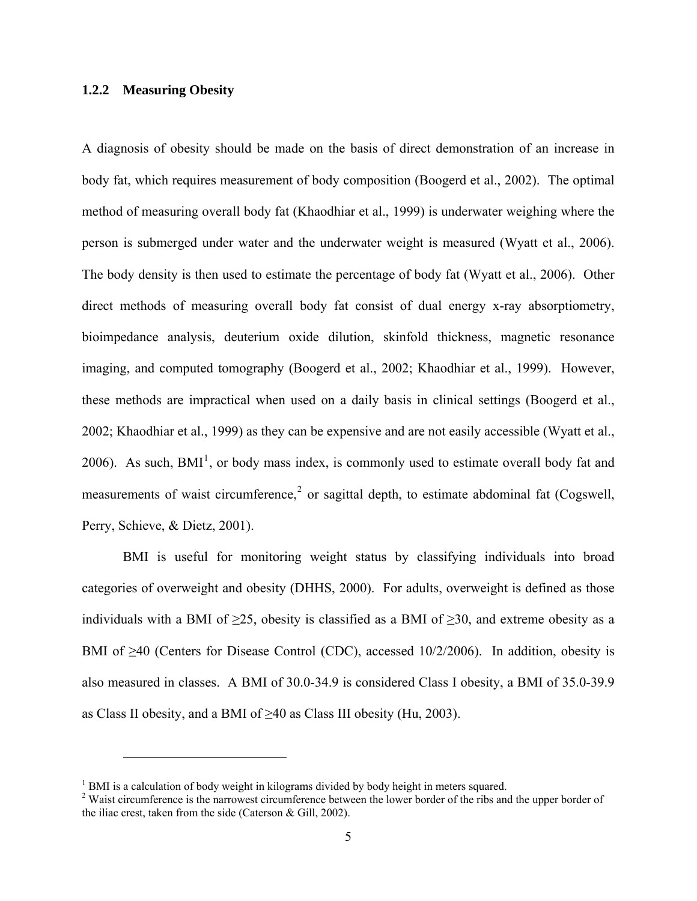### 1.2.2 Measuring Obesity

A diagnosis of obesity should be made on the basis of direct demonstration of an increase in body fat, which requires measurement of body composition (Boogerd et al., 2002). The optimal method of measuring overall body fat (Khaodhiar et al., 1999) is underwater weighing where the person is submerged under water and the underwater weight is measured (Wyatt et al., 2006). The body density is then used to estimate the percentage of body fat (Wyatt et al., 2006). Other direct methods of measuring overall body fat consist of dual energy x-ray absorptiometry, bioimpedance analysis, deuterium oxide dilution, skinfold thickness, magnetic resonance imaging, and computed tomography (Boogerd et al., 2002; Khaodhiar et al., 1999). However, these methods are impractical when used on a daily basis in clinical settings (Boogerd et al., 2002; Khaodhiar et al., 1999) as they can be expensive and are not easily accessible (Wyatt et al., 2006). As such, BMI[1], or body mass index, is commonly used to estimate overall body fat and measurements of waist circumference,[2] or sagittal depth, to estimate abdominal fat (Cogswell, Perry, Schieve, & Dietz, 2001).

BMI is useful for monitoring weight status by classifying individuals into broad categories of overweight and obesity (DHHS, 2000). For adults, overweight is defined as those individuals with a BMI of ≥25, obesity is classified as a BMI of ≥30, and extreme obesity as a BMI of ≥40 (Centers for Disease Control (CDC), accessed 10/2/2006). In addition, obesity is also measured in classes. A BMI of 30.0-34.9 is considered Class I obesity, a BMI of 35.0-39.9 as Class II obesity, and a BMI of ≥40 as Class III obesity (Hu, 2003).

---

[1] BMI is a calculation of body weight in kilograms divided by body height in meters squared.

[2] Waist circumference is the narrowest circumference between the lower border of the ribs and the upper border of the iliac crest, taken from the side (Caterson & Gill, 2002).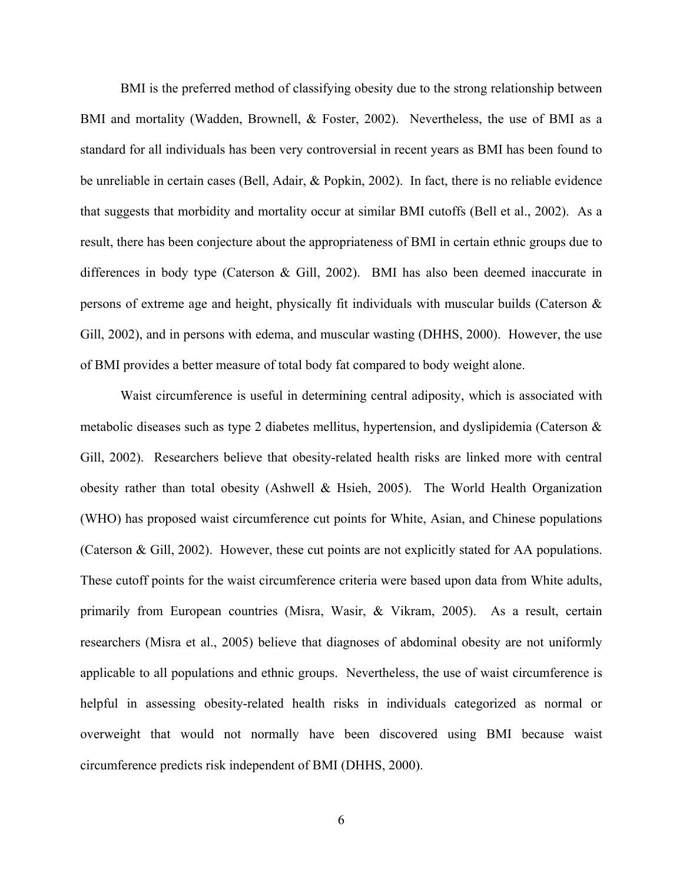BMI is the preferred method of classifying obesity due to the strong relationship between BMI and mortality (Wadden, Brownell, & Foster, 2002). Nevertheless, the use of BMI as a standard for all individuals has been very controversial in recent years as BMI has been found to be unreliable in certain cases (Bell, Adair, & Popkin, 2002). In fact, there is no reliable evidence that suggests that morbidity and mortality occur at similar BMI cutoffs (Bell et al., 2002). As a result, there has been conjecture about the appropriateness of BMI in certain ethnic groups due to differences in body type (Caterson & Gill, 2002). BMI has also been deemed inaccurate in persons of extreme age and height, physically fit individuals with muscular builds (Caterson & Gill, 2002), and in persons with edema, and muscular wasting (DHHS, 2000). However, the use of BMI provides a better measure of total body fat compared to body weight alone.

Waist circumference is useful in determining central adiposity, which is associated with metabolic diseases such as type 2 diabetes mellitus, hypertension, and dyslipidemia (Caterson & Gill, 2002). Researchers believe that obesity-related health risks are linked more with central obesity rather than total obesity (Ashwell & Hsieh, 2005). The World Health Organization (WHO) has proposed waist circumference cut points for White, Asian, and Chinese populations (Caterson & Gill, 2002). However, these cut points are not explicitly stated for AA populations. These cutoff points for the waist circumference criteria were based upon data from White adults, primarily from European countries (Misra, Wasir, & Vikram, 2005). As a result, certain researchers (Misra et al., 2005) believe that diagnoses of abdominal obesity are not uniformly applicable to all populations and ethnic groups. Nevertheless, the use of waist circumference is helpful in assessing obesity-related health risks in individuals categorized as normal or overweight that would not normally have been discovered using BMI because waist circumference predicts risk independent of BMI (DHHS, 2000).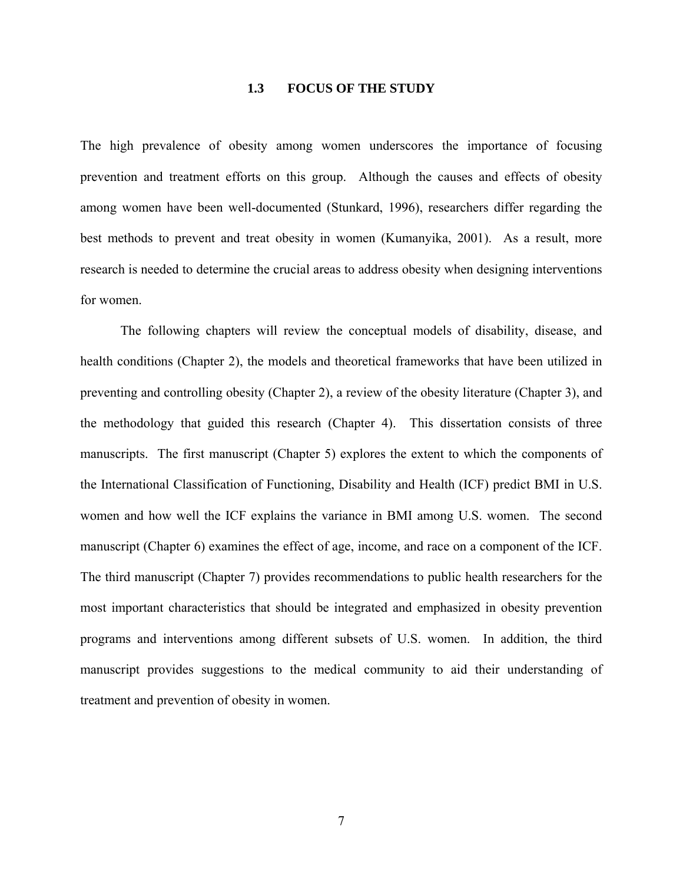## 1.3 FOCUS OF THE STUDY

The high prevalence of obesity among women underscores the importance of focusing prevention and treatment efforts on this group. Although the causes and effects of obesity among women have been well-documented (Stunkard, 1996), researchers differ regarding the best methods to prevent and treat obesity in women (Kumanyika, 2001). As a result, more research is needed to determine the crucial areas to address obesity when designing interventions for women.

The following chapters will review the conceptual models of disability, disease, and health conditions (Chapter 2), the models and theoretical frameworks that have been utilized in preventing and controlling obesity (Chapter 2), a review of the obesity literature (Chapter 3), and the methodology that guided this research (Chapter 4). This dissertation consists of three manuscripts. The first manuscript (Chapter 5) explores the extent to which the components of the International Classification of Functioning, Disability and Health (ICF) predict BMI in U.S. women and how well the ICF explains the variance in BMI among U.S. women. The second manuscript (Chapter 6) examines the effect of age, income, and race on a component of the ICF. The third manuscript (Chapter 7) provides recommendations to public health researchers for the most important characteristics that should be integrated and emphasized in obesity prevention programs and interventions among different subsets of U.S. women. In addition, the third manuscript provides suggestions to the medical community to aid their understanding of treatment and prevention of obesity in women.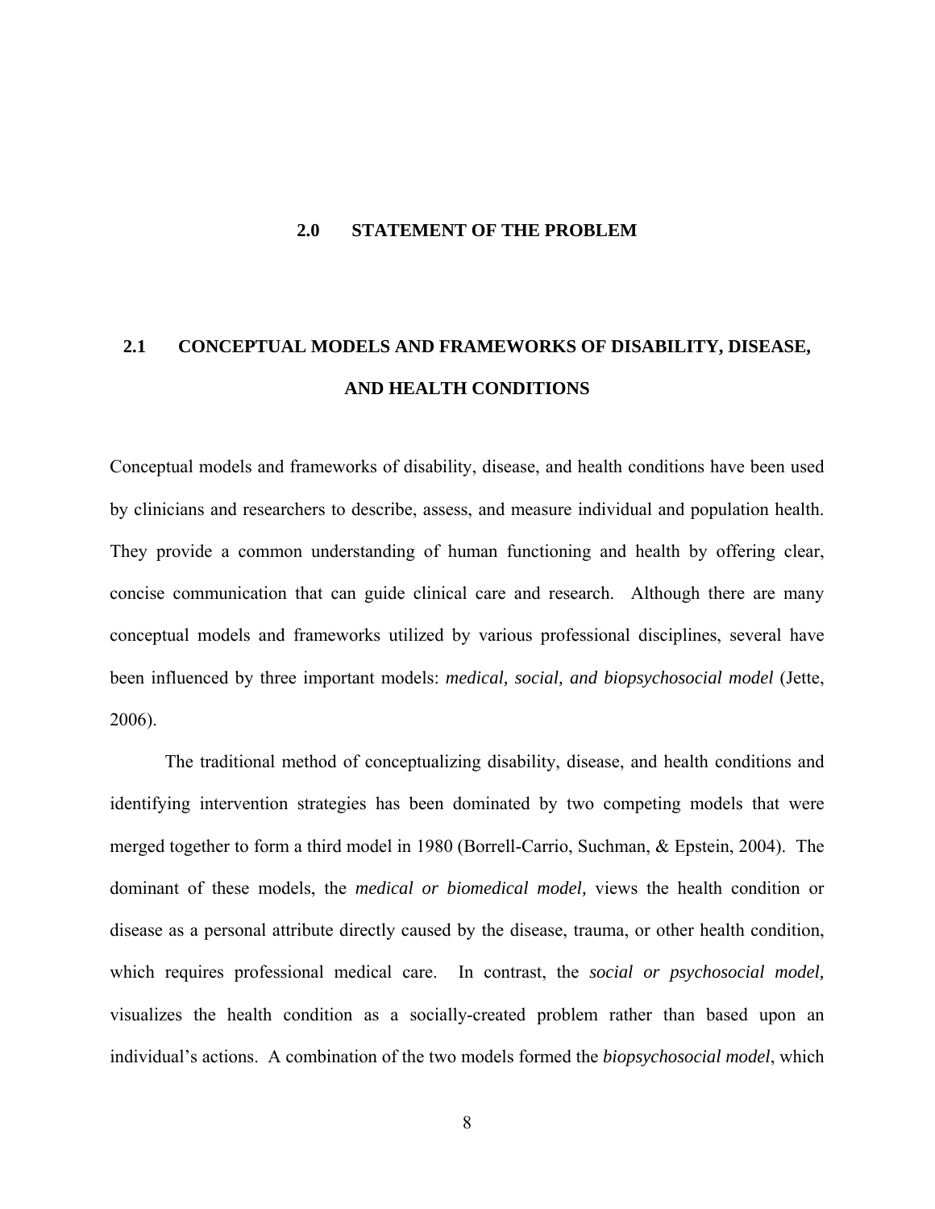# 2.0 STATEMENT OF THE PROBLEM

## 2.1 CONCEPTUAL MODELS AND FRAMEWORKS OF DISABILITY, DISEASE, AND HEALTH CONDITIONS

Conceptual models and frameworks of disability, disease, and health conditions have been used by clinicians and researchers to describe, assess, and measure individual and population health. They provide a common understanding of human functioning and health by offering clear, concise communication that can guide clinical care and research. Although there are many conceptual models and frameworks utilized by various professional disciplines, several have been influenced by three important models: *medical, social, and biopsychosocial model* (Jette, 2006).

The traditional method of conceptualizing disability, disease, and health conditions and identifying intervention strategies has been dominated by two competing models that were merged together to form a third model in 1980 (Borrell-Carrio, Suchman, & Epstein, 2004). The dominant of these models, the *medical or biomedical model,* views the health condition or disease as a personal attribute directly caused by the disease, trauma, or other health condition, which requires professional medical care. In contrast, the *social or psychosocial model,* visualizes the health condition as a socially-created problem rather than based upon an individual's actions. A combination of the two models formed the *biopsychosocial model*, which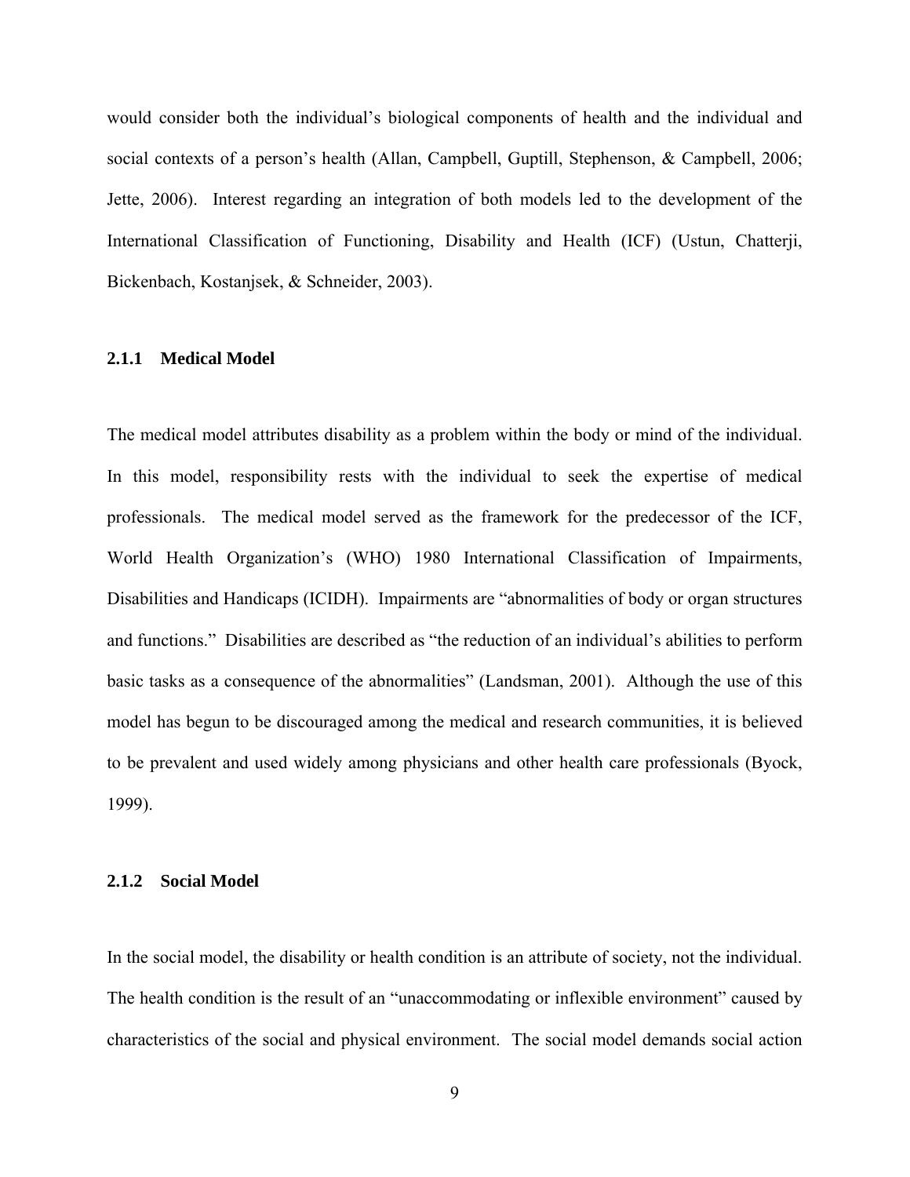would consider both the individual's biological components of health and the individual and social contexts of a person's health (Allan, Campbell, Guptill, Stephenson, & Campbell, 2006; Jette, 2006). Interest regarding an integration of both models led to the development of the International Classification of Functioning, Disability and Health (ICF) (Ustun, Chatterji, Bickenbach, Kostanjsek, & Schneider, 2003).

### 2.1.1 Medical Model

The medical model attributes disability as a problem within the body or mind of the individual. In this model, responsibility rests with the individual to seek the expertise of medical professionals. The medical model served as the framework for the predecessor of the ICF, World Health Organization's (WHO) 1980 International Classification of Impairments, Disabilities and Handicaps (ICIDH). Impairments are "abnormalities of body or organ structures and functions." Disabilities are described as "the reduction of an individual's abilities to perform basic tasks as a consequence of the abnormalities" (Landsman, 2001). Although the use of this model has begun to be discouraged among the medical and research communities, it is believed to be prevalent and used widely among physicians and other health care professionals (Byock, 1999).

### 2.1.2 Social Model

In the social model, the disability or health condition is an attribute of society, not the individual. The health condition is the result of an "unaccommodating or inflexible environment" caused by characteristics of the social and physical environment. The social model demands social action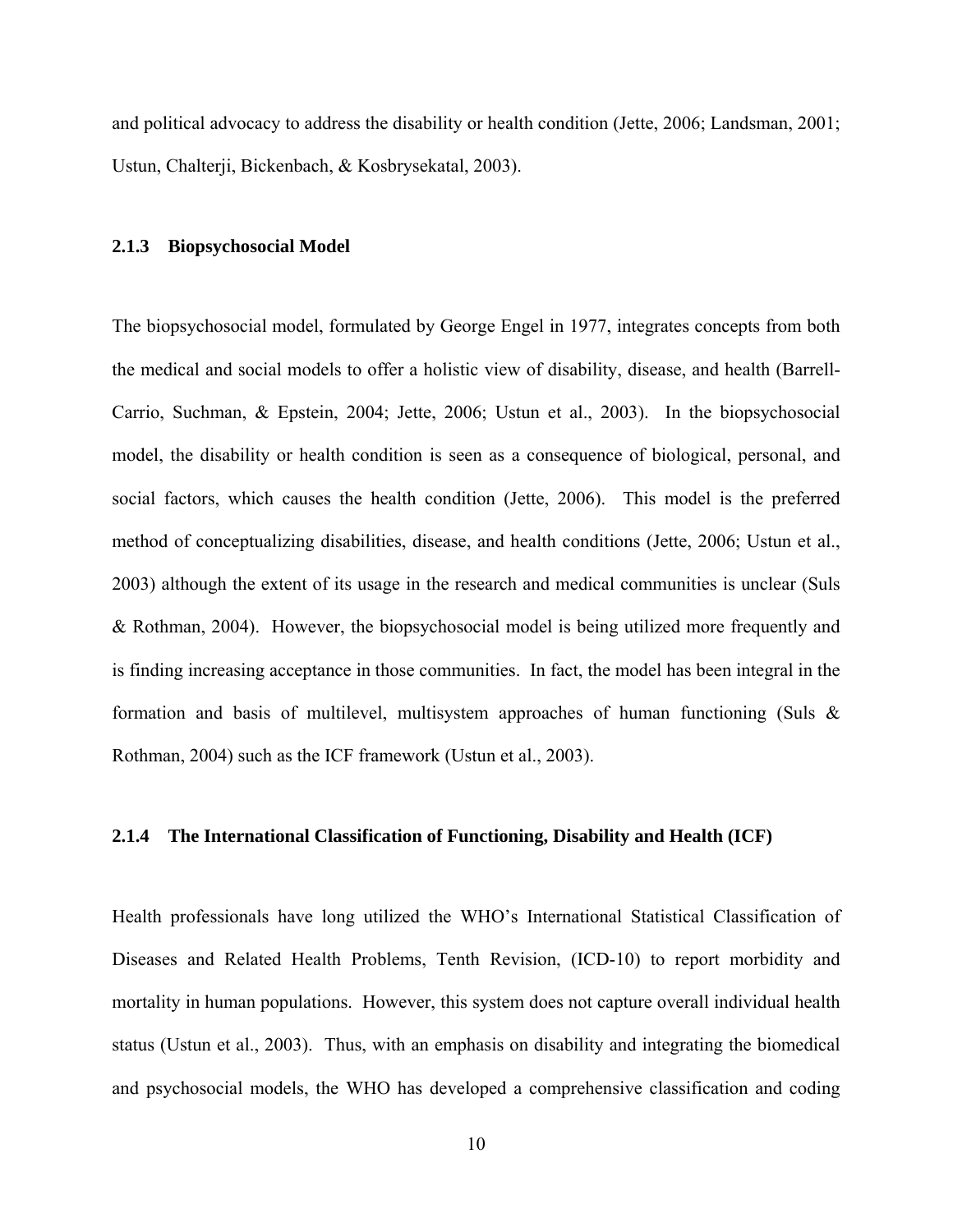and political advocacy to address the disability or health condition (Jette, 2006; Landsman, 2001; Ustun, Chalterji, Bickenbach, & Kosbrysekatal, 2003).

### 2.1.3 Biopsychosocial Model

The biopsychosocial model, formulated by George Engel in 1977, integrates concepts from both the medical and social models to offer a holistic view of disability, disease, and health (Barrell-Carrio, Suchman, & Epstein, 2004; Jette, 2006; Ustun et al., 2003). In the biopsychosocial model, the disability or health condition is seen as a consequence of biological, personal, and social factors, which causes the health condition (Jette, 2006). This model is the preferred method of conceptualizing disabilities, disease, and health conditions (Jette, 2006; Ustun et al., 2003) although the extent of its usage in the research and medical communities is unclear (Suls & Rothman, 2004). However, the biopsychosocial model is being utilized more frequently and is finding increasing acceptance in those communities. In fact, the model has been integral in the formation and basis of multilevel, multisystem approaches of human functioning (Suls & Rothman, 2004) such as the ICF framework (Ustun et al., 2003).

### 2.1.4 The International Classification of Functioning, Disability and Health (ICF)

Health professionals have long utilized the WHO's International Statistical Classification of Diseases and Related Health Problems, Tenth Revision, (ICD-10) to report morbidity and mortality in human populations. However, this system does not capture overall individual health status (Ustun et al., 2003). Thus, with an emphasis on disability and integrating the biomedical and psychosocial models, the WHO has developed a comprehensive classification and coding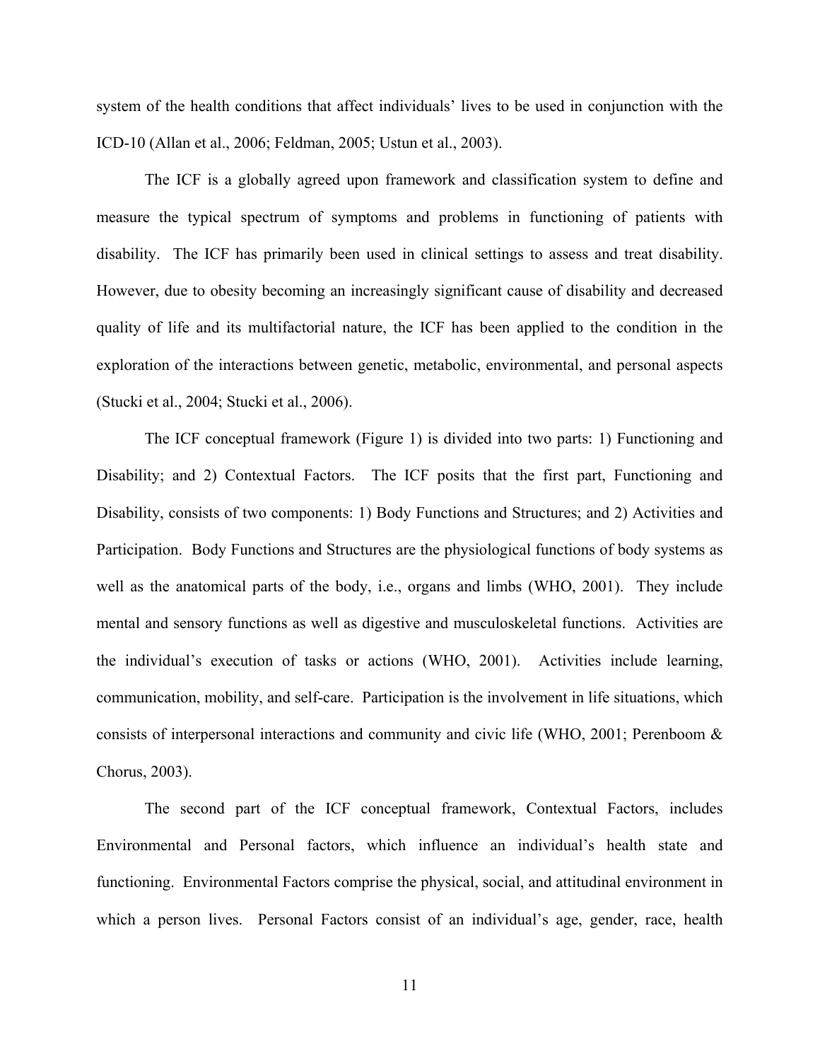system of the health conditions that affect individuals' lives to be used in conjunction with the ICD-10 (Allan et al., 2006; Feldman, 2005; Ustun et al., 2003).

The ICF is a globally agreed upon framework and classification system to define and measure the typical spectrum of symptoms and problems in functioning of patients with disability. The ICF has primarily been used in clinical settings to assess and treat disability. However, due to obesity becoming an increasingly significant cause of disability and decreased quality of life and its multifactorial nature, the ICF has been applied to the condition in the exploration of the interactions between genetic, metabolic, environmental, and personal aspects (Stucki et al., 2004; Stucki et al., 2006).

The ICF conceptual framework (Figure 1) is divided into two parts: 1) Functioning and Disability; and 2) Contextual Factors. The ICF posits that the first part, Functioning and Disability, consists of two components: 1) Body Functions and Structures; and 2) Activities and Participation. Body Functions and Structures are the physiological functions of body systems as well as the anatomical parts of the body, i.e., organs and limbs (WHO, 2001). They include mental and sensory functions as well as digestive and musculoskeletal functions. Activities are the individual's execution of tasks or actions (WHO, 2001). Activities include learning, communication, mobility, and self-care. Participation is the involvement in life situations, which consists of interpersonal interactions and community and civic life (WHO, 2001; Perenboom & Chorus, 2003).

The second part of the ICF conceptual framework, Contextual Factors, includes Environmental and Personal factors, which influence an individual's health state and functioning. Environmental Factors comprise the physical, social, and attitudinal environment in which a person lives. Personal Factors consist of an individual's age, gender, race, health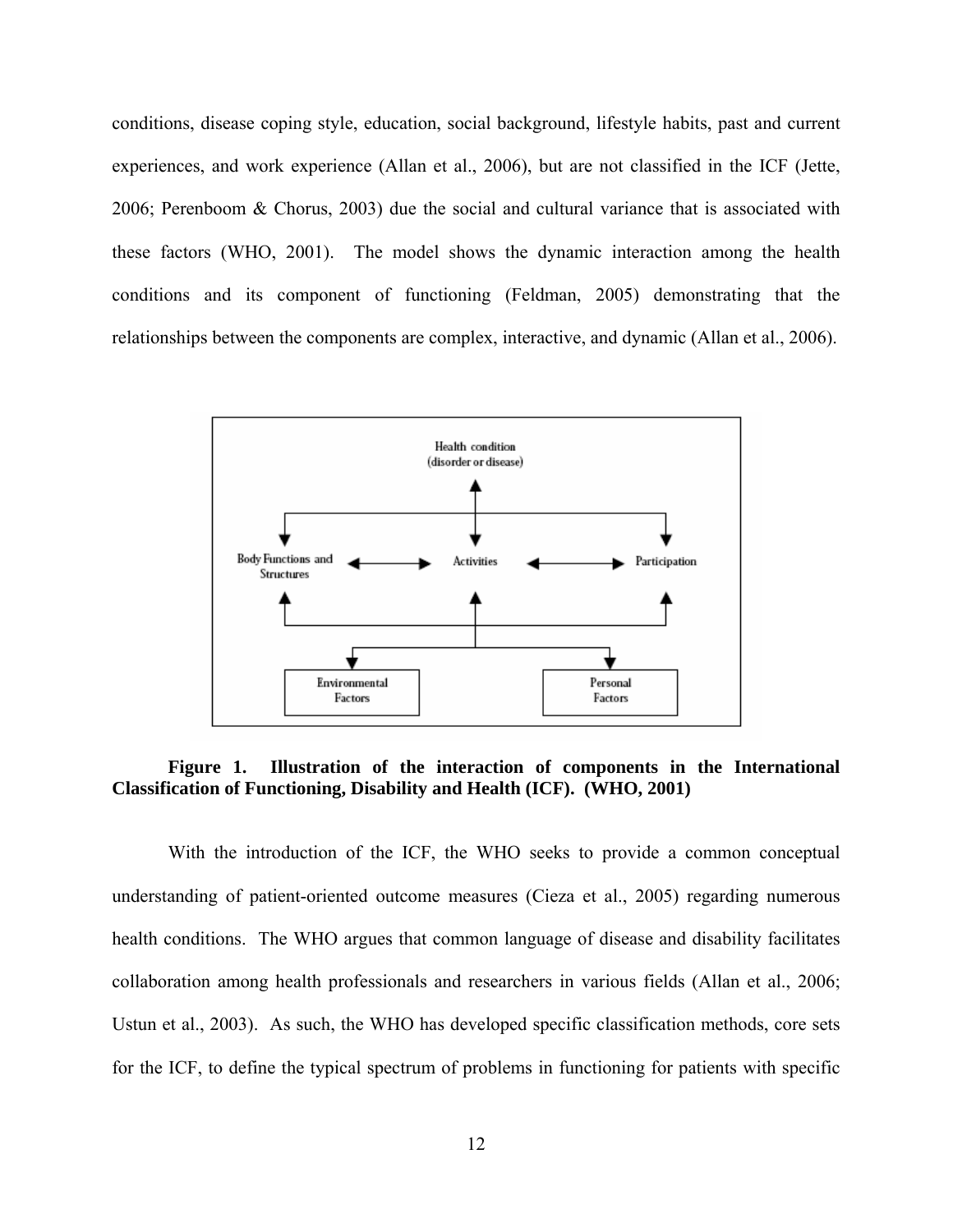conditions, disease coping style, education, social background, lifestyle habits, past and current experiences, and work experience (Allan et al., 2006), but are not classified in the ICF (Jette, 2006; Perenboom & Chorus, 2003) due the social and cultural variance that is associated with these factors (WHO, 2001). The model shows the dynamic interaction among the health conditions and its component of functioning (Feldman, 2005) demonstrating that the relationships between the components are complex, interactive, and dynamic (Allan et al., 2006).

Health condition
(disorder or disease)

Body Functions and Structures

Activities

Participation

Environmental Factors

Personal Factors

**Figure 1. Illustration of the interaction of components in the International Classification of Functioning, Disability and Health (ICF). (WHO, 2001)**

With the introduction of the ICF, the WHO seeks to provide a common conceptual understanding of patient-oriented outcome measures (Cieza et al., 2005) regarding numerous health conditions. The WHO argues that common language of disease and disability facilitates collaboration among health professionals and researchers in various fields (Allan et al., 2006; Ustun et al., 2003). As such, the WHO has developed specific classification methods, core sets for the ICF, to define the typical spectrum of problems in functioning for patients with specific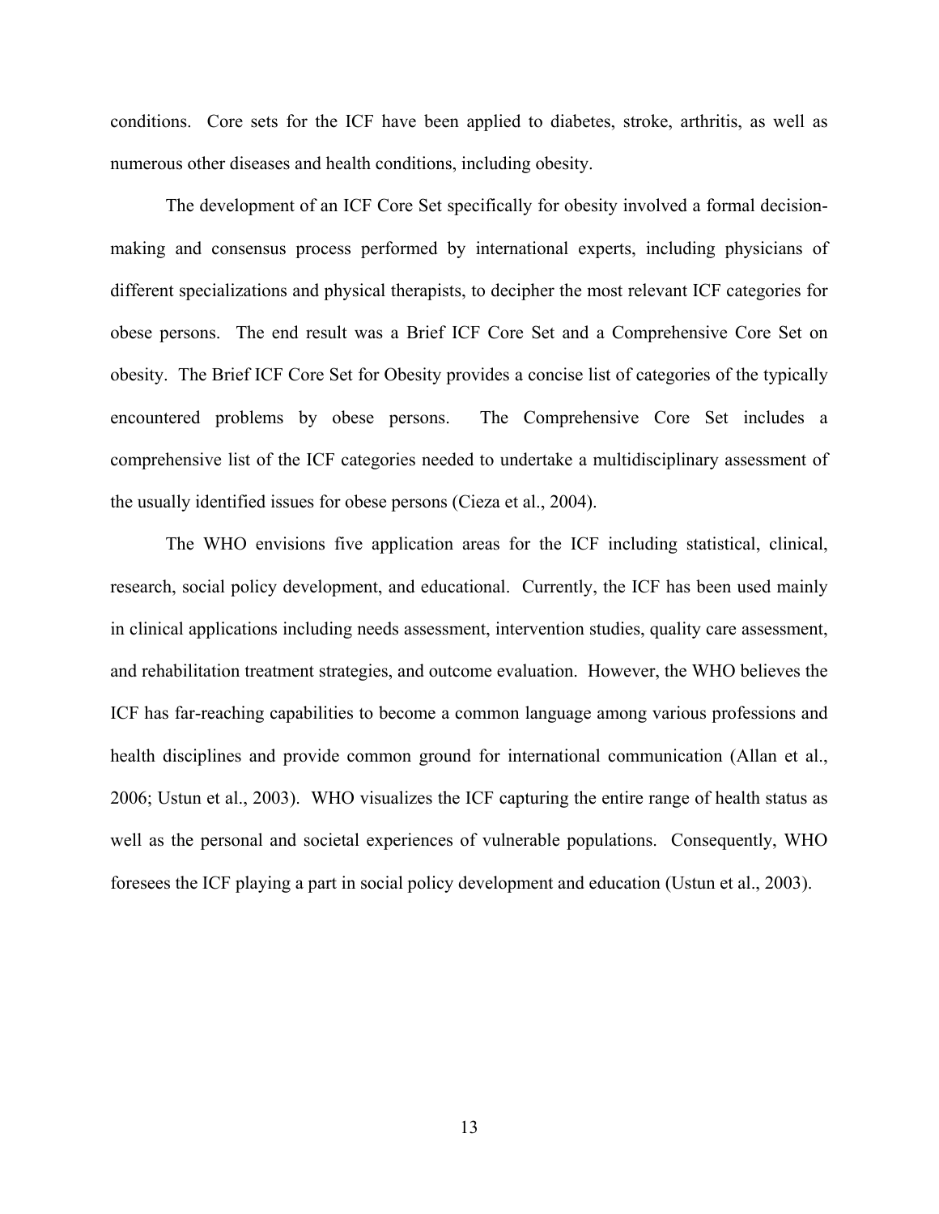conditions. Core sets for the ICF have been applied to diabetes, stroke, arthritis, as well as numerous other diseases and health conditions, including obesity.

The development of an ICF Core Set specifically for obesity involved a formal decision-making and consensus process performed by international experts, including physicians of different specializations and physical therapists, to decipher the most relevant ICF categories for obese persons. The end result was a Brief ICF Core Set and a Comprehensive Core Set on obesity. The Brief ICF Core Set for Obesity provides a concise list of categories of the typically encountered problems by obese persons. The Comprehensive Core Set includes a comprehensive list of the ICF categories needed to undertake a multidisciplinary assessment of the usually identified issues for obese persons (Cieza et al., 2004).

The WHO envisions five application areas for the ICF including statistical, clinical, research, social policy development, and educational. Currently, the ICF has been used mainly in clinical applications including needs assessment, intervention studies, quality care assessment, and rehabilitation treatment strategies, and outcome evaluation. However, the WHO believes the ICF has far-reaching capabilities to become a common language among various professions and health disciplines and provide common ground for international communication (Allan et al., 2006; Ustun et al., 2003). WHO visualizes the ICF capturing the entire range of health status as well as the personal and societal experiences of vulnerable populations. Consequently, WHO foresees the ICF playing a part in social policy development and education (Ustun et al., 2003).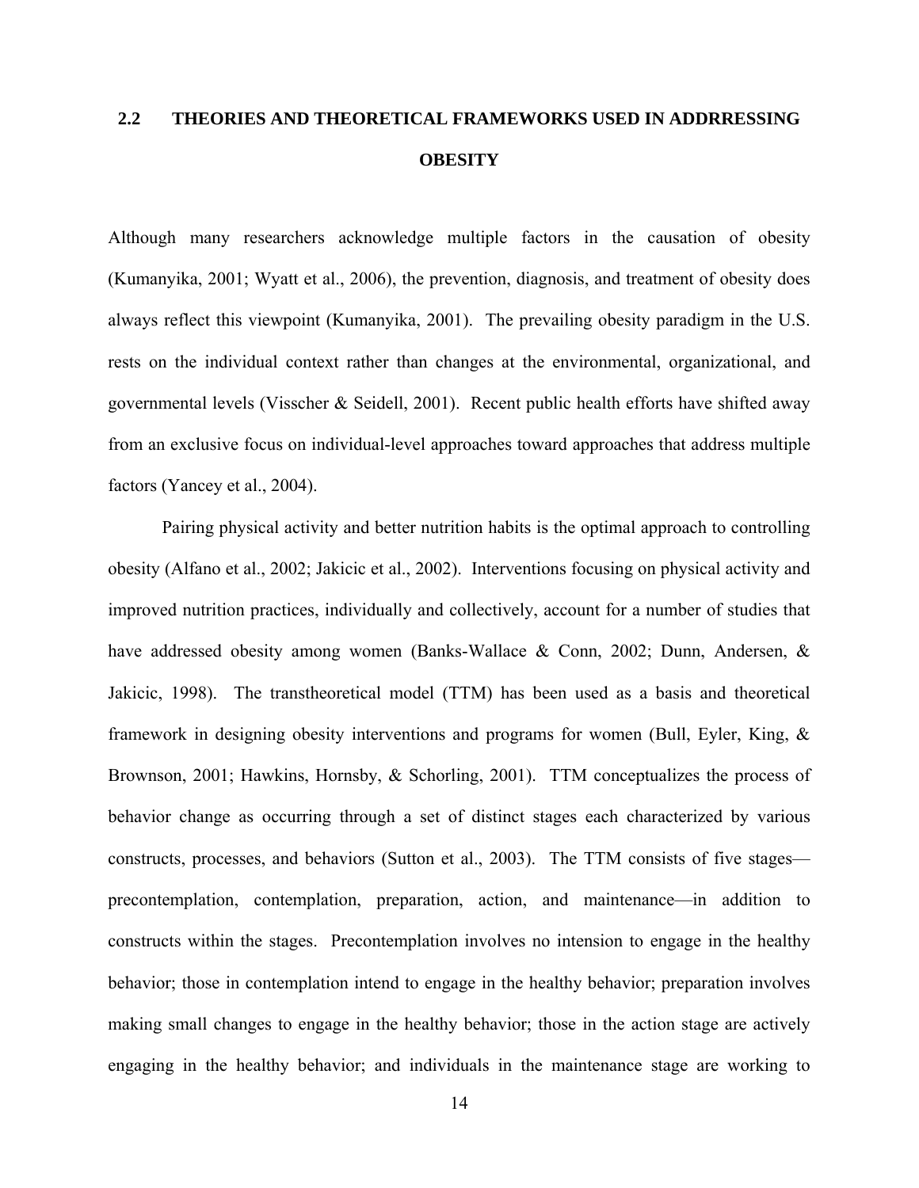## 2.2 THEORIES AND THEORETICAL FRAMEWORKS USED IN ADDRRESSING OBESITY

Although many researchers acknowledge multiple factors in the causation of obesity (Kumanyika, 2001; Wyatt et al., 2006), the prevention, diagnosis, and treatment of obesity does always reflect this viewpoint (Kumanyika, 2001). The prevailing obesity paradigm in the U.S. rests on the individual context rather than changes at the environmental, organizational, and governmental levels (Visscher & Seidell, 2001). Recent public health efforts have shifted away from an exclusive focus on individual-level approaches toward approaches that address multiple factors (Yancey et al., 2004).

Pairing physical activity and better nutrition habits is the optimal approach to controlling obesity (Alfano et al., 2002; Jakicic et al., 2002). Interventions focusing on physical activity and improved nutrition practices, individually and collectively, account for a number of studies that have addressed obesity among women (Banks-Wallace & Conn, 2002; Dunn, Andersen, & Jakicic, 1998). The transtheoretical model (TTM) has been used as a basis and theoretical framework in designing obesity interventions and programs for women (Bull, Eyler, King, & Brownson, 2001; Hawkins, Hornsby, & Schorling, 2001). TTM conceptualizes the process of behavior change as occurring through a set of distinct stages each characterized by various constructs, processes, and behaviors (Sutton et al., 2003). The TTM consists of five stages—precontemplation, contemplation, preparation, action, and maintenance—in addition to constructs within the stages. Precontemplation involves no intension to engage in the healthy behavior; those in contemplation intend to engage in the healthy behavior; preparation involves making small changes to engage in the healthy behavior; those in the action stage are actively engaging in the healthy behavior; and individuals in the maintenance stage are working to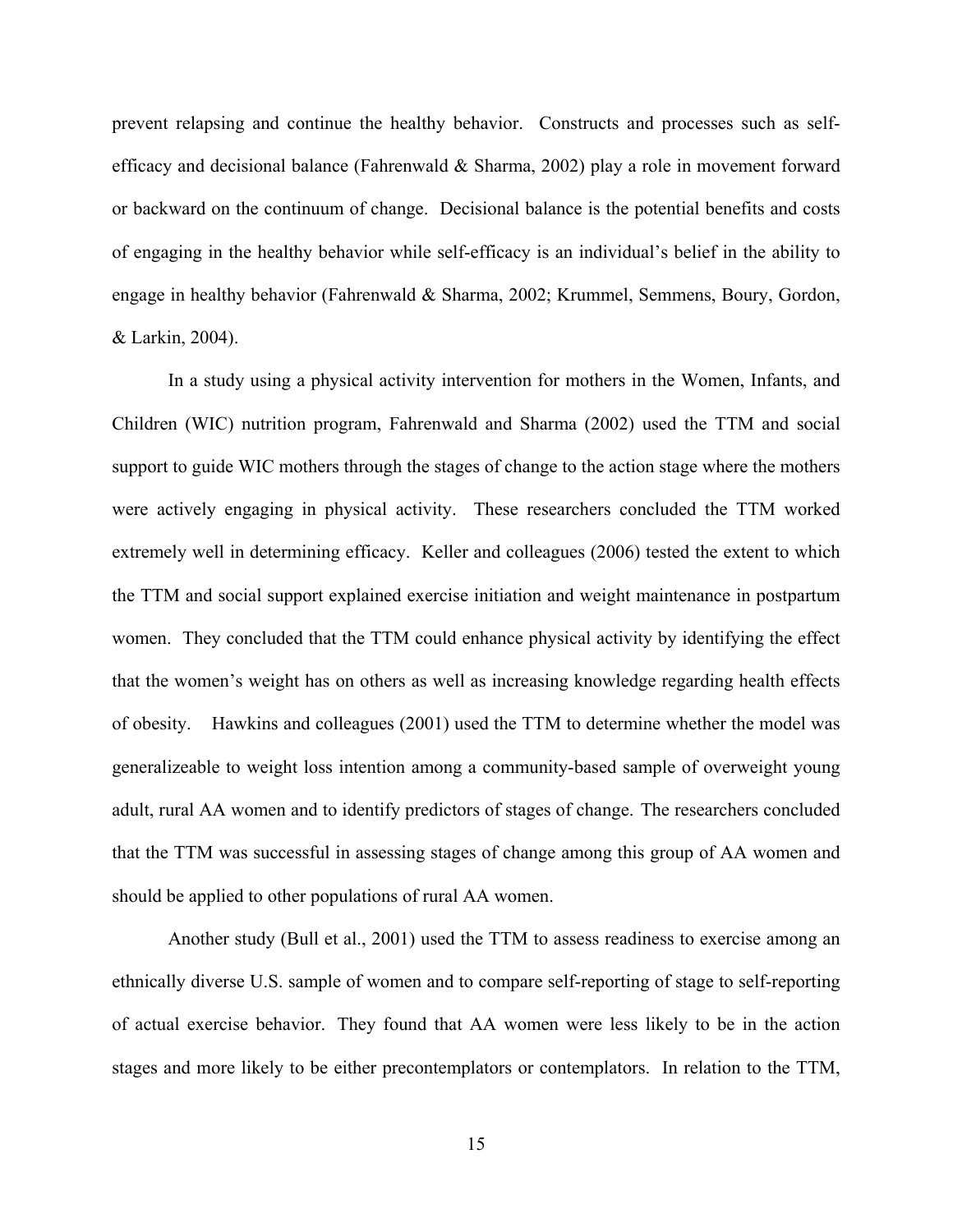prevent relapsing and continue the healthy behavior. Constructs and processes such as self-efficacy and decisional balance (Fahrenwald & Sharma, 2002) play a role in movement forward or backward on the continuum of change. Decisional balance is the potential benefits and costs of engaging in the healthy behavior while self-efficacy is an individual's belief in the ability to engage in healthy behavior (Fahrenwald & Sharma, 2002; Krummel, Semmens, Boury, Gordon, & Larkin, 2004).

In a study using a physical activity intervention for mothers in the Women, Infants, and Children (WIC) nutrition program, Fahrenwald and Sharma (2002) used the TTM and social support to guide WIC mothers through the stages of change to the action stage where the mothers were actively engaging in physical activity. These researchers concluded the TTM worked extremely well in determining efficacy. Keller and colleagues (2006) tested the extent to which the TTM and social support explained exercise initiation and weight maintenance in postpartum women. They concluded that the TTM could enhance physical activity by identifying the effect that the women's weight has on others as well as increasing knowledge regarding health effects of obesity. Hawkins and colleagues (2001) used the TTM to determine whether the model was generalizeable to weight loss intention among a community-based sample of overweight young adult, rural AA women and to identify predictors of stages of change. The researchers concluded that the TTM was successful in assessing stages of change among this group of AA women and should be applied to other populations of rural AA women.

Another study (Bull et al., 2001) used the TTM to assess readiness to exercise among an ethnically diverse U.S. sample of women and to compare self-reporting of stage to self-reporting of actual exercise behavior. They found that AA women were less likely to be in the action stages and more likely to be either precontemplators or contemplators. In relation to the TTM,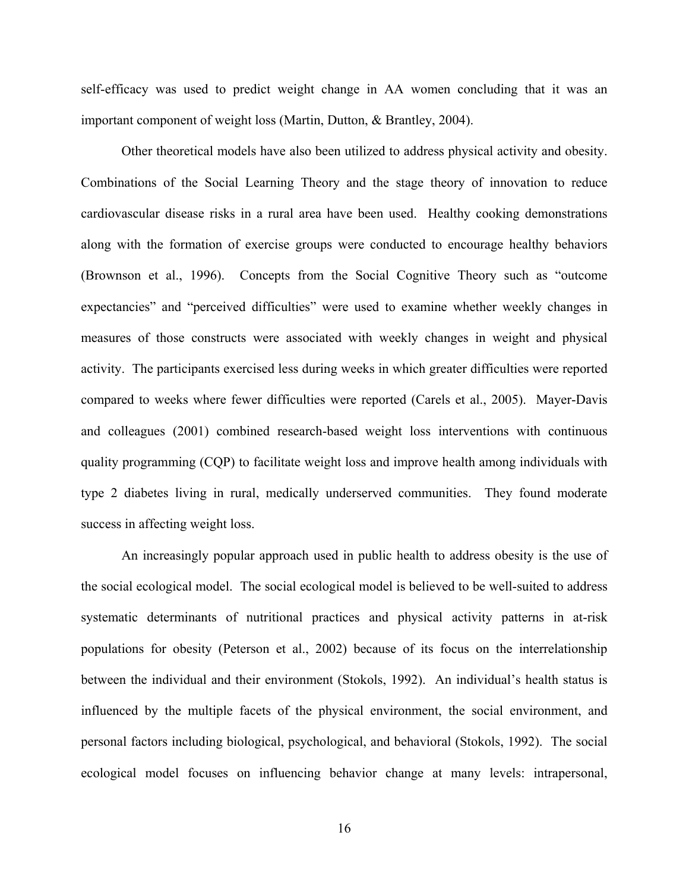self-efficacy was used to predict weight change in AA women concluding that it was an important component of weight loss (Martin, Dutton, & Brantley, 2004).

Other theoretical models have also been utilized to address physical activity and obesity. Combinations of the Social Learning Theory and the stage theory of innovation to reduce cardiovascular disease risks in a rural area have been used. Healthy cooking demonstrations along with the formation of exercise groups were conducted to encourage healthy behaviors (Brownson et al., 1996). Concepts from the Social Cognitive Theory such as "outcome expectancies" and "perceived difficulties" were used to examine whether weekly changes in measures of those constructs were associated with weekly changes in weight and physical activity. The participants exercised less during weeks in which greater difficulties were reported compared to weeks where fewer difficulties were reported (Carels et al., 2005). Mayer-Davis and colleagues (2001) combined research-based weight loss interventions with continuous quality programming (CQP) to facilitate weight loss and improve health among individuals with type 2 diabetes living in rural, medically underserved communities. They found moderate success in affecting weight loss.

An increasingly popular approach used in public health to address obesity is the use of the social ecological model. The social ecological model is believed to be well-suited to address systematic determinants of nutritional practices and physical activity patterns in at-risk populations for obesity (Peterson et al., 2002) because of its focus on the interrelationship between the individual and their environment (Stokols, 1992). An individual's health status is influenced by the multiple facets of the physical environment, the social environment, and personal factors including biological, psychological, and behavioral (Stokols, 1992). The social ecological model focuses on influencing behavior change at many levels: intrapersonal,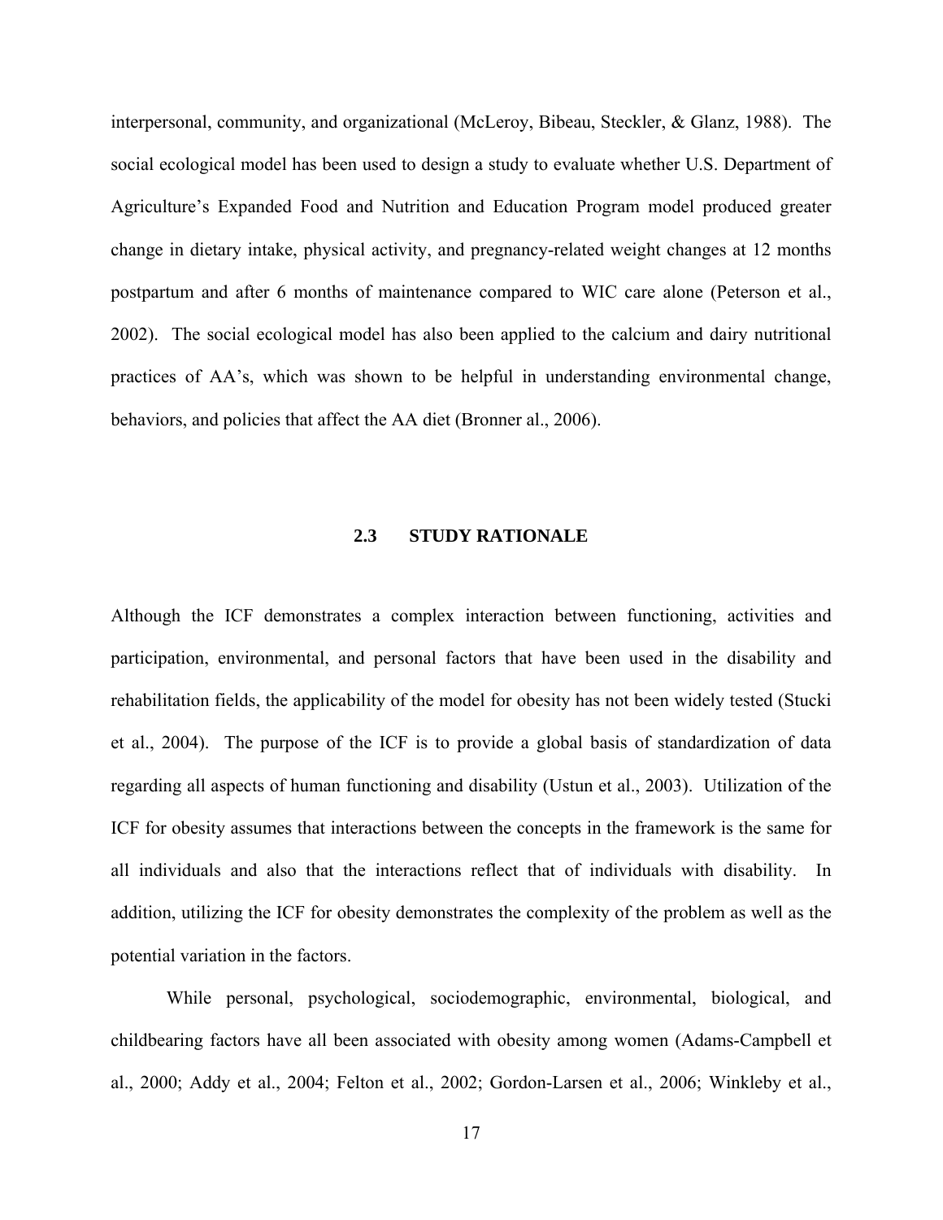interpersonal, community, and organizational (McLeroy, Bibeau, Steckler, & Glanz, 1988). The social ecological model has been used to design a study to evaluate whether U.S. Department of Agriculture's Expanded Food and Nutrition and Education Program model produced greater change in dietary intake, physical activity, and pregnancy-related weight changes at 12 months postpartum and after 6 months of maintenance compared to WIC care alone (Peterson et al., 2002). The social ecological model has also been applied to the calcium and dairy nutritional practices of AA's, which was shown to be helpful in understanding environmental change, behaviors, and policies that affect the AA diet (Bronner al., 2006).

## 2.3 STUDY RATIONALE

Although the ICF demonstrates a complex interaction between functioning, activities and participation, environmental, and personal factors that have been used in the disability and rehabilitation fields, the applicability of the model for obesity has not been widely tested (Stucki et al., 2004). The purpose of the ICF is to provide a global basis of standardization of data regarding all aspects of human functioning and disability (Ustun et al., 2003). Utilization of the ICF for obesity assumes that interactions between the concepts in the framework is the same for all individuals and also that the interactions reflect that of individuals with disability. In addition, utilizing the ICF for obesity demonstrates the complexity of the problem as well as the potential variation in the factors.

While personal, psychological, sociodemographic, environmental, biological, and childbearing factors have all been associated with obesity among women (Adams-Campbell et al., 2000; Addy et al., 2004; Felton et al., 2002; Gordon-Larsen et al., 2006; Winkleby et al.,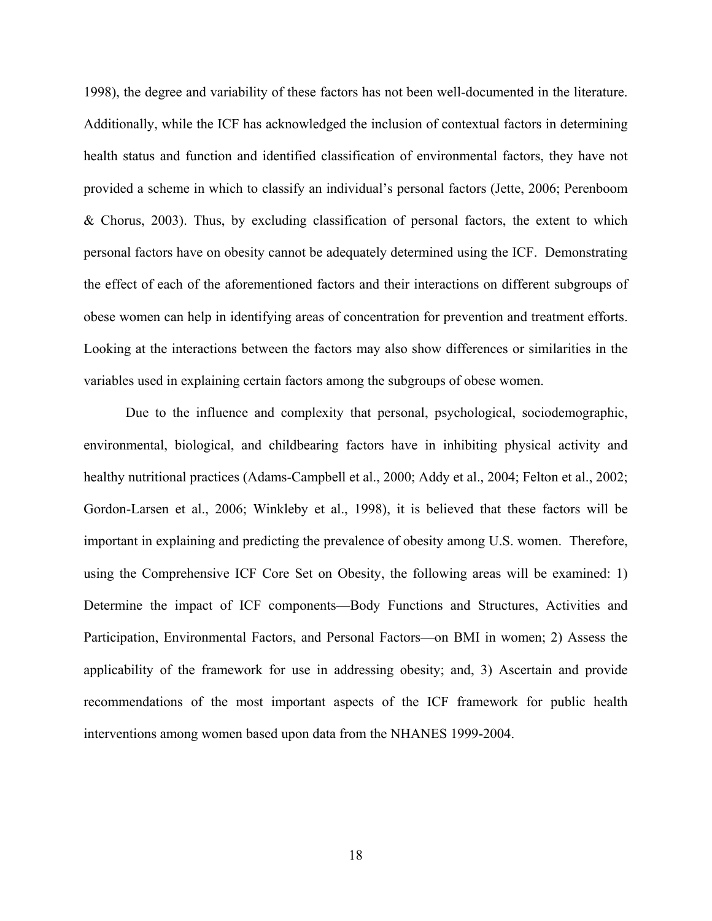1998), the degree and variability of these factors has not been well-documented in the literature. Additionally, while the ICF has acknowledged the inclusion of contextual factors in determining health status and function and identified classification of environmental factors, they have not provided a scheme in which to classify an individual's personal factors (Jette, 2006; Perenboom & Chorus, 2003). Thus, by excluding classification of personal factors, the extent to which personal factors have on obesity cannot be adequately determined using the ICF. Demonstrating the effect of each of the aforementioned factors and their interactions on different subgroups of obese women can help in identifying areas of concentration for prevention and treatment efforts. Looking at the interactions between the factors may also show differences or similarities in the variables used in explaining certain factors among the subgroups of obese women.

Due to the influence and complexity that personal, psychological, sociodemographic, environmental, biological, and childbearing factors have in inhibiting physical activity and healthy nutritional practices (Adams-Campbell et al., 2000; Addy et al., 2004; Felton et al., 2002; Gordon-Larsen et al., 2006; Winkleby et al., 1998), it is believed that these factors will be important in explaining and predicting the prevalence of obesity among U.S. women. Therefore, using the Comprehensive ICF Core Set on Obesity, the following areas will be examined: 1) Determine the impact of ICF components—Body Functions and Structures, Activities and Participation, Environmental Factors, and Personal Factors—on BMI in women; 2) Assess the applicability of the framework for use in addressing obesity; and, 3) Ascertain and provide recommendations of the most important aspects of the ICF framework for public health interventions among women based upon data from the NHANES 1999-2004.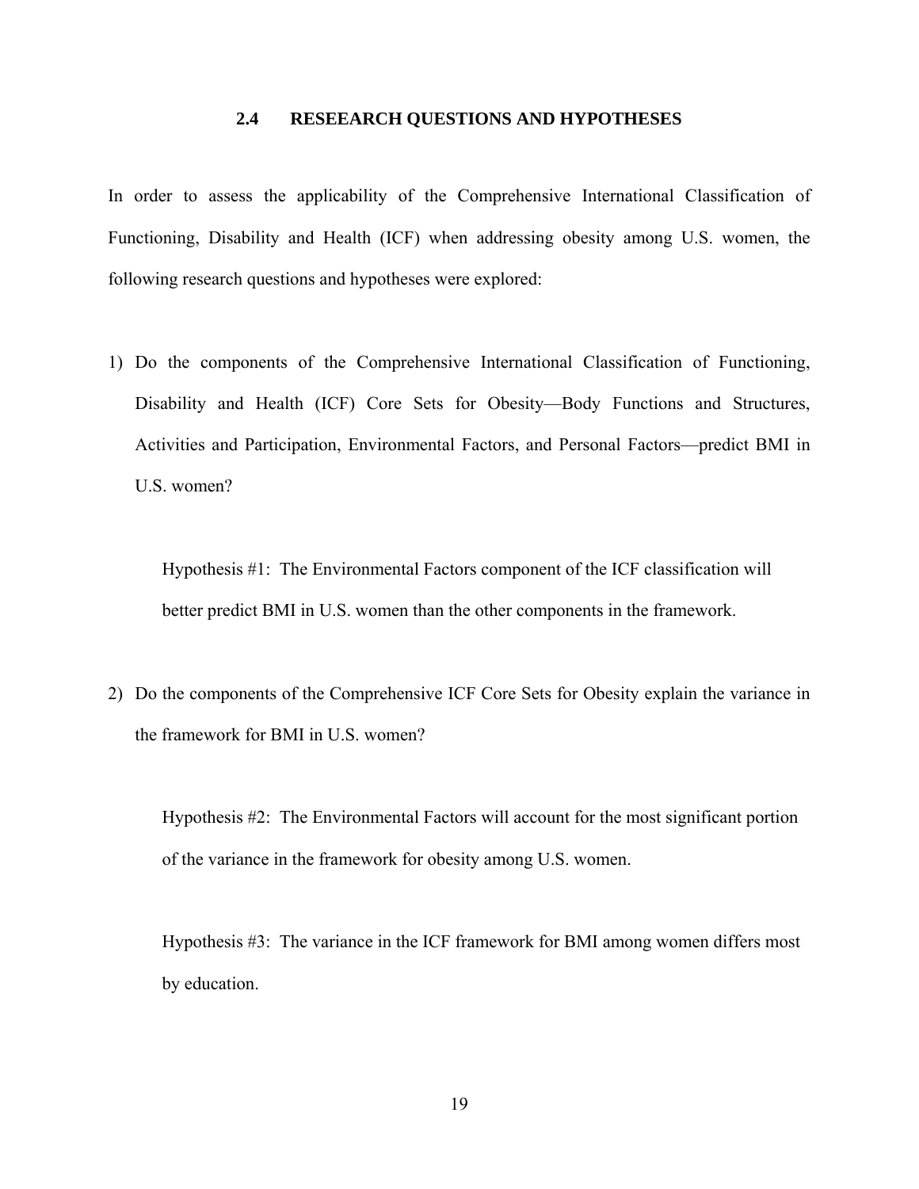### 2.4 RESEEARCH QUESTIONS AND HYPOTHESES

In order to assess the applicability of the Comprehensive International Classification of Functioning, Disability and Health (ICF) when addressing obesity among U.S. women, the following research questions and hypotheses were explored:

1) Do the components of the Comprehensive International Classification of Functioning, Disability and Health (ICF) Core Sets for Obesity—Body Functions and Structures, Activities and Participation, Environmental Factors, and Personal Factors—predict BMI in U.S. women?

   Hypothesis #1: The Environmental Factors component of the ICF classification will better predict BMI in U.S. women than the other components in the framework.

2) Do the components of the Comprehensive ICF Core Sets for Obesity explain the variance in the framework for BMI in U.S. women?

   Hypothesis #2: The Environmental Factors will account for the most significant portion of the variance in the framework for obesity among U.S. women.

   Hypothesis #3: The variance in the ICF framework for BMI among women differs most by education.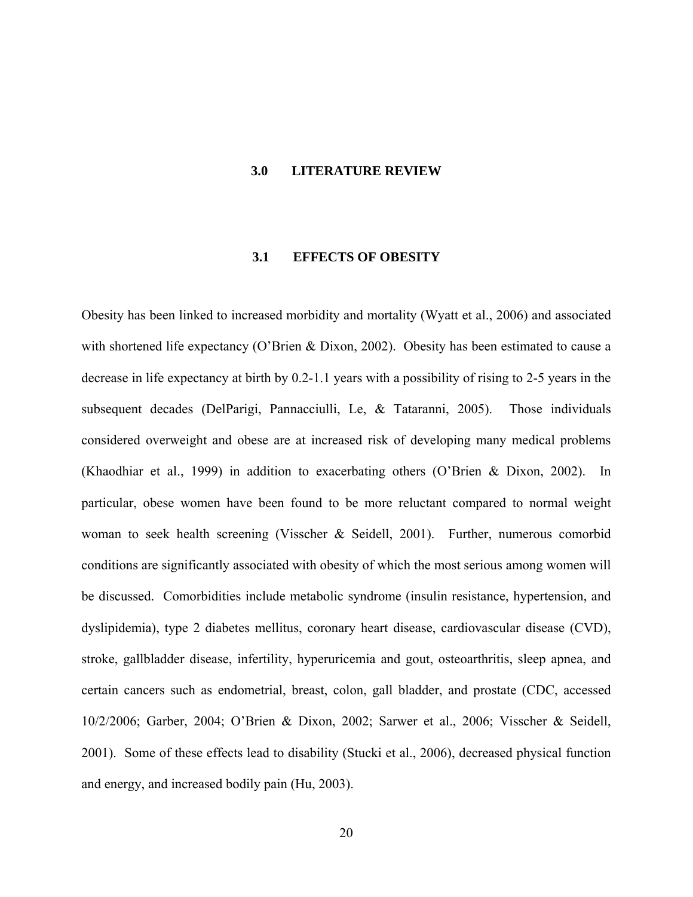# 3.0 LITERATURE REVIEW

## 3.1 EFFECTS OF OBESITY

Obesity has been linked to increased morbidity and mortality (Wyatt et al., 2006) and associated with shortened life expectancy (O'Brien & Dixon, 2002). Obesity has been estimated to cause a decrease in life expectancy at birth by 0.2-1.1 years with a possibility of rising to 2-5 years in the subsequent decades (DelParigi, Pannacciulli, Le, & Tataranni, 2005). Those individuals considered overweight and obese are at increased risk of developing many medical problems (Khaodhiar et al., 1999) in addition to exacerbating others (O'Brien & Dixon, 2002). In particular, obese women have been found to be more reluctant compared to normal weight woman to seek health screening (Visscher & Seidell, 2001). Further, numerous comorbid conditions are significantly associated with obesity of which the most serious among women will be discussed. Comorbidities include metabolic syndrome (insulin resistance, hypertension, and dyslipidemia), type 2 diabetes mellitus, coronary heart disease, cardiovascular disease (CVD), stroke, gallbladder disease, infertility, hyperuricemia and gout, osteoarthritis, sleep apnea, and certain cancers such as endometrial, breast, colon, gall bladder, and prostate (CDC, accessed 10/2/2006; Garber, 2004; O'Brien & Dixon, 2002; Sarwer et al., 2006; Visscher & Seidell, 2001). Some of these effects lead to disability (Stucki et al., 2006), decreased physical function and energy, and increased bodily pain (Hu, 2003).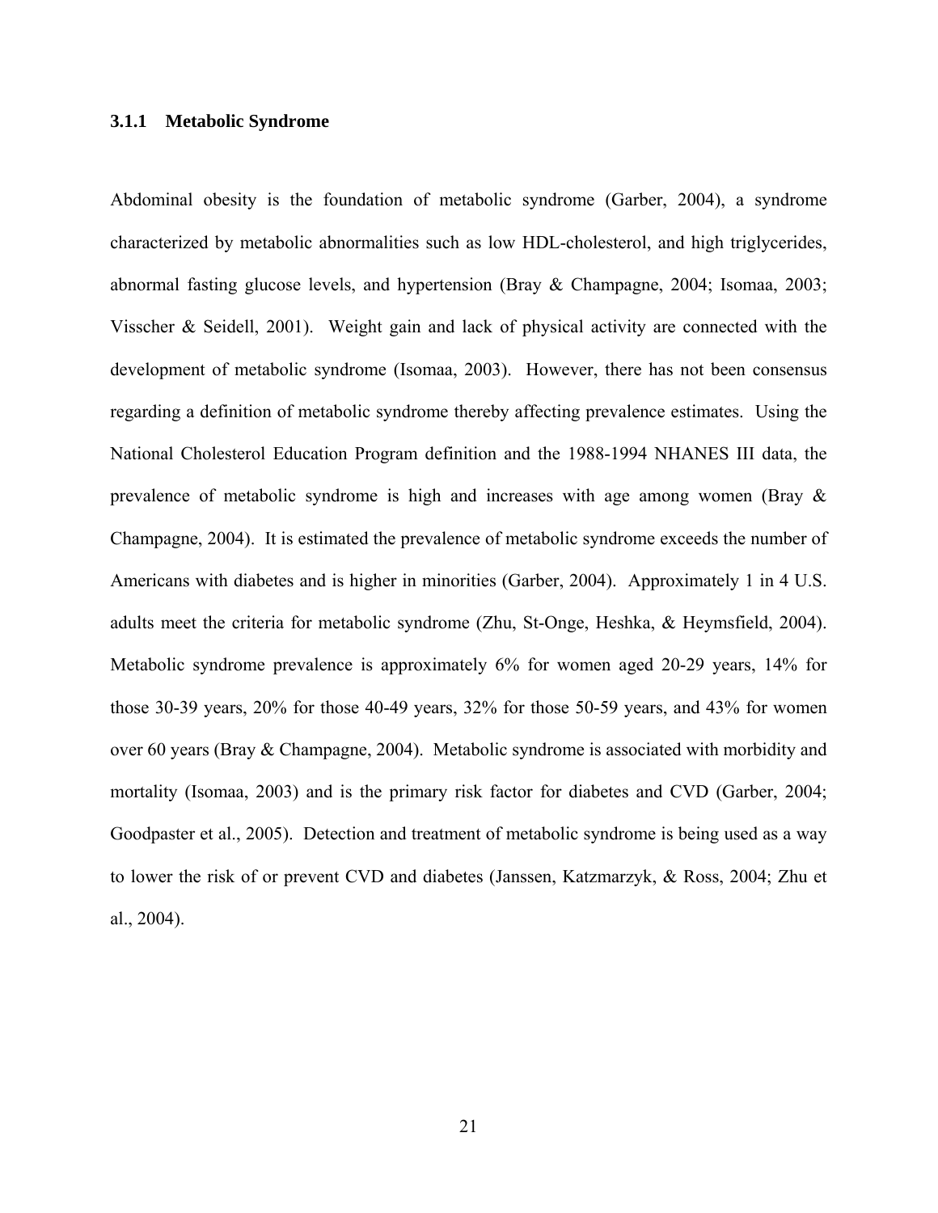### 3.1.1 Metabolic Syndrome

Abdominal obesity is the foundation of metabolic syndrome (Garber, 2004), a syndrome characterized by metabolic abnormalities such as low HDL-cholesterol, and high triglycerides, abnormal fasting glucose levels, and hypertension (Bray & Champagne, 2004; Isomaa, 2003; Visscher & Seidell, 2001). Weight gain and lack of physical activity are connected with the development of metabolic syndrome (Isomaa, 2003). However, there has not been consensus regarding a definition of metabolic syndrome thereby affecting prevalence estimates. Using the National Cholesterol Education Program definition and the 1988-1994 NHANES III data, the prevalence of metabolic syndrome is high and increases with age among women (Bray & Champagne, 2004). It is estimated the prevalence of metabolic syndrome exceeds the number of Americans with diabetes and is higher in minorities (Garber, 2004). Approximately 1 in 4 U.S. adults meet the criteria for metabolic syndrome (Zhu, St-Onge, Heshka, & Heymsfield, 2004). Metabolic syndrome prevalence is approximately 6% for women aged 20-29 years, 14% for those 30-39 years, 20% for those 40-49 years, 32% for those 50-59 years, and 43% for women over 60 years (Bray & Champagne, 2004). Metabolic syndrome is associated with morbidity and mortality (Isomaa, 2003) and is the primary risk factor for diabetes and CVD (Garber, 2004; Goodpaster et al., 2005). Detection and treatment of metabolic syndrome is being used as a way to lower the risk of or prevent CVD and diabetes (Janssen, Katzmarzyk, & Ross, 2004; Zhu et al., 2004).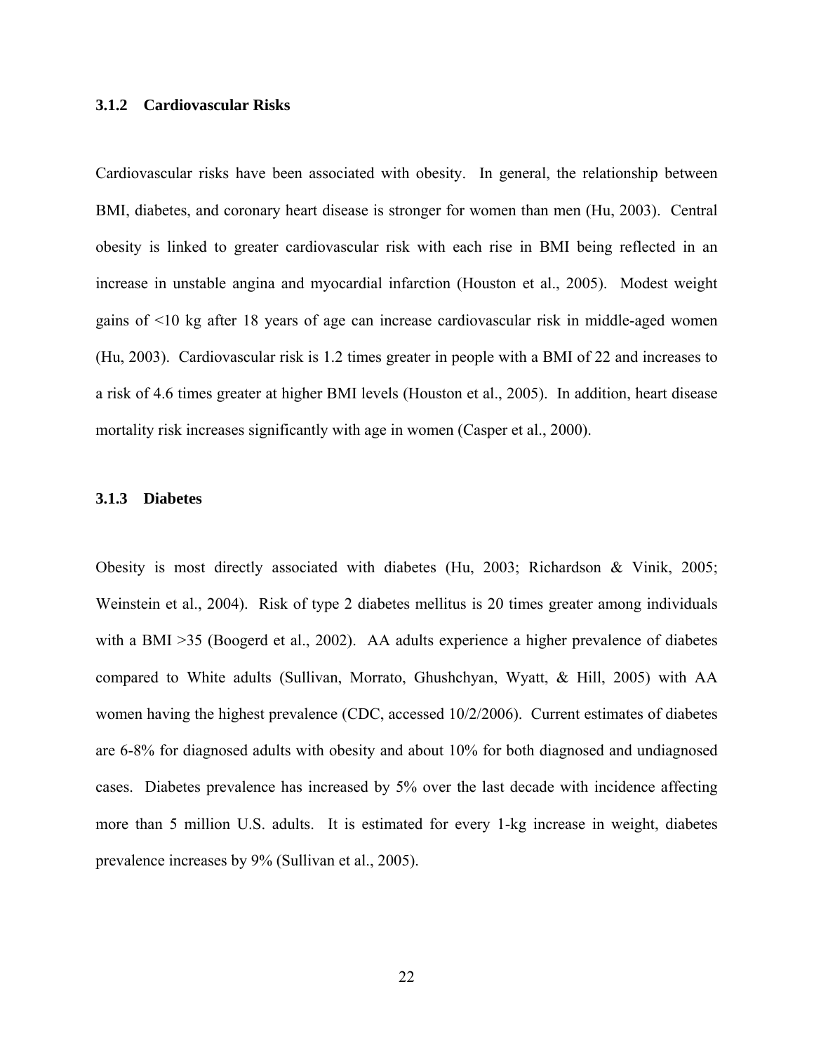### 3.1.2 Cardiovascular Risks

Cardiovascular risks have been associated with obesity. In general, the relationship between BMI, diabetes, and coronary heart disease is stronger for women than men (Hu, 2003). Central obesity is linked to greater cardiovascular risk with each rise in BMI being reflected in an increase in unstable angina and myocardial infarction (Houston et al., 2005). Modest weight gains of <10 kg after 18 years of age can increase cardiovascular risk in middle-aged women (Hu, 2003). Cardiovascular risk is 1.2 times greater in people with a BMI of 22 and increases to a risk of 4.6 times greater at higher BMI levels (Houston et al., 2005). In addition, heart disease mortality risk increases significantly with age in women (Casper et al., 2000).

### 3.1.3 Diabetes

Obesity is most directly associated with diabetes (Hu, 2003; Richardson & Vinik, 2005; Weinstein et al., 2004). Risk of type 2 diabetes mellitus is 20 times greater among individuals with a BMI >35 (Boogerd et al., 2002). AA adults experience a higher prevalence of diabetes compared to White adults (Sullivan, Morrato, Ghushchyan, Wyatt, & Hill, 2005) with AA women having the highest prevalence (CDC, accessed 10/2/2006). Current estimates of diabetes are 6-8% for diagnosed adults with obesity and about 10% for both diagnosed and undiagnosed cases. Diabetes prevalence has increased by 5% over the last decade with incidence affecting more than 5 million U.S. adults. It is estimated for every 1-kg increase in weight, diabetes prevalence increases by 9% (Sullivan et al., 2005).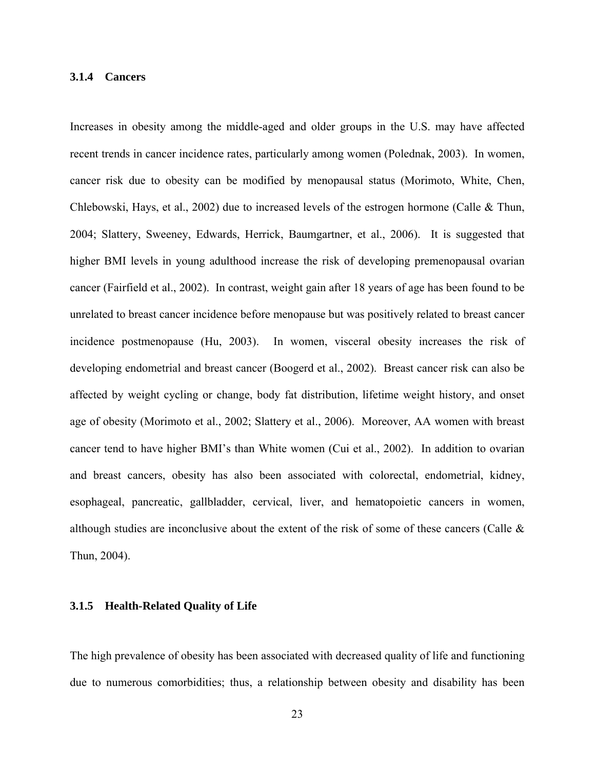### 3.1.4 Cancers

Increases in obesity among the middle-aged and older groups in the U.S. may have affected recent trends in cancer incidence rates, particularly among women (Polednak, 2003). In women, cancer risk due to obesity can be modified by menopausal status (Morimoto, White, Chen, Chlebowski, Hays, et al., 2002) due to increased levels of the estrogen hormone (Calle & Thun, 2004; Slattery, Sweeney, Edwards, Herrick, Baumgartner, et al., 2006). It is suggested that higher BMI levels in young adulthood increase the risk of developing premenopausal ovarian cancer (Fairfield et al., 2002). In contrast, weight gain after 18 years of age has been found to be unrelated to breast cancer incidence before menopause but was positively related to breast cancer incidence postmenopause (Hu, 2003). In women, visceral obesity increases the risk of developing endometrial and breast cancer (Boogerd et al., 2002). Breast cancer risk can also be affected by weight cycling or change, body fat distribution, lifetime weight history, and onset age of obesity (Morimoto et al., 2002; Slattery et al., 2006). Moreover, AA women with breast cancer tend to have higher BMI's than White women (Cui et al., 2002). In addition to ovarian and breast cancers, obesity has also been associated with colorectal, endometrial, kidney, esophageal, pancreatic, gallbladder, cervical, liver, and hematopoietic cancers in women, although studies are inconclusive about the extent of the risk of some of these cancers (Calle & Thun, 2004).

### 3.1.5 Health-Related Quality of Life

The high prevalence of obesity has been associated with decreased quality of life and functioning due to numerous comorbidities; thus, a relationship between obesity and disability has been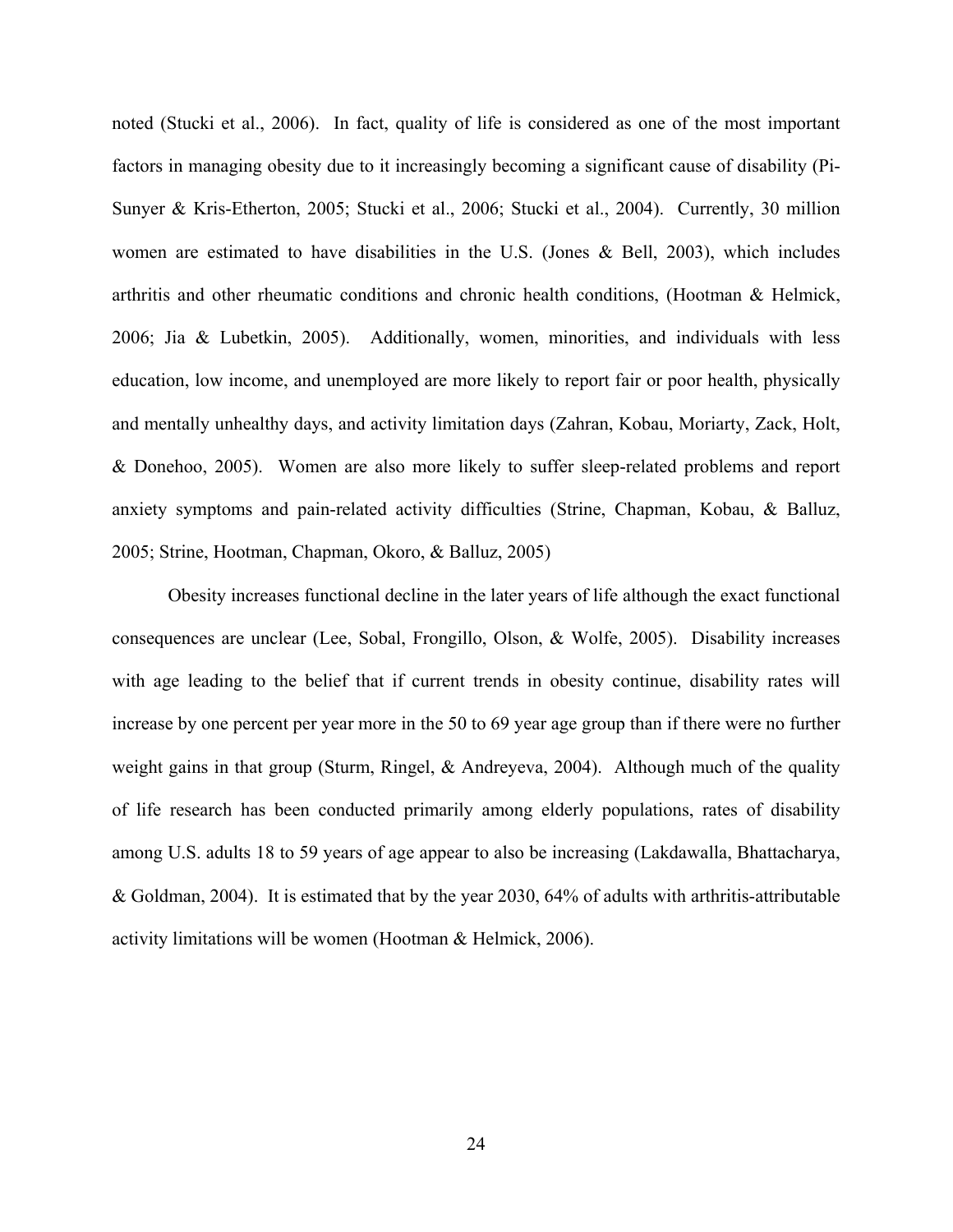noted (Stucki et al., 2006). In fact, quality of life is considered as one of the most important factors in managing obesity due to it increasingly becoming a significant cause of disability (Pi-Sunyer & Kris-Etherton, 2005; Stucki et al., 2006; Stucki et al., 2004). Currently, 30 million women are estimated to have disabilities in the U.S. (Jones & Bell, 2003), which includes arthritis and other rheumatic conditions and chronic health conditions, (Hootman & Helmick, 2006; Jia & Lubetkin, 2005). Additionally, women, minorities, and individuals with less education, low income, and unemployed are more likely to report fair or poor health, physically and mentally unhealthy days, and activity limitation days (Zahran, Kobau, Moriarty, Zack, Holt, & Donehoo, 2005). Women are also more likely to suffer sleep-related problems and report anxiety symptoms and pain-related activity difficulties (Strine, Chapman, Kobau, & Balluz, 2005; Strine, Hootman, Chapman, Okoro, & Balluz, 2005)

Obesity increases functional decline in the later years of life although the exact functional consequences are unclear (Lee, Sobal, Frongillo, Olson, & Wolfe, 2005). Disability increases with age leading to the belief that if current trends in obesity continue, disability rates will increase by one percent per year more in the 50 to 69 year age group than if there were no further weight gains in that group (Sturm, Ringel, & Andreyeva, 2004). Although much of the quality of life research has been conducted primarily among elderly populations, rates of disability among U.S. adults 18 to 59 years of age appear to also be increasing (Lakdawalla, Bhattacharya, & Goldman, 2004). It is estimated that by the year 2030, 64% of adults with arthritis-attributable activity limitations will be women (Hootman & Helmick, 2006).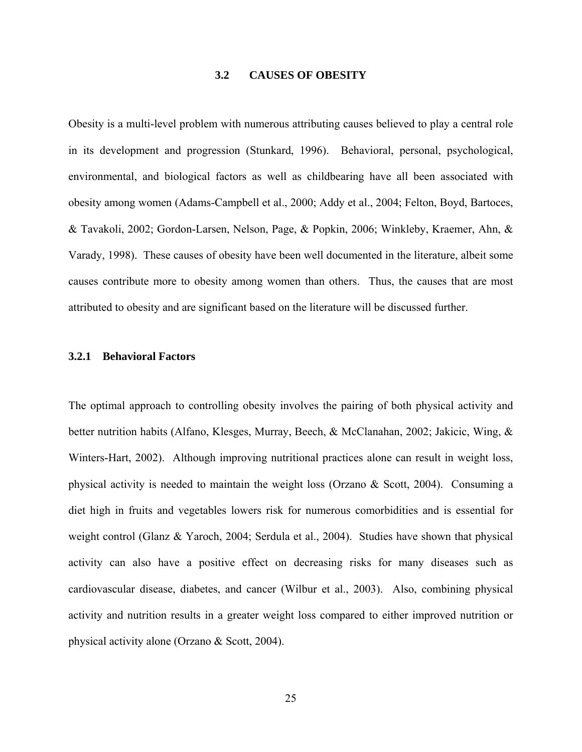## 3.2 CAUSES OF OBESITY

Obesity is a multi-level problem with numerous attributing causes believed to play a central role in its development and progression (Stunkard, 1996). Behavioral, personal, psychological, environmental, and biological factors as well as childbearing have all been associated with obesity among women (Adams-Campbell et al., 2000; Addy et al., 2004; Felton, Boyd, Bartoces, & Tavakoli, 2002; Gordon-Larsen, Nelson, Page, & Popkin, 2006; Winkleby, Kraemer, Ahn, & Varady, 1998). These causes of obesity have been well documented in the literature, albeit some causes contribute more to obesity among women than others. Thus, the causes that are most attributed to obesity and are significant based on the literature will be discussed further.

### 3.2.1 Behavioral Factors

The optimal approach to controlling obesity involves the pairing of both physical activity and better nutrition habits (Alfano, Klesges, Murray, Beech, & McClanahan, 2002; Jakicic, Wing, & Winters-Hart, 2002). Although improving nutritional practices alone can result in weight loss, physical activity is needed to maintain the weight loss (Orzano & Scott, 2004). Consuming a diet high in fruits and vegetables lowers risk for numerous comorbidities and is essential for weight control (Glanz & Yaroch, 2004; Serdula et al., 2004). Studies have shown that physical activity can also have a positive effect on decreasing risks for many diseases such as cardiovascular disease, diabetes, and cancer (Wilbur et al., 2003). Also, combining physical activity and nutrition results in a greater weight loss compared to either improved nutrition or physical activity alone (Orzano & Scott, 2004).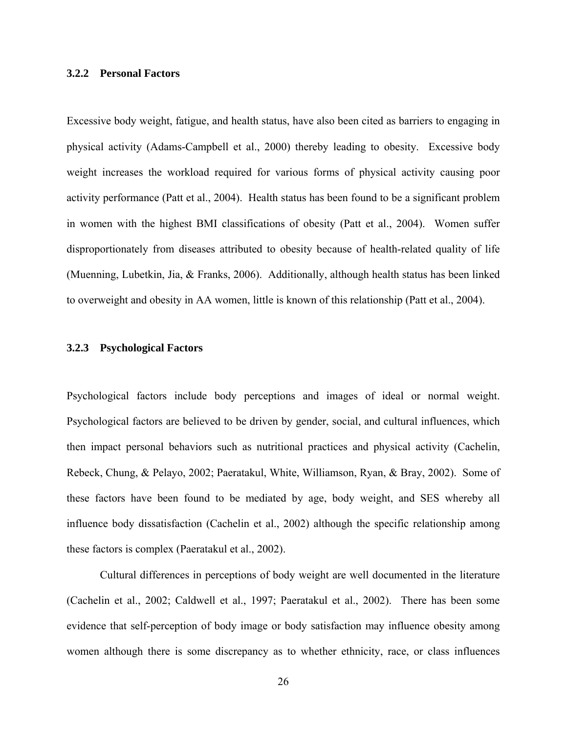### 3.2.2 Personal Factors

Excessive body weight, fatigue, and health status, have also been cited as barriers to engaging in physical activity (Adams-Campbell et al., 2000) thereby leading to obesity. Excessive body weight increases the workload required for various forms of physical activity causing poor activity performance (Patt et al., 2004). Health status has been found to be a significant problem in women with the highest BMI classifications of obesity (Patt et al., 2004). Women suffer disproportionately from diseases attributed to obesity because of health-related quality of life (Muenning, Lubetkin, Jia, & Franks, 2006). Additionally, although health status has been linked to overweight and obesity in AA women, little is known of this relationship (Patt et al., 2004).

### 3.2.3 Psychological Factors

Psychological factors include body perceptions and images of ideal or normal weight. Psychological factors are believed to be driven by gender, social, and cultural influences, which then impact personal behaviors such as nutritional practices and physical activity (Cachelin, Rebeck, Chung, & Pelayo, 2002; Paeratakul, White, Williamson, Ryan, & Bray, 2002). Some of these factors have been found to be mediated by age, body weight, and SES whereby all influence body dissatisfaction (Cachelin et al., 2002) although the specific relationship among these factors is complex (Paeratakul et al., 2002).

Cultural differences in perceptions of body weight are well documented in the literature (Cachelin et al., 2002; Caldwell et al., 1997; Paeratakul et al., 2002). There has been some evidence that self-perception of body image or body satisfaction may influence obesity among women although there is some discrepancy as to whether ethnicity, race, or class influences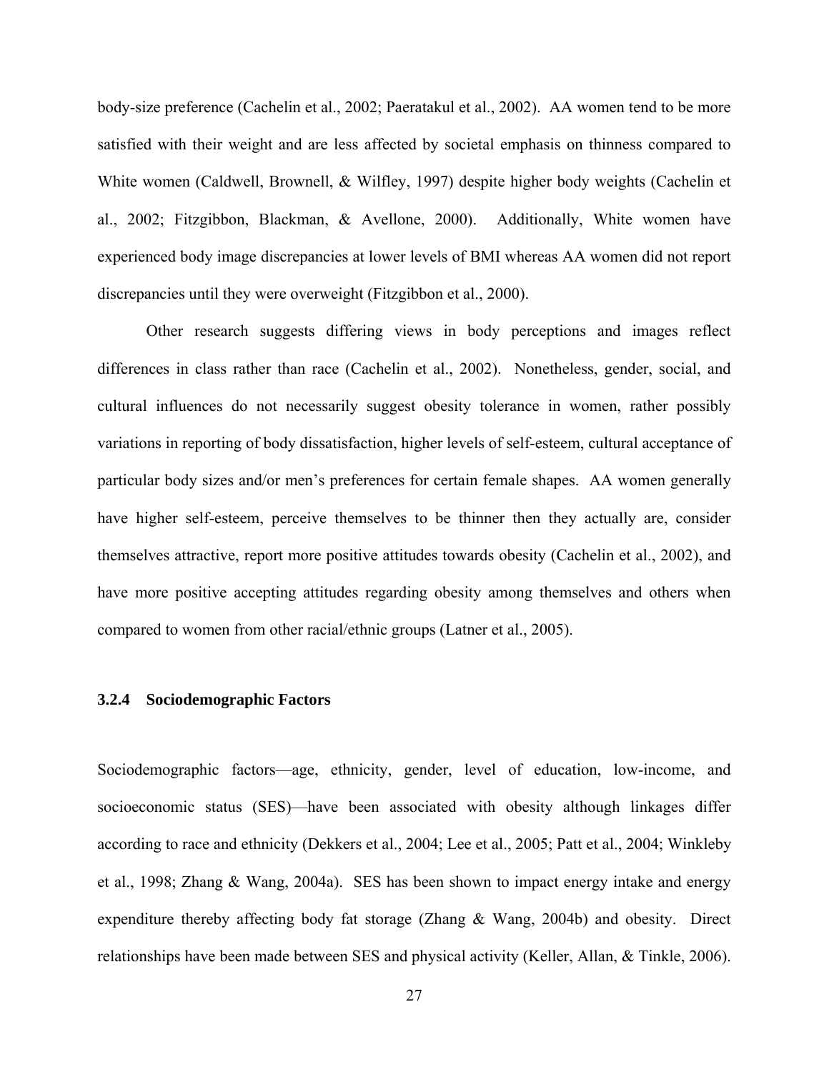body-size preference (Cachelin et al., 2002; Paeratakul et al., 2002). AA women tend to be more satisfied with their weight and are less affected by societal emphasis on thinness compared to White women (Caldwell, Brownell, & Wilfley, 1997) despite higher body weights (Cachelin et al., 2002; Fitzgibbon, Blackman, & Avellone, 2000). Additionally, White women have experienced body image discrepancies at lower levels of BMI whereas AA women did not report discrepancies until they were overweight (Fitzgibbon et al., 2000).

Other research suggests differing views in body perceptions and images reflect differences in class rather than race (Cachelin et al., 2002). Nonetheless, gender, social, and cultural influences do not necessarily suggest obesity tolerance in women, rather possibly variations in reporting of body dissatisfaction, higher levels of self-esteem, cultural acceptance of particular body sizes and/or men's preferences for certain female shapes. AA women generally have higher self-esteem, perceive themselves to be thinner then they actually are, consider themselves attractive, report more positive attitudes towards obesity (Cachelin et al., 2002), and have more positive accepting attitudes regarding obesity among themselves and others when compared to women from other racial/ethnic groups (Latner et al., 2005).

### 3.2.4 Sociodemographic Factors

Sociodemographic factors—age, ethnicity, gender, level of education, low-income, and socioeconomic status (SES)—have been associated with obesity although linkages differ according to race and ethnicity (Dekkers et al., 2004; Lee et al., 2005; Patt et al., 2004; Winkleby et al., 1998; Zhang & Wang, 2004a). SES has been shown to impact energy intake and energy expenditure thereby affecting body fat storage (Zhang & Wang, 2004b) and obesity. Direct relationships have been made between SES and physical activity (Keller, Allan, & Tinkle, 2006).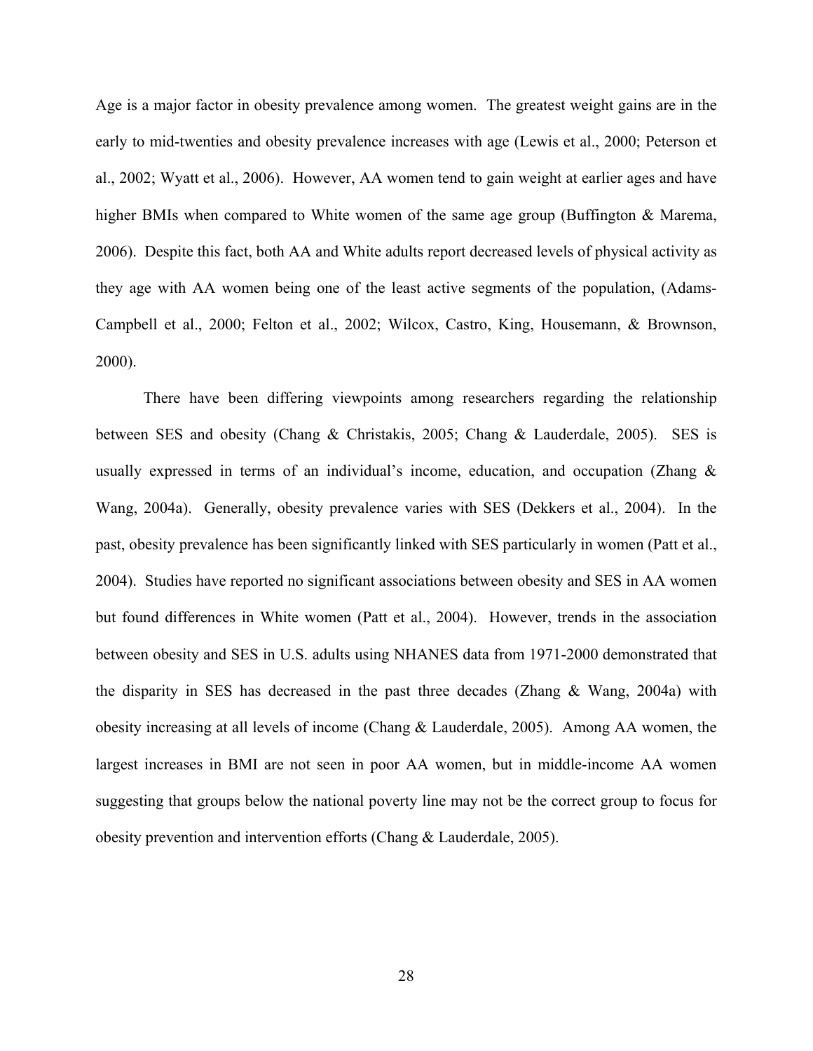Age is a major factor in obesity prevalence among women. The greatest weight gains are in the early to mid-twenties and obesity prevalence increases with age (Lewis et al., 2000; Peterson et al., 2002; Wyatt et al., 2006). However, AA women tend to gain weight at earlier ages and have higher BMIs when compared to White women of the same age group (Buffington & Marema, 2006). Despite this fact, both AA and White adults report decreased levels of physical activity as they age with AA women being one of the least active segments of the population, (Adams-Campbell et al., 2000; Felton et al., 2002; Wilcox, Castro, King, Housemann, & Brownson, 2000).

There have been differing viewpoints among researchers regarding the relationship between SES and obesity (Chang & Christakis, 2005; Chang & Lauderdale, 2005). SES is usually expressed in terms of an individual's income, education, and occupation (Zhang & Wang, 2004a). Generally, obesity prevalence varies with SES (Dekkers et al., 2004). In the past, obesity prevalence has been significantly linked with SES particularly in women (Patt et al., 2004). Studies have reported no significant associations between obesity and SES in AA women but found differences in White women (Patt et al., 2004). However, trends in the association between obesity and SES in U.S. adults using NHANES data from 1971-2000 demonstrated that the disparity in SES has decreased in the past three decades (Zhang & Wang, 2004a) with obesity increasing at all levels of income (Chang & Lauderdale, 2005). Among AA women, the largest increases in BMI are not seen in poor AA women, but in middle-income AA women suggesting that groups below the national poverty line may not be the correct group to focus for obesity prevention and intervention efforts (Chang & Lauderdale, 2005).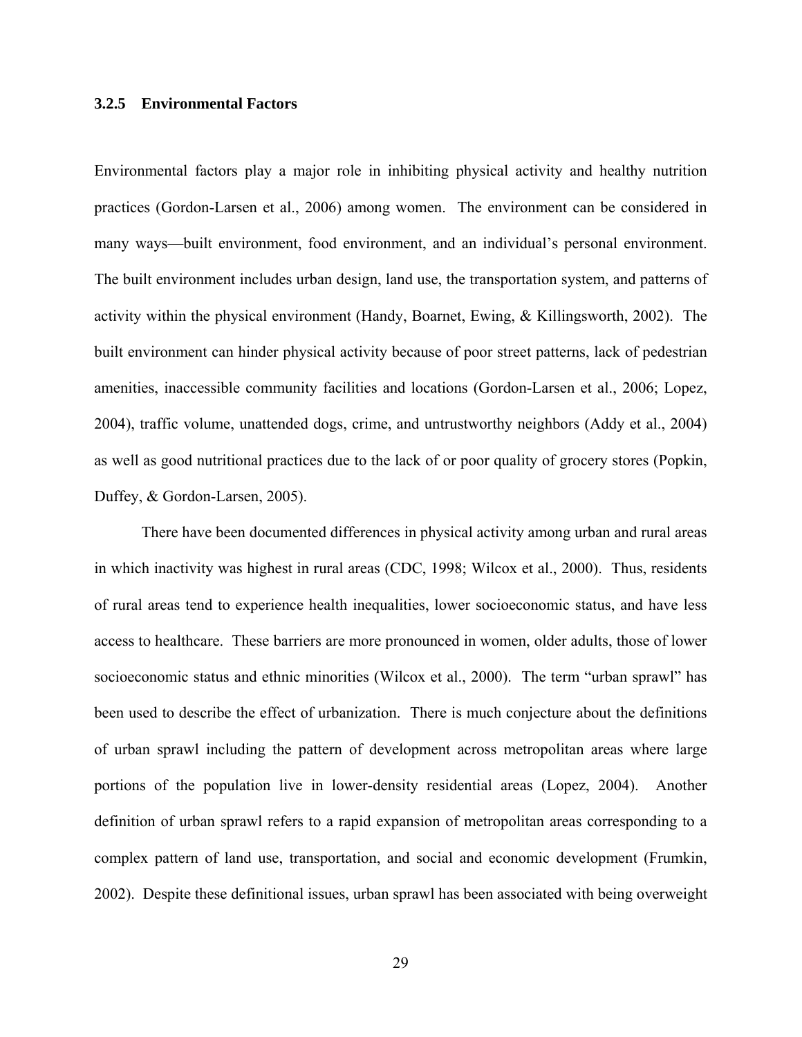### 3.2.5 Environmental Factors

Environmental factors play a major role in inhibiting physical activity and healthy nutrition practices (Gordon-Larsen et al., 2006) among women. The environment can be considered in many ways—built environment, food environment, and an individual's personal environment. The built environment includes urban design, land use, the transportation system, and patterns of activity within the physical environment (Handy, Boarnet, Ewing, & Killingsworth, 2002). The built environment can hinder physical activity because of poor street patterns, lack of pedestrian amenities, inaccessible community facilities and locations (Gordon-Larsen et al., 2006; Lopez, 2004), traffic volume, unattended dogs, crime, and untrustworthy neighbors (Addy et al., 2004) as well as good nutritional practices due to the lack of or poor quality of grocery stores (Popkin, Duffey, & Gordon-Larsen, 2005).

There have been documented differences in physical activity among urban and rural areas in which inactivity was highest in rural areas (CDC, 1998; Wilcox et al., 2000). Thus, residents of rural areas tend to experience health inequalities, lower socioeconomic status, and have less access to healthcare. These barriers are more pronounced in women, older adults, those of lower socioeconomic status and ethnic minorities (Wilcox et al., 2000). The term "urban sprawl" has been used to describe the effect of urbanization. There is much conjecture about the definitions of urban sprawl including the pattern of development across metropolitan areas where large portions of the population live in lower-density residential areas (Lopez, 2004). Another definition of urban sprawl refers to a rapid expansion of metropolitan areas corresponding to a complex pattern of land use, transportation, and social and economic development (Frumkin, 2002). Despite these definitional issues, urban sprawl has been associated with being overweight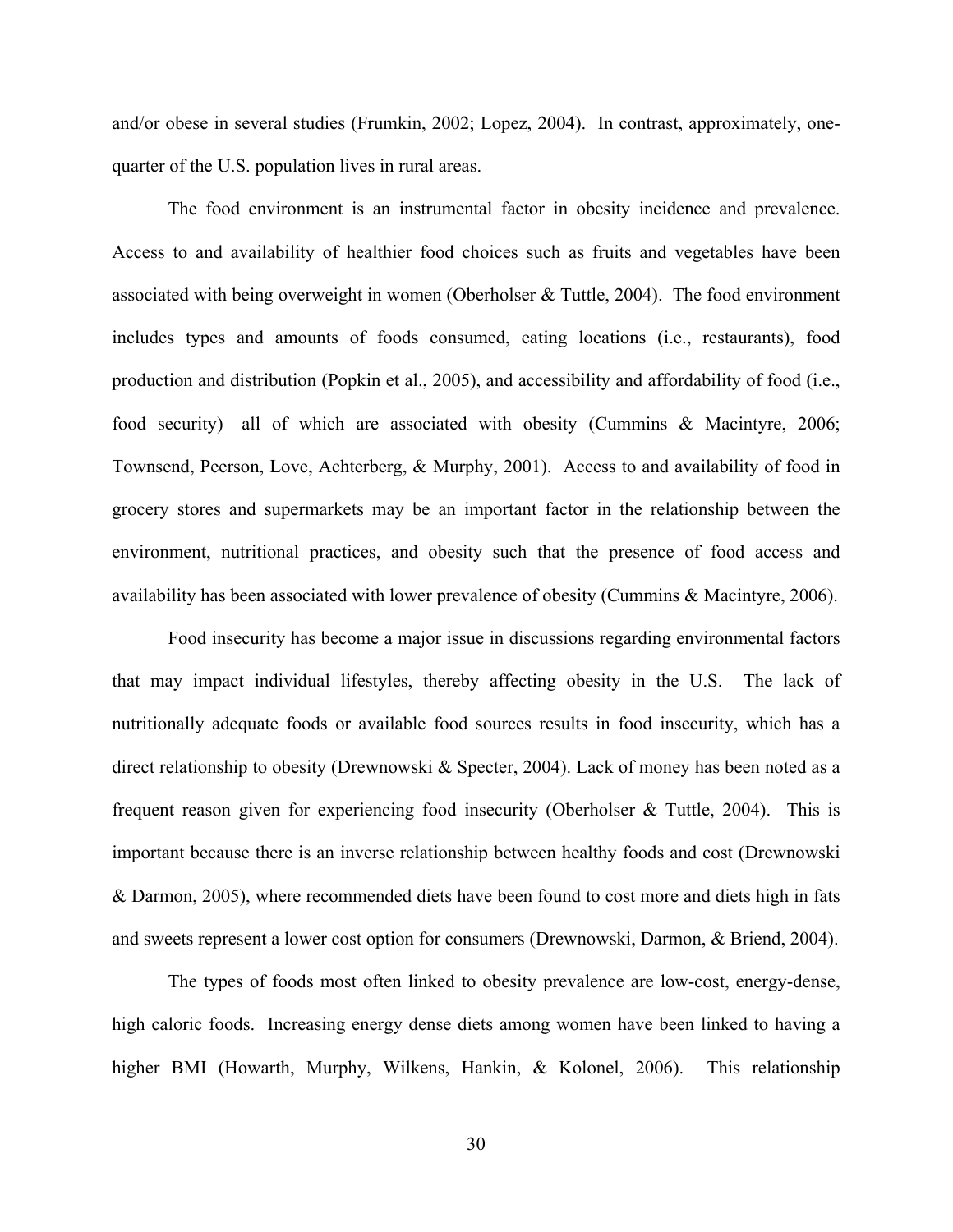and/or obese in several studies (Frumkin, 2002; Lopez, 2004). In contrast, approximately, one-quarter of the U.S. population lives in rural areas.

The food environment is an instrumental factor in obesity incidence and prevalence. Access to and availability of healthier food choices such as fruits and vegetables have been associated with being overweight in women (Oberholser & Tuttle, 2004). The food environment includes types and amounts of foods consumed, eating locations (i.e., restaurants), food production and distribution (Popkin et al., 2005), and accessibility and affordability of food (i.e., food security)—all of which are associated with obesity (Cummins & Macintyre, 2006; Townsend, Peerson, Love, Achterberg, & Murphy, 2001). Access to and availability of food in grocery stores and supermarkets may be an important factor in the relationship between the environment, nutritional practices, and obesity such that the presence of food access and availability has been associated with lower prevalence of obesity (Cummins & Macintyre, 2006).

Food insecurity has become a major issue in discussions regarding environmental factors that may impact individual lifestyles, thereby affecting obesity in the U.S. The lack of nutritionally adequate foods or available food sources results in food insecurity, which has a direct relationship to obesity (Drewnowski & Specter, 2004). Lack of money has been noted as a frequent reason given for experiencing food insecurity (Oberholser & Tuttle, 2004). This is important because there is an inverse relationship between healthy foods and cost (Drewnowski & Darmon, 2005), where recommended diets have been found to cost more and diets high in fats and sweets represent a lower cost option for consumers (Drewnowski, Darmon, & Briend, 2004).

The types of foods most often linked to obesity prevalence are low-cost, energy-dense, high caloric foods. Increasing energy dense diets among women have been linked to having a higher BMI (Howarth, Murphy, Wilkens, Hankin, & Kolonel, 2006). This relationship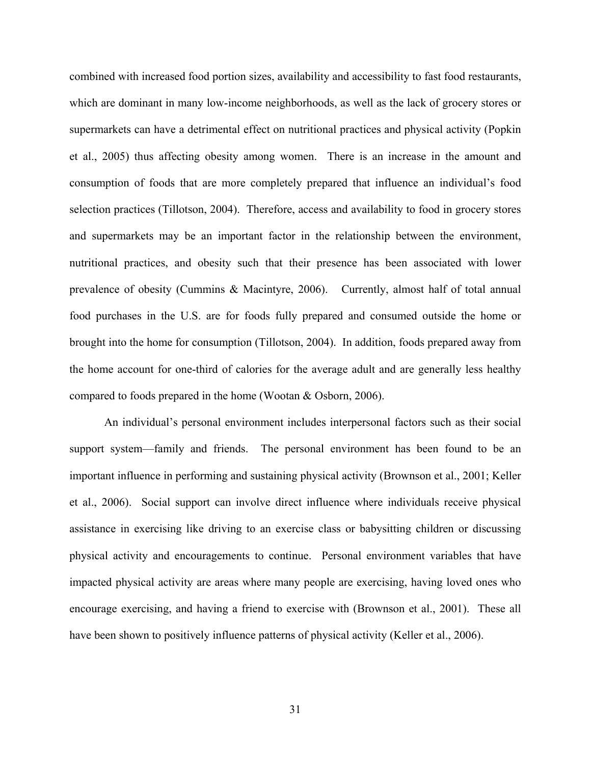combined with increased food portion sizes, availability and accessibility to fast food restaurants, which are dominant in many low-income neighborhoods, as well as the lack of grocery stores or supermarkets can have a detrimental effect on nutritional practices and physical activity (Popkin et al., 2005) thus affecting obesity among women. There is an increase in the amount and consumption of foods that are more completely prepared that influence an individual's food selection practices (Tillotson, 2004). Therefore, access and availability to food in grocery stores and supermarkets may be an important factor in the relationship between the environment, nutritional practices, and obesity such that their presence has been associated with lower prevalence of obesity (Cummins & Macintyre, 2006). Currently, almost half of total annual food purchases in the U.S. are for foods fully prepared and consumed outside the home or brought into the home for consumption (Tillotson, 2004). In addition, foods prepared away from the home account for one-third of calories for the average adult and are generally less healthy compared to foods prepared in the home (Wootan & Osborn, 2006).

An individual's personal environment includes interpersonal factors such as their social support system—family and friends. The personal environment has been found to be an important influence in performing and sustaining physical activity (Brownson et al., 2001; Keller et al., 2006). Social support can involve direct influence where individuals receive physical assistance in exercising like driving to an exercise class or babysitting children or discussing physical activity and encouragements to continue. Personal environment variables that have impacted physical activity are areas where many people are exercising, having loved ones who encourage exercising, and having a friend to exercise with (Brownson et al., 2001). These all have been shown to positively influence patterns of physical activity (Keller et al., 2006).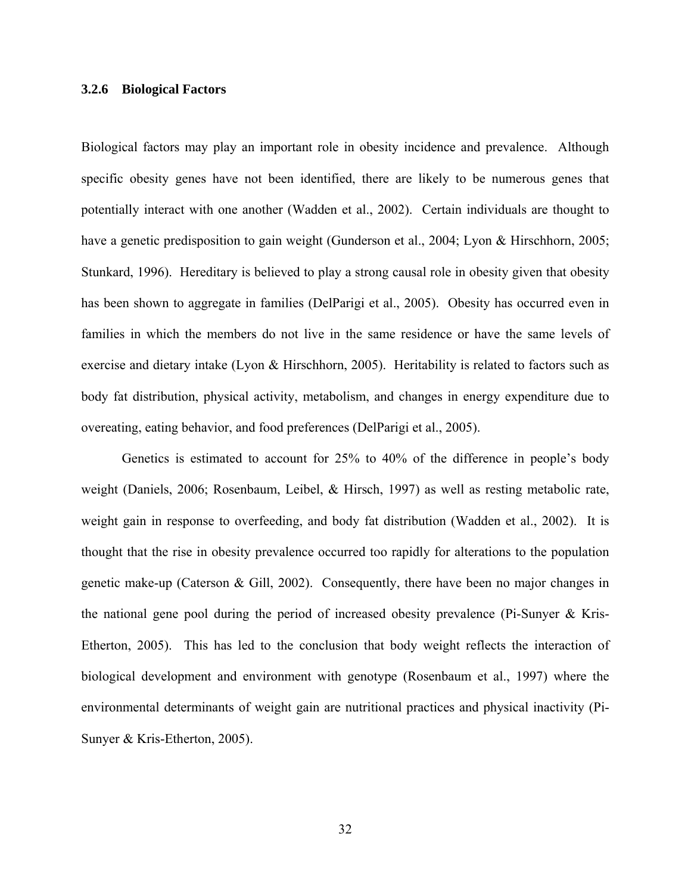### 3.2.6 Biological Factors

Biological factors may play an important role in obesity incidence and prevalence. Although specific obesity genes have not been identified, there are likely to be numerous genes that potentially interact with one another (Wadden et al., 2002). Certain individuals are thought to have a genetic predisposition to gain weight (Gunderson et al., 2004; Lyon & Hirschhorn, 2005; Stunkard, 1996). Hereditary is believed to play a strong causal role in obesity given that obesity has been shown to aggregate in families (DelParigi et al., 2005). Obesity has occurred even in families in which the members do not live in the same residence or have the same levels of exercise and dietary intake (Lyon & Hirschhorn, 2005). Heritability is related to factors such as body fat distribution, physical activity, metabolism, and changes in energy expenditure due to overeating, eating behavior, and food preferences (DelParigi et al., 2005).

Genetics is estimated to account for 25% to 40% of the difference in people's body weight (Daniels, 2006; Rosenbaum, Leibel, & Hirsch, 1997) as well as resting metabolic rate, weight gain in response to overfeeding, and body fat distribution (Wadden et al., 2002). It is thought that the rise in obesity prevalence occurred too rapidly for alterations to the population genetic make-up (Caterson & Gill, 2002). Consequently, there have been no major changes in the national gene pool during the period of increased obesity prevalence (Pi-Sunyer & Kris-Etherton, 2005). This has led to the conclusion that body weight reflects the interaction of biological development and environment with genotype (Rosenbaum et al., 1997) where the environmental determinants of weight gain are nutritional practices and physical inactivity (Pi-Sunyer & Kris-Etherton, 2005).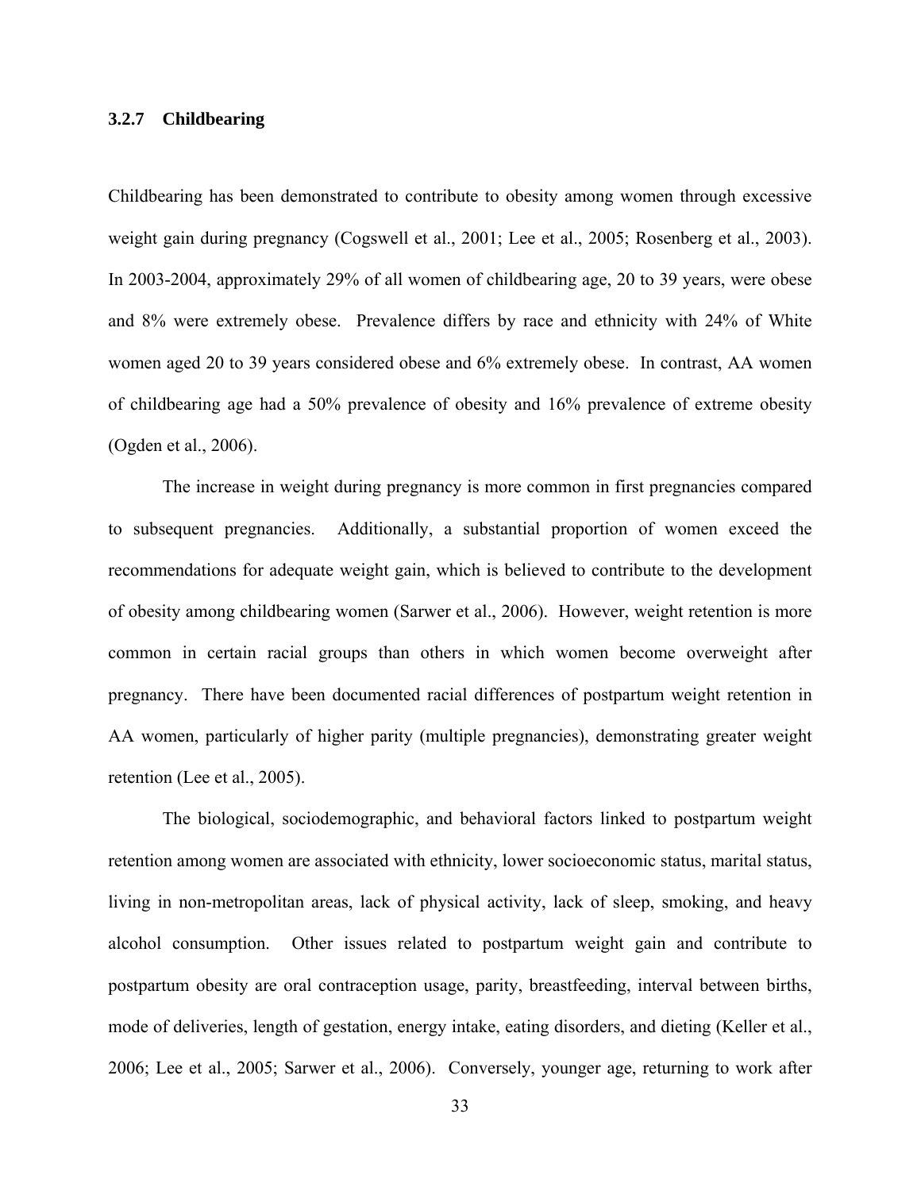### 3.2.7 Childbearing

Childbearing has been demonstrated to contribute to obesity among women through excessive weight gain during pregnancy (Cogswell et al., 2001; Lee et al., 2005; Rosenberg et al., 2003). In 2003-2004, approximately 29% of all women of childbearing age, 20 to 39 years, were obese and 8% were extremely obese. Prevalence differs by race and ethnicity with 24% of White women aged 20 to 39 years considered obese and 6% extremely obese. In contrast, AA women of childbearing age had a 50% prevalence of obesity and 16% prevalence of extreme obesity (Ogden et al., 2006).

The increase in weight during pregnancy is more common in first pregnancies compared to subsequent pregnancies. Additionally, a substantial proportion of women exceed the recommendations for adequate weight gain, which is believed to contribute to the development of obesity among childbearing women (Sarwer et al., 2006). However, weight retention is more common in certain racial groups than others in which women become overweight after pregnancy. There have been documented racial differences of postpartum weight retention in AA women, particularly of higher parity (multiple pregnancies), demonstrating greater weight retention (Lee et al., 2005).

The biological, sociodemographic, and behavioral factors linked to postpartum weight retention among women are associated with ethnicity, lower socioeconomic status, marital status, living in non-metropolitan areas, lack of physical activity, lack of sleep, smoking, and heavy alcohol consumption. Other issues related to postpartum weight gain and contribute to postpartum obesity are oral contraception usage, parity, breastfeeding, interval between births, mode of deliveries, length of gestation, energy intake, eating disorders, and dieting (Keller et al., 2006; Lee et al., 2005; Sarwer et al., 2006). Conversely, younger age, returning to work after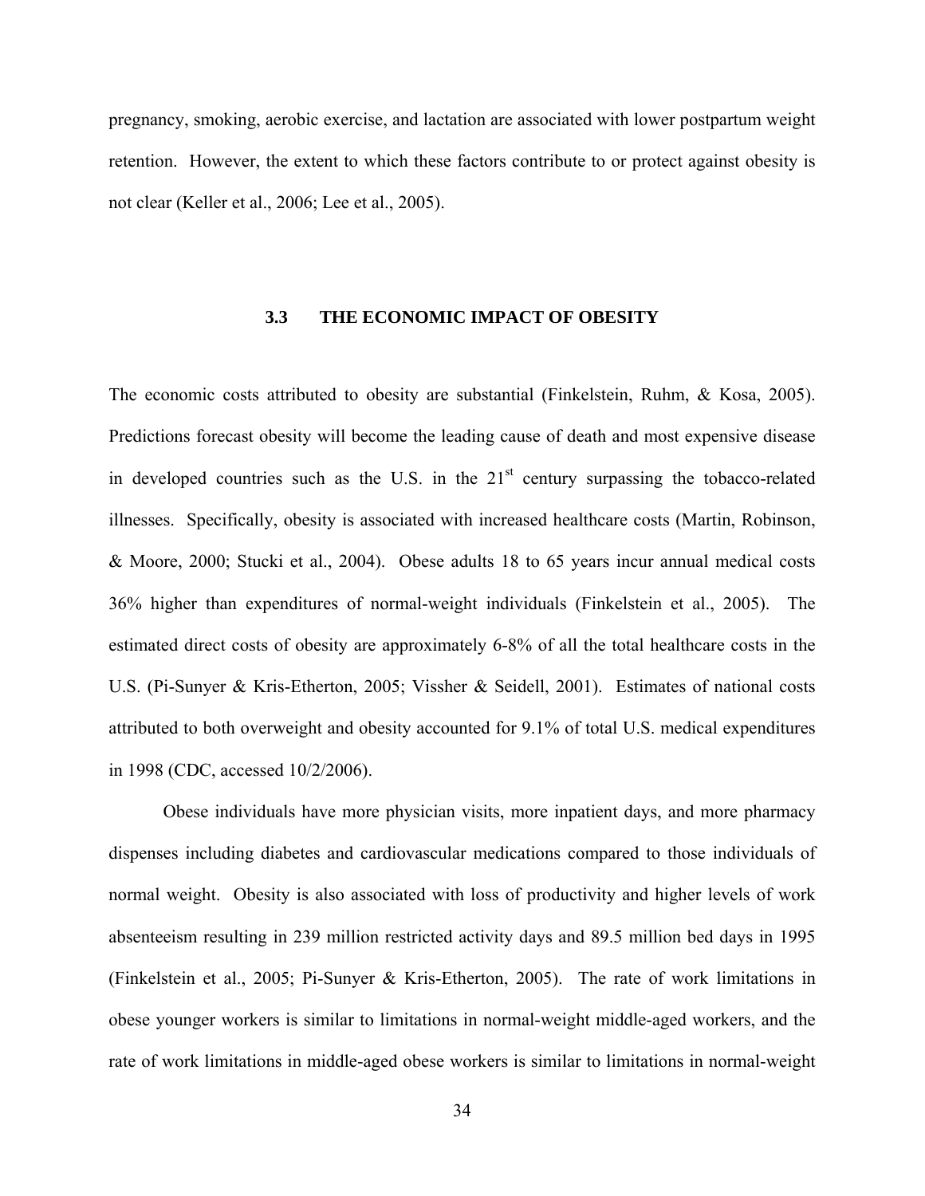pregnancy, smoking, aerobic exercise, and lactation are associated with lower postpartum weight retention. However, the extent to which these factors contribute to or protect against obesity is not clear (Keller et al., 2006; Lee et al., 2005).

## 3.3 THE ECONOMIC IMPACT OF OBESITY

The economic costs attributed to obesity are substantial (Finkelstein, Ruhm, & Kosa, 2005). Predictions forecast obesity will become the leading cause of death and most expensive disease in developed countries such as the U.S. in the 21st century surpassing the tobacco-related illnesses. Specifically, obesity is associated with increased healthcare costs (Martin, Robinson, & Moore, 2000; Stucki et al., 2004). Obese adults 18 to 65 years incur annual medical costs 36% higher than expenditures of normal-weight individuals (Finkelstein et al., 2005). The estimated direct costs of obesity are approximately 6-8% of all the total healthcare costs in the U.S. (Pi-Sunyer & Kris-Etherton, 2005; Vissher & Seidell, 2001). Estimates of national costs attributed to both overweight and obesity accounted for 9.1% of total U.S. medical expenditures in 1998 (CDC, accessed 10/2/2006).

Obese individuals have more physician visits, more inpatient days, and more pharmacy dispenses including diabetes and cardiovascular medications compared to those individuals of normal weight. Obesity is also associated with loss of productivity and higher levels of work absenteeism resulting in 239 million restricted activity days and 89.5 million bed days in 1995 (Finkelstein et al., 2005; Pi-Sunyer & Kris-Etherton, 2005). The rate of work limitations in obese younger workers is similar to limitations in normal-weight middle-aged workers, and the rate of work limitations in middle-aged obese workers is similar to limitations in normal-weight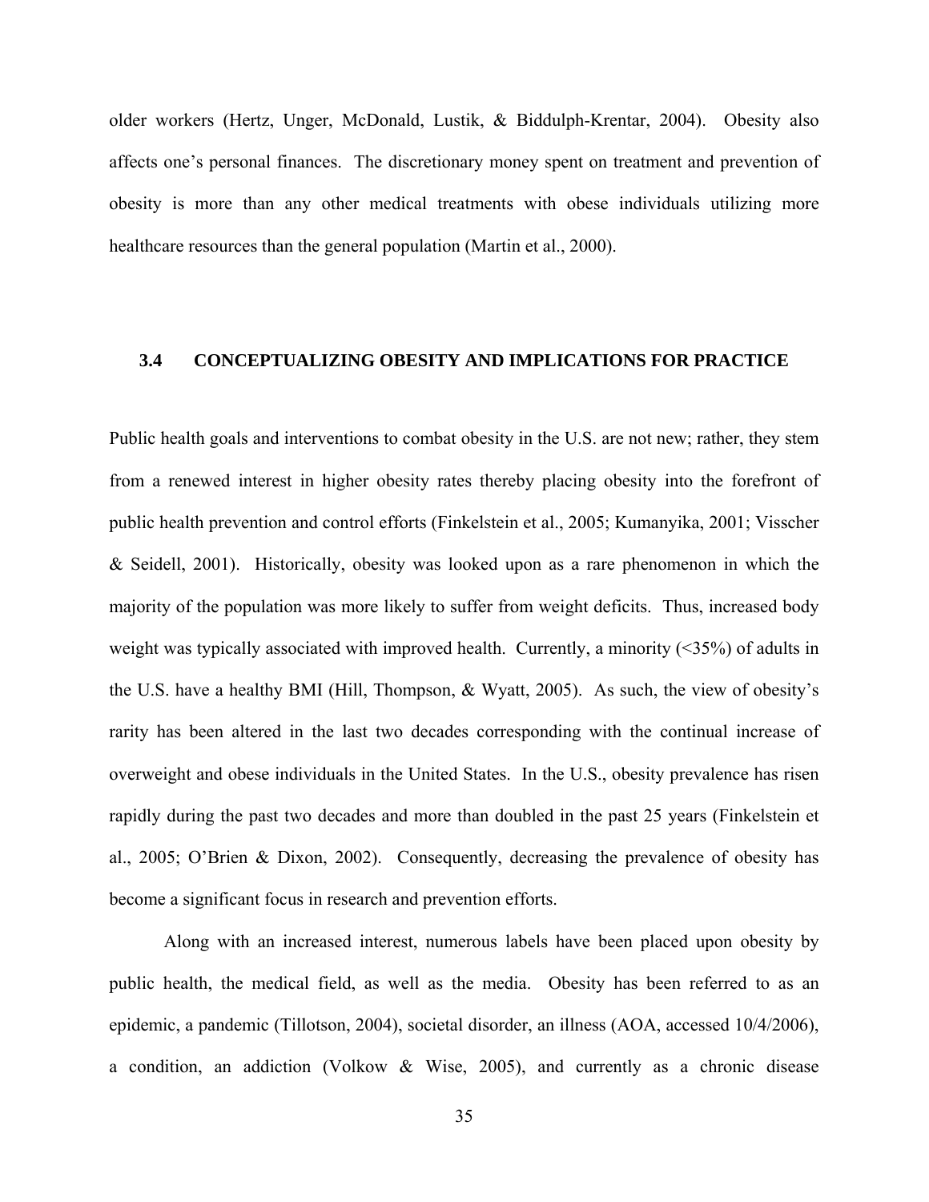older workers (Hertz, Unger, McDonald, Lustik, & Biddulph-Krentar, 2004). Obesity also affects one's personal finances. The discretionary money spent on treatment and prevention of obesity is more than any other medical treatments with obese individuals utilizing more healthcare resources than the general population (Martin et al., 2000).

## 3.4 CONCEPTUALIZING OBESITY AND IMPLICATIONS FOR PRACTICE

Public health goals and interventions to combat obesity in the U.S. are not new; rather, they stem from a renewed interest in higher obesity rates thereby placing obesity into the forefront of public health prevention and control efforts (Finkelstein et al., 2005; Kumanyika, 2001; Visscher & Seidell, 2001). Historically, obesity was looked upon as a rare phenomenon in which the majority of the population was more likely to suffer from weight deficits. Thus, increased body weight was typically associated with improved health. Currently, a minority (<35%) of adults in the U.S. have a healthy BMI (Hill, Thompson, & Wyatt, 2005). As such, the view of obesity's rarity has been altered in the last two decades corresponding with the continual increase of overweight and obese individuals in the United States. In the U.S., obesity prevalence has risen rapidly during the past two decades and more than doubled in the past 25 years (Finkelstein et al., 2005; O'Brien & Dixon, 2002). Consequently, decreasing the prevalence of obesity has become a significant focus in research and prevention efforts.

Along with an increased interest, numerous labels have been placed upon obesity by public health, the medical field, as well as the media. Obesity has been referred to as an epidemic, a pandemic (Tillotson, 2004), societal disorder, an illness (AOA, accessed 10/4/2006), a condition, an addiction (Volkow & Wise, 2005), and currently as a chronic disease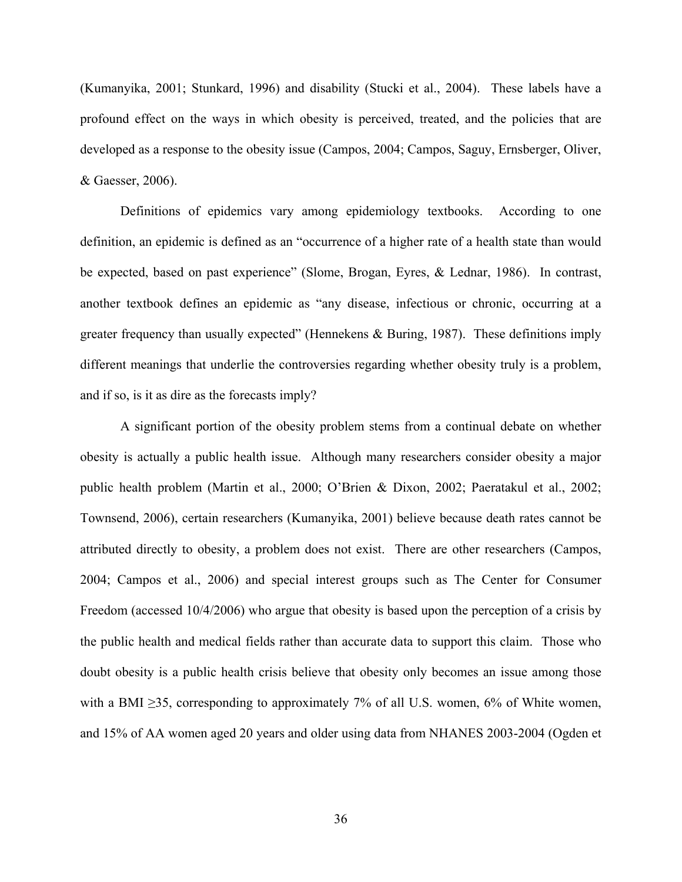(Kumanyika, 2001; Stunkard, 1996) and disability (Stucki et al., 2004). These labels have a profound effect on the ways in which obesity is perceived, treated, and the policies that are developed as a response to the obesity issue (Campos, 2004; Campos, Saguy, Ernsberger, Oliver, & Gaesser, 2006).

Definitions of epidemics vary among epidemiology textbooks. According to one definition, an epidemic is defined as an "occurrence of a higher rate of a health state than would be expected, based on past experience" (Slome, Brogan, Eyres, & Lednar, 1986). In contrast, another textbook defines an epidemic as "any disease, infectious or chronic, occurring at a greater frequency than usually expected" (Hennekens & Buring, 1987). These definitions imply different meanings that underlie the controversies regarding whether obesity truly is a problem, and if so, is it as dire as the forecasts imply?

A significant portion of the obesity problem stems from a continual debate on whether obesity is actually a public health issue. Although many researchers consider obesity a major public health problem (Martin et al., 2000; O'Brien & Dixon, 2002; Paeratakul et al., 2002; Townsend, 2006), certain researchers (Kumanyika, 2001) believe because death rates cannot be attributed directly to obesity, a problem does not exist. There are other researchers (Campos, 2004; Campos et al., 2006) and special interest groups such as The Center for Consumer Freedom (accessed 10/4/2006) who argue that obesity is based upon the perception of a crisis by the public health and medical fields rather than accurate data to support this claim. Those who doubt obesity is a public health crisis believe that obesity only becomes an issue among those with a BMI $\geq$35, corresponding to approximately 7% of all U.S. women, 6% of White women, and 15% of AA women aged 20 years and older using data from NHANES 2003-2004 (Ogden et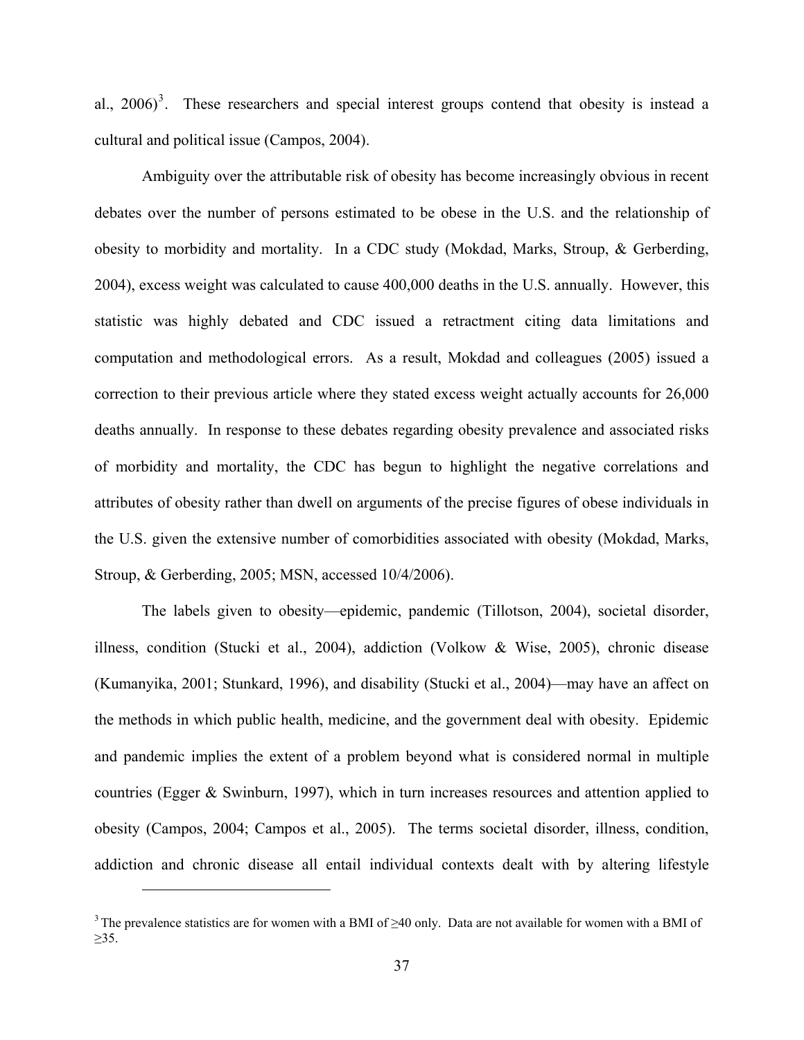al., 2006)[3]. These researchers and special interest groups contend that obesity is instead a cultural and political issue (Campos, 2004).

Ambiguity over the attributable risk of obesity has become increasingly obvious in recent debates over the number of persons estimated to be obese in the U.S. and the relationship of obesity to morbidity and mortality. In a CDC study (Mokdad, Marks, Stroup, & Gerberding, 2004), excess weight was calculated to cause 400,000 deaths in the U.S. annually. However, this statistic was highly debated and CDC issued a retractment citing data limitations and computation and methodological errors. As a result, Mokdad and colleagues (2005) issued a correction to their previous article where they stated excess weight actually accounts for 26,000 deaths annually. In response to these debates regarding obesity prevalence and associated risks of morbidity and mortality, the CDC has begun to highlight the negative correlations and attributes of obesity rather than dwell on arguments of the precise figures of obese individuals in the U.S. given the extensive number of comorbidities associated with obesity (Mokdad, Marks, Stroup, & Gerberding, 2005; MSN, accessed 10/4/2006).

The labels given to obesity—epidemic, pandemic (Tillotson, 2004), societal disorder, illness, condition (Stucki et al., 2004), addiction (Volkow & Wise, 2005), chronic disease (Kumanyika, 2001; Stunkard, 1996), and disability (Stucki et al., 2004)—may have an affect on the methods in which public health, medicine, and the government deal with obesity. Epidemic and pandemic implies the extent of a problem beyond what is considered normal in multiple countries (Egger & Swinburn, 1997), which in turn increases resources and attention applied to obesity (Campos, 2004; Campos et al., 2005). The terms societal disorder, illness, condition, addiction and chronic disease all entail individual contexts dealt with by altering lifestyle

[3] The prevalence statistics are for women with a BMI of ≥40 only. Data are not available for women with a BMI of ≥35.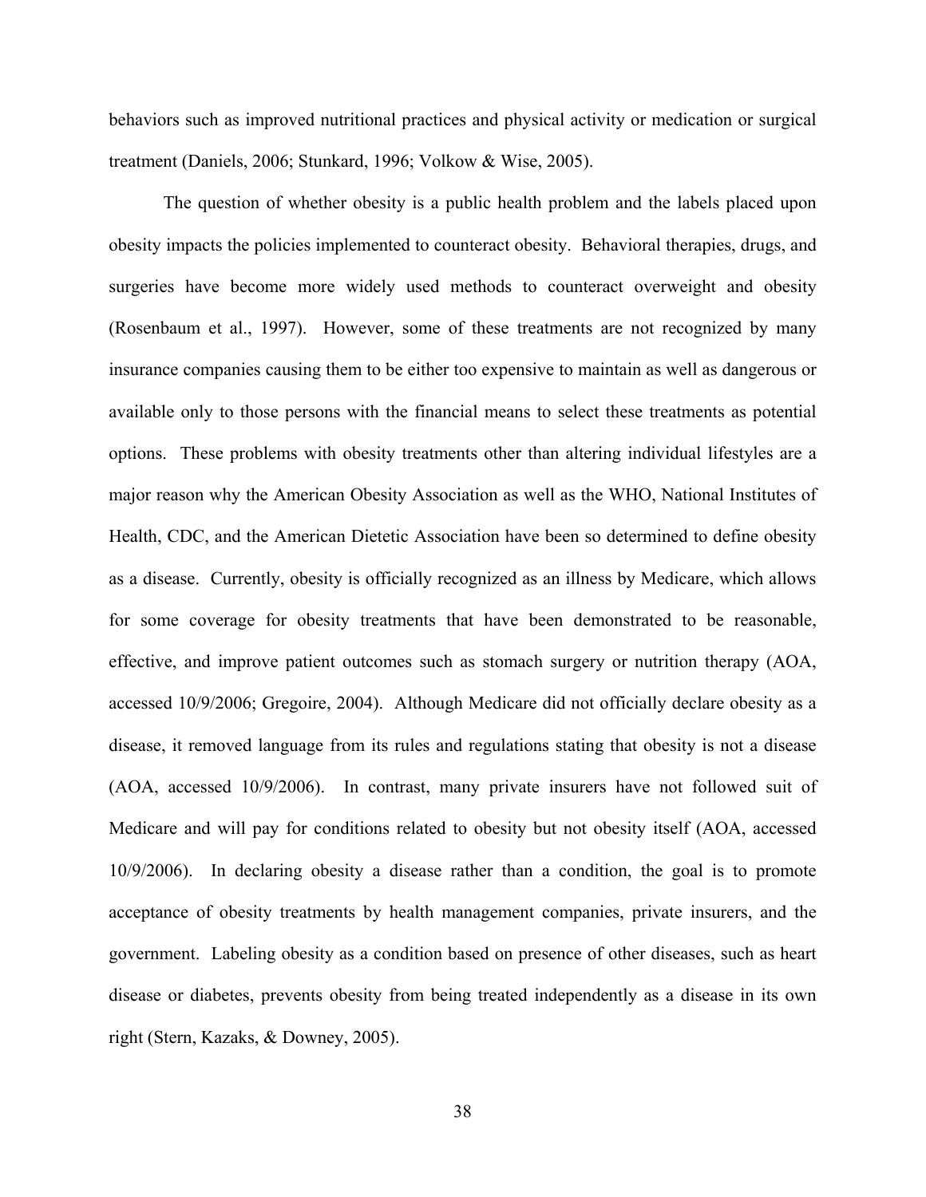behaviors such as improved nutritional practices and physical activity or medication or surgical treatment (Daniels, 2006; Stunkard, 1996; Volkow & Wise, 2005).

The question of whether obesity is a public health problem and the labels placed upon obesity impacts the policies implemented to counteract obesity. Behavioral therapies, drugs, and surgeries have become more widely used methods to counteract overweight and obesity (Rosenbaum et al., 1997). However, some of these treatments are not recognized by many insurance companies causing them to be either too expensive to maintain as well as dangerous or available only to those persons with the financial means to select these treatments as potential options. These problems with obesity treatments other than altering individual lifestyles are a major reason why the American Obesity Association as well as the WHO, National Institutes of Health, CDC, and the American Dietetic Association have been so determined to define obesity as a disease. Currently, obesity is officially recognized as an illness by Medicare, which allows for some coverage for obesity treatments that have been demonstrated to be reasonable, effective, and improve patient outcomes such as stomach surgery or nutrition therapy (AOA, accessed 10/9/2006; Gregoire, 2004). Although Medicare did not officially declare obesity as a disease, it removed language from its rules and regulations stating that obesity is not a disease (AOA, accessed 10/9/2006). In contrast, many private insurers have not followed suit of Medicare and will pay for conditions related to obesity but not obesity itself (AOA, accessed 10/9/2006). In declaring obesity a disease rather than a condition, the goal is to promote acceptance of obesity treatments by health management companies, private insurers, and the government. Labeling obesity as a condition based on presence of other diseases, such as heart disease or diabetes, prevents obesity from being treated independently as a disease in its own right (Stern, Kazaks, & Downey, 2005).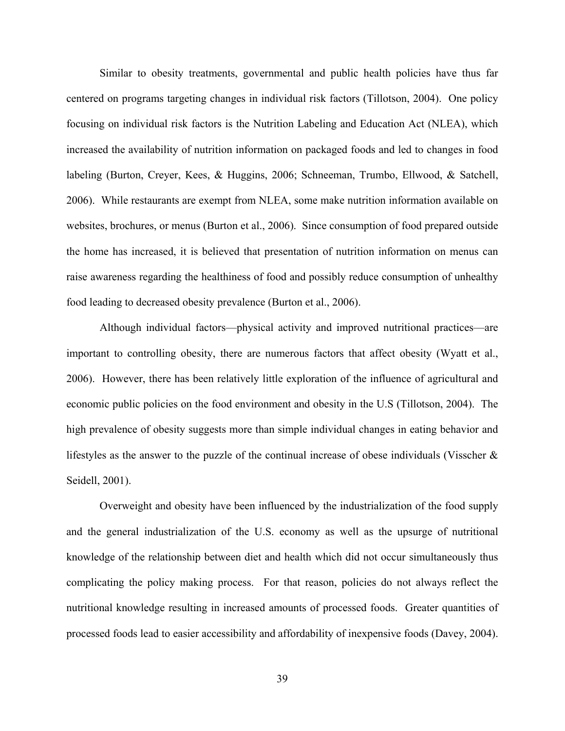Similar to obesity treatments, governmental and public health policies have thus far centered on programs targeting changes in individual risk factors (Tillotson, 2004). One policy focusing on individual risk factors is the Nutrition Labeling and Education Act (NLEA), which increased the availability of nutrition information on packaged foods and led to changes in food labeling (Burton, Creyer, Kees, & Huggins, 2006; Schneeman, Trumbo, Ellwood, & Satchell, 2006). While restaurants are exempt from NLEA, some make nutrition information available on websites, brochures, or menus (Burton et al., 2006). Since consumption of food prepared outside the home has increased, it is believed that presentation of nutrition information on menus can raise awareness regarding the healthiness of food and possibly reduce consumption of unhealthy food leading to decreased obesity prevalence (Burton et al., 2006).

Although individual factors—physical activity and improved nutritional practices—are important to controlling obesity, there are numerous factors that affect obesity (Wyatt et al., 2006). However, there has been relatively little exploration of the influence of agricultural and economic public policies on the food environment and obesity in the U.S (Tillotson, 2004). The high prevalence of obesity suggests more than simple individual changes in eating behavior and lifestyles as the answer to the puzzle of the continual increase of obese individuals (Visscher & Seidell, 2001).

Overweight and obesity have been influenced by the industrialization of the food supply and the general industrialization of the U.S. economy as well as the upsurge of nutritional knowledge of the relationship between diet and health which did not occur simultaneously thus complicating the policy making process. For that reason, policies do not always reflect the nutritional knowledge resulting in increased amounts of processed foods. Greater quantities of processed foods lead to easier accessibility and affordability of inexpensive foods (Davey, 2004).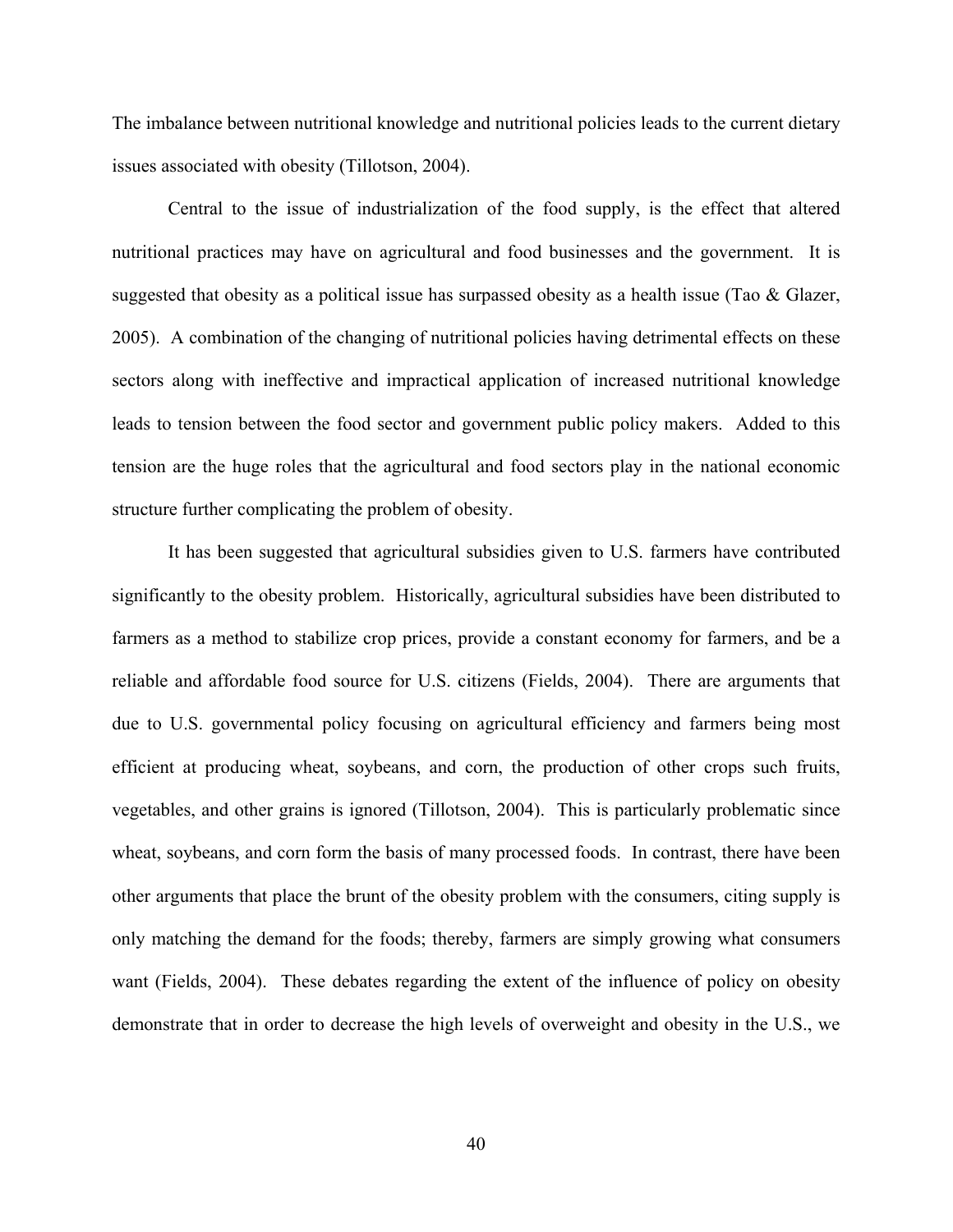The imbalance between nutritional knowledge and nutritional policies leads to the current dietary issues associated with obesity (Tillotson, 2004).

Central to the issue of industrialization of the food supply, is the effect that altered nutritional practices may have on agricultural and food businesses and the government. It is suggested that obesity as a political issue has surpassed obesity as a health issue (Tao & Glazer, 2005). A combination of the changing of nutritional policies having detrimental effects on these sectors along with ineffective and impractical application of increased nutritional knowledge leads to tension between the food sector and government public policy makers. Added to this tension are the huge roles that the agricultural and food sectors play in the national economic structure further complicating the problem of obesity.

It has been suggested that agricultural subsidies given to U.S. farmers have contributed significantly to the obesity problem. Historically, agricultural subsidies have been distributed to farmers as a method to stabilize crop prices, provide a constant economy for farmers, and be a reliable and affordable food source for U.S. citizens (Fields, 2004). There are arguments that due to U.S. governmental policy focusing on agricultural efficiency and farmers being most efficient at producing wheat, soybeans, and corn, the production of other crops such fruits, vegetables, and other grains is ignored (Tillotson, 2004). This is particularly problematic since wheat, soybeans, and corn form the basis of many processed foods. In contrast, there have been other arguments that place the brunt of the obesity problem with the consumers, citing supply is only matching the demand for the foods; thereby, farmers are simply growing what consumers want (Fields, 2004). These debates regarding the extent of the influence of policy on obesity demonstrate that in order to decrease the high levels of overweight and obesity in the U.S., we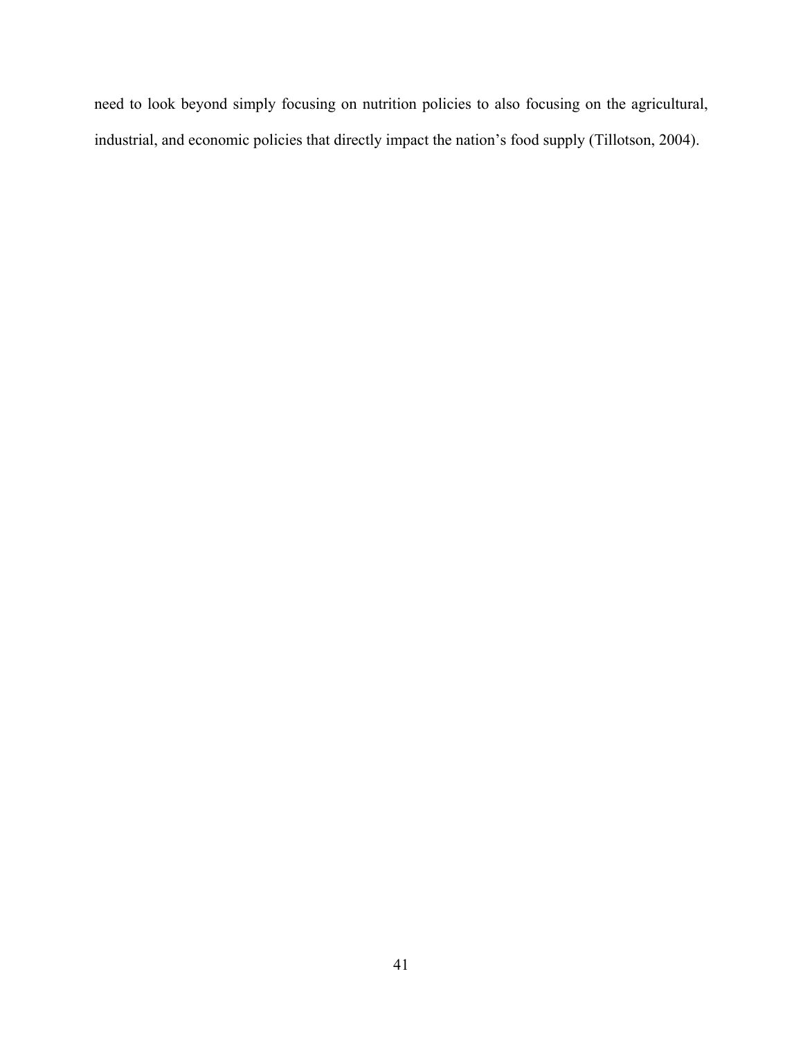need to look beyond simply focusing on nutrition policies to also focusing on the agricultural, industrial, and economic policies that directly impact the nation's food supply (Tillotson, 2004).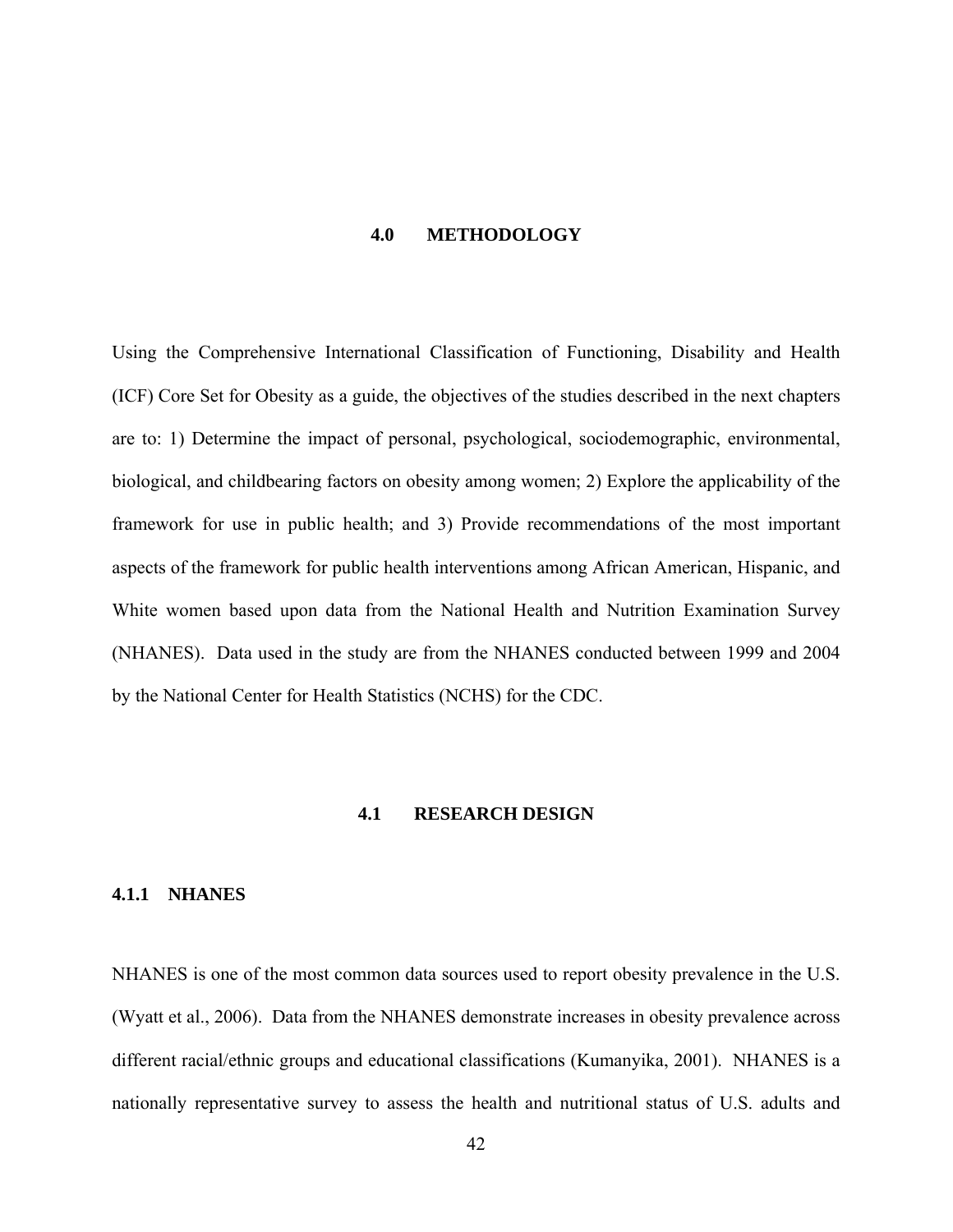# 4.0 METHODOLOGY

Using the Comprehensive International Classification of Functioning, Disability and Health (ICF) Core Set for Obesity as a guide, the objectives of the studies described in the next chapters are to: 1) Determine the impact of personal, psychological, sociodemographic, environmental, biological, and childbearing factors on obesity among women; 2) Explore the applicability of the framework for use in public health; and 3) Provide recommendations of the most important aspects of the framework for public health interventions among African American, Hispanic, and White women based upon data from the National Health and Nutrition Examination Survey (NHANES). Data used in the study are from the NHANES conducted between 1999 and 2004 by the National Center for Health Statistics (NCHS) for the CDC.

## 4.1 RESEARCH DESIGN

### 4.1.1 NHANES

NHANES is one of the most common data sources used to report obesity prevalence in the U.S. (Wyatt et al., 2006). Data from the NHANES demonstrate increases in obesity prevalence across different racial/ethnic groups and educational classifications (Kumanyika, 2001). NHANES is a nationally representative survey to assess the health and nutritional status of U.S. adults and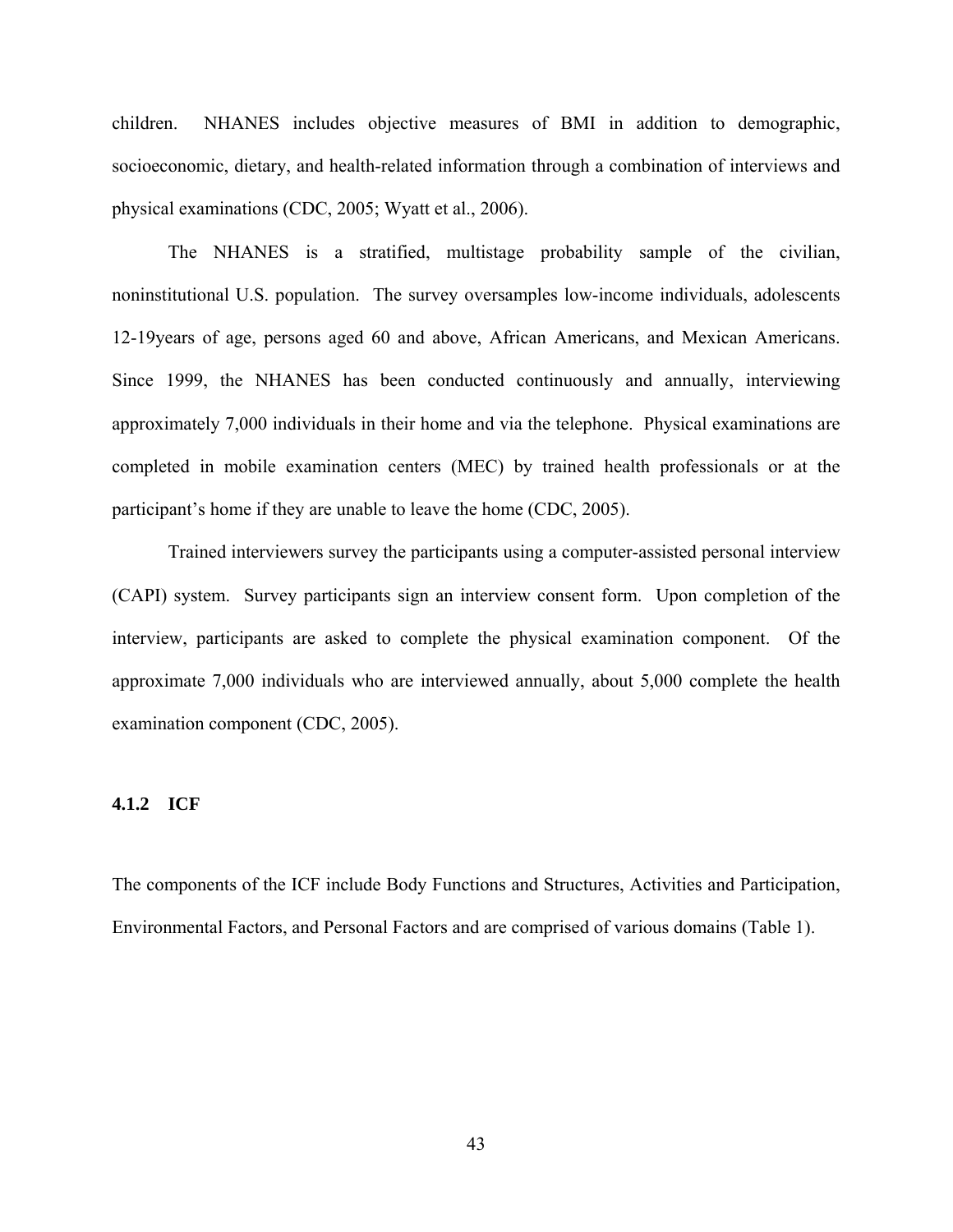children. NHANES includes objective measures of BMI in addition to demographic, socioeconomic, dietary, and health-related information through a combination of interviews and physical examinations (CDC, 2005; Wyatt et al., 2006).

The NHANES is a stratified, multistage probability sample of the civilian, noninstitutional U.S. population. The survey oversamples low-income individuals, adolescents 12-19years of age, persons aged 60 and above, African Americans, and Mexican Americans. Since 1999, the NHANES has been conducted continuously and annually, interviewing approximately 7,000 individuals in their home and via the telephone. Physical examinations are completed in mobile examination centers (MEC) by trained health professionals or at the participant's home if they are unable to leave the home (CDC, 2005).

Trained interviewers survey the participants using a computer-assisted personal interview (CAPI) system. Survey participants sign an interview consent form. Upon completion of the interview, participants are asked to complete the physical examination component. Of the approximate 7,000 individuals who are interviewed annually, about 5,000 complete the health examination component (CDC, 2005).

### 4.1.2 ICF

The components of the ICF include Body Functions and Structures, Activities and Participation, Environmental Factors, and Personal Factors and are comprised of various domains (Table 1).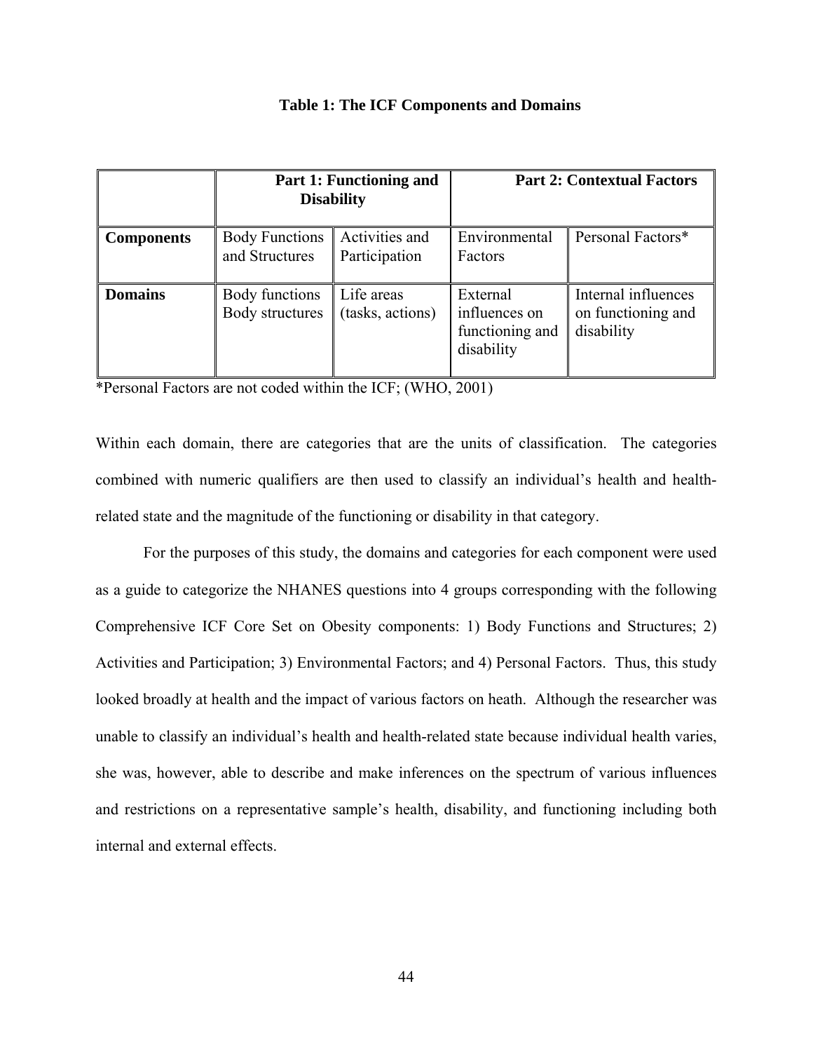**Table 1: The ICF Components and Domains**

| | Part 1: Functioning and Disability | | Part 2: Contextual Factors | |
|---|---|---|---|---|
| **Components** | Body Functions and Structures | Activities and Participation | Environmental Factors | Personal Factors* |
| **Domains** | Body functions Body structures | Life areas (tasks, actions) | External influences on functioning and disability | Internal influences on functioning and disability |

*Personal Factors are not coded within the ICF; (WHO, 2001)

Within each domain, there are categories that are the units of classification. The categories combined with numeric qualifiers are then used to classify an individual's health and health-related state and the magnitude of the functioning or disability in that category.

For the purposes of this study, the domains and categories for each component were used as a guide to categorize the NHANES questions into 4 groups corresponding with the following Comprehensive ICF Core Set on Obesity components: 1) Body Functions and Structures; 2) Activities and Participation; 3) Environmental Factors; and 4) Personal Factors. Thus, this study looked broadly at health and the impact of various factors on heath. Although the researcher was unable to classify an individual's health and health-related state because individual health varies, she was, however, able to describe and make inferences on the spectrum of various influences and restrictions on a representative sample's health, disability, and functioning including both internal and external effects.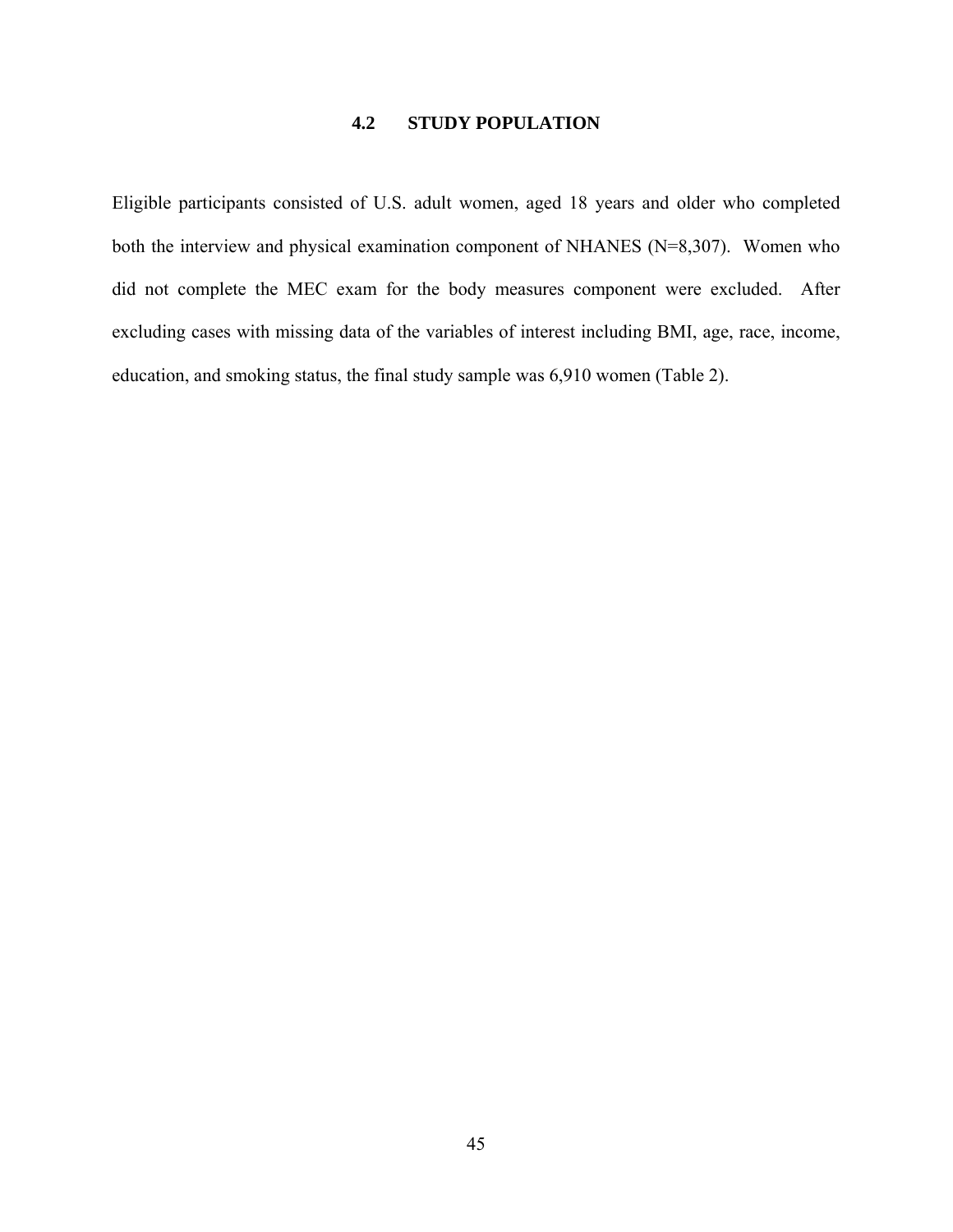## 4.2 STUDY POPULATION

Eligible participants consisted of U.S. adult women, aged 18 years and older who completed both the interview and physical examination component of NHANES (N=8,307). Women who did not complete the MEC exam for the body measures component were excluded. After excluding cases with missing data of the variables of interest including BMI, age, race, income, education, and smoking status, the final study sample was 6,910 women (Table 2).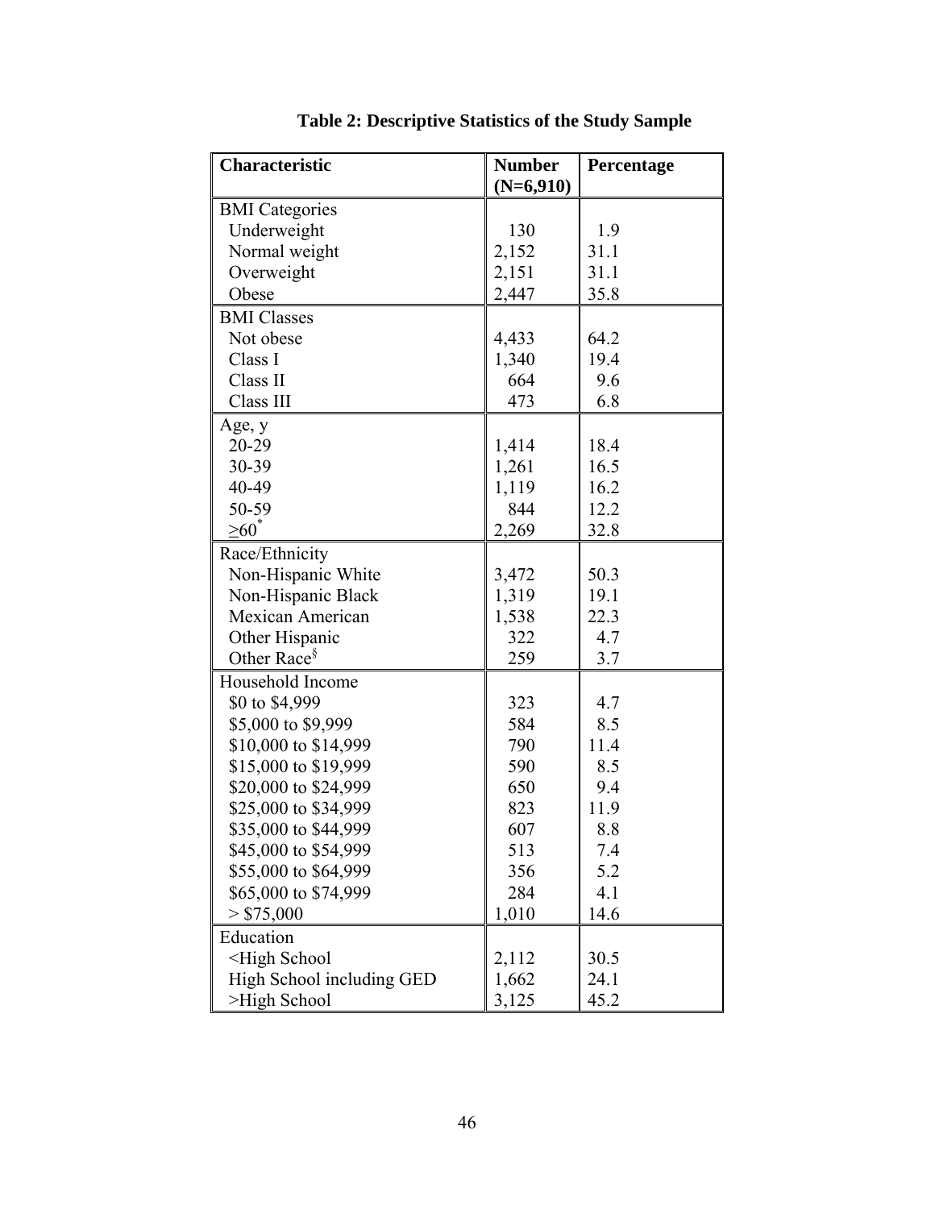**Table 2: Descriptive Statistics of the Study Sample**

| Characteristic | Number (N=6,910) | Percentage |
| --- | --- | --- |
| BMI Categories | | |
| Underweight | 130 | 1.9 |
| Normal weight | 2,152 | 31.1 |
| Overweight | 2,151 | 31.1 |
| Obese | 2,447 | 35.8 |
| BMI Classes | | |
| Not obese | 4,433 | 64.2 |
| Class I | 1,340 | 19.4 |
| Class II | 664 | 9.6 |
| Class III | 473 | 6.8 |
| Age, y | | |
| 20-29 | 1,414 | 18.4 |
| 30-39 | 1,261 | 16.5 |
| 40-49 | 1,119 | 16.2 |
| 50-59 | 844 | 12.2 |
| ≥60[*] | 2,269 | 32.8 |
| Race/Ethnicity | | |
| Non-Hispanic White | 3,472 | 50.3 |
| Non-Hispanic Black | 1,319 | 19.1 |
| Mexican American | 1,538 | 22.3 |
| Other Hispanic | 322 | 4.7 |
| Other Race[§] | 259 | 3.7 |
| Household Income | | |
| $0 to $4,999 | 323 | 4.7 |
| $5,000 to $9,999 | 584 | 8.5 |
| $10,000 to $14,999 | 790 | 11.4 |
| $15,000 to $19,999 | 590 | 8.5 |
| $20,000 to $24,999 | 650 | 9.4 |
| $25,000 to $34,999 | 823 | 11.9 |
| $35,000 to $44,999 | 607 | 8.8 |
| $45,000 to $54,999 | 513 | 7.4 |
| $55,000 to $64,999 | 356 | 5.2 |
| $65,000 to $74,999 | 284 | 4.1 |
| > $75,000 | 1,010 | 14.6 |
| Education | | |
| <High School | 2,112 | 30.5 |
| High School including GED | 1,662 | 24.1 |
| >High School | 3,125 | 45.2 |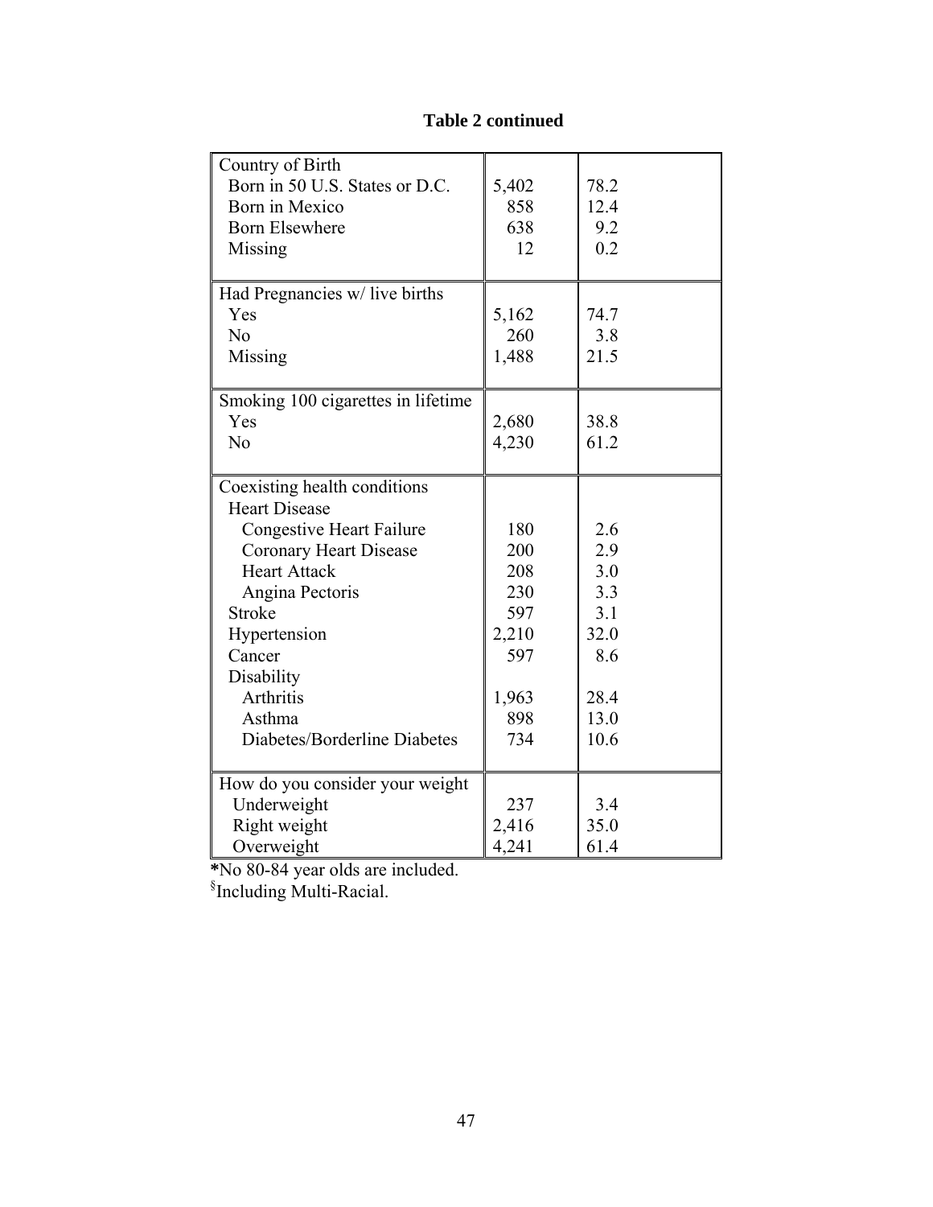**Table 2 continued**

| | | |
|---|---|---|
| Country of Birth | | |
| Born in 50 U.S. States or D.C. | 5,402 | 78.2 |
| Born in Mexico | 858 | 12.4 |
| Born Elsewhere | 638 | 9.2 |
| Missing | 12 | 0.2 |
| Had Pregnancies w/ live births | | |
| Yes | 5,162 | 74.7 |
| No | 260 | 3.8 |
| Missing | 1,488 | 21.5 |
| Smoking 100 cigarettes in lifetime | | |
| Yes | 2,680 | 38.8 |
| No | 4,230 | 61.2 |
| Coexisting health conditions | | |
| Heart Disease | | |
| Congestive Heart Failure | 180 | 2.6 |
| Coronary Heart Disease | 200 | 2.9 |
| Heart Attack | 208 | 3.0 |
| Angina Pectoris | 230 | 3.3 |
| Stroke | 597 | 3.1 |
| Hypertension | 2,210 | 32.0 |
| Cancer | 597 | 8.6 |
| Disability | | |
| Arthritis | 1,963 | 28.4 |
| Asthma | 898 | 13.0 |
| Diabetes/Borderline Diabetes | 734 | 10.6 |
| How do you consider your weight | | |
| Underweight | 237 | 3.4 |
| Right weight | 2,416 | 35.0 |
| Overweight | 4,241 | 61.4 |

**\***No 80-84 year olds are included.
§Including Multi-Racial.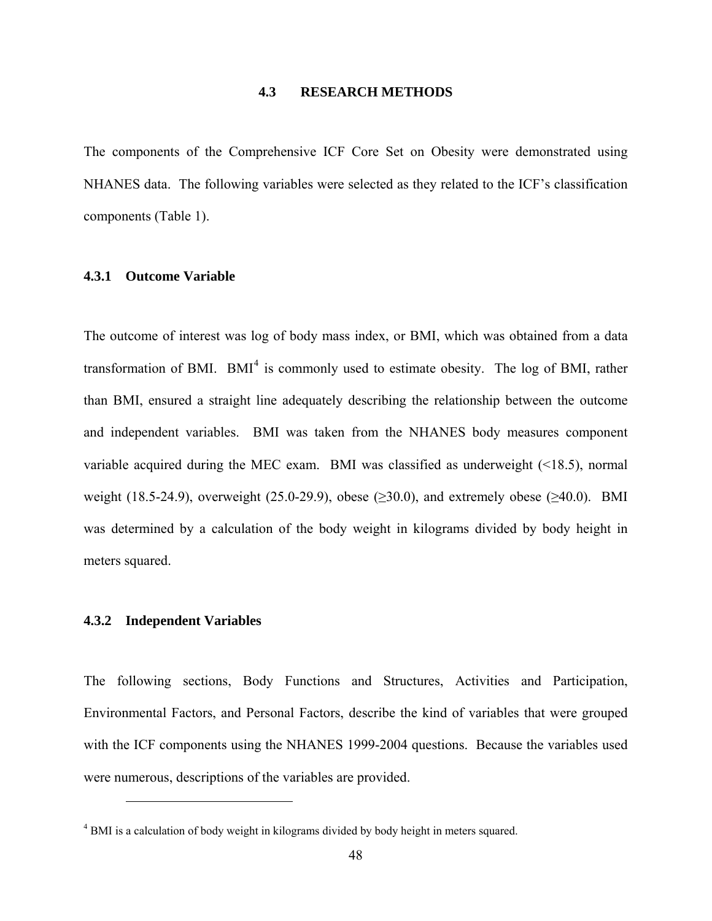## 4.3 RESEARCH METHODS

The components of the Comprehensive ICF Core Set on Obesity were demonstrated using NHANES data. The following variables were selected as they related to the ICF's classification components (Table 1).

### 4.3.1 Outcome Variable

The outcome of interest was log of body mass index, or BMI, which was obtained from a data transformation of BMI. BMI[4] is commonly used to estimate obesity. The log of BMI, rather than BMI, ensured a straight line adequately describing the relationship between the outcome and independent variables. BMI was taken from the NHANES body measures component variable acquired during the MEC exam. BMI was classified as underweight (<18.5), normal weight (18.5-24.9), overweight (25.0-29.9), obese (≥30.0), and extremely obese (≥40.0). BMI was determined by a calculation of the body weight in kilograms divided by body height in meters squared.

### 4.3.2 Independent Variables

The following sections, Body Functions and Structures, Activities and Participation, Environmental Factors, and Personal Factors, describe the kind of variables that were grouped with the ICF components using the NHANES 1999-2004 questions. Because the variables used were numerous, descriptions of the variables are provided.

---

[4] BMI is a calculation of body weight in kilograms divided by body height in meters squared.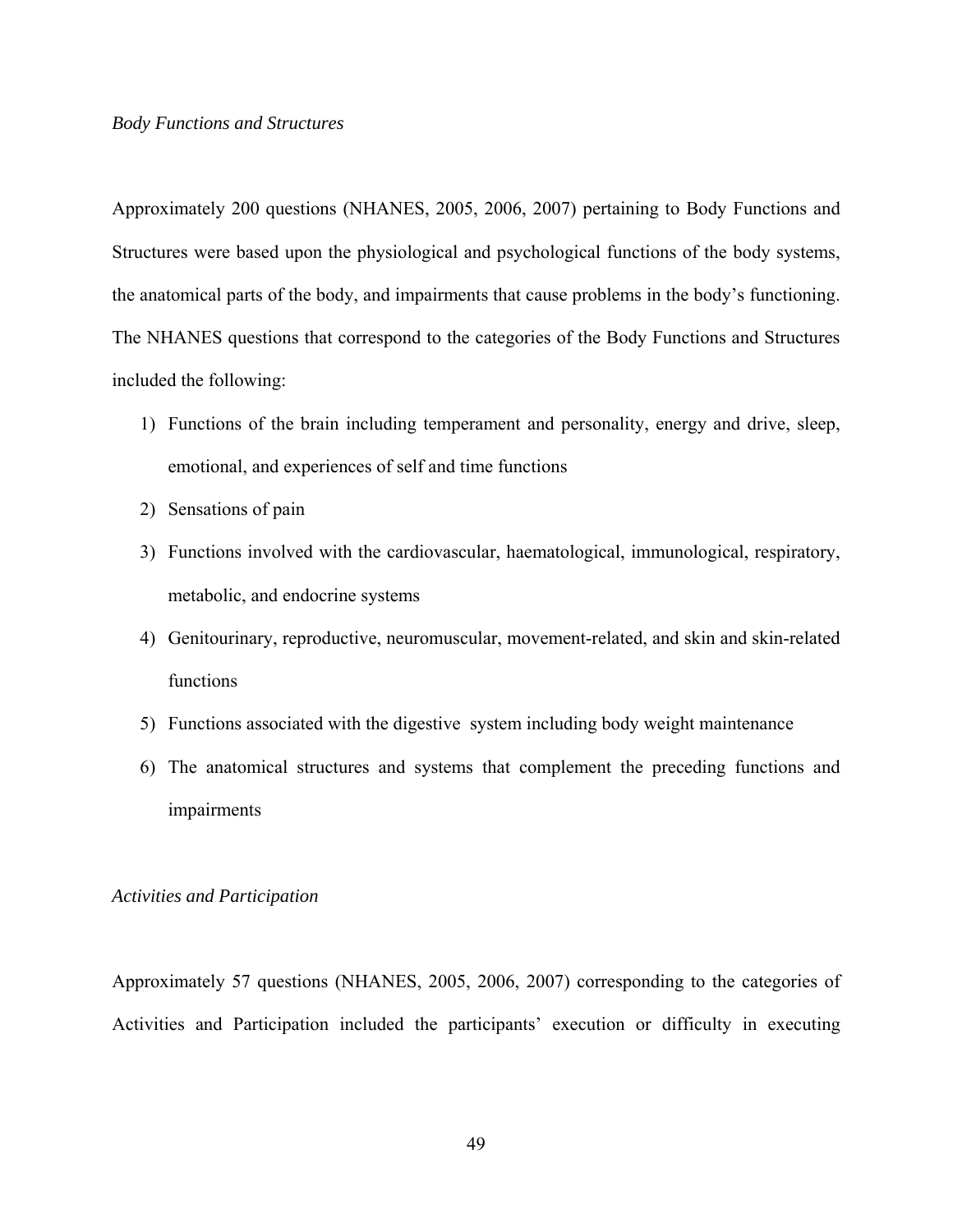*Body Functions and Structures*

Approximately 200 questions (NHANES, 2005, 2006, 2007) pertaining to Body Functions and Structures were based upon the physiological and psychological functions of the body systems, the anatomical parts of the body, and impairments that cause problems in the body's functioning. The NHANES questions that correspond to the categories of the Body Functions and Structures included the following:

1) Functions of the brain including temperament and personality, energy and drive, sleep, emotional, and experiences of self and time functions
2) Sensations of pain
3) Functions involved with the cardiovascular, haematological, immunological, respiratory, metabolic, and endocrine systems
4) Genitourinary, reproductive, neuromuscular, movement-related, and skin and skin-related functions
5) Functions associated with the digestive system including body weight maintenance
6) The anatomical structures and systems that complement the preceding functions and impairments

*Activities and Participation*

Approximately 57 questions (NHANES, 2005, 2006, 2007) corresponding to the categories of Activities and Participation included the participants' execution or difficulty in executing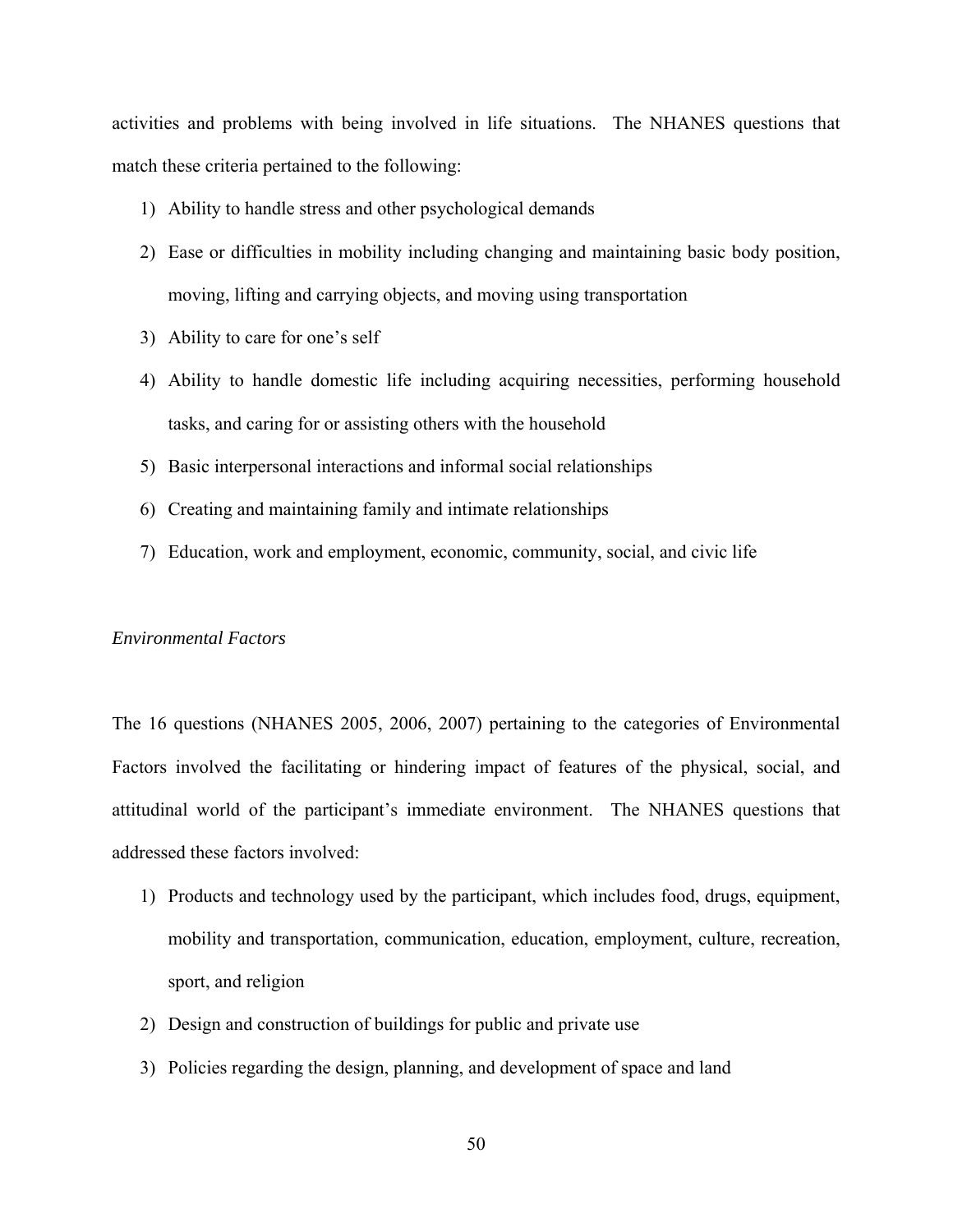activities and problems with being involved in life situations. The NHANES questions that match these criteria pertained to the following:

1) Ability to handle stress and other psychological demands
2) Ease or difficulties in mobility including changing and maintaining basic body position, moving, lifting and carrying objects, and moving using transportation
3) Ability to care for one's self
4) Ability to handle domestic life including acquiring necessities, performing household tasks, and caring for or assisting others with the household
5) Basic interpersonal interactions and informal social relationships
6) Creating and maintaining family and intimate relationships
7) Education, work and employment, economic, community, social, and civic life

*Environmental Factors*

The 16 questions (NHANES 2005, 2006, 2007) pertaining to the categories of Environmental Factors involved the facilitating or hindering impact of features of the physical, social, and attitudinal world of the participant's immediate environment. The NHANES questions that addressed these factors involved:

1) Products and technology used by the participant, which includes food, drugs, equipment, mobility and transportation, communication, education, employment, culture, recreation, sport, and religion
2) Design and construction of buildings for public and private use
3) Policies regarding the design, planning, and development of space and land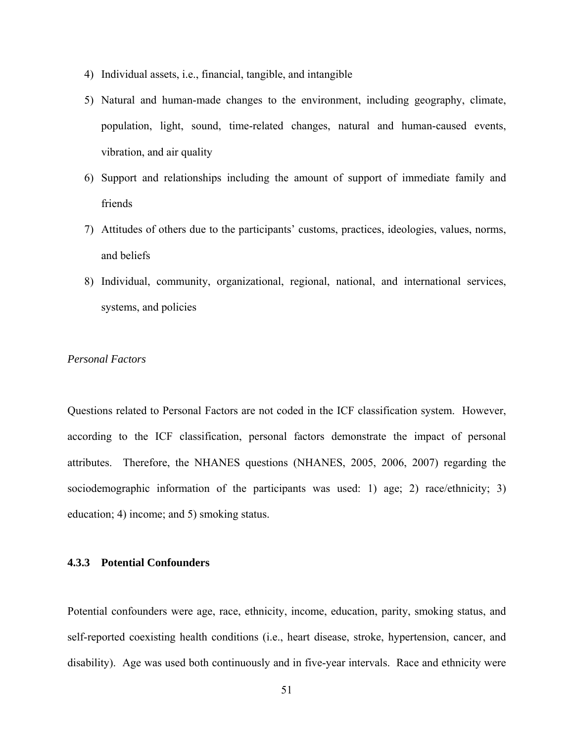4) Individual assets, i.e., financial, tangible, and intangible
5) Natural and human-made changes to the environment, including geography, climate, population, light, sound, time-related changes, natural and human-caused events, vibration, and air quality
6) Support and relationships including the amount of support of immediate family and friends
7) Attitudes of others due to the participants' customs, practices, ideologies, values, norms, and beliefs
8) Individual, community, organizational, regional, national, and international services, systems, and policies

*Personal Factors*

Questions related to Personal Factors are not coded in the ICF classification system. However, according to the ICF classification, personal factors demonstrate the impact of personal attributes. Therefore, the NHANES questions (NHANES, 2005, 2006, 2007) regarding the sociodemographic information of the participants was used: 1) age; 2) race/ethnicity; 3) education; 4) income; and 5) smoking status.

### 4.3.3 Potential Confounders

Potential confounders were age, race, ethnicity, income, education, parity, smoking status, and self-reported coexisting health conditions (i.e., heart disease, stroke, hypertension, cancer, and disability). Age was used both continuously and in five-year intervals. Race and ethnicity were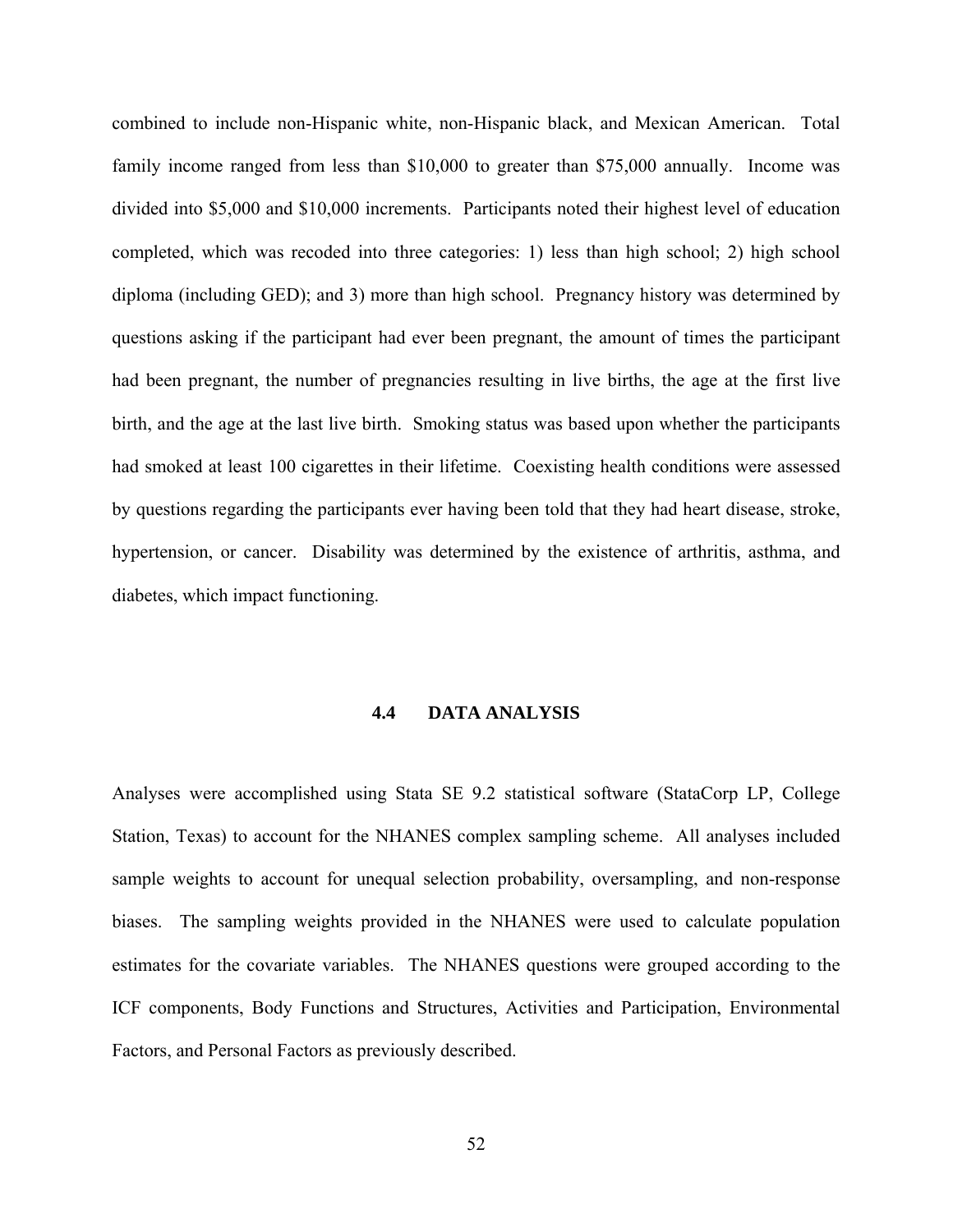combined to include non-Hispanic white, non-Hispanic black, and Mexican American. Total family income ranged from less than $10,000 to greater than $75,000 annually. Income was divided into $5,000 and $10,000 increments. Participants noted their highest level of education completed, which was recoded into three categories: 1) less than high school; 2) high school diploma (including GED); and 3) more than high school. Pregnancy history was determined by questions asking if the participant had ever been pregnant, the amount of times the participant had been pregnant, the number of pregnancies resulting in live births, the age at the first live birth, and the age at the last live birth. Smoking status was based upon whether the participants had smoked at least 100 cigarettes in their lifetime. Coexisting health conditions were assessed by questions regarding the participants ever having been told that they had heart disease, stroke, hypertension, or cancer. Disability was determined by the existence of arthritis, asthma, and diabetes, which impact functioning.

### 4.4 DATA ANALYSIS

Analyses were accomplished using Stata SE 9.2 statistical software (StataCorp LP, College Station, Texas) to account for the NHANES complex sampling scheme. All analyses included sample weights to account for unequal selection probability, oversampling, and non-response biases. The sampling weights provided in the NHANES were used to calculate population estimates for the covariate variables. The NHANES questions were grouped according to the ICF components, Body Functions and Structures, Activities and Participation, Environmental Factors, and Personal Factors as previously described.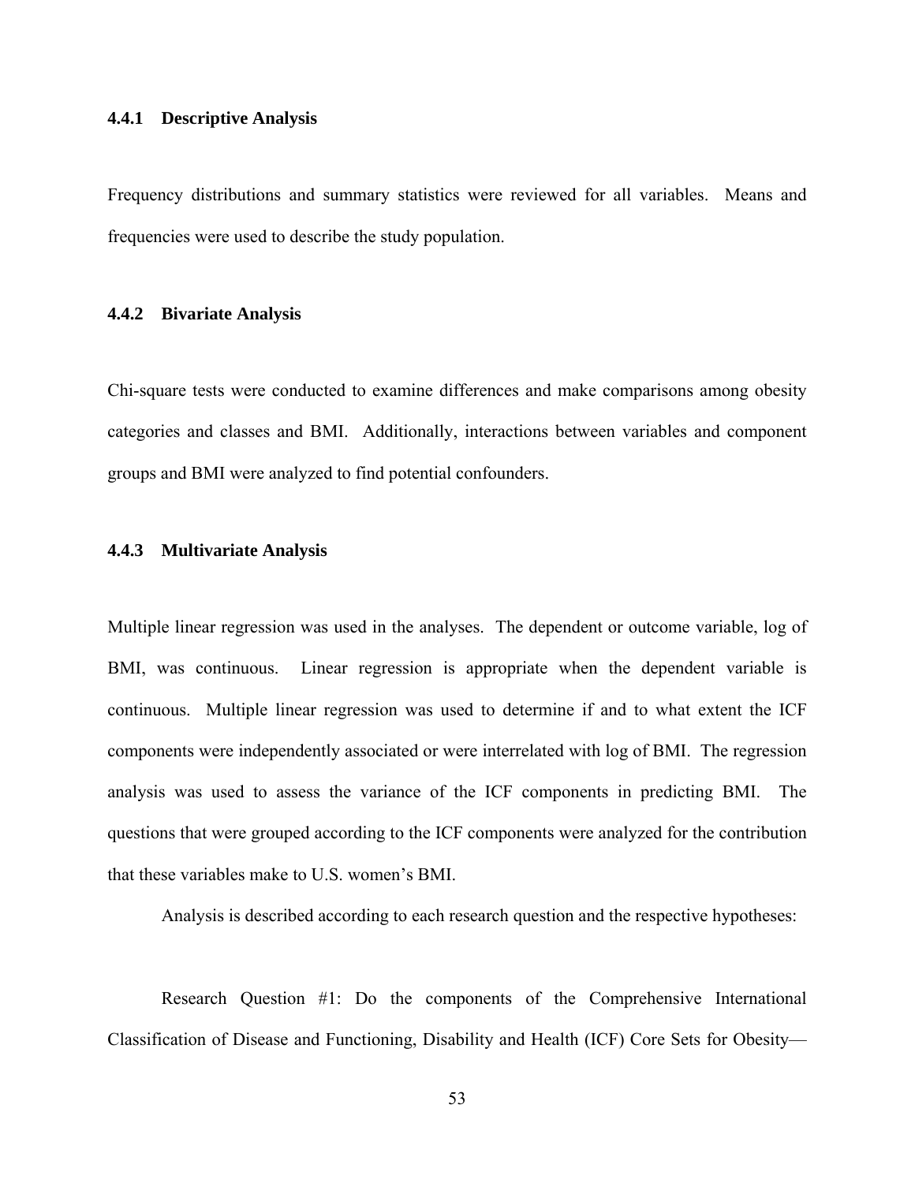### 4.4.1 Descriptive Analysis

Frequency distributions and summary statistics were reviewed for all variables. Means and frequencies were used to describe the study population.

### 4.4.2 Bivariate Analysis

Chi-square tests were conducted to examine differences and make comparisons among obesity categories and classes and BMI. Additionally, interactions between variables and component groups and BMI were analyzed to find potential confounders.

### 4.4.3 Multivariate Analysis

Multiple linear regression was used in the analyses. The dependent or outcome variable, log of BMI, was continuous. Linear regression is appropriate when the dependent variable is continuous. Multiple linear regression was used to determine if and to what extent the ICF components were independently associated or were interrelated with log of BMI. The regression analysis was used to assess the variance of the ICF components in predicting BMI. The questions that were grouped according to the ICF components were analyzed for the contribution that these variables make to U.S. women's BMI.

Analysis is described according to each research question and the respective hypotheses:

Research Question #1: Do the components of the Comprehensive International Classification of Disease and Functioning, Disability and Health (ICF) Core Sets for Obesity—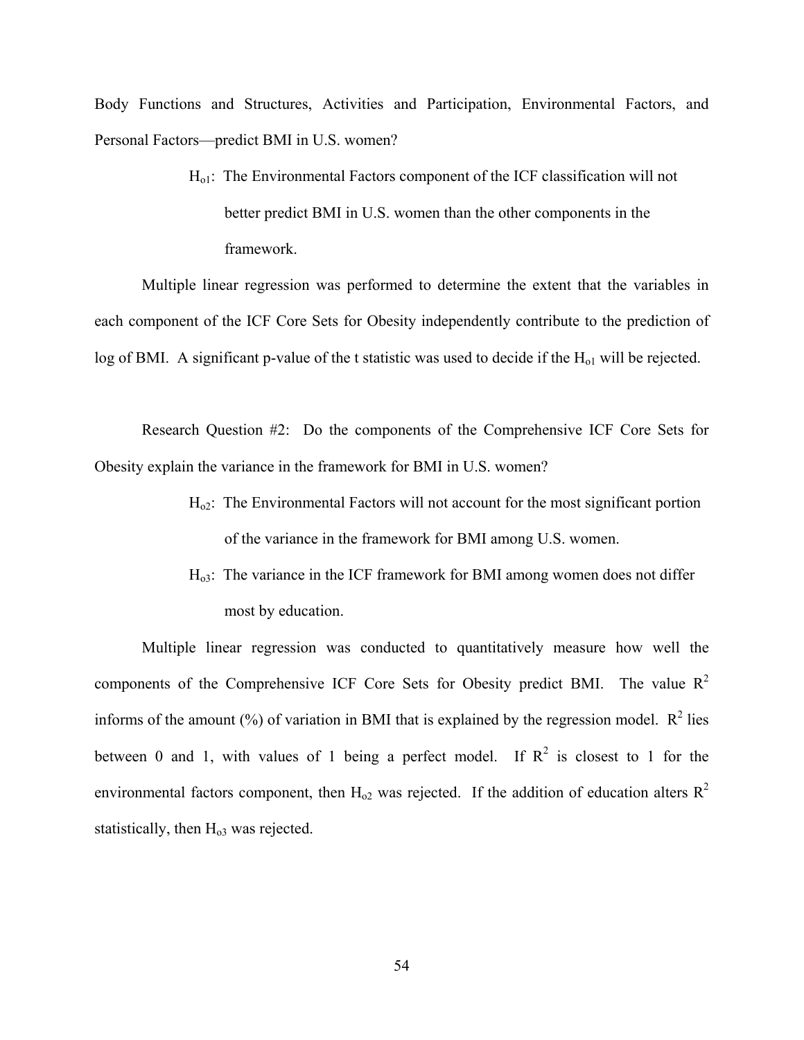Body Functions and Structures, Activities and Participation, Environmental Factors, and Personal Factors—predict BMI in U.S. women?

> $H_{o1}$: The Environmental Factors component of the ICF classification will not better predict BMI in U.S. women than the other components in the framework.

Multiple linear regression was performed to determine the extent that the variables in each component of the ICF Core Sets for Obesity independently contribute to the prediction of log of BMI. A significant p-value of the t statistic was used to decide if the $H_{o1}$ will be rejected.

Research Question #2: Do the components of the Comprehensive ICF Core Sets for Obesity explain the variance in the framework for BMI in U.S. women?

> $H_{o2}$: The Environmental Factors will not account for the most significant portion of the variance in the framework for BMI among U.S. women.
>
> $H_{o3}$: The variance in the ICF framework for BMI among women does not differ most by education.

Multiple linear regression was conducted to quantitatively measure how well the components of the Comprehensive ICF Core Sets for Obesity predict BMI. The value $R^2$ informs of the amount (%) of variation in BMI that is explained by the regression model. $R^2$ lies between 0 and 1, with values of 1 being a perfect model. If $R^2$ is closest to 1 for the environmental factors component, then $H_{o2}$ was rejected. If the addition of education alters $R^2$ statistically, then $H_{o3}$ was rejected.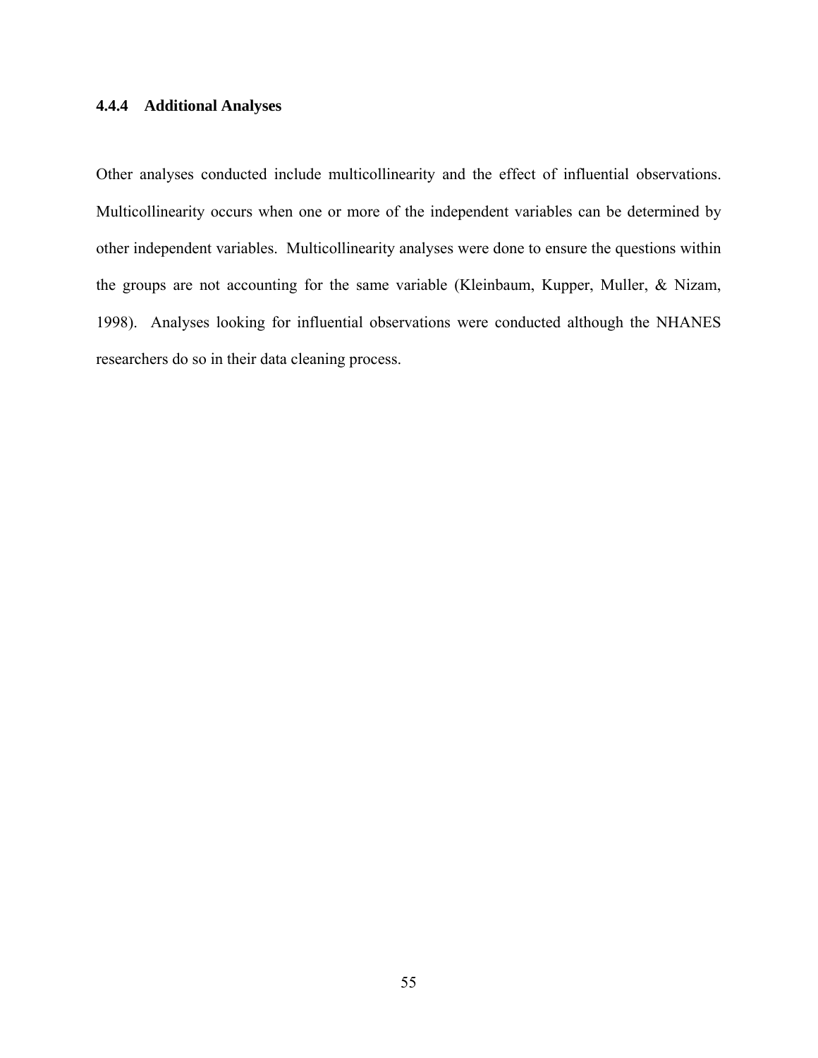### 4.4.4 Additional Analyses

Other analyses conducted include multicollinearity and the effect of influential observations. Multicollinearity occurs when one or more of the independent variables can be determined by other independent variables. Multicollinearity analyses were done to ensure the questions within the groups are not accounting for the same variable (Kleinbaum, Kupper, Muller, & Nizam, 1998). Analyses looking for influential observations were conducted although the NHANES researchers do so in their data cleaning process.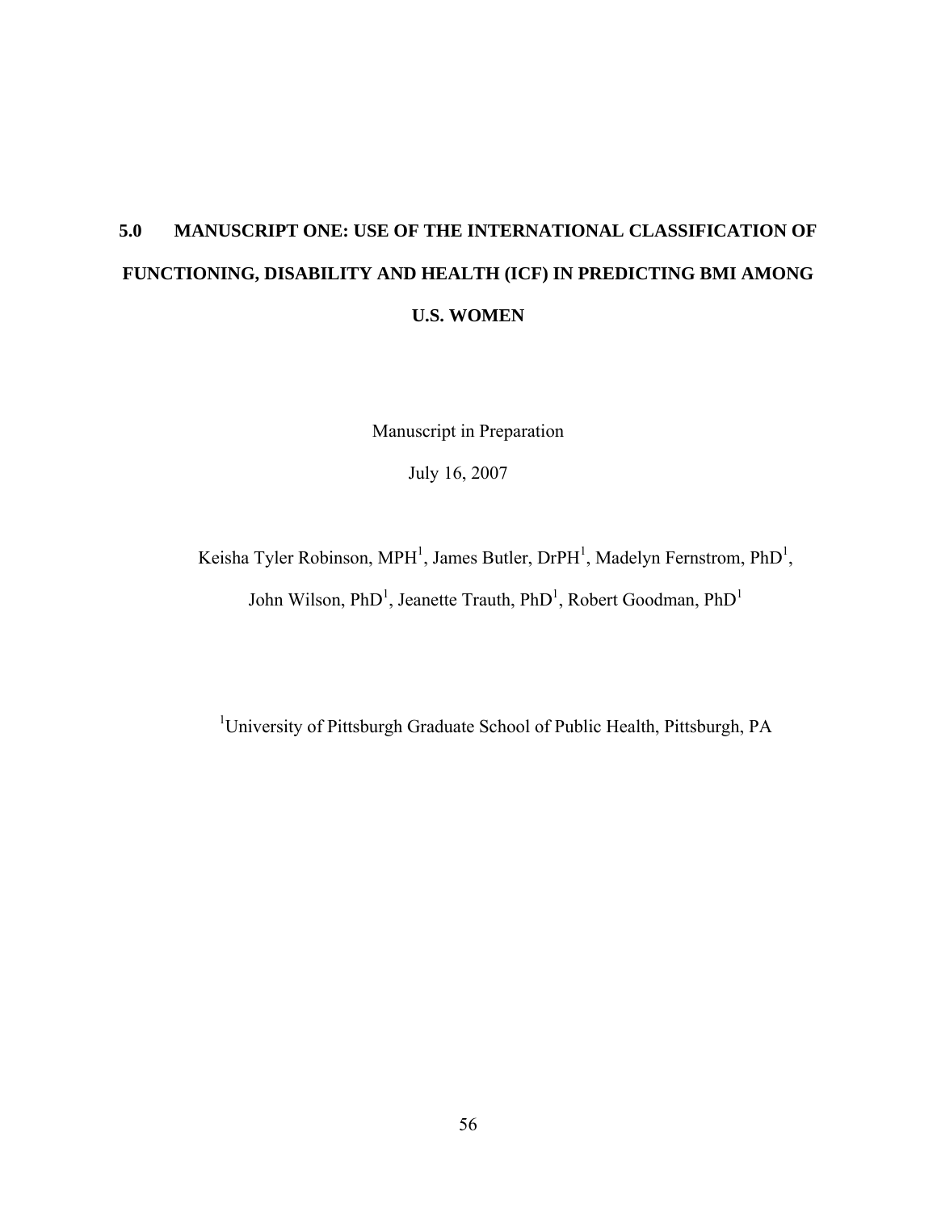# 5.0 MANUSCRIPT ONE: USE OF THE INTERNATIONAL CLASSIFICATION OF FUNCTIONING, DISABILITY AND HEALTH (ICF) IN PREDICTING BMI AMONG U.S. WOMEN

Manuscript in Preparation

July 16, 2007

Keisha Tyler Robinson, MPH[1], James Butler, DrPH[1], Madelyn Fernstrom, PhD[1], John Wilson, PhD[1], Jeanette Trauth, PhD[1], Robert Goodman, PhD[1]

[1]University of Pittsburgh Graduate School of Public Health, Pittsburgh, PA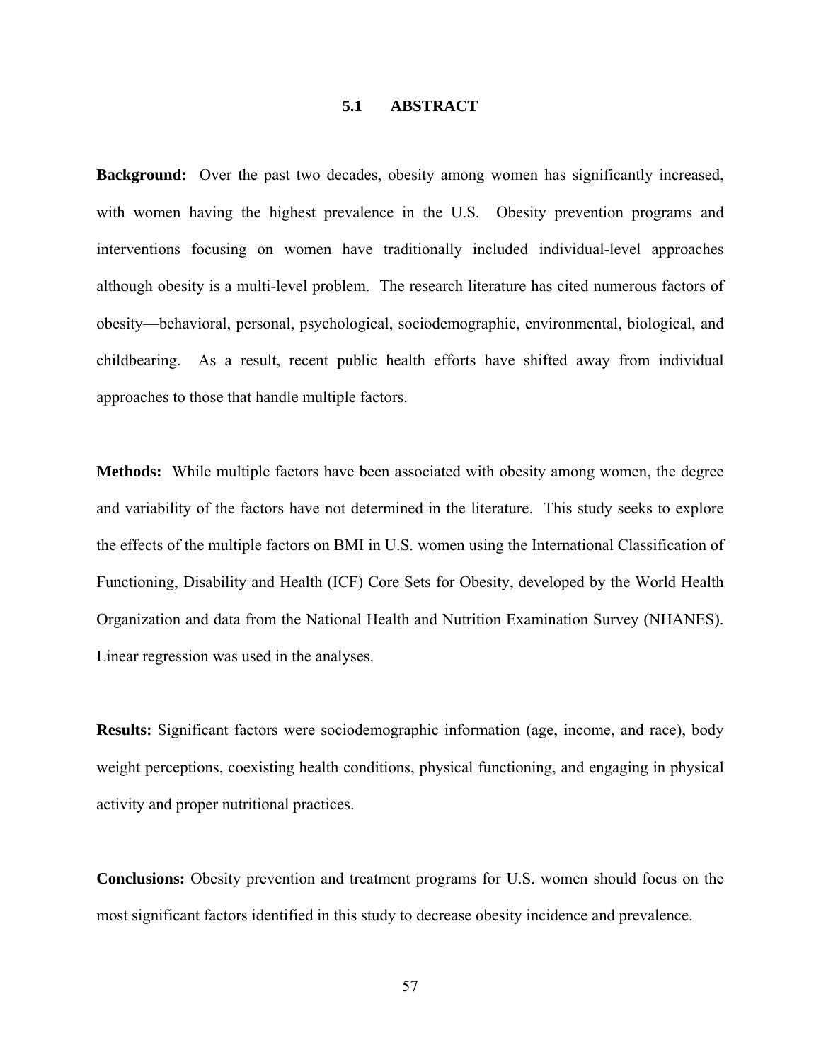## 5.1 ABSTRACT

**Background:** Over the past two decades, obesity among women has significantly increased, with women having the highest prevalence in the U.S. Obesity prevention programs and interventions focusing on women have traditionally included individual-level approaches although obesity is a multi-level problem. The research literature has cited numerous factors of obesity—behavioral, personal, psychological, sociodemographic, environmental, biological, and childbearing. As a result, recent public health efforts have shifted away from individual approaches to those that handle multiple factors.

**Methods:** While multiple factors have been associated with obesity among women, the degree and variability of the factors have not determined in the literature. This study seeks to explore the effects of the multiple factors on BMI in U.S. women using the International Classification of Functioning, Disability and Health (ICF) Core Sets for Obesity, developed by the World Health Organization and data from the National Health and Nutrition Examination Survey (NHANES). Linear regression was used in the analyses.

**Results:** Significant factors were sociodemographic information (age, income, and race), body weight perceptions, coexisting health conditions, physical functioning, and engaging in physical activity and proper nutritional practices.

**Conclusions:** Obesity prevention and treatment programs for U.S. women should focus on the most significant factors identified in this study to decrease obesity incidence and prevalence.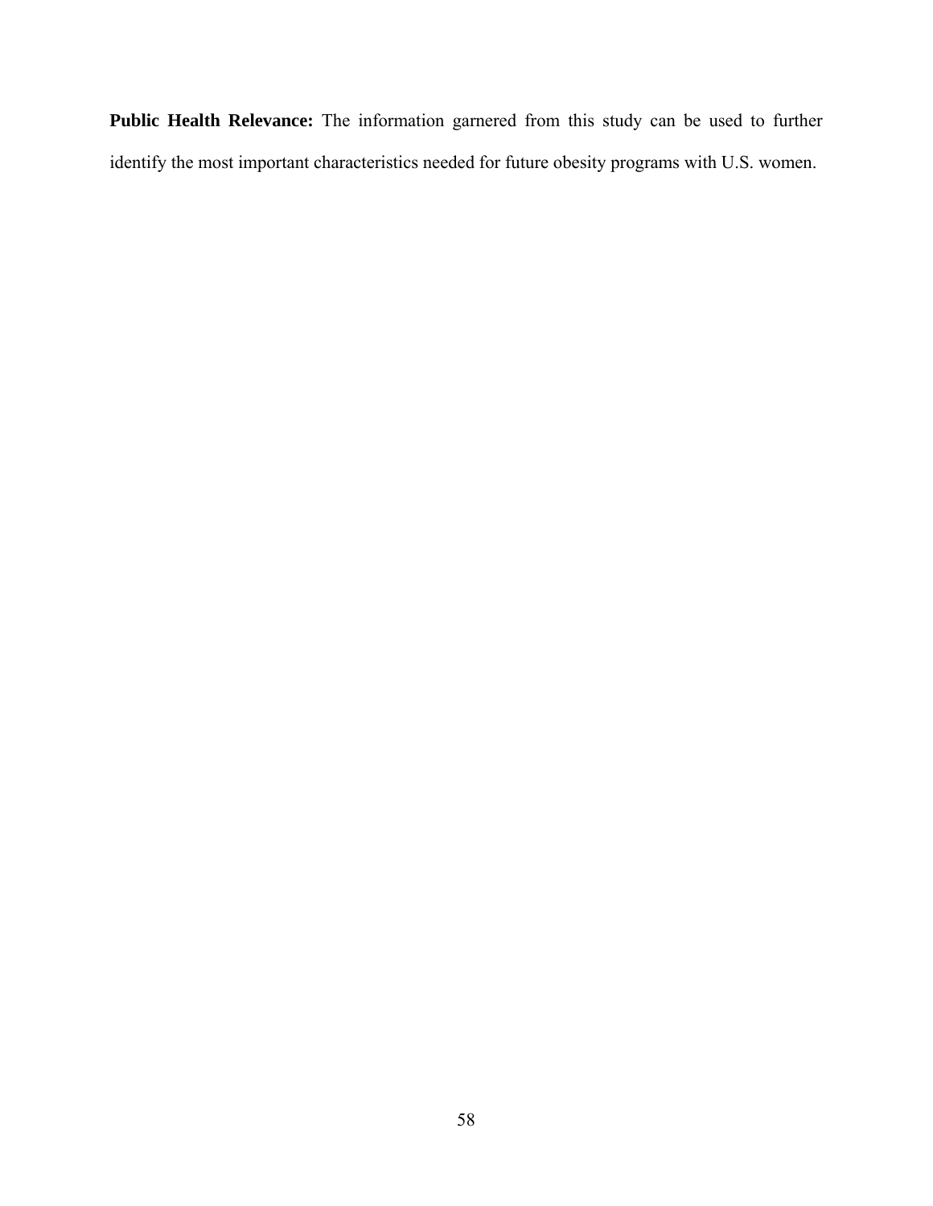**Public Health Relevance:** The information garnered from this study can be used to further identify the most important characteristics needed for future obesity programs with U.S. women.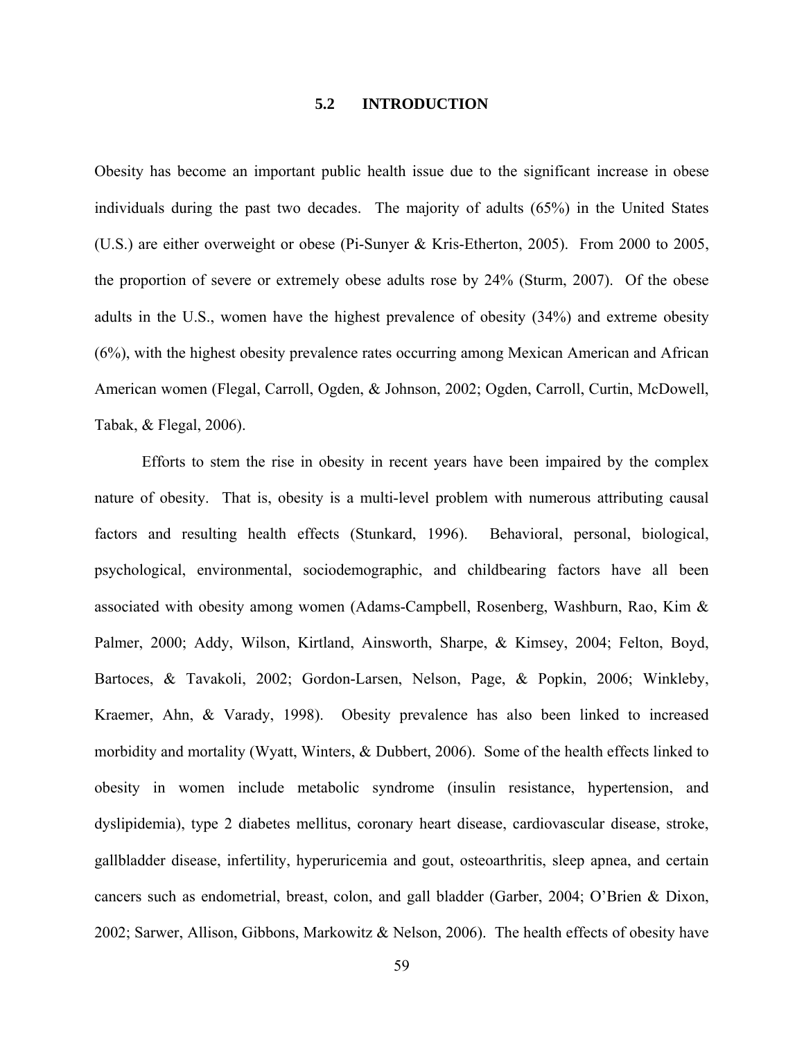## 5.2 INTRODUCTION

Obesity has become an important public health issue due to the significant increase in obese individuals during the past two decades. The majority of adults (65%) in the United States (U.S.) are either overweight or obese (Pi-Sunyer & Kris-Etherton, 2005). From 2000 to 2005, the proportion of severe or extremely obese adults rose by 24% (Sturm, 2007). Of the obese adults in the U.S., women have the highest prevalence of obesity (34%) and extreme obesity (6%), with the highest obesity prevalence rates occurring among Mexican American and African American women (Flegal, Carroll, Ogden, & Johnson, 2002; Ogden, Carroll, Curtin, McDowell, Tabak, & Flegal, 2006).

Efforts to stem the rise in obesity in recent years have been impaired by the complex nature of obesity. That is, obesity is a multi-level problem with numerous attributing causal factors and resulting health effects (Stunkard, 1996). Behavioral, personal, biological, psychological, environmental, sociodemographic, and childbearing factors have all been associated with obesity among women (Adams-Campbell, Rosenberg, Washburn, Rao, Kim & Palmer, 2000; Addy, Wilson, Kirtland, Ainsworth, Sharpe, & Kimsey, 2004; Felton, Boyd, Bartoces, & Tavakoli, 2002; Gordon-Larsen, Nelson, Page, & Popkin, 2006; Winkleby, Kraemer, Ahn, & Varady, 1998). Obesity prevalence has also been linked to increased morbidity and mortality (Wyatt, Winters, & Dubbert, 2006). Some of the health effects linked to obesity in women include metabolic syndrome (insulin resistance, hypertension, and dyslipidemia), type 2 diabetes mellitus, coronary heart disease, cardiovascular disease, stroke, gallbladder disease, infertility, hyperuricemia and gout, osteoarthritis, sleep apnea, and certain cancers such as endometrial, breast, colon, and gall bladder (Garber, 2004; O'Brien & Dixon, 2002; Sarwer, Allison, Gibbons, Markowitz & Nelson, 2006). The health effects of obesity have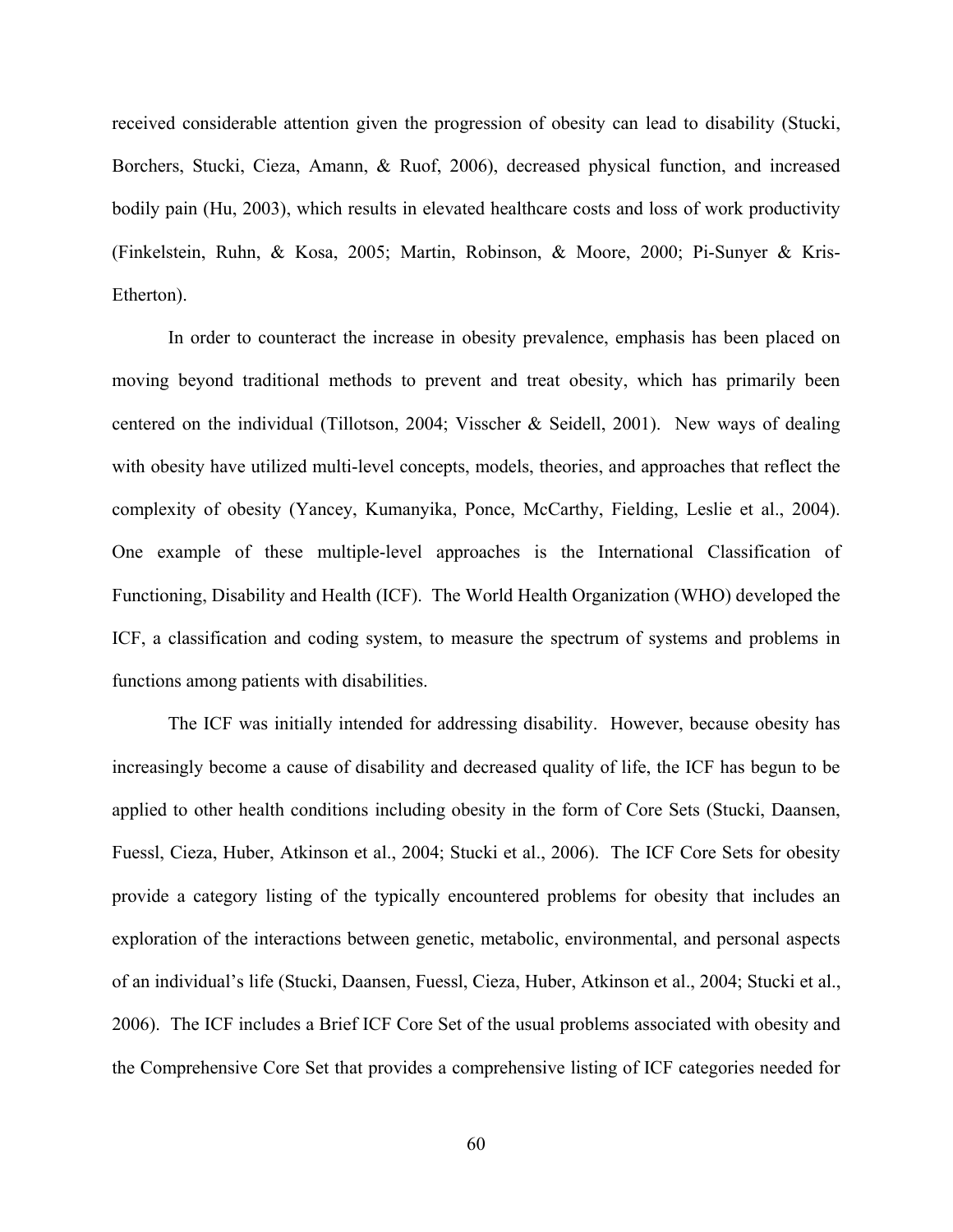received considerable attention given the progression of obesity can lead to disability (Stucki, Borchers, Stucki, Cieza, Amann, & Ruof, 2006), decreased physical function, and increased bodily pain (Hu, 2003), which results in elevated healthcare costs and loss of work productivity (Finkelstein, Ruhn, & Kosa, 2005; Martin, Robinson, & Moore, 2000; Pi-Sunyer & Kris-Etherton).

In order to counteract the increase in obesity prevalence, emphasis has been placed on moving beyond traditional methods to prevent and treat obesity, which has primarily been centered on the individual (Tillotson, 2004; Visscher & Seidell, 2001). New ways of dealing with obesity have utilized multi-level concepts, models, theories, and approaches that reflect the complexity of obesity (Yancey, Kumanyika, Ponce, McCarthy, Fielding, Leslie et al., 2004). One example of these multiple-level approaches is the International Classification of Functioning, Disability and Health (ICF). The World Health Organization (WHO) developed the ICF, a classification and coding system, to measure the spectrum of systems and problems in functions among patients with disabilities.

The ICF was initially intended for addressing disability. However, because obesity has increasingly become a cause of disability and decreased quality of life, the ICF has begun to be applied to other health conditions including obesity in the form of Core Sets (Stucki, Daansen, Fuessl, Cieza, Huber, Atkinson et al., 2004; Stucki et al., 2006). The ICF Core Sets for obesity provide a category listing of the typically encountered problems for obesity that includes an exploration of the interactions between genetic, metabolic, environmental, and personal aspects of an individual's life (Stucki, Daansen, Fuessl, Cieza, Huber, Atkinson et al., 2004; Stucki et al., 2006). The ICF includes a Brief ICF Core Set of the usual problems associated with obesity and the Comprehensive Core Set that provides a comprehensive listing of ICF categories needed for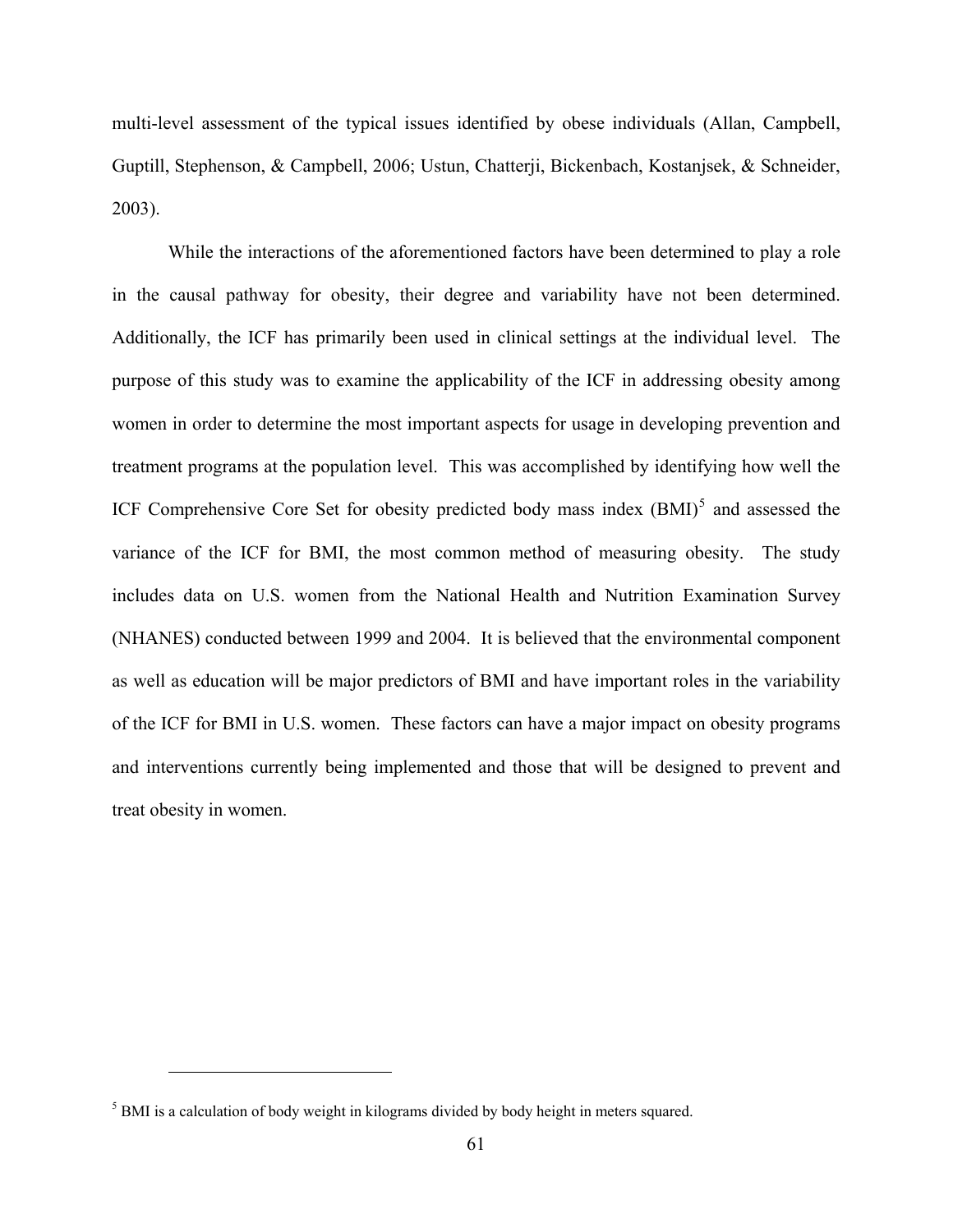multi-level assessment of the typical issues identified by obese individuals (Allan, Campbell, Guptill, Stephenson, & Campbell, 2006; Ustun, Chatterji, Bickenbach, Kostanjsek, & Schneider, 2003).

While the interactions of the aforementioned factors have been determined to play a role in the causal pathway for obesity, their degree and variability have not been determined. Additionally, the ICF has primarily been used in clinical settings at the individual level. The purpose of this study was to examine the applicability of the ICF in addressing obesity among women in order to determine the most important aspects for usage in developing prevention and treatment programs at the population level. This was accomplished by identifying how well the ICF Comprehensive Core Set for obesity predicted body mass index (BMI)[5] and assessed the variance of the ICF for BMI, the most common method of measuring obesity. The study includes data on U.S. women from the National Health and Nutrition Examination Survey (NHANES) conducted between 1999 and 2004. It is believed that the environmental component as well as education will be major predictors of BMI and have important roles in the variability of the ICF for BMI in U.S. women. These factors can have a major impact on obesity programs and interventions currently being implemented and those that will be designed to prevent and treat obesity in women.

---

[5] BMI is a calculation of body weight in kilograms divided by body height in meters squared.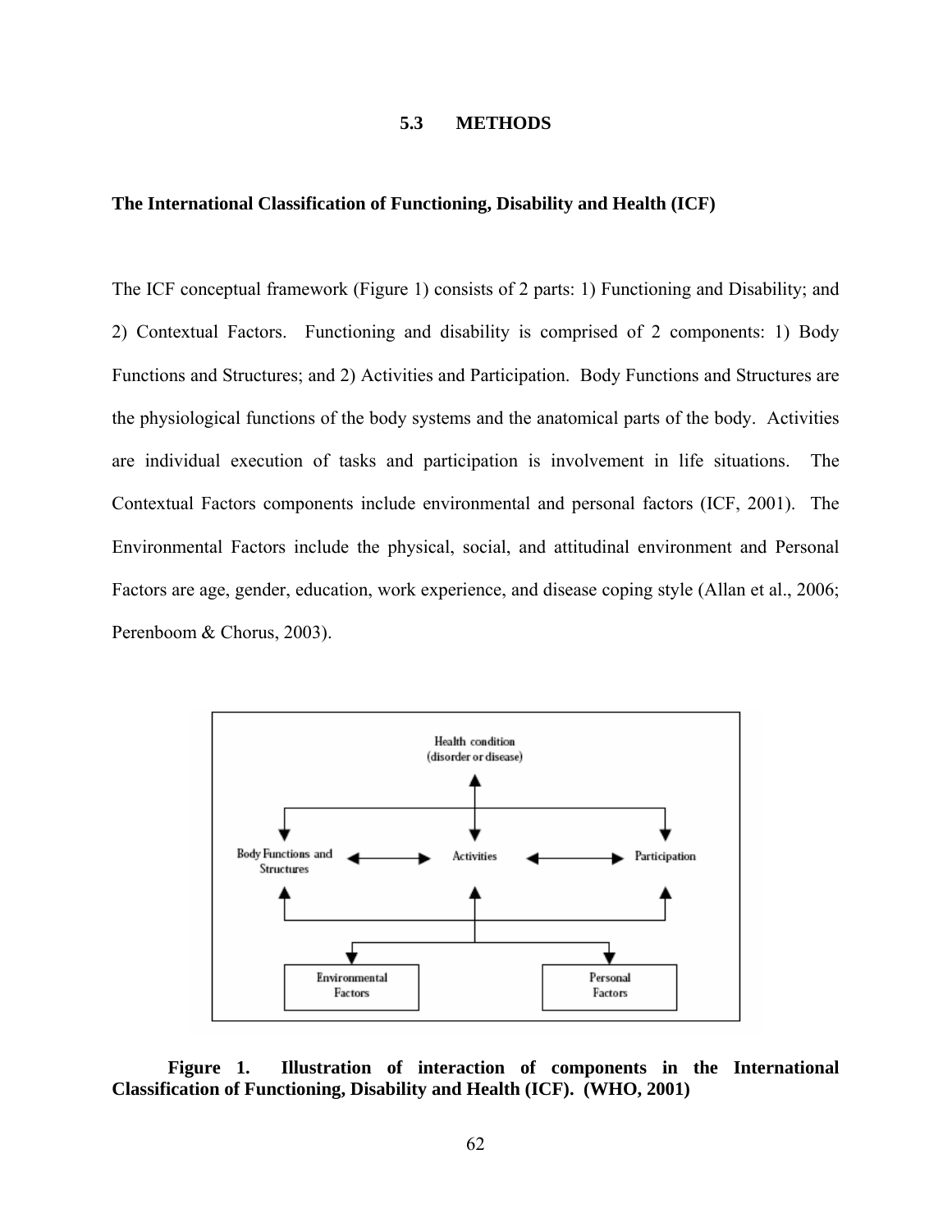## 5.3 METHODS

**The International Classification of Functioning, Disability and Health (ICF)**

The ICF conceptual framework (Figure 1) consists of 2 parts: 1) Functioning and Disability; and 2) Contextual Factors. Functioning and disability is comprised of 2 components: 1) Body Functions and Structures; and 2) Activities and Participation. Body Functions and Structures are the physiological functions of the body systems and the anatomical parts of the body. Activities are individual execution of tasks and participation is involvement in life situations. The Contextual Factors components include environmental and personal factors (ICF, 2001). The Environmental Factors include the physical, social, and attitudinal environment and Personal Factors are age, gender, education, work experience, and disease coping style (Allan et al., 2006; Perenboom & Chorus, 2003).

Health condition
(disorder or disease)

Body Functions and Structures

Activities

Participation

Environmental Factors

Personal Factors

**Figure 1. Illustration of interaction of components in the International Classification of Functioning, Disability and Health (ICF). (WHO, 2001)**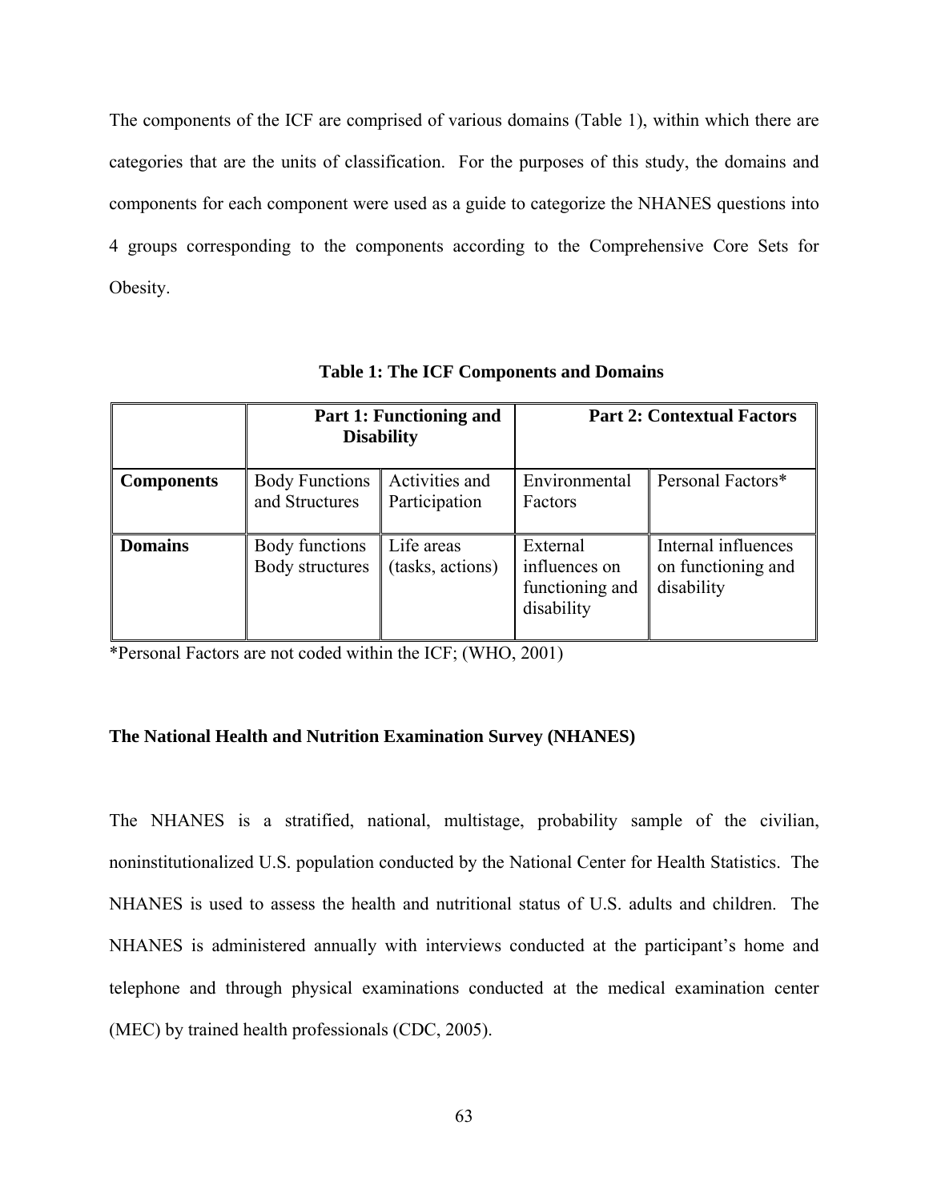The components of the ICF are comprised of various domains (Table 1), within which there are categories that are the units of classification. For the purposes of this study, the domains and components for each component were used as a guide to categorize the NHANES questions into 4 groups corresponding to the components according to the Comprehensive Core Sets for Obesity.

**Table 1: The ICF Components and Domains**

| | **Part 1: Functioning and Disability** | | **Part 2: Contextual Factors** | |
|---|---|---|---|---|
| **Components** | Body Functions and Structures | Activities and Participation | Environmental Factors | Personal Factors* |
| **Domains** | Body functions Body structures | Life areas (tasks, actions) | External influences on functioning and disability | Internal influences on functioning and disability |

*Personal Factors are not coded within the ICF; (WHO, 2001)

### The National Health and Nutrition Examination Survey (NHANES)

The NHANES is a stratified, national, multistage, probability sample of the civilian, noninstitutionalized U.S. population conducted by the National Center for Health Statistics. The NHANES is used to assess the health and nutritional status of U.S. adults and children. The NHANES is administered annually with interviews conducted at the participant's home and telephone and through physical examinations conducted at the medical examination center (MEC) by trained health professionals (CDC, 2005).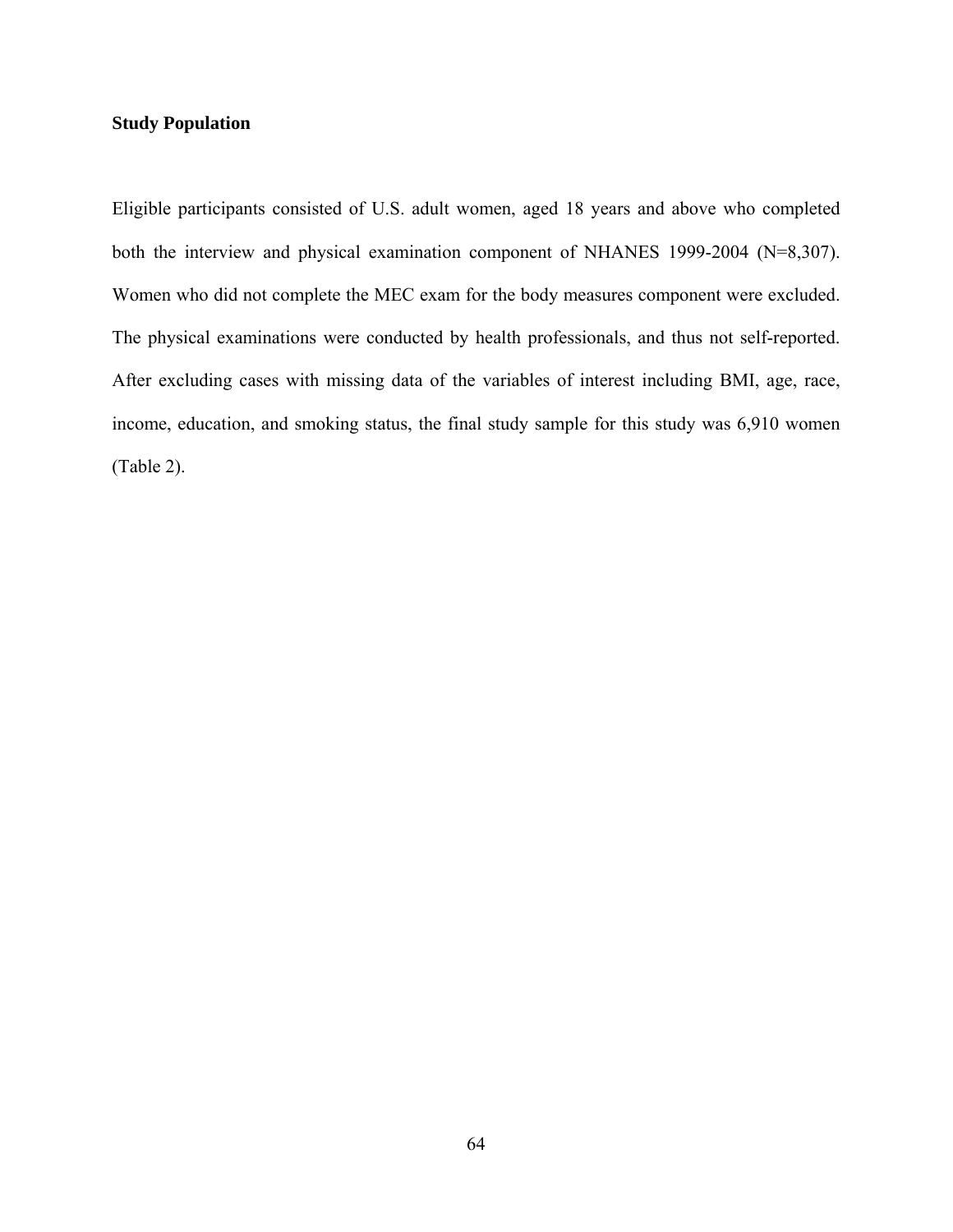**Study Population**

Eligible participants consisted of U.S. adult women, aged 18 years and above who completed both the interview and physical examination component of NHANES 1999-2004 (N=8,307). Women who did not complete the MEC exam for the body measures component were excluded. The physical examinations were conducted by health professionals, and thus not self-reported. After excluding cases with missing data of the variables of interest including BMI, age, race, income, education, and smoking status, the final study sample for this study was 6,910 women (Table 2).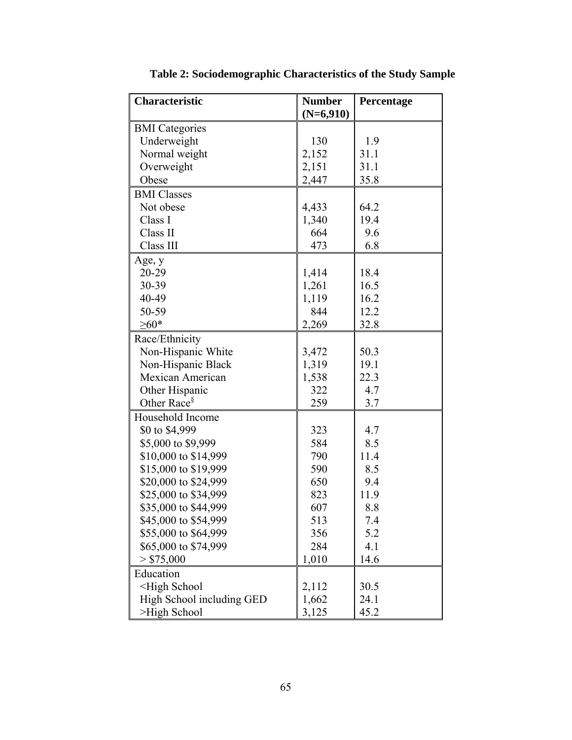**Table 2: Sociodemographic Characteristics of the Study Sample**

| Characteristic | Number (N=6,910) | Percentage |
|---|---|---|
| BMI Categories | | |
| Underweight | 130 | 1.9 |
| Normal weight | 2,152 | 31.1 |
| Overweight | 2,151 | 31.1 |
| Obese | 2,447 | 35.8 |
| BMI Classes | | |
| Not obese | 4,433 | 64.2 |
| Class I | 1,340 | 19.4 |
| Class II | 664 | 9.6 |
| Class III | 473 | 6.8 |
| Age, y | | |
| 20-29 | 1,414 | 18.4 |
| 30-39 | 1,261 | 16.5 |
| 40-49 | 1,119 | 16.2 |
| 50-59 | 844 | 12.2 |
| ≥60* | 2,269 | 32.8 |
| Race/Ethnicity | | |
| Non-Hispanic White | 3,472 | 50.3 |
| Non-Hispanic Black | 1,319 | 19.1 |
| Mexican American | 1,538 | 22.3 |
| Other Hispanic | 322 | 4.7 |
| Other Race[§] | 259 | 3.7 |
| Household Income | | |
| \$0 to \$4,999 | 323 | 4.7 |
| \$5,000 to \$9,999 | 584 | 8.5 |
| \$10,000 to \$14,999 | 790 | 11.4 |
| \$15,000 to \$19,999 | 590 | 8.5 |
| \$20,000 to \$24,999 | 650 | 9.4 |
| \$25,000 to \$34,999 | 823 | 11.9 |
| \$35,000 to \$44,999 | 607 | 8.8 |
| \$45,000 to \$54,999 | 513 | 7.4 |
| \$55,000 to \$64,999 | 356 | 5.2 |
| \$65,000 to \$74,999 | 284 | 4.1 |
| > \$75,000 | 1,010 | 14.6 |
| Education | | |
| <High School | 2,112 | 30.5 |
| High School including GED | 1,662 | 24.1 |
| >High School | 3,125 | 45.2 |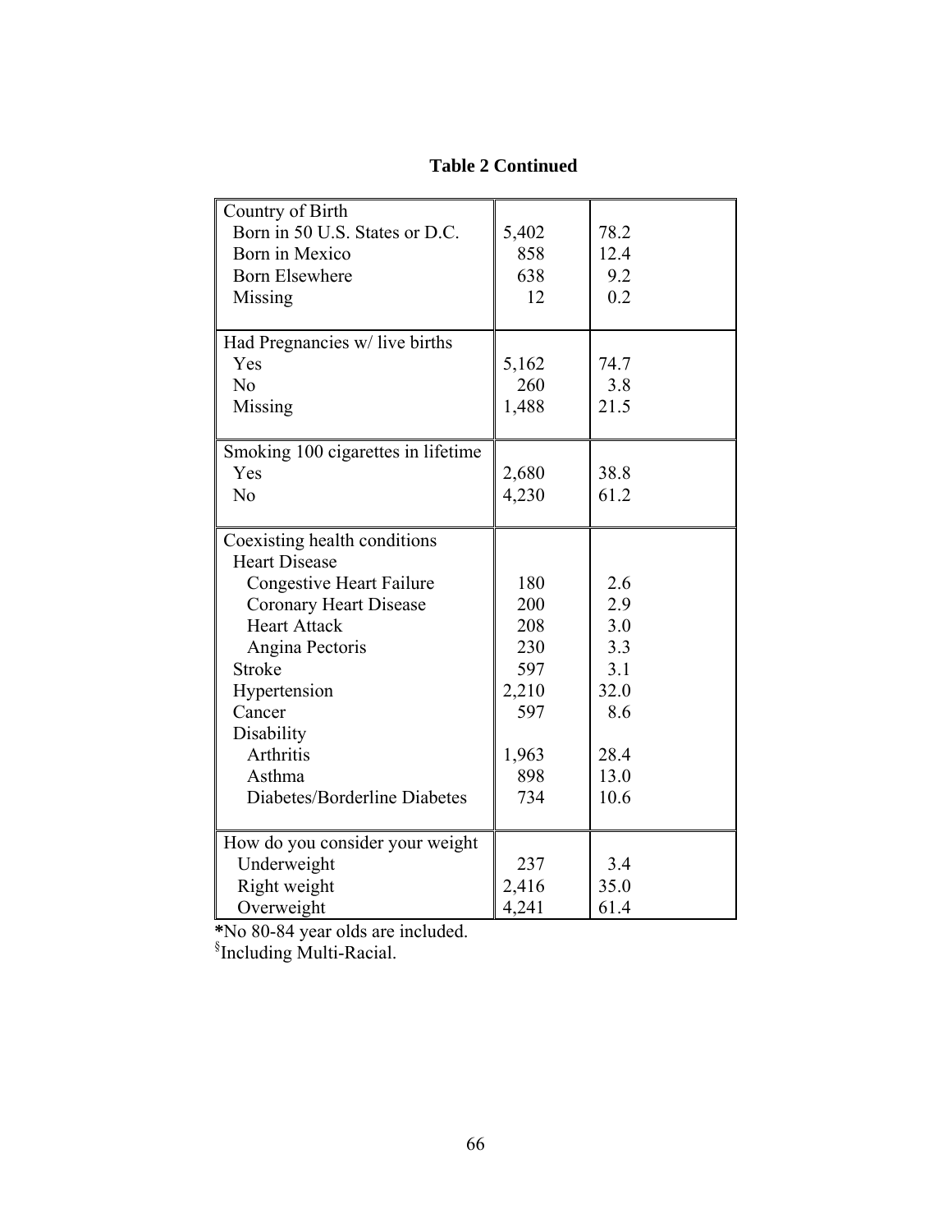**Table 2 Continued**

| | | |
|---|---|---|
| Country of Birth | | |
| Born in 50 U.S. States or D.C. | 5,402 | 78.2 |
| Born in Mexico | 858 | 12.4 |
| Born Elsewhere | 638 | 9.2 |
| Missing | 12 | 0.2 |
| Had Pregnancies w/ live births | | |
| Yes | 5,162 | 74.7 |
| No | 260 | 3.8 |
| Missing | 1,488 | 21.5 |
| Smoking 100 cigarettes in lifetime | | |
| Yes | 2,680 | 38.8 |
| No | 4,230 | 61.2 |
| Coexisting health conditions | | |
| Heart Disease | | |
| Congestive Heart Failure | 180 | 2.6 |
| Coronary Heart Disease | 200 | 2.9 |
| Heart Attack | 208 | 3.0 |
| Angina Pectoris | 230 | 3.3 |
| Stroke | 597 | 3.1 |
| Hypertension | 2,210 | 32.0 |
| Cancer | 597 | 8.6 |
| Disability | | |
| Arthritis | 1,963 | 28.4 |
| Asthma | 898 | 13.0 |
| Diabetes/Borderline Diabetes | 734 | 10.6 |
| How do you consider your weight | | |
| Underweight | 237 | 3.4 |
| Right weight | 2,416 | 35.0 |
| Overweight | 4,241 | 61.4 |

**\***No 80-84 year olds are included.
[§]Including Multi-Racial.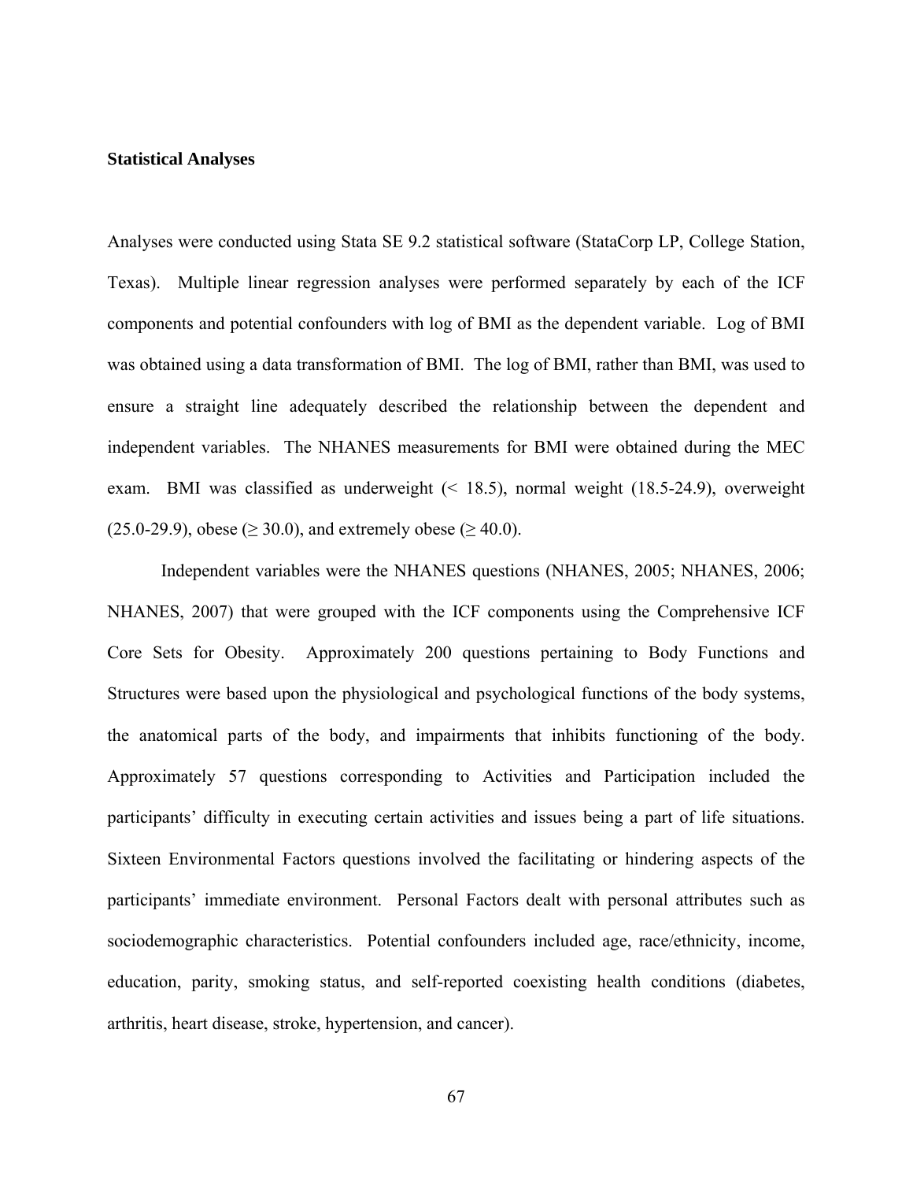**Statistical Analyses**

Analyses were conducted using Stata SE 9.2 statistical software (StataCorp LP, College Station, Texas). Multiple linear regression analyses were performed separately by each of the ICF components and potential confounders with log of BMI as the dependent variable. Log of BMI was obtained using a data transformation of BMI. The log of BMI, rather than BMI, was used to ensure a straight line adequately described the relationship between the dependent and independent variables. The NHANES measurements for BMI were obtained during the MEC exam. BMI was classified as underweight (< 18.5), normal weight (18.5-24.9), overweight (25.0-29.9), obese (≥ 30.0), and extremely obese (≥ 40.0).

Independent variables were the NHANES questions (NHANES, 2005; NHANES, 2006; NHANES, 2007) that were grouped with the ICF components using the Comprehensive ICF Core Sets for Obesity. Approximately 200 questions pertaining to Body Functions and Structures were based upon the physiological and psychological functions of the body systems, the anatomical parts of the body, and impairments that inhibits functioning of the body. Approximately 57 questions corresponding to Activities and Participation included the participants' difficulty in executing certain activities and issues being a part of life situations. Sixteen Environmental Factors questions involved the facilitating or hindering aspects of the participants' immediate environment. Personal Factors dealt with personal attributes such as sociodemographic characteristics. Potential confounders included age, race/ethnicity, income, education, parity, smoking status, and self-reported coexisting health conditions (diabetes, arthritis, heart disease, stroke, hypertension, and cancer).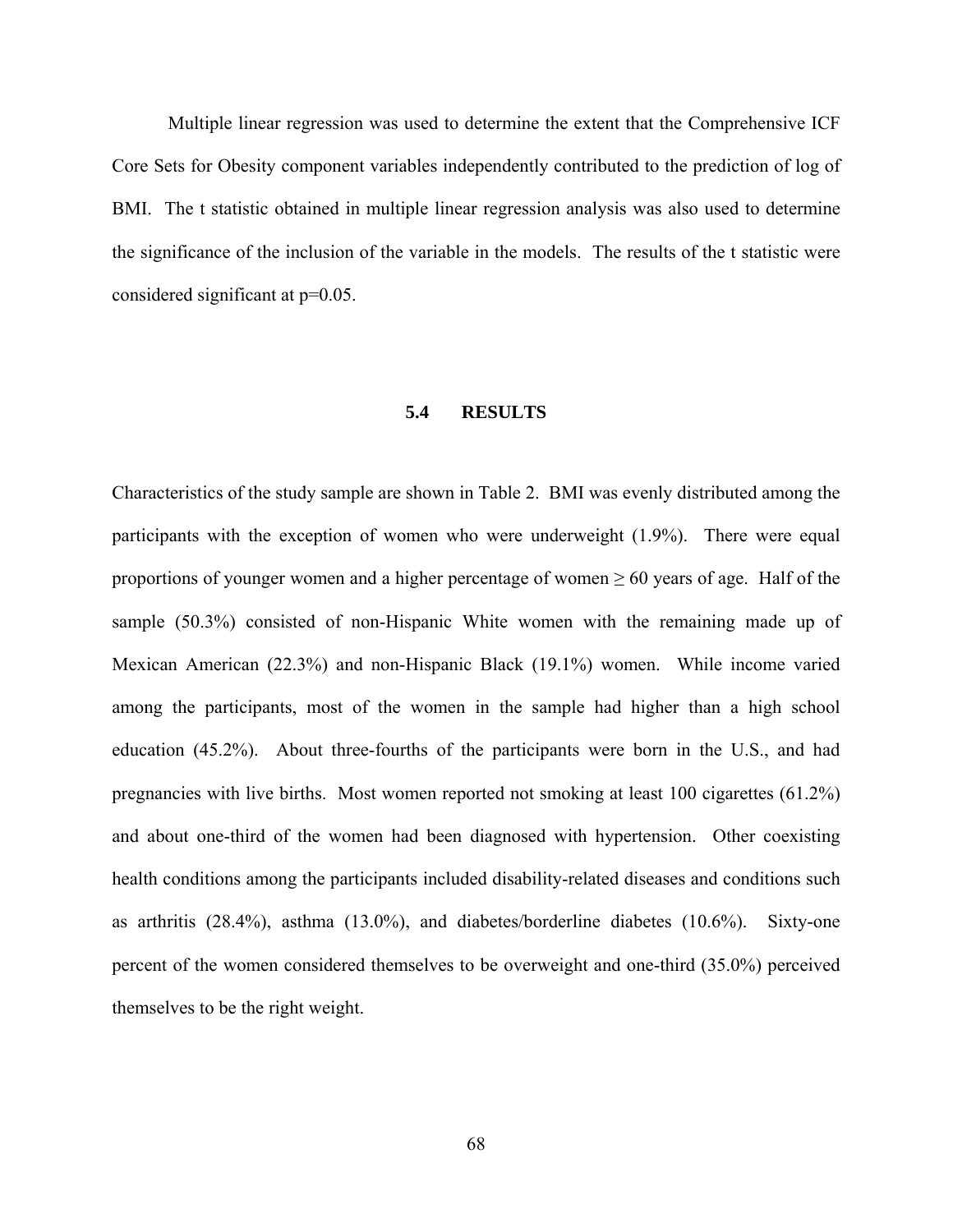Multiple linear regression was used to determine the extent that the Comprehensive ICF Core Sets for Obesity component variables independently contributed to the prediction of log of BMI. The t statistic obtained in multiple linear regression analysis was also used to determine the significance of the inclusion of the variable in the models. The results of the t statistic were considered significant at $p=0.05$.

## 5.4 RESULTS

Characteristics of the study sample are shown in Table 2. BMI was evenly distributed among the participants with the exception of women who were underweight (1.9%). There were equal proportions of younger women and a higher percentage of women ≥ 60 years of age. Half of the sample (50.3%) consisted of non-Hispanic White women with the remaining made up of Mexican American (22.3%) and non-Hispanic Black (19.1%) women. While income varied among the participants, most of the women in the sample had higher than a high school education (45.2%). About three-fourths of the participants were born in the U.S., and had pregnancies with live births. Most women reported not smoking at least 100 cigarettes (61.2%) and about one-third of the women had been diagnosed with hypertension. Other coexisting health conditions among the participants included disability-related diseases and conditions such as arthritis (28.4%), asthma (13.0%), and diabetes/borderline diabetes (10.6%). Sixty-one percent of the women considered themselves to be overweight and one-third (35.0%) perceived themselves to be the right weight.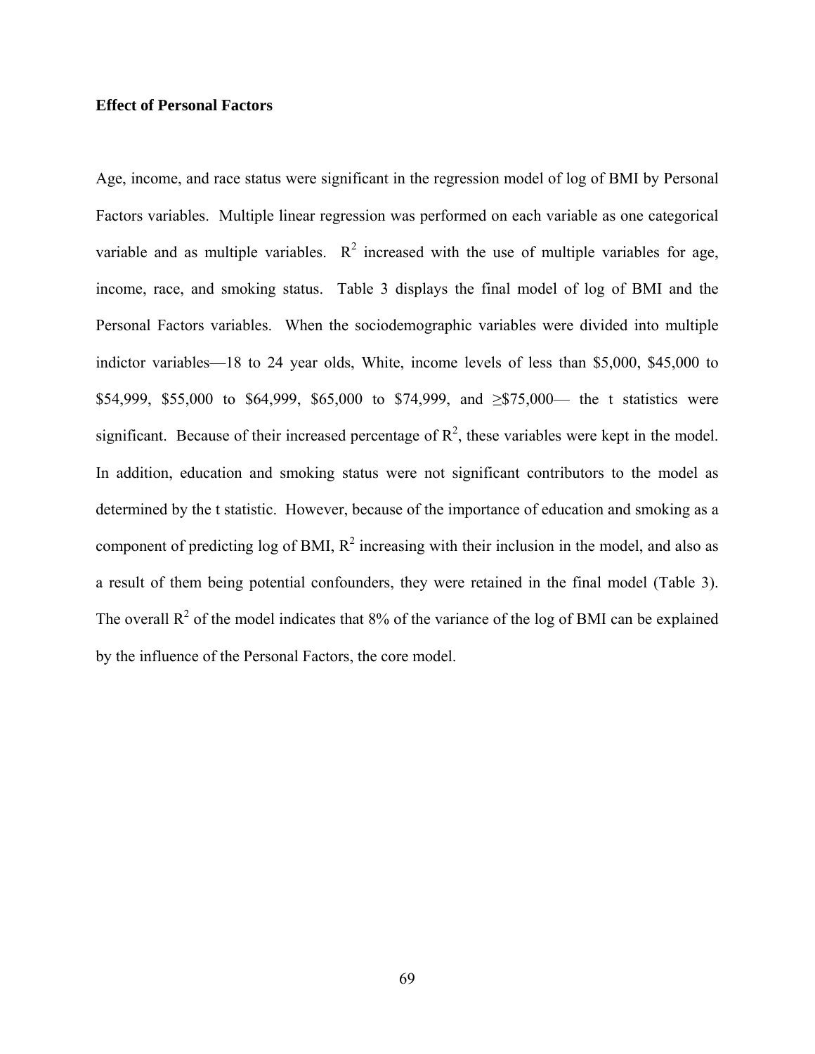**Effect of Personal Factors**

Age, income, and race status were significant in the regression model of log of BMI by Personal Factors variables. Multiple linear regression was performed on each variable as one categorical variable and as multiple variables. $R^2$ increased with the use of multiple variables for age, income, race, and smoking status. Table 3 displays the final model of log of BMI and the Personal Factors variables. When the sociodemographic variables were divided into multiple indictor variables—18 to 24 year olds, White, income levels of less than \$5,000, \$45,000 to \$54,999, \$55,000 to \$64,999, \$65,000 to \$74,999, and ≥\$75,000— the t statistics were significant. Because of their increased percentage of $R^2$, these variables were kept in the model. In addition, education and smoking status were not significant contributors to the model as determined by the t statistic. However, because of the importance of education and smoking as a component of predicting log of BMI, $R^2$ increasing with their inclusion in the model, and also as a result of them being potential confounders, they were retained in the final model (Table 3). The overall $R^2$ of the model indicates that 8% of the variance of the log of BMI can be explained by the influence of the Personal Factors, the core model.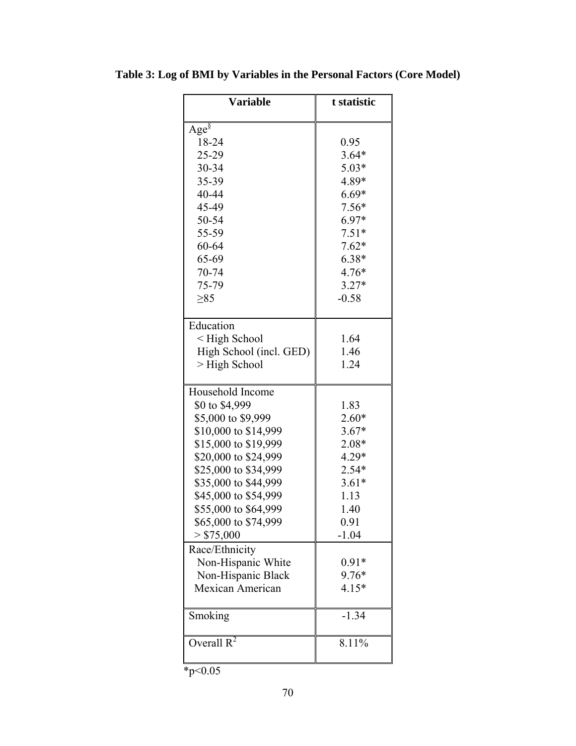**Table 3: Log of BMI by Variables in the Personal Factors (Core Model)**

| Variable | t statistic |
|---|---|
| Age[§] | |
| 18-24 | 0.95 |
| 25-29 | 3.64* |
| 30-34 | 5.03* |
| 35-39 | 4.89* |
| 40-44 | 6.69* |
| 45-49 | 7.56* |
| 50-54 | 6.97* |
| 55-59 | 7.51* |
| 60-64 | 7.62* |
| 65-69 | 6.38* |
| 70-74 | 4.76* |
| 75-79 | 3.27* |
| ≥85 | -0.58 |
| Education | |
| < High School | 1.64 |
| High School (incl. GED) | 1.46 |
| > High School | 1.24 |
| Household Income | |
| $0 to $4,999 | 1.83 |
| $5,000 to $9,999 | 2.60* |
| $10,000 to $14,999 | 3.67* |
| $15,000 to $19,999 | 2.08* |
| $20,000 to $24,999 | 4.29* |
| $25,000 to $34,999 | 2.54* |
| $35,000 to $44,999 | 3.61* |
| $45,000 to $54,999 | 1.13 |
| $55,000 to $64,999 | 1.40 |
| $65,000 to $74,999 | 0.91 |
| > $75,000 | -1.04 |
| Race/Ethnicity | |
| Non-Hispanic White | 0.91* |
| Non-Hispanic Black | 9.76* |
| Mexican American | 4.15* |
| Smoking | -1.34 |
| Overall $R^2$ | 8.11% |

*$p<0.05$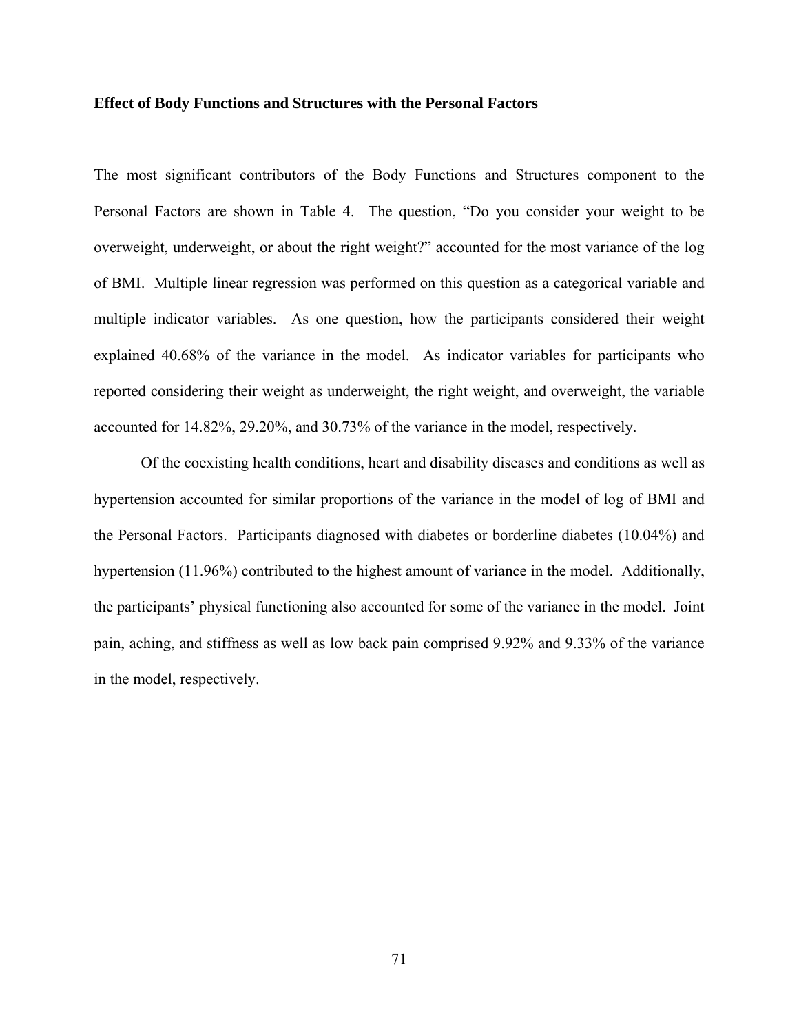### Effect of Body Functions and Structures with the Personal Factors

The most significant contributors of the Body Functions and Structures component to the Personal Factors are shown in Table 4. The question, "Do you consider your weight to be overweight, underweight, or about the right weight?" accounted for the most variance of the log of BMI. Multiple linear regression was performed on this question as a categorical variable and multiple indicator variables. As one question, how the participants considered their weight explained 40.68% of the variance in the model. As indicator variables for participants who reported considering their weight as underweight, the right weight, and overweight, the variable accounted for 14.82%, 29.20%, and 30.73% of the variance in the model, respectively.

Of the coexisting health conditions, heart and disability diseases and conditions as well as hypertension accounted for similar proportions of the variance in the model of log of BMI and the Personal Factors. Participants diagnosed with diabetes or borderline diabetes (10.04%) and hypertension (11.96%) contributed to the highest amount of variance in the model. Additionally, the participants' physical functioning also accounted for some of the variance in the model. Joint pain, aching, and stiffness as well as low back pain comprised 9.92% and 9.33% of the variance in the model, respectively.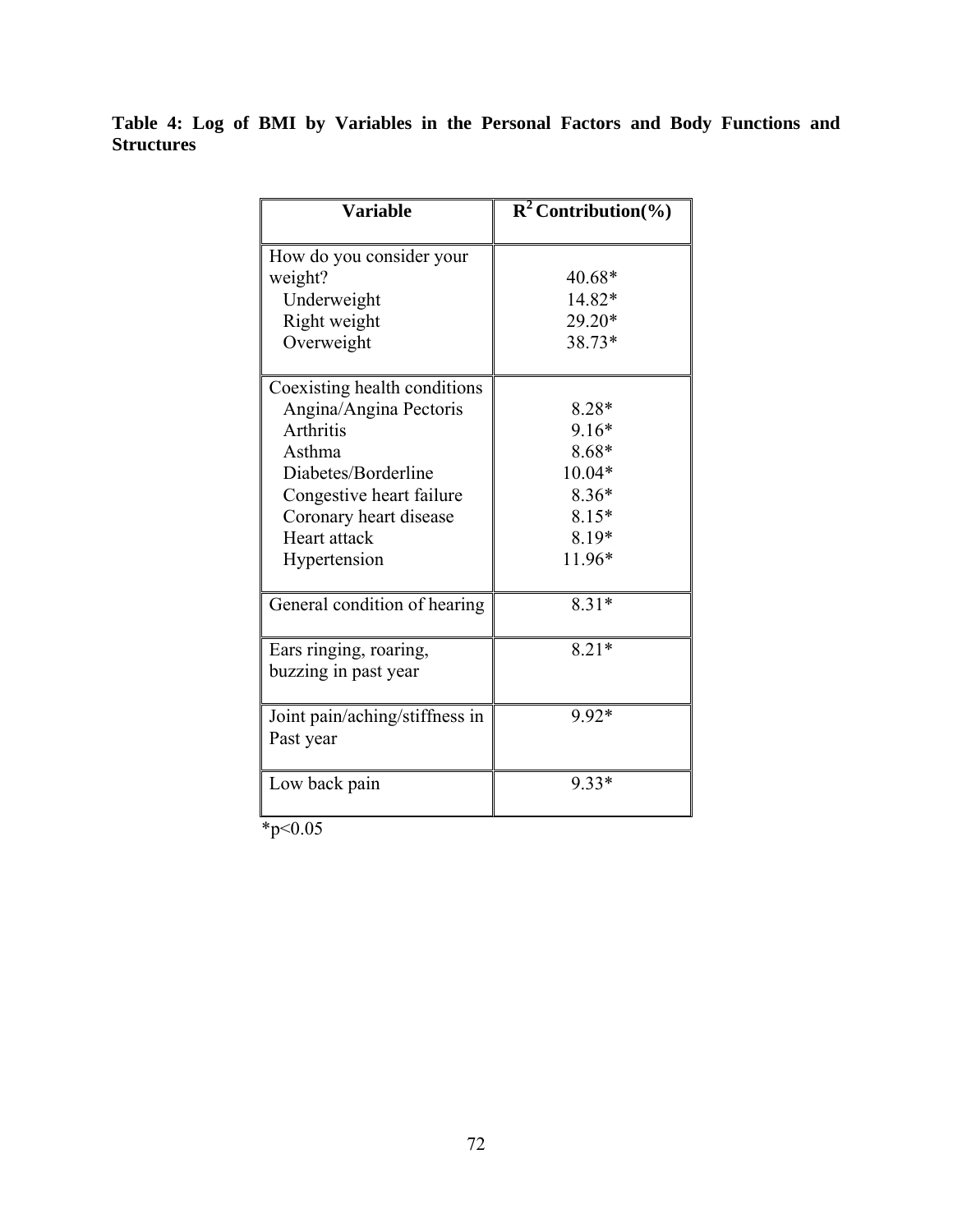**Table 4: Log of BMI by Variables in the Personal Factors and Body Functions and Structures**

| Variable | $R^2$ Contribution(%) |
|---|---|
| How do you consider your weight? | 40.68* |
| Underweight | 14.82* |
| Right weight | 29.20* |
| Overweight | 38.73* |
| Coexisting health conditions | |
| Angina/Angina Pectoris | 8.28* |
| Arthritis | 9.16* |
| Asthma | 8.68* |
| Diabetes/Borderline | 10.04* |
| Congestive heart failure | 8.36* |
| Coronary heart disease | 8.15* |
| Heart attack | 8.19* |
| Hypertension | 11.96* |
| General condition of hearing | 8.31* |
| Ears ringing, roaring, buzzing in past year | 8.21* |
| Joint pain/aching/stiffness in Past year | 9.92* |
| Low back pain | 9.33* |

*$p<0.05$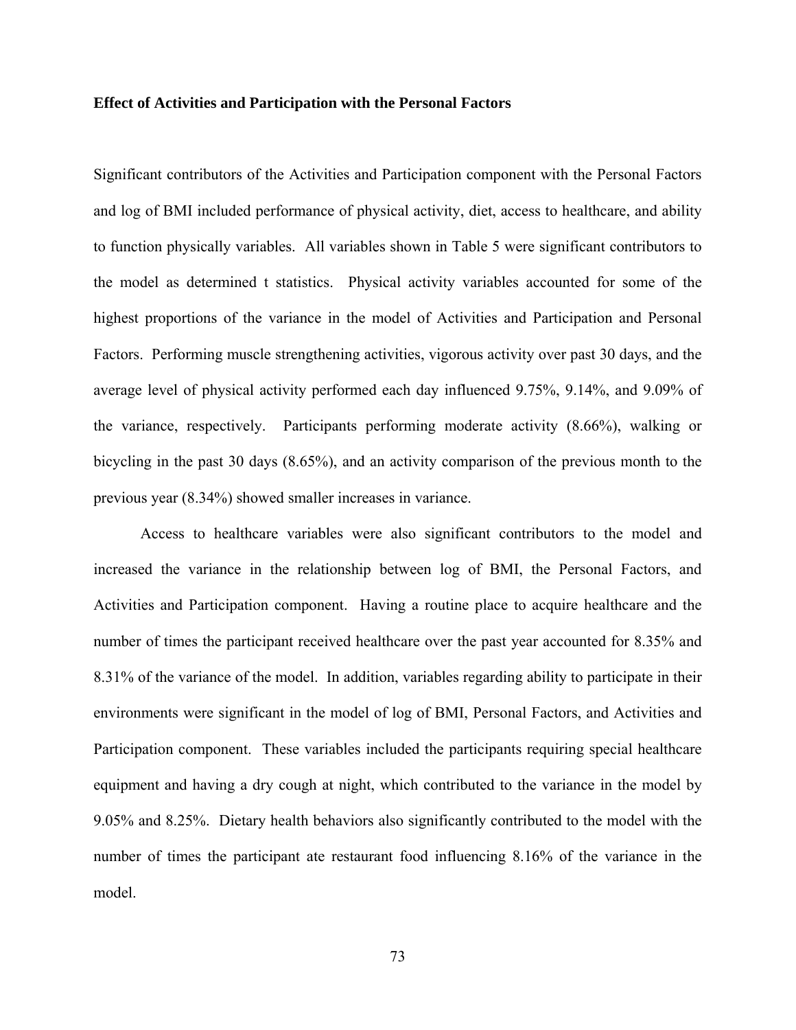**Effect of Activities and Participation with the Personal Factors**

Significant contributors of the Activities and Participation component with the Personal Factors and log of BMI included performance of physical activity, diet, access to healthcare, and ability to function physically variables. All variables shown in Table 5 were significant contributors to the model as determined t statistics. Physical activity variables accounted for some of the highest proportions of the variance in the model of Activities and Participation and Personal Factors. Performing muscle strengthening activities, vigorous activity over past 30 days, and the average level of physical activity performed each day influenced 9.75%, 9.14%, and 9.09% of the variance, respectively. Participants performing moderate activity (8.66%), walking or bicycling in the past 30 days (8.65%), and an activity comparison of the previous month to the previous year (8.34%) showed smaller increases in variance.

Access to healthcare variables were also significant contributors to the model and increased the variance in the relationship between log of BMI, the Personal Factors, and Activities and Participation component. Having a routine place to acquire healthcare and the number of times the participant received healthcare over the past year accounted for 8.35% and 8.31% of the variance of the model. In addition, variables regarding ability to participate in their environments were significant in the model of log of BMI, Personal Factors, and Activities and Participation component. These variables included the participants requiring special healthcare equipment and having a dry cough at night, which contributed to the variance in the model by 9.05% and 8.25%. Dietary health behaviors also significantly contributed to the model with the number of times the participant ate restaurant food influencing 8.16% of the variance in the model.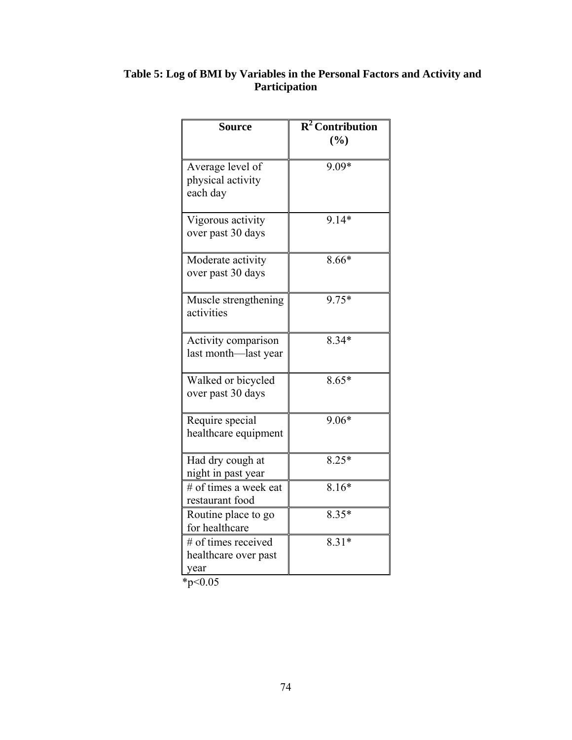**Table 5: Log of BMI by Variables in the Personal Factors and Activity and Participation**

| Source | $R^2$ Contribution (%) |
|---|---|
| Average level of physical activity each day | 9.09* |
| Vigorous activity over past 30 days | 9.14* |
| Moderate activity over past 30 days | 8.66* |
| Muscle strengthening activities | 9.75* |
| Activity comparison last month—last year | 8.34* |
| Walked or bicycled over past 30 days | 8.65* |
| Require special healthcare equipment | 9.06* |
| Had dry cough at night in past year | 8.25* |
| # of times a week eat restaurant food | 8.16* |
| Routine place to go for healthcare | 8.35* |
| # of times received healthcare over past year | 8.31* |

$*p<0.05$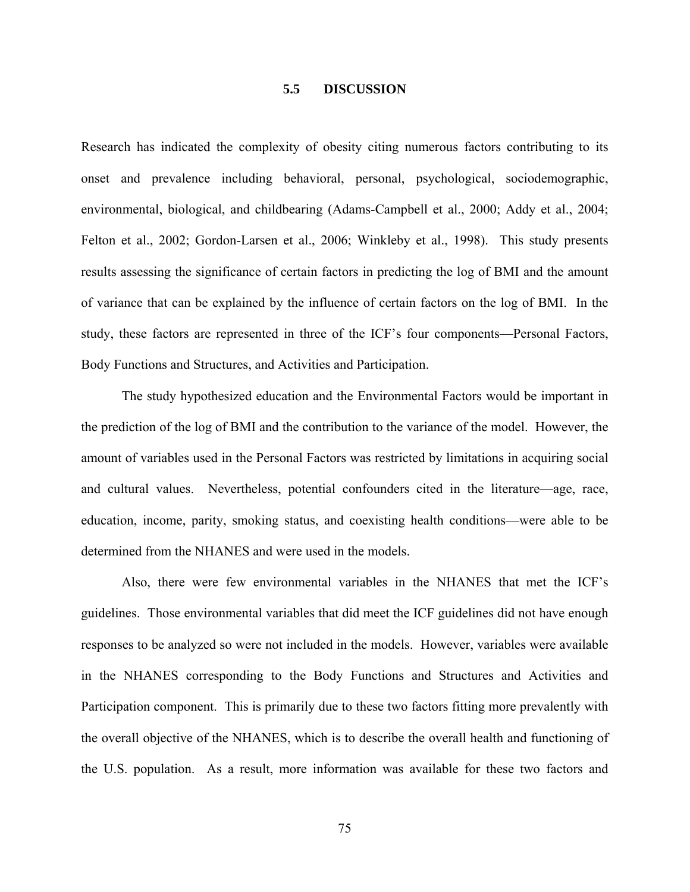## 5.5 DISCUSSION

Research has indicated the complexity of obesity citing numerous factors contributing to its onset and prevalence including behavioral, personal, psychological, sociodemographic, environmental, biological, and childbearing (Adams-Campbell et al., 2000; Addy et al., 2004; Felton et al., 2002; Gordon-Larsen et al., 2006; Winkleby et al., 1998). This study presents results assessing the significance of certain factors in predicting the log of BMI and the amount of variance that can be explained by the influence of certain factors on the log of BMI. In the study, these factors are represented in three of the ICF's four components—Personal Factors, Body Functions and Structures, and Activities and Participation.

The study hypothesized education and the Environmental Factors would be important in the prediction of the log of BMI and the contribution to the variance of the model. However, the amount of variables used in the Personal Factors was restricted by limitations in acquiring social and cultural values. Nevertheless, potential confounders cited in the literature—age, race, education, income, parity, smoking status, and coexisting health conditions—were able to be determined from the NHANES and were used in the models.

Also, there were few environmental variables in the NHANES that met the ICF's guidelines. Those environmental variables that did meet the ICF guidelines did not have enough responses to be analyzed so were not included in the models. However, variables were available in the NHANES corresponding to the Body Functions and Structures and Activities and Participation component. This is primarily due to these two factors fitting more prevalently with the overall objective of the NHANES, which is to describe the overall health and functioning of the U.S. population. As a result, more information was available for these two factors and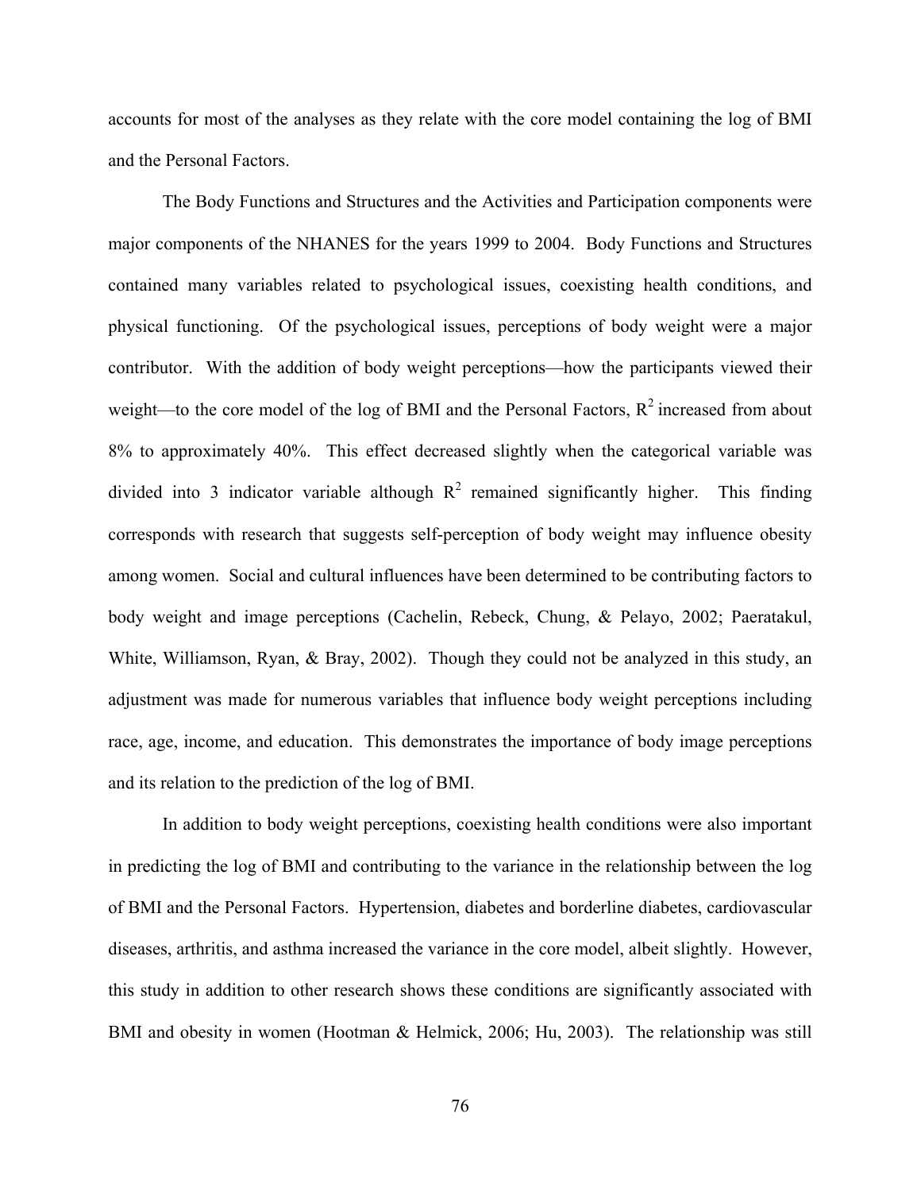accounts for most of the analyses as they relate with the core model containing the log of BMI and the Personal Factors.

The Body Functions and Structures and the Activities and Participation components were major components of the NHANES for the years 1999 to 2004. Body Functions and Structures contained many variables related to psychological issues, coexisting health conditions, and physical functioning. Of the psychological issues, perceptions of body weight were a major contributor. With the addition of body weight perceptions—how the participants viewed their weight—to the core model of the log of BMI and the Personal Factors, $R^2$ increased from about 8% to approximately 40%. This effect decreased slightly when the categorical variable was divided into 3 indicator variable although $R^2$ remained significantly higher. This finding corresponds with research that suggests self-perception of body weight may influence obesity among women. Social and cultural influences have been determined to be contributing factors to body weight and image perceptions (Cachelin, Rebeck, Chung, & Pelayo, 2002; Paeratakul, White, Williamson, Ryan, & Bray, 2002). Though they could not be analyzed in this study, an adjustment was made for numerous variables that influence body weight perceptions including race, age, income, and education. This demonstrates the importance of body image perceptions and its relation to the prediction of the log of BMI.

In addition to body weight perceptions, coexisting health conditions were also important in predicting the log of BMI and contributing to the variance in the relationship between the log of BMI and the Personal Factors. Hypertension, diabetes and borderline diabetes, cardiovascular diseases, arthritis, and asthma increased the variance in the core model, albeit slightly. However, this study in addition to other research shows these conditions are significantly associated with BMI and obesity in women (Hootman & Helmick, 2006; Hu, 2003). The relationship was still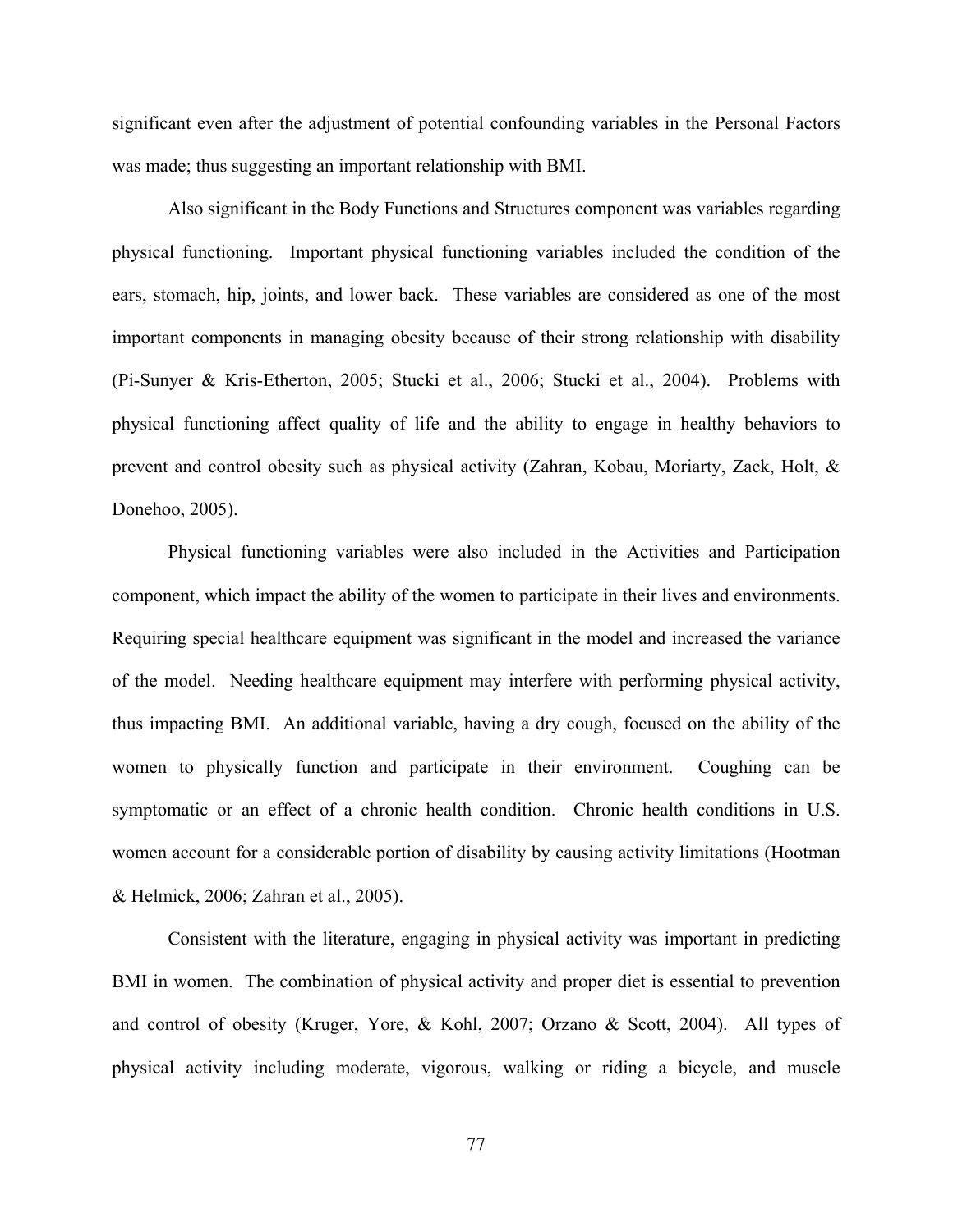significant even after the adjustment of potential confounding variables in the Personal Factors was made; thus suggesting an important relationship with BMI.

Also significant in the Body Functions and Structures component was variables regarding physical functioning. Important physical functioning variables included the condition of the ears, stomach, hip, joints, and lower back. These variables are considered as one of the most important components in managing obesity because of their strong relationship with disability (Pi-Sunyer & Kris-Etherton, 2005; Stucki et al., 2006; Stucki et al., 2004). Problems with physical functioning affect quality of life and the ability to engage in healthy behaviors to prevent and control obesity such as physical activity (Zahran, Kobau, Moriarty, Zack, Holt, & Donehoo, 2005).

Physical functioning variables were also included in the Activities and Participation component, which impact the ability of the women to participate in their lives and environments. Requiring special healthcare equipment was significant in the model and increased the variance of the model. Needing healthcare equipment may interfere with performing physical activity, thus impacting BMI. An additional variable, having a dry cough, focused on the ability of the women to physically function and participate in their environment. Coughing can be symptomatic or an effect of a chronic health condition. Chronic health conditions in U.S. women account for a considerable portion of disability by causing activity limitations (Hootman & Helmick, 2006; Zahran et al., 2005).

Consistent with the literature, engaging in physical activity was important in predicting BMI in women. The combination of physical activity and proper diet is essential to prevention and control of obesity (Kruger, Yore, & Kohl, 2007; Orzano & Scott, 2004). All types of physical activity including moderate, vigorous, walking or riding a bicycle, and muscle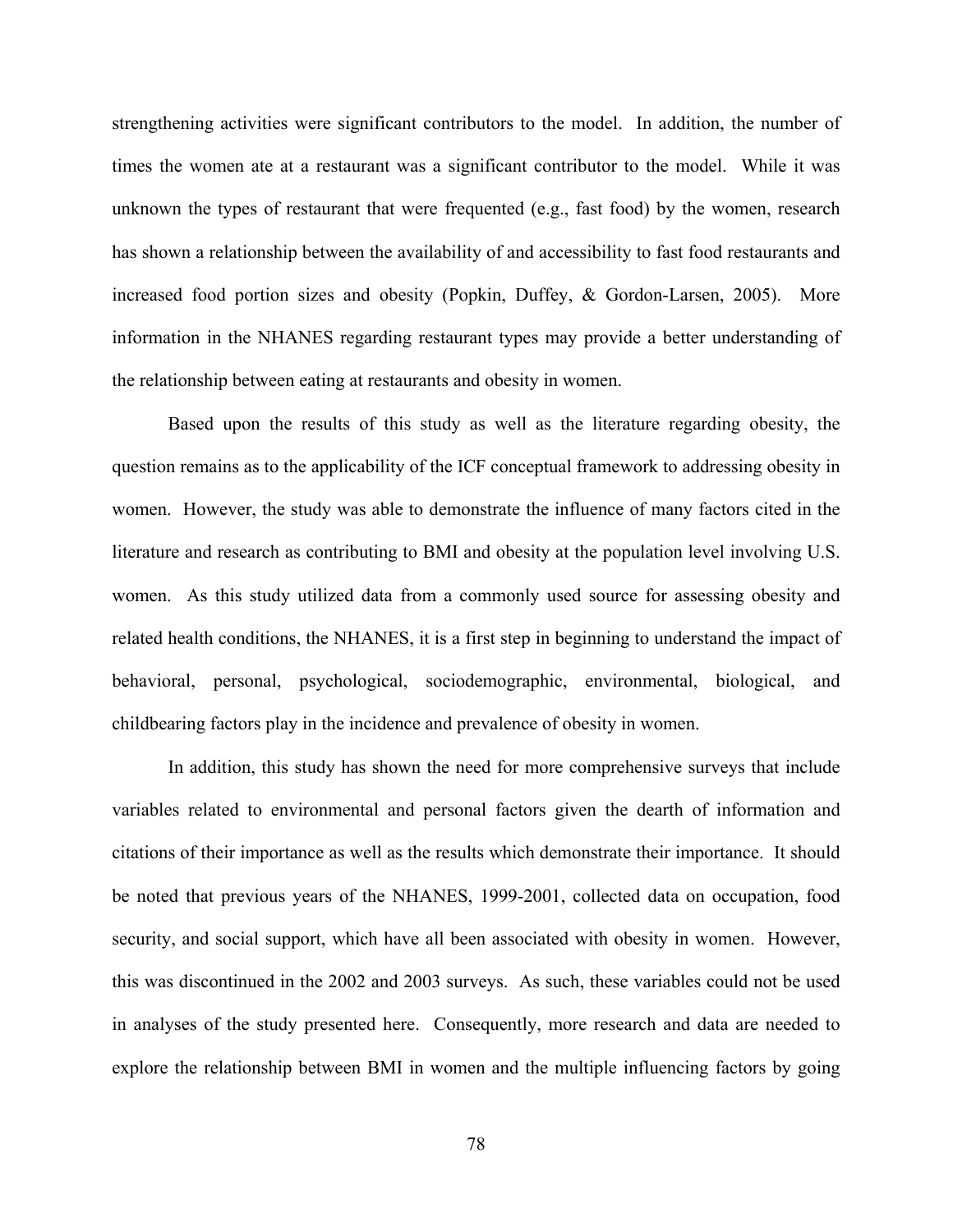strengthening activities were significant contributors to the model. In addition, the number of times the women ate at a restaurant was a significant contributor to the model. While it was unknown the types of restaurant that were frequented (e.g., fast food) by the women, research has shown a relationship between the availability of and accessibility to fast food restaurants and increased food portion sizes and obesity (Popkin, Duffey, & Gordon-Larsen, 2005). More information in the NHANES regarding restaurant types may provide a better understanding of the relationship between eating at restaurants and obesity in women.

Based upon the results of this study as well as the literature regarding obesity, the question remains as to the applicability of the ICF conceptual framework to addressing obesity in women. However, the study was able to demonstrate the influence of many factors cited in the literature and research as contributing to BMI and obesity at the population level involving U.S. women. As this study utilized data from a commonly used source for assessing obesity and related health conditions, the NHANES, it is a first step in beginning to understand the impact of behavioral, personal, psychological, sociodemographic, environmental, biological, and childbearing factors play in the incidence and prevalence of obesity in women.

In addition, this study has shown the need for more comprehensive surveys that include variables related to environmental and personal factors given the dearth of information and citations of their importance as well as the results which demonstrate their importance. It should be noted that previous years of the NHANES, 1999-2001, collected data on occupation, food security, and social support, which have all been associated with obesity in women. However, this was discontinued in the 2002 and 2003 surveys. As such, these variables could not be used in analyses of the study presented here. Consequently, more research and data are needed to explore the relationship between BMI in women and the multiple influencing factors by going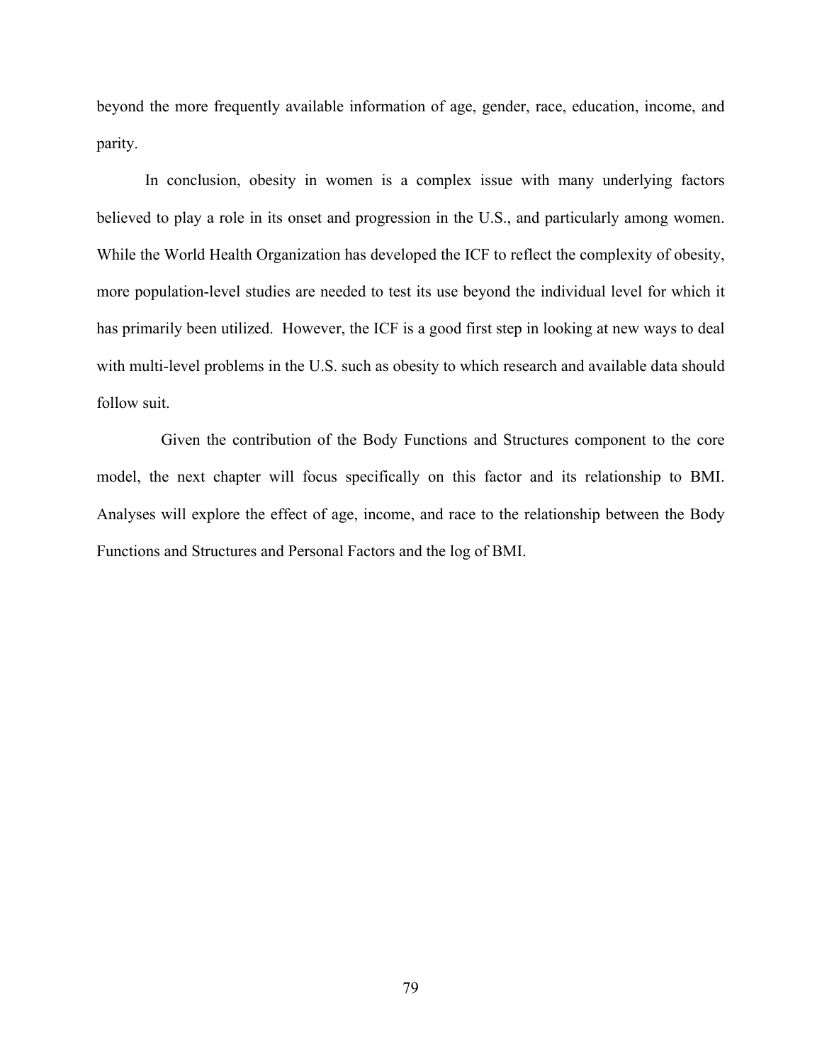beyond the more frequently available information of age, gender, race, education, income, and parity.

In conclusion, obesity in women is a complex issue with many underlying factors believed to play a role in its onset and progression in the U.S., and particularly among women. While the World Health Organization has developed the ICF to reflect the complexity of obesity, more population-level studies are needed to test its use beyond the individual level for which it has primarily been utilized. However, the ICF is a good first step in looking at new ways to deal with multi-level problems in the U.S. such as obesity to which research and available data should follow suit.

Given the contribution of the Body Functions and Structures component to the core model, the next chapter will focus specifically on this factor and its relationship to BMI. Analyses will explore the effect of age, income, and race to the relationship between the Body Functions and Structures and Personal Factors and the log of BMI.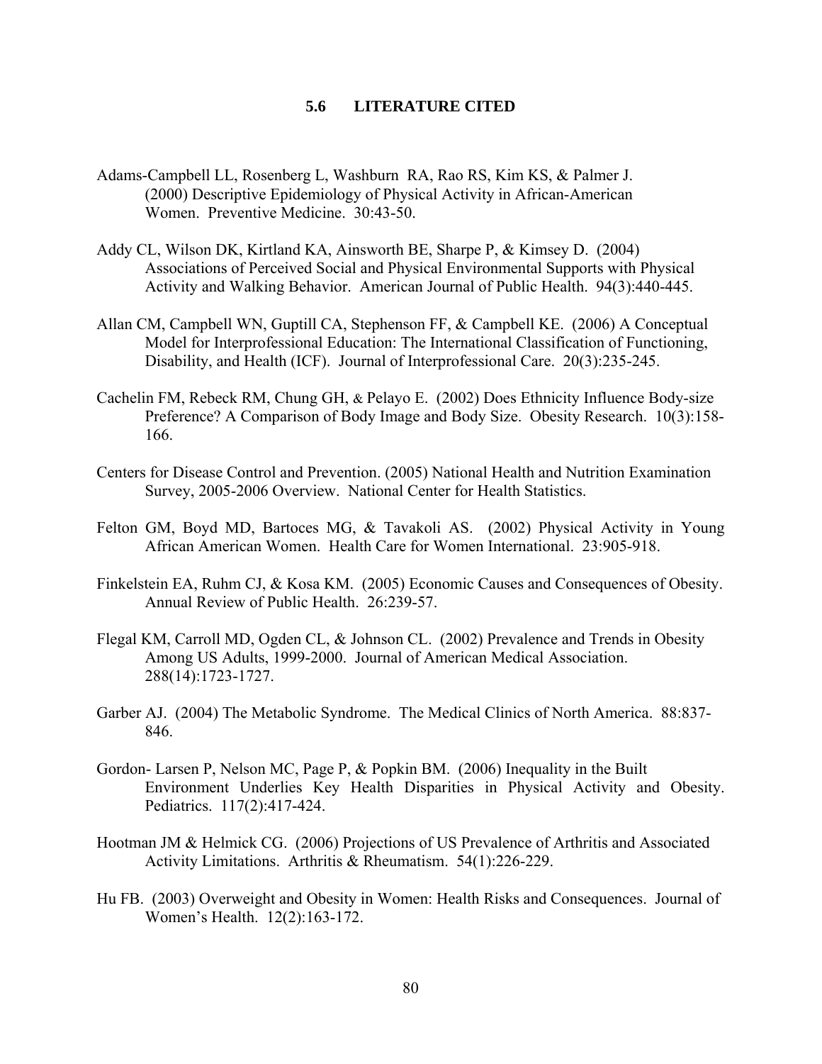## 5.6 LITERATURE CITED

Adams-Campbell LL, Rosenberg L, Washburn RA, Rao RS, Kim KS, & Palmer J. (2000) Descriptive Epidemiology of Physical Activity in African-American Women. Preventive Medicine. 30:43-50.

Addy CL, Wilson DK, Kirtland KA, Ainsworth BE, Sharpe P, & Kimsey D. (2004) Associations of Perceived Social and Physical Environmental Supports with Physical Activity and Walking Behavior. American Journal of Public Health. 94(3):440-445.

Allan CM, Campbell WN, Guptill CA, Stephenson FF, & Campbell KE. (2006) A Conceptual Model for Interprofessional Education: The International Classification of Functioning, Disability, and Health (ICF). Journal of Interprofessional Care. 20(3):235-245.

Cachelin FM, Rebeck RM, Chung GH, & Pelayo E. (2002) Does Ethnicity Influence Body-size Preference? A Comparison of Body Image and Body Size. Obesity Research. 10(3):158-166.

Centers for Disease Control and Prevention. (2005) National Health and Nutrition Examination Survey, 2005-2006 Overview. National Center for Health Statistics.

Felton GM, Boyd MD, Bartoces MG, & Tavakoli AS. (2002) Physical Activity in Young African American Women. Health Care for Women International. 23:905-918.

Finkelstein EA, Ruhm CJ, & Kosa KM. (2005) Economic Causes and Consequences of Obesity. Annual Review of Public Health. 26:239-57.

Flegal KM, Carroll MD, Ogden CL, & Johnson CL. (2002) Prevalence and Trends in Obesity Among US Adults, 1999-2000. Journal of American Medical Association. 288(14):1723-1727.

Garber AJ. (2004) The Metabolic Syndrome. The Medical Clinics of North America. 88:837-846.

Gordon- Larsen P, Nelson MC, Page P, & Popkin BM. (2006) Inequality in the Built Environment Underlies Key Health Disparities in Physical Activity and Obesity. Pediatrics. 117(2):417-424.

Hootman JM & Helmick CG. (2006) Projections of US Prevalence of Arthritis and Associated Activity Limitations. Arthritis & Rheumatism. 54(1):226-229.

Hu FB. (2003) Overweight and Obesity in Women: Health Risks and Consequences. Journal of Women's Health. 12(2):163-172.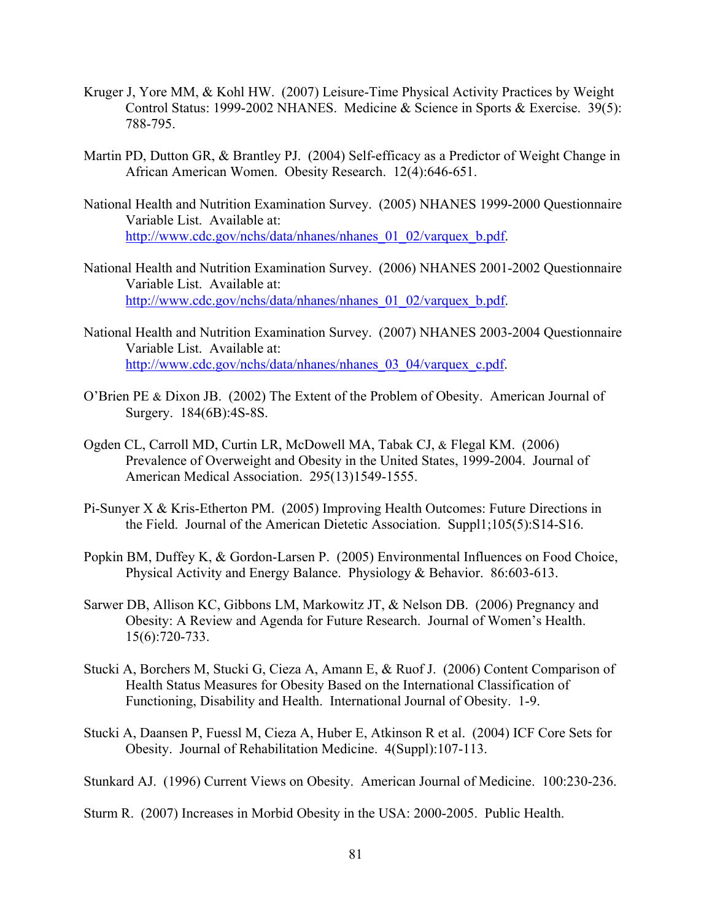Kruger J, Yore MM, & Kohl HW. (2007) Leisure-Time Physical Activity Practices by Weight Control Status: 1999-2002 NHANES. Medicine & Science in Sports & Exercise. 39(5): 788-795.

Martin PD, Dutton GR, & Brantley PJ. (2004) Self-efficacy as a Predictor of Weight Change in African American Women. Obesity Research. 12(4):646-651.

National Health and Nutrition Examination Survey. (2005) NHANES 1999-2000 Questionnaire Variable List. Available at: http://www.cdc.gov/nchs/data/nhanes/nhanes_01_02/varquex_b.pdf.

National Health and Nutrition Examination Survey. (2006) NHANES 2001-2002 Questionnaire Variable List. Available at: http://www.cdc.gov/nchs/data/nhanes/nhanes_01_02/varquex_b.pdf.

National Health and Nutrition Examination Survey. (2007) NHANES 2003-2004 Questionnaire Variable List. Available at: http://www.cdc.gov/nchs/data/nhanes/nhanes_03_04/varquex_c.pdf.

O'Brien PE & Dixon JB. (2002) The Extent of the Problem of Obesity. American Journal of Surgery. 184(6B):4S-8S.

Ogden CL, Carroll MD, Curtin LR, McDowell MA, Tabak CJ, & Flegal KM. (2006) Prevalence of Overweight and Obesity in the United States, 1999-2004. Journal of American Medical Association. 295(13)1549-1555.

Pi-Sunyer X & Kris-Etherton PM. (2005) Improving Health Outcomes: Future Directions in the Field. Journal of the American Dietetic Association. Suppl1;105(5):S14-S16.

Popkin BM, Duffey K, & Gordon-Larsen P. (2005) Environmental Influences on Food Choice, Physical Activity and Energy Balance. Physiology & Behavior. 86:603-613.

Sarwer DB, Allison KC, Gibbons LM, Markowitz JT, & Nelson DB. (2006) Pregnancy and Obesity: A Review and Agenda for Future Research. Journal of Women's Health. 15(6):720-733.

Stucki A, Borchers M, Stucki G, Cieza A, Amann E, & Ruof J. (2006) Content Comparison of Health Status Measures for Obesity Based on the International Classification of Functioning, Disability and Health. International Journal of Obesity. 1-9.

Stucki A, Daansen P, Fuessl M, Cieza A, Huber E, Atkinson R et al. (2004) ICF Core Sets for Obesity. Journal of Rehabilitation Medicine. 4(Suppl):107-113.

Stunkard AJ. (1996) Current Views on Obesity. American Journal of Medicine. 100:230-236.

Sturm R. (2007) Increases in Morbid Obesity in the USA: 2000-2005. Public Health.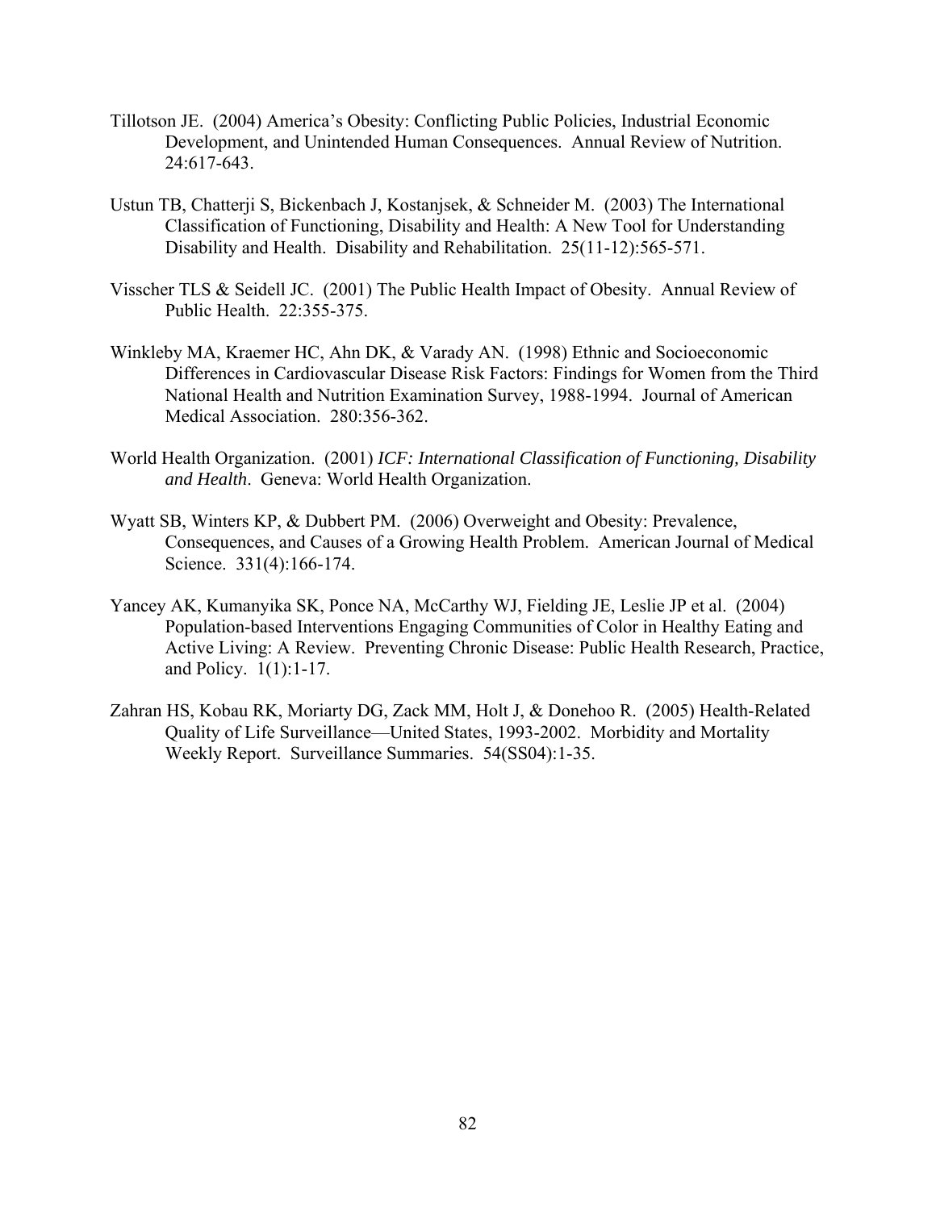Tillotson JE. (2004) America's Obesity: Conflicting Public Policies, Industrial Economic Development, and Unintended Human Consequences. Annual Review of Nutrition. 24:617-643.

Ustun TB, Chatterji S, Bickenbach J, Kostanjsek, & Schneider M. (2003) The International Classification of Functioning, Disability and Health: A New Tool for Understanding Disability and Health. Disability and Rehabilitation. 25(11-12):565-571.

Visscher TLS & Seidell JC. (2001) The Public Health Impact of Obesity. Annual Review of Public Health. 22:355-375.

Winkleby MA, Kraemer HC, Ahn DK, & Varady AN. (1998) Ethnic and Socioeconomic Differences in Cardiovascular Disease Risk Factors: Findings for Women from the Third National Health and Nutrition Examination Survey, 1988-1994. Journal of American Medical Association. 280:356-362.

World Health Organization. (2001) *ICF: International Classification of Functioning, Disability and Health*. Geneva: World Health Organization.

Wyatt SB, Winters KP, & Dubbert PM. (2006) Overweight and Obesity: Prevalence, Consequences, and Causes of a Growing Health Problem. American Journal of Medical Science. 331(4):166-174.

Yancey AK, Kumanyika SK, Ponce NA, McCarthy WJ, Fielding JE, Leslie JP et al. (2004) Population-based Interventions Engaging Communities of Color in Healthy Eating and Active Living: A Review. Preventing Chronic Disease: Public Health Research, Practice, and Policy. 1(1):1-17.

Zahran HS, Kobau RK, Moriarty DG, Zack MM, Holt J, & Donehoo R. (2005) Health-Related Quality of Life Surveillance—United States, 1993-2002. Morbidity and Mortality Weekly Report. Surveillance Summaries. 54(SS04):1-35.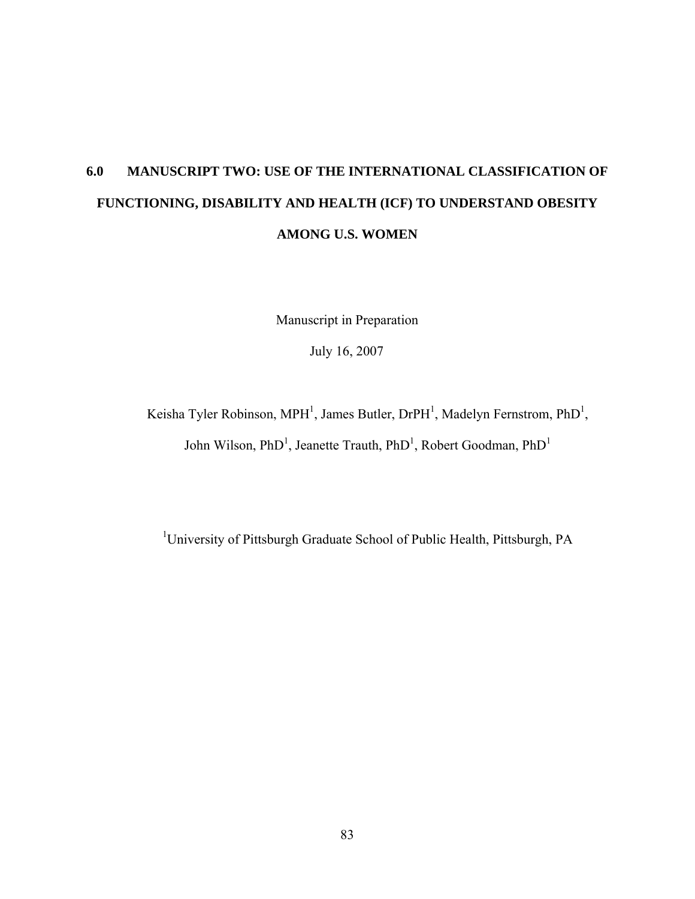# 6.0 MANUSCRIPT TWO: USE OF THE INTERNATIONAL CLASSIFICATION OF FUNCTIONING, DISABILITY AND HEALTH (ICF) TO UNDERSTAND OBESITY AMONG U.S. WOMEN

Manuscript in Preparation

July 16, 2007

Keisha Tyler Robinson, MPH[1], James Butler, DrPH[1], Madelyn Fernstrom, PhD[1], John Wilson, PhD[1], Jeanette Trauth, PhD[1], Robert Goodman, PhD[1]

[1]University of Pittsburgh Graduate School of Public Health, Pittsburgh, PA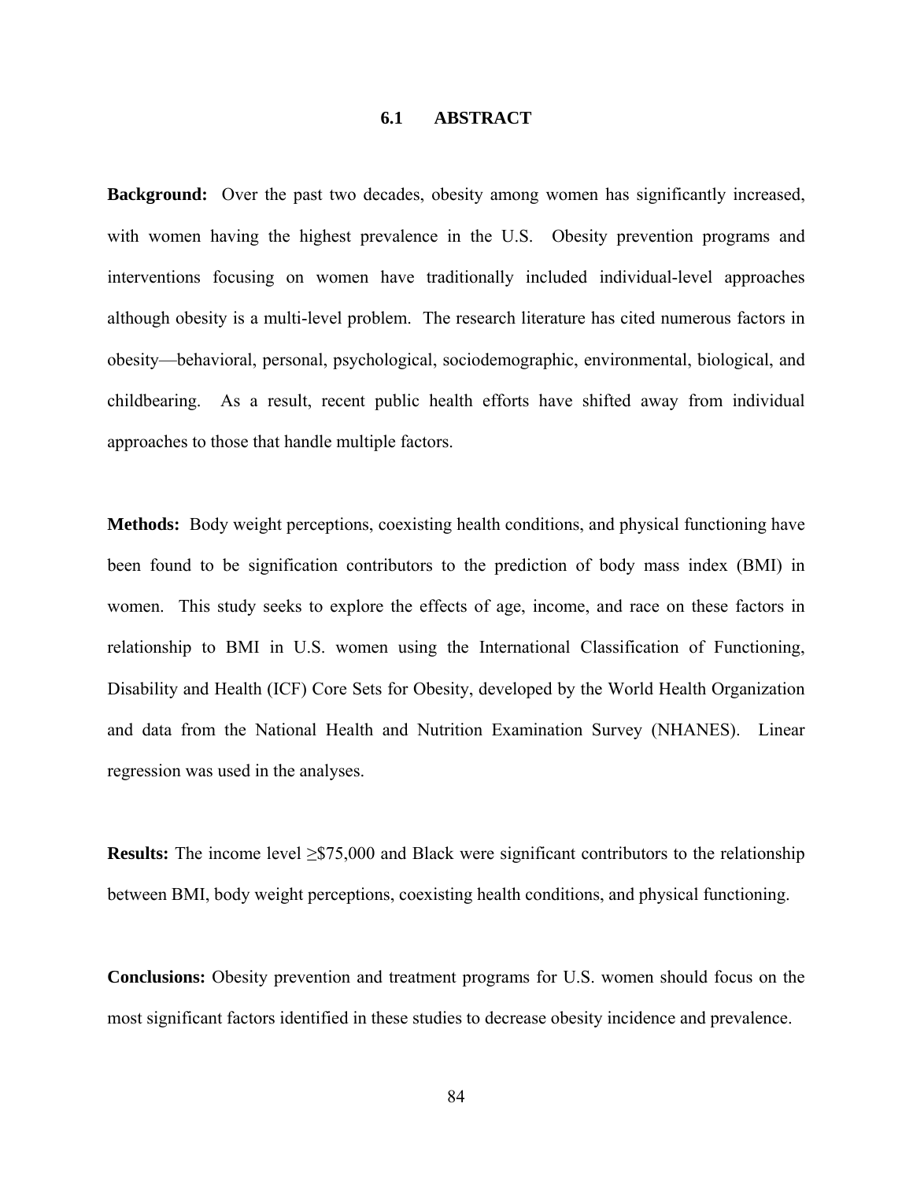## 6.1 ABSTRACT

**Background:** Over the past two decades, obesity among women has significantly increased, with women having the highest prevalence in the U.S. Obesity prevention programs and interventions focusing on women have traditionally included individual-level approaches although obesity is a multi-level problem. The research literature has cited numerous factors in obesity—behavioral, personal, psychological, sociodemographic, environmental, biological, and childbearing. As a result, recent public health efforts have shifted away from individual approaches to those that handle multiple factors.

**Methods:** Body weight perceptions, coexisting health conditions, and physical functioning have been found to be signification contributors to the prediction of body mass index (BMI) in women. This study seeks to explore the effects of age, income, and race on these factors in relationship to BMI in U.S. women using the International Classification of Functioning, Disability and Health (ICF) Core Sets for Obesity, developed by the World Health Organization and data from the National Health and Nutrition Examination Survey (NHANES). Linear regression was used in the analyses.

**Results:** The income level ≥$75,000 and Black were significant contributors to the relationship between BMI, body weight perceptions, coexisting health conditions, and physical functioning.

**Conclusions:** Obesity prevention and treatment programs for U.S. women should focus on the most significant factors identified in these studies to decrease obesity incidence and prevalence.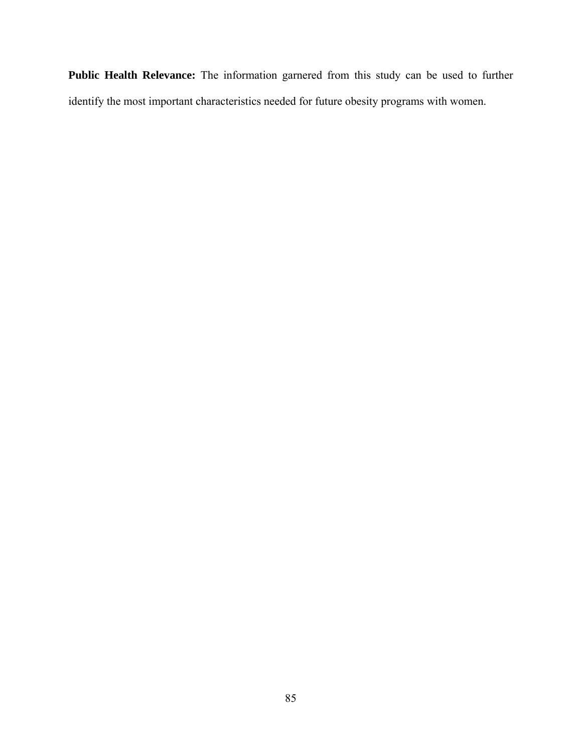**Public Health Relevance:** The information garnered from this study can be used to further identify the most important characteristics needed for future obesity programs with women.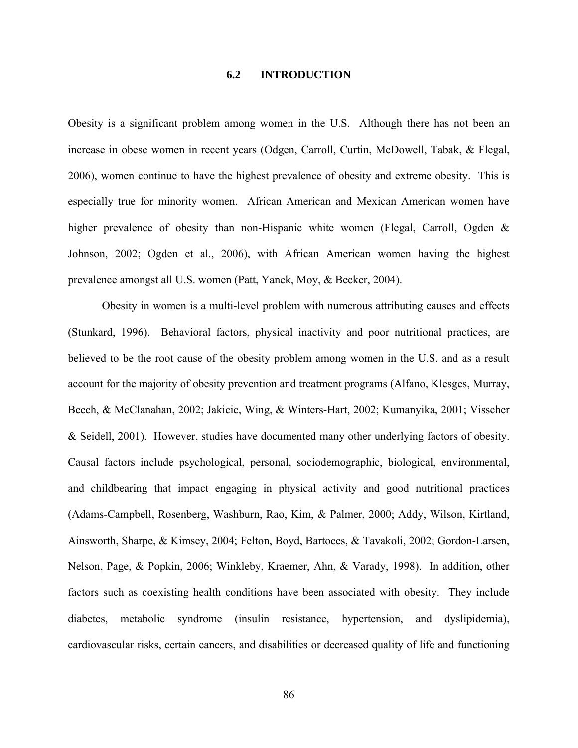## 6.2 INTRODUCTION

Obesity is a significant problem among women in the U.S. Although there has not been an increase in obese women in recent years (Odgen, Carroll, Curtin, McDowell, Tabak, & Flegal, 2006), women continue to have the highest prevalence of obesity and extreme obesity. This is especially true for minority women. African American and Mexican American women have higher prevalence of obesity than non-Hispanic white women (Flegal, Carroll, Ogden & Johnson, 2002; Ogden et al., 2006), with African American women having the highest prevalence amongst all U.S. women (Patt, Yanek, Moy, & Becker, 2004).

Obesity in women is a multi-level problem with numerous attributing causes and effects (Stunkard, 1996). Behavioral factors, physical inactivity and poor nutritional practices, are believed to be the root cause of the obesity problem among women in the U.S. and as a result account for the majority of obesity prevention and treatment programs (Alfano, Klesges, Murray, Beech, & McClanahan, 2002; Jakicic, Wing, & Winters-Hart, 2002; Kumanyika, 2001; Visscher & Seidell, 2001). However, studies have documented many other underlying factors of obesity. Causal factors include psychological, personal, sociodemographic, biological, environmental, and childbearing that impact engaging in physical activity and good nutritional practices (Adams-Campbell, Rosenberg, Washburn, Rao, Kim, & Palmer, 2000; Addy, Wilson, Kirtland, Ainsworth, Sharpe, & Kimsey, 2004; Felton, Boyd, Bartoces, & Tavakoli, 2002; Gordon-Larsen, Nelson, Page, & Popkin, 2006; Winkleby, Kraemer, Ahn, & Varady, 1998). In addition, other factors such as coexisting health conditions have been associated with obesity. They include diabetes, metabolic syndrome (insulin resistance, hypertension, and dyslipidemia), cardiovascular risks, certain cancers, and disabilities or decreased quality of life and functioning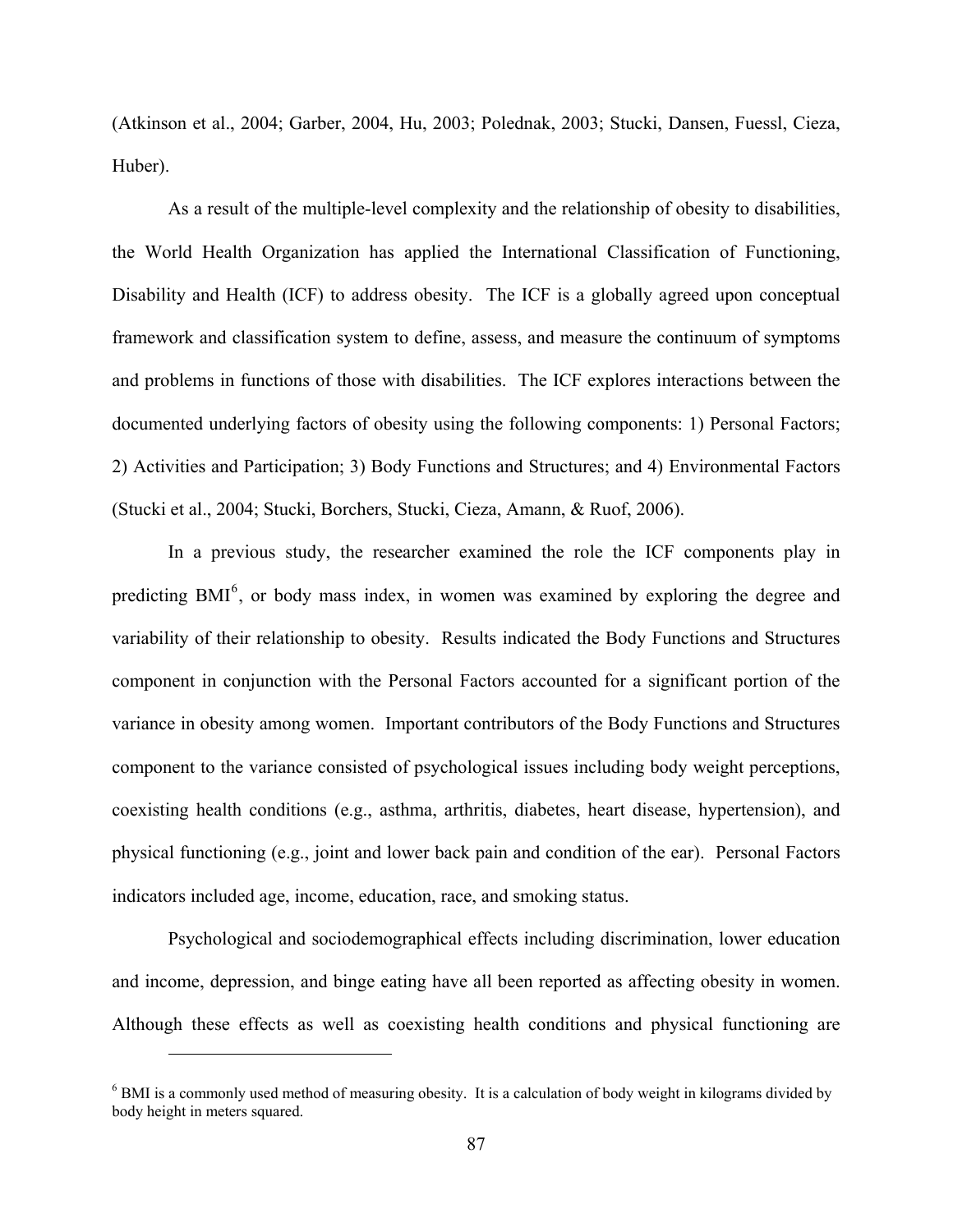(Atkinson et al., 2004; Garber, 2004, Hu, 2003; Polednak, 2003; Stucki, Dansen, Fuessl, Cieza, Huber).

As a result of the multiple-level complexity and the relationship of obesity to disabilities, the World Health Organization has applied the International Classification of Functioning, Disability and Health (ICF) to address obesity. The ICF is a globally agreed upon conceptual framework and classification system to define, assess, and measure the continuum of symptoms and problems in functions of those with disabilities. The ICF explores interactions between the documented underlying factors of obesity using the following components: 1) Personal Factors; 2) Activities and Participation; 3) Body Functions and Structures; and 4) Environmental Factors (Stucki et al., 2004; Stucki, Borchers, Stucki, Cieza, Amann, & Ruof, 2006).

In a previous study, the researcher examined the role the ICF components play in predicting BMI[6], or body mass index, in women was examined by exploring the degree and variability of their relationship to obesity. Results indicated the Body Functions and Structures component in conjunction with the Personal Factors accounted for a significant portion of the variance in obesity among women. Important contributors of the Body Functions and Structures component to the variance consisted of psychological issues including body weight perceptions, coexisting health conditions (e.g., asthma, arthritis, diabetes, heart disease, hypertension), and physical functioning (e.g., joint and lower back pain and condition of the ear). Personal Factors indicators included age, income, education, race, and smoking status.

Psychological and sociodemographical effects including discrimination, lower education and income, depression, and binge eating have all been reported as affecting obesity in women. Although these effects as well as coexisting health conditions and physical functioning are

[6] BMI is a commonly used method of measuring obesity. It is a calculation of body weight in kilograms divided by body height in meters squared.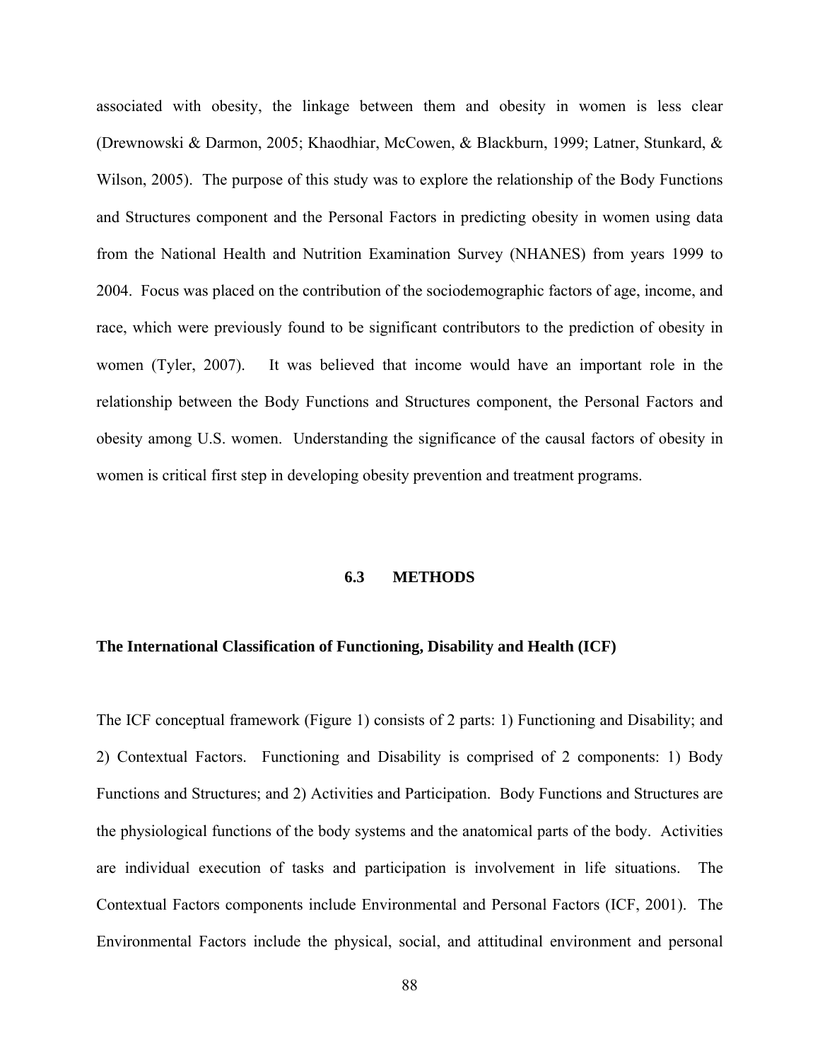associated with obesity, the linkage between them and obesity in women is less clear (Drewnowski & Darmon, 2005; Khaodhiar, McCowen, & Blackburn, 1999; Latner, Stunkard, & Wilson, 2005). The purpose of this study was to explore the relationship of the Body Functions and Structures component and the Personal Factors in predicting obesity in women using data from the National Health and Nutrition Examination Survey (NHANES) from years 1999 to 2004. Focus was placed on the contribution of the sociodemographic factors of age, income, and race, which were previously found to be significant contributors to the prediction of obesity in women (Tyler, 2007). It was believed that income would have an important role in the relationship between the Body Functions and Structures component, the Personal Factors and obesity among U.S. women. Understanding the significance of the causal factors of obesity in women is critical first step in developing obesity prevention and treatment programs.

## 6.3 METHODS

### The International Classification of Functioning, Disability and Health (ICF)

The ICF conceptual framework (Figure 1) consists of 2 parts: 1) Functioning and Disability; and 2) Contextual Factors. Functioning and Disability is comprised of 2 components: 1) Body Functions and Structures; and 2) Activities and Participation. Body Functions and Structures are the physiological functions of the body systems and the anatomical parts of the body. Activities are individual execution of tasks and participation is involvement in life situations. The Contextual Factors components include Environmental and Personal Factors (ICF, 2001). The Environmental Factors include the physical, social, and attitudinal environment and personal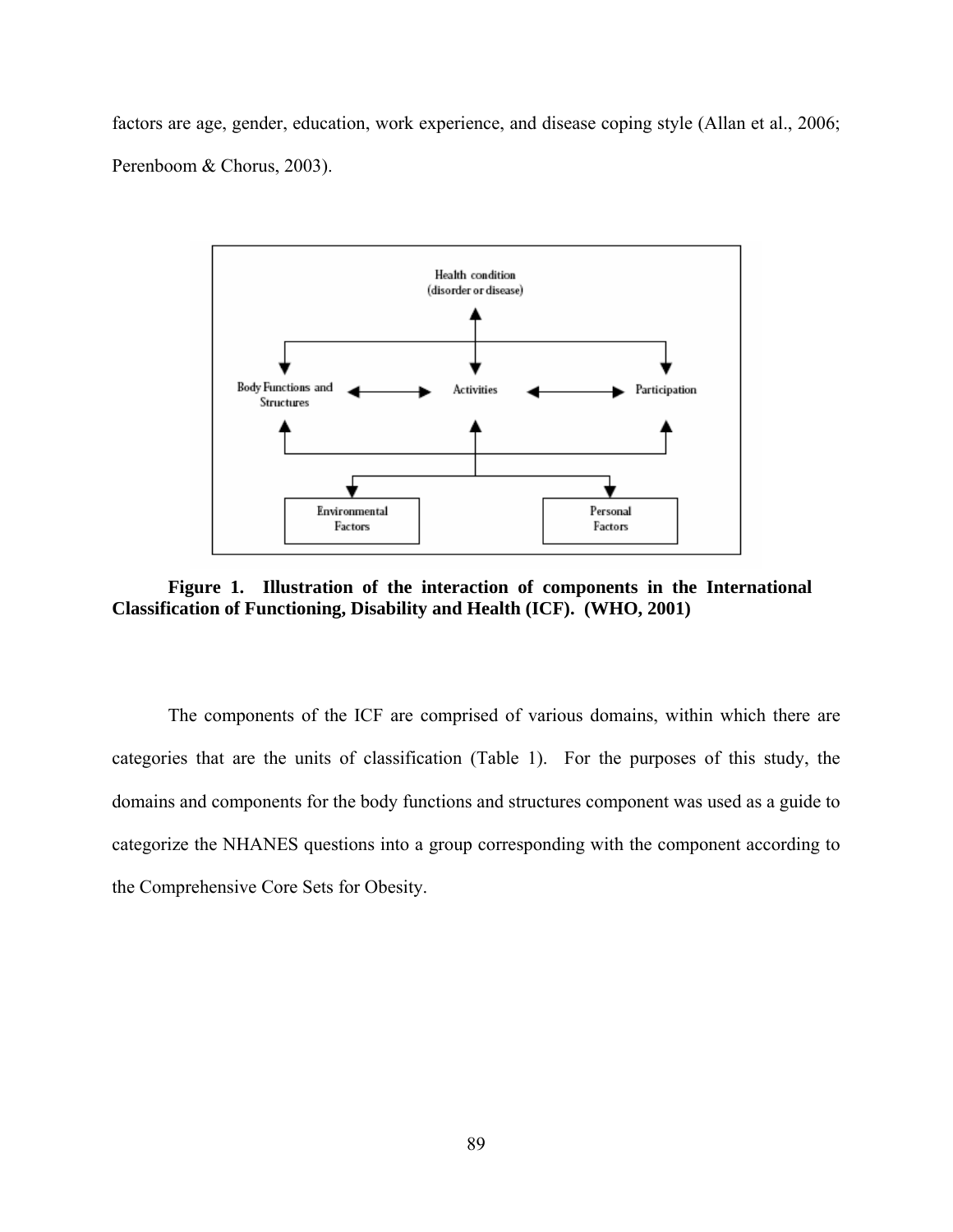factors are age, gender, education, work experience, and disease coping style (Allan et al., 2006; Perenboom & Chorus, 2003).

Health condition
(disorder or disease)

Body Functions and Structures

Activities

Participation

Environmental Factors

Personal Factors

**Figure 1. Illustration of the interaction of components in the International Classification of Functioning, Disability and Health (ICF). (WHO, 2001)**

The components of the ICF are comprised of various domains, within which there are categories that are the units of classification (Table 1). For the purposes of this study, the domains and components for the body functions and structures component was used as a guide to categorize the NHANES questions into a group corresponding with the component according to the Comprehensive Core Sets for Obesity.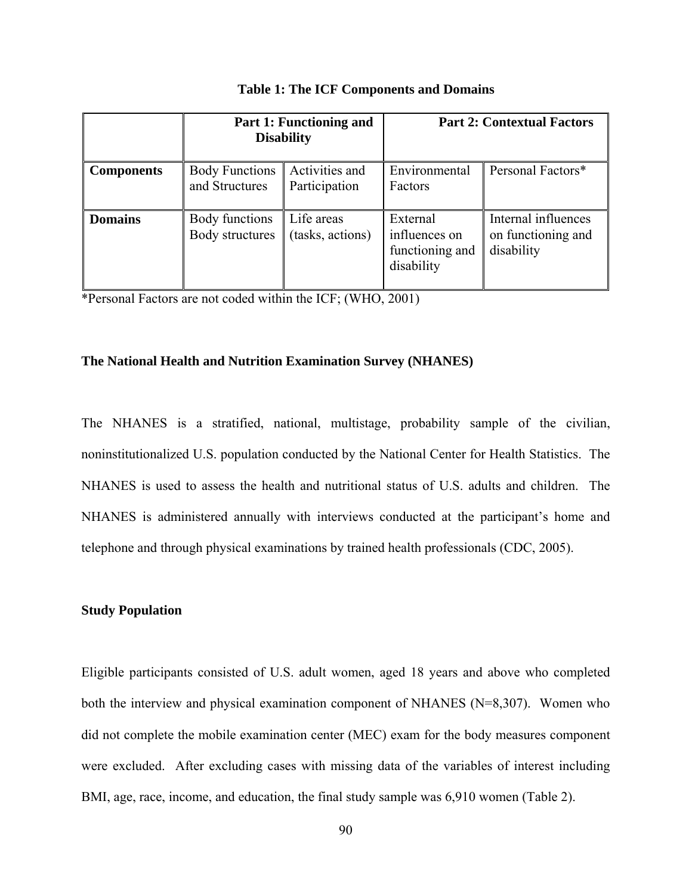**Table 1: The ICF Components and Domains**

| | Part 1: Functioning and Disability | | Part 2: Contextual Factors | |
|---|---|---|---|---|
| **Components** | Body Functions and Structures | Activities and Participation | Environmental Factors | Personal Factors* |
| **Domains** | Body functions Body structures | Life areas (tasks, actions) | External influences on functioning and disability | Internal influences on functioning and disability |

*Personal Factors are not coded within the ICF; (WHO, 2001)

### The National Health and Nutrition Examination Survey (NHANES)

The NHANES is a stratified, national, multistage, probability sample of the civilian, noninstitutionalized U.S. population conducted by the National Center for Health Statistics. The NHANES is used to assess the health and nutritional status of U.S. adults and children. The NHANES is administered annually with interviews conducted at the participant's home and telephone and through physical examinations by trained health professionals (CDC, 2005).

### Study Population

Eligible participants consisted of U.S. adult women, aged 18 years and above who completed both the interview and physical examination component of NHANES (N=8,307). Women who did not complete the mobile examination center (MEC) exam for the body measures component were excluded. After excluding cases with missing data of the variables of interest including BMI, age, race, income, and education, the final study sample was 6,910 women (Table 2).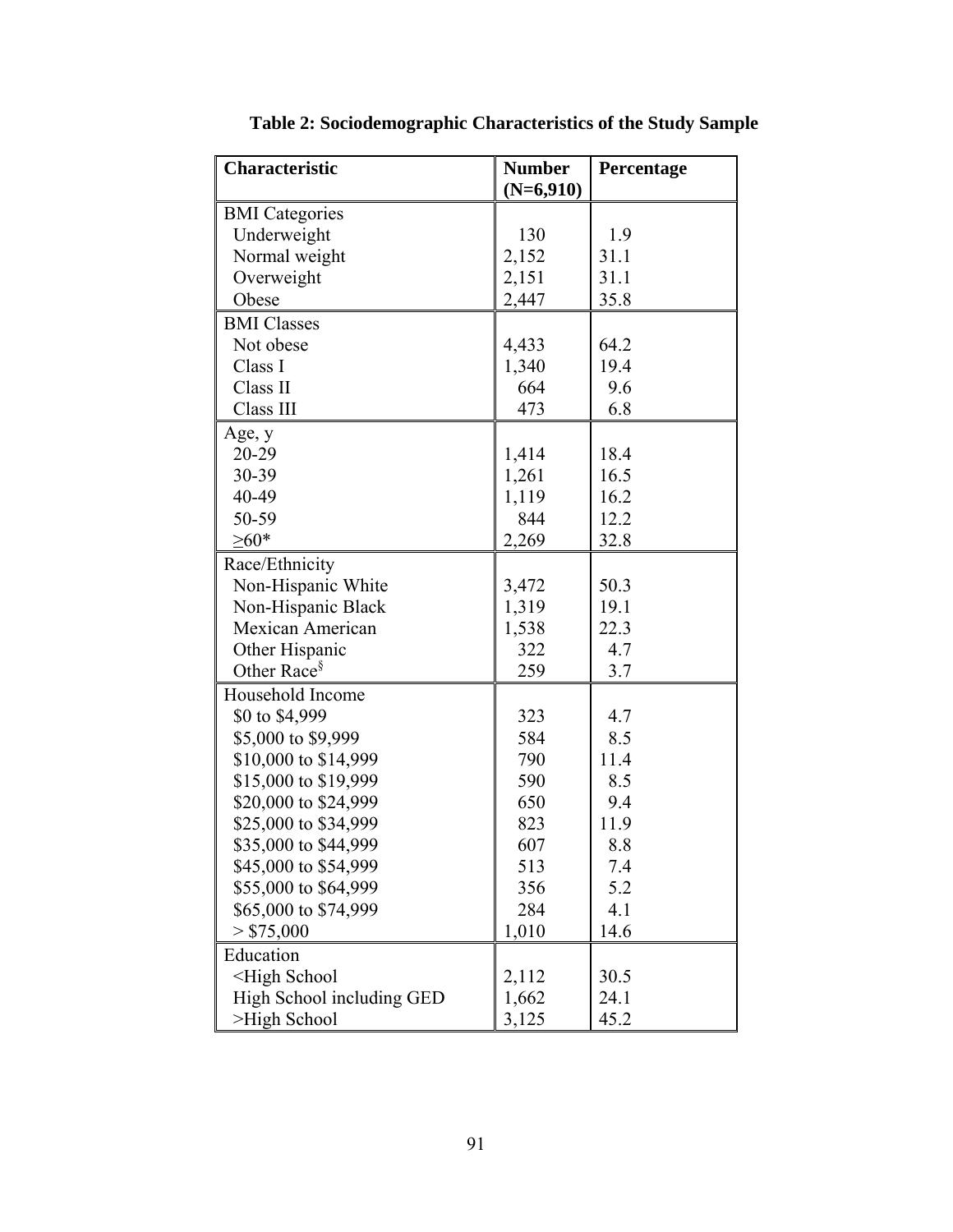**Table 2: Sociodemographic Characteristics of the Study Sample**

| Characteristic | Number (N=6,910) | Percentage |
|---|---|---|
| BMI Categories | | |
| Underweight | 130 | 1.9 |
| Normal weight | 2,152 | 31.1 |
| Overweight | 2,151 | 31.1 |
| Obese | 2,447 | 35.8 |
| BMI Classes | | |
| Not obese | 4,433 | 64.2 |
| Class I | 1,340 | 19.4 |
| Class II | 664 | 9.6 |
| Class III | 473 | 6.8 |
| Age, y | | |
| 20-29 | 1,414 | 18.4 |
| 30-39 | 1,261 | 16.5 |
| 40-49 | 1,119 | 16.2 |
| 50-59 | 844 | 12.2 |
| ≥60* | 2,269 | 32.8 |
| Race/Ethnicity | | |
| Non-Hispanic White | 3,472 | 50.3 |
| Non-Hispanic Black | 1,319 | 19.1 |
| Mexican American | 1,538 | 22.3 |
| Other Hispanic | 322 | 4.7 |
| Other Race[§] | 259 | 3.7 |
| Household Income | | |
| $0 to $4,999 | 323 | 4.7 |
| $5,000 to $9,999 | 584 | 8.5 |
| $10,000 to $14,999 | 790 | 11.4 |
| $15,000 to $19,999 | 590 | 8.5 |
| $20,000 to $24,999 | 650 | 9.4 |
| $25,000 to $34,999 | 823 | 11.9 |
| $35,000 to $44,999 | 607 | 8.8 |
| $45,000 to $54,999 | 513 | 7.4 |
| $55,000 to $64,999 | 356 | 5.2 |
| $65,000 to $74,999 | 284 | 4.1 |
| > $75,000 | 1,010 | 14.6 |
| Education | | |
| <High School | 2,112 | 30.5 |
| High School including GED | 1,662 | 24.1 |
| >High School | 3,125 | 45.2 |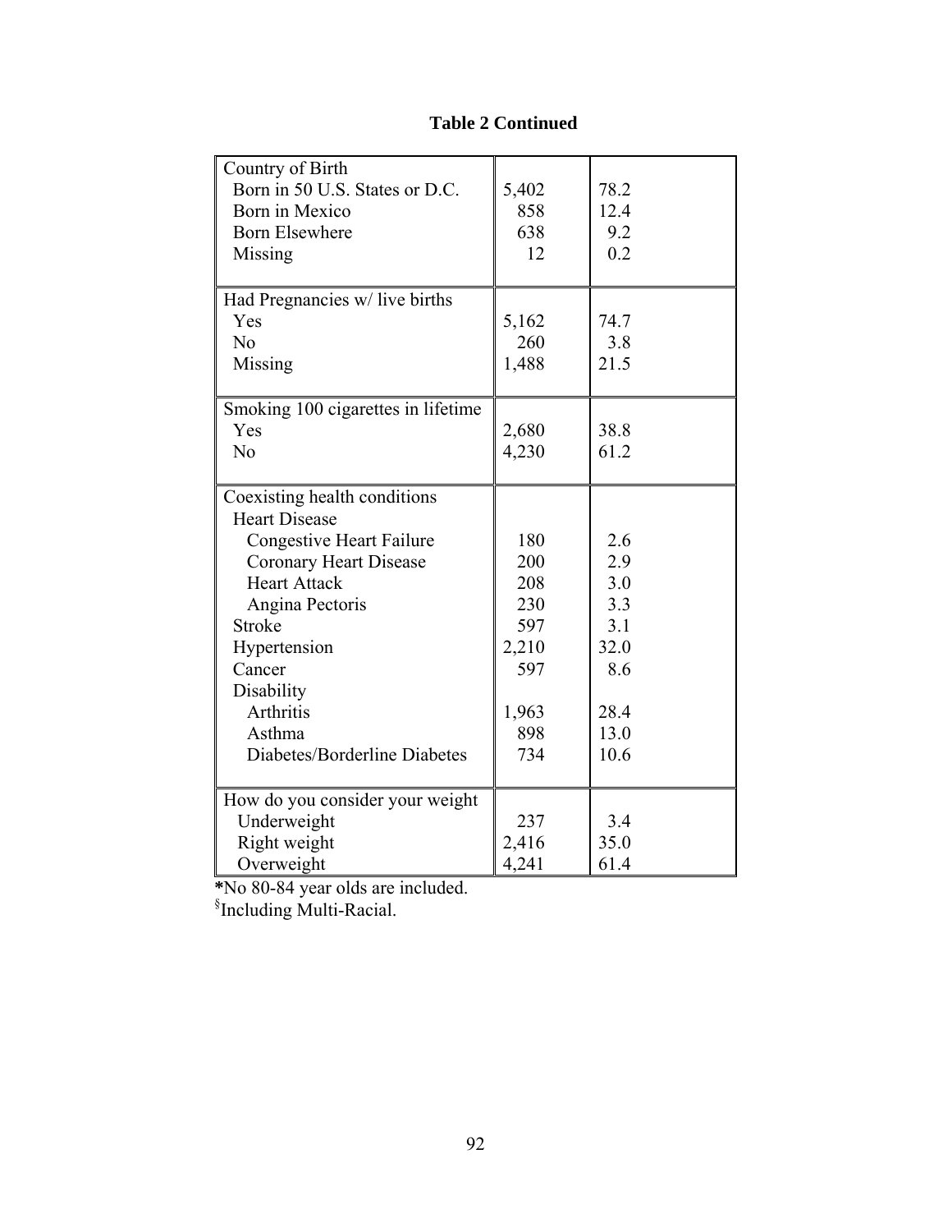**Table 2 Continued**

| | | |
|---|---|---|
| Country of Birth | | |
| Born in 50 U.S. States or D.C. | 5,402 | 78.2 |
| Born in Mexico | 858 | 12.4 |
| Born Elsewhere | 638 | 9.2 |
| Missing | 12 | 0.2 |
| Had Pregnancies w/ live births | | |
| Yes | 5,162 | 74.7 |
| No | 260 | 3.8 |
| Missing | 1,488 | 21.5 |
| Smoking 100 cigarettes in lifetime | | |
| Yes | 2,680 | 38.8 |
| No | 4,230 | 61.2 |
| Coexisting health conditions | | |
| Heart Disease | | |
| Congestive Heart Failure | 180 | 2.6 |
| Coronary Heart Disease | 200 | 2.9 |
| Heart Attack | 208 | 3.0 |
| Angina Pectoris | 230 | 3.3 |
| Stroke | 597 | 3.1 |
| Hypertension | 2,210 | 32.0 |
| Cancer | 597 | 8.6 |
| Disability | | |
| Arthritis | 1,963 | 28.4 |
| Asthma | 898 | 13.0 |
| Diabetes/Borderline Diabetes | 734 | 10.6 |
| How do you consider your weight | | |
| Underweight | 237 | 3.4 |
| Right weight | 2,416 | 35.0 |
| Overweight | 4,241 | 61.4 |

***No 80-84 year olds are included.**
§Including Multi-Racial.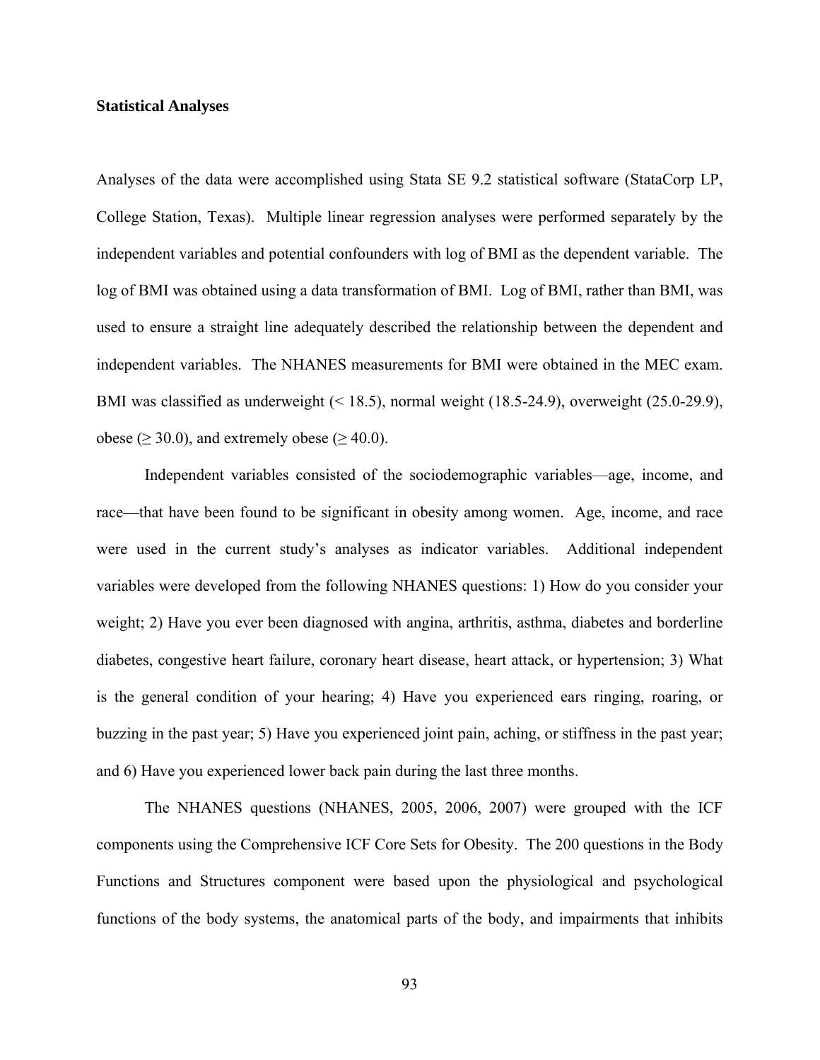**Statistical Analyses**

Analyses of the data were accomplished using Stata SE 9.2 statistical software (StataCorp LP, College Station, Texas). Multiple linear regression analyses were performed separately by the independent variables and potential confounders with log of BMI as the dependent variable. The log of BMI was obtained using a data transformation of BMI. Log of BMI, rather than BMI, was used to ensure a straight line adequately described the relationship between the dependent and independent variables. The NHANES measurements for BMI were obtained in the MEC exam. BMI was classified as underweight (< 18.5), normal weight (18.5-24.9), overweight (25.0-29.9), obese (≥ 30.0), and extremely obese (≥ 40.0).

Independent variables consisted of the sociodemographic variables—age, income, and race—that have been found to be significant in obesity among women. Age, income, and race were used in the current study's analyses as indicator variables. Additional independent variables were developed from the following NHANES questions: 1) How do you consider your weight; 2) Have you ever been diagnosed with angina, arthritis, asthma, diabetes and borderline diabetes, congestive heart failure, coronary heart disease, heart attack, or hypertension; 3) What is the general condition of your hearing; 4) Have you experienced ears ringing, roaring, or buzzing in the past year; 5) Have you experienced joint pain, aching, or stiffness in the past year; and 6) Have you experienced lower back pain during the last three months.

The NHANES questions (NHANES, 2005, 2006, 2007) were grouped with the ICF components using the Comprehensive ICF Core Sets for Obesity. The 200 questions in the Body Functions and Structures component were based upon the physiological and psychological functions of the body systems, the anatomical parts of the body, and impairments that inhibits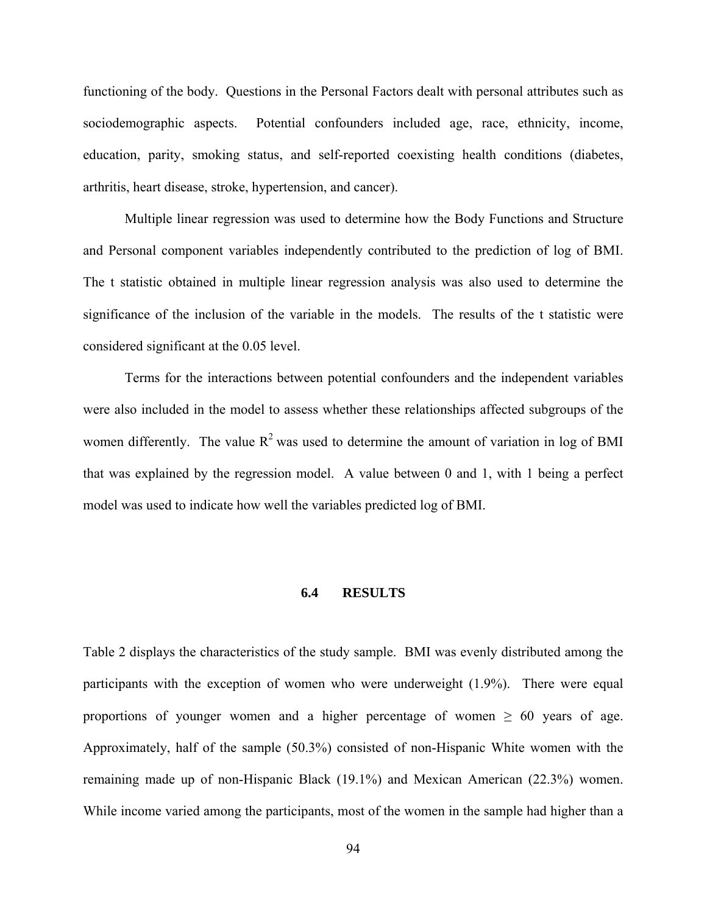functioning of the body. Questions in the Personal Factors dealt with personal attributes such as sociodemographic aspects. Potential confounders included age, race, ethnicity, income, education, parity, smoking status, and self-reported coexisting health conditions (diabetes, arthritis, heart disease, stroke, hypertension, and cancer).

Multiple linear regression was used to determine how the Body Functions and Structure and Personal component variables independently contributed to the prediction of log of BMI. The t statistic obtained in multiple linear regression analysis was also used to determine the significance of the inclusion of the variable in the models. The results of the t statistic were considered significant at the 0.05 level.

Terms for the interactions between potential confounders and the independent variables were also included in the model to assess whether these relationships affected subgroups of the women differently. The value $R^2$ was used to determine the amount of variation in log of BMI that was explained by the regression model. A value between 0 and 1, with 1 being a perfect model was used to indicate how well the variables predicted log of BMI.

### 6.4 RESULTS

Table 2 displays the characteristics of the study sample. BMI was evenly distributed among the participants with the exception of women who were underweight (1.9%). There were equal proportions of younger women and a higher percentage of women $\geq$ 60 years of age. Approximately, half of the sample (50.3%) consisted of non-Hispanic White women with the remaining made up of non-Hispanic Black (19.1%) and Mexican American (22.3%) women. While income varied among the participants, most of the women in the sample had higher than a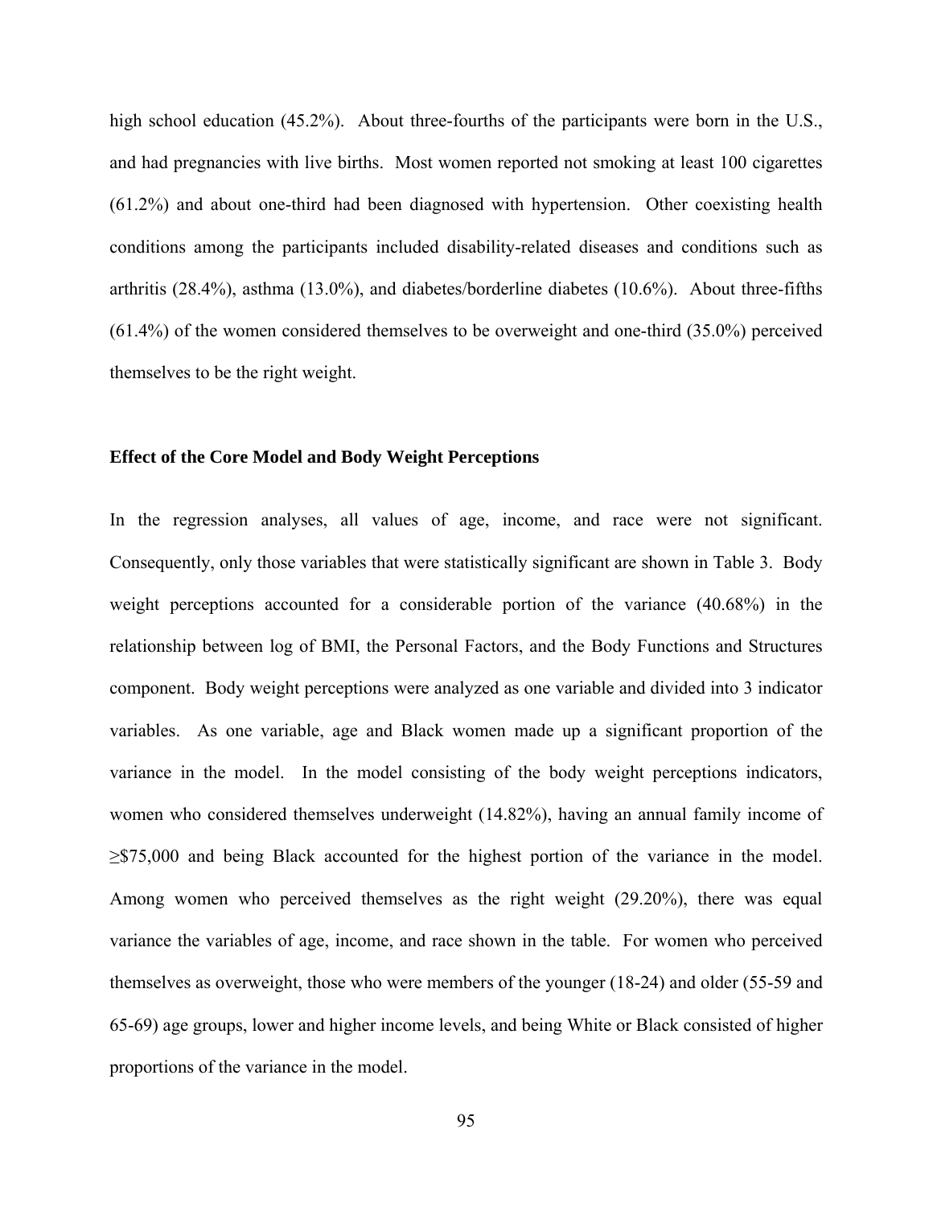high school education (45.2%). About three-fourths of the participants were born in the U.S., and had pregnancies with live births. Most women reported not smoking at least 100 cigarettes (61.2%) and about one-third had been diagnosed with hypertension. Other coexisting health conditions among the participants included disability-related diseases and conditions such as arthritis (28.4%), asthma (13.0%), and diabetes/borderline diabetes (10.6%). About three-fifths (61.4%) of the women considered themselves to be overweight and one-third (35.0%) perceived themselves to be the right weight.

**Effect of the Core Model and Body Weight Perceptions**

In the regression analyses, all values of age, income, and race were not significant. Consequently, only those variables that were statistically significant are shown in Table 3. Body weight perceptions accounted for a considerable portion of the variance (40.68%) in the relationship between log of BMI, the Personal Factors, and the Body Functions and Structures component. Body weight perceptions were analyzed as one variable and divided into 3 indicator variables. As one variable, age and Black women made up a significant proportion of the variance in the model. In the model consisting of the body weight perceptions indicators, women who considered themselves underweight (14.82%), having an annual family income of ≥$75,000 and being Black accounted for the highest portion of the variance in the model. Among women who perceived themselves as the right weight (29.20%), there was equal variance the variables of age, income, and race shown in the table. For women who perceived themselves as overweight, those who were members of the younger (18-24) and older (55-59 and 65-69) age groups, lower and higher income levels, and being White or Black consisted of higher proportions of the variance in the model.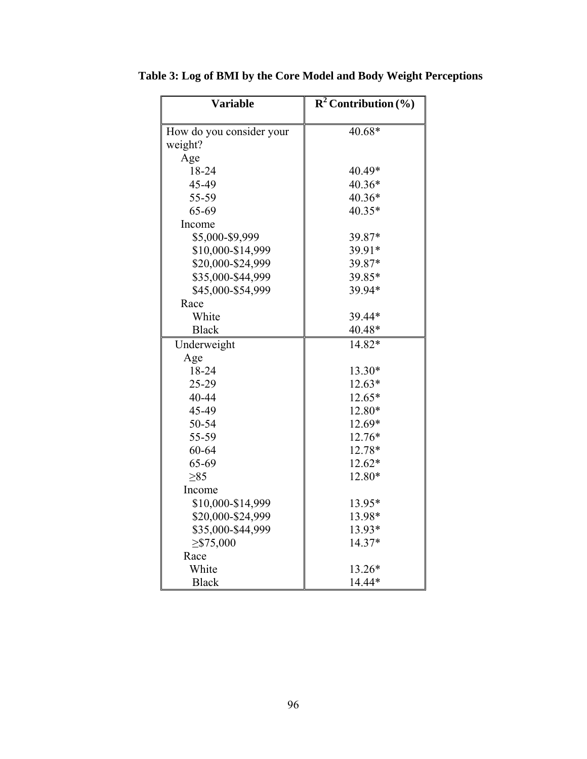**Table 3: Log of BMI by the Core Model and Body Weight Perceptions**

| Variable | $R^2$ Contribution (%) |
|---|---|
| How do you consider your weight? | 40.68* |
| Age | |
| 18-24 | 40.49* |
| 45-49 | 40.36* |
| 55-59 | 40.36* |
| 65-69 | 40.35* |
| Income | |
| \$5,000-\$9,999 | 39.87* |
| \$10,000-\$14,999 | 39.91* |
| \$20,000-\$24,999 | 39.87* |
| \$35,000-\$44,999 | 39.85* |
| \$45,000-\$54,999 | 39.94* |
| Race | |
| White | 39.44* |
| Black | 40.48* |
| Underweight | 14.82* |
| Age | |
| 18-24 | 13.30* |
| 25-29 | 12.63* |
| 40-44 | 12.65* |
| 45-49 | 12.80* |
| 50-54 | 12.69* |
| 55-59 | 12.76* |
| 60-64 | 12.78* |
| 65-69 | 12.62* |
| ≥85 | 12.80* |
| Income | |
| \$10,000-\$14,999 | 13.95* |
| \$20,000-\$24,999 | 13.98* |
| \$35,000-\$44,999 | 13.93* |
| ≥\$75,000 | 14.37* |
| Race | |
| White | 13.26* |
| Black | 14.44* |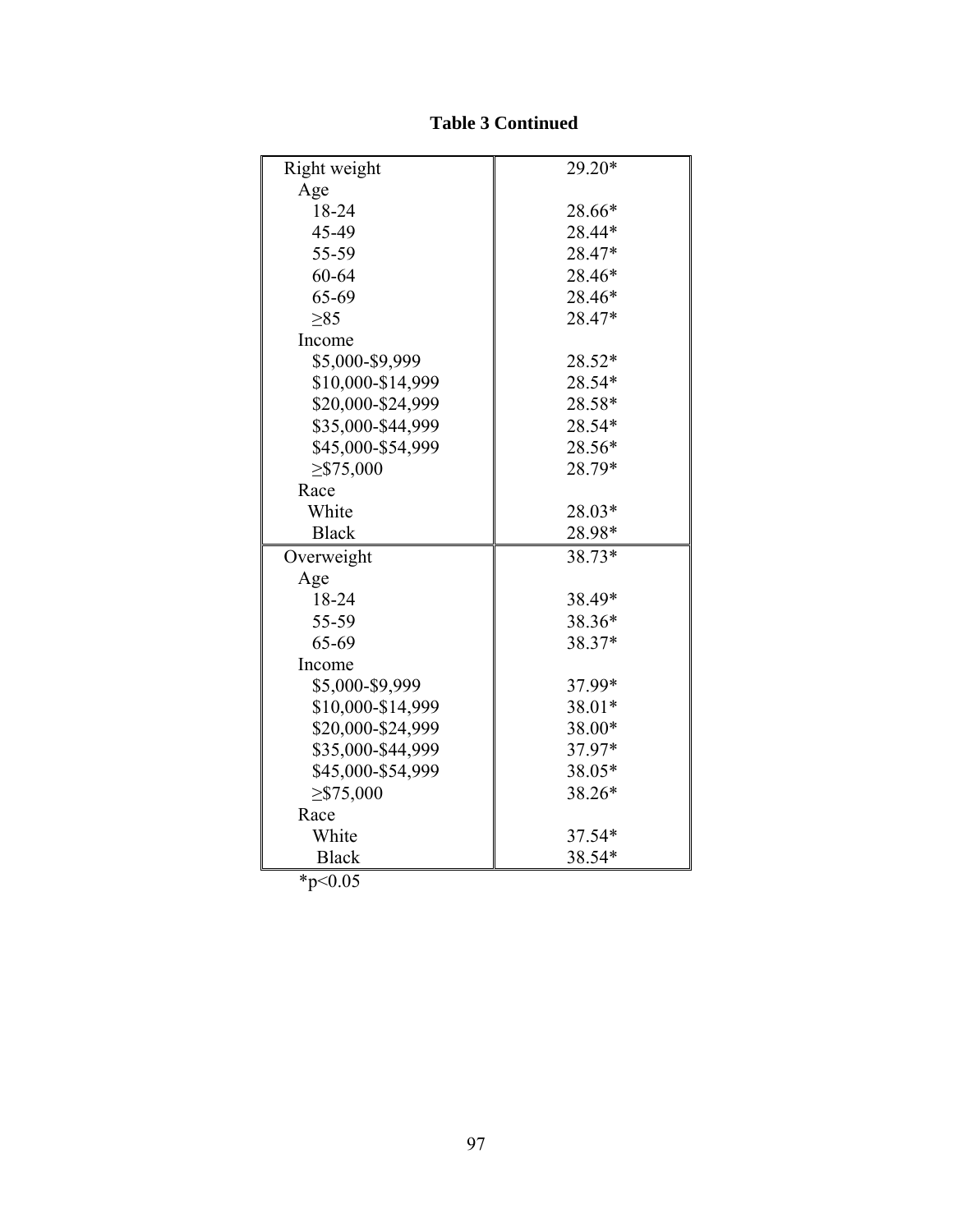**Table 3 Continued**

| | |
|---|---|
| Right weight | 29.20* |
| Age | |
| 18-24 | 28.66* |
| 45-49 | 28.44* |
| 55-59 | 28.47* |
| 60-64 | 28.46* |
| 65-69 | 28.46* |
| ≥85 | 28.47* |
| Income | |
| \$5,000-\$9,999 | 28.52* |
| \$10,000-\$14,999 | 28.54* |
| \$20,000-\$24,999 | 28.58* |
| \$35,000-\$44,999 | 28.54* |
| \$45,000-\$54,999 | 28.56* |
| ≥\$75,000 | 28.79* |
| Race | |
| White | 28.03* |
| Black | 28.98* |
| Overweight | 38.73* |
| Age | |
| 18-24 | 38.49* |
| 55-59 | 38.36* |
| 65-69 | 38.37* |
| Income | |
| \$5,000-\$9,999 | 37.99* |
| \$10,000-\$14,999 | 38.01* |
| \$20,000-\$24,999 | 38.00* |
| \$35,000-\$44,999 | 37.97* |
| \$45,000-\$54,999 | 38.05* |
| ≥\$75,000 | 38.26* |
| Race | |
| White | 37.54* |
| Black | 38.54* |

*$p<0.05$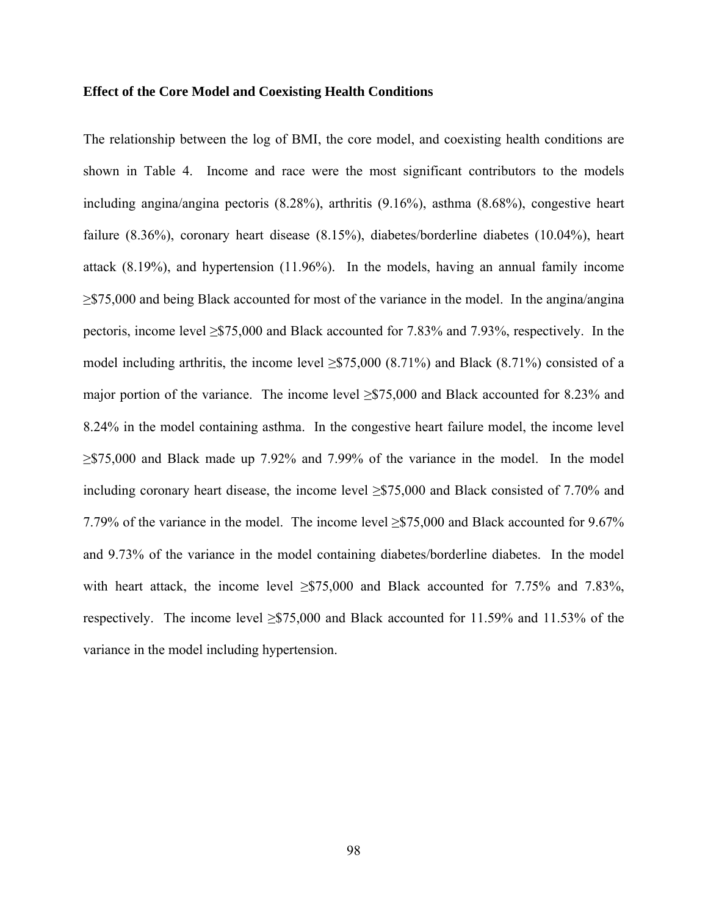**Effect of the Core Model and Coexisting Health Conditions**

The relationship between the log of BMI, the core model, and coexisting health conditions are shown in Table 4. Income and race were the most significant contributors to the models including angina/angina pectoris (8.28%), arthritis (9.16%), asthma (8.68%), congestive heart failure (8.36%), coronary heart disease (8.15%), diabetes/borderline diabetes (10.04%), heart attack (8.19%), and hypertension (11.96%). In the models, having an annual family income ≥\$75,000 and being Black accounted for most of the variance in the model. In the angina/angina pectoris, income level ≥\$75,000 and Black accounted for 7.83% and 7.93%, respectively. In the model including arthritis, the income level ≥\$75,000 (8.71%) and Black (8.71%) consisted of a major portion of the variance. The income level ≥\$75,000 and Black accounted for 8.23% and 8.24% in the model containing asthma. In the congestive heart failure model, the income level ≥\$75,000 and Black made up 7.92% and 7.99% of the variance in the model. In the model including coronary heart disease, the income level ≥\$75,000 and Black consisted of 7.70% and 7.79% of the variance in the model. The income level ≥\$75,000 and Black accounted for 9.67% and 9.73% of the variance in the model containing diabetes/borderline diabetes. In the model with heart attack, the income level ≥\$75,000 and Black accounted for 7.75% and 7.83%, respectively. The income level ≥\$75,000 and Black accounted for 11.59% and 11.53% of the variance in the model including hypertension.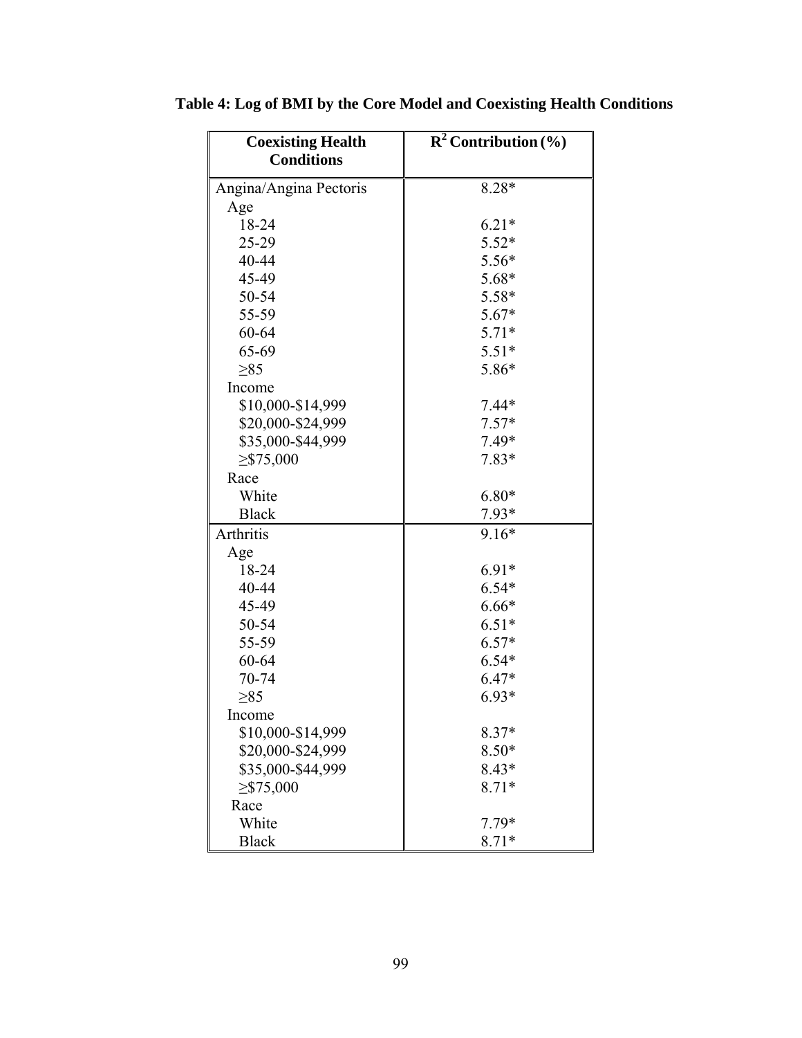**Table 4: Log of BMI by the Core Model and Coexisting Health Conditions**

| Coexisting Health Conditions | $R^2$ Contribution (%) |
|---|---|
| Angina/Angina Pectoris | 8.28* |
| Age | |
| 18-24 | 6.21* |
| 25-29 | 5.52* |
| 40-44 | 5.56* |
| 45-49 | 5.68* |
| 50-54 | 5.58* |
| 55-59 | 5.67* |
| 60-64 | 5.71* |
| 65-69 | 5.51* |
| ≥85 | 5.86* |
| Income | |
| $10,000-$14,999 | 7.44* |
| $20,000-$24,999 | 7.57* |
| $35,000-$44,999 | 7.49* |
| ≥$75,000 | 7.83* |
| Race | |
| White | 6.80* |
| Black | 7.93* |
| Arthritis | 9.16* |
| Age | |
| 18-24 | 6.91* |
| 40-44 | 6.54* |
| 45-49 | 6.66* |
| 50-54 | 6.51* |
| 55-59 | 6.57* |
| 60-64 | 6.54* |
| 70-74 | 6.47* |
| ≥85 | 6.93* |
| Income | |
| $10,000-$14,999 | 8.37* |
| $20,000-$24,999 | 8.50* |
| $35,000-$44,999 | 8.43* |
| ≥$75,000 | 8.71* |
| Race | |
| White | 7.79* |
| Black | 8.71* |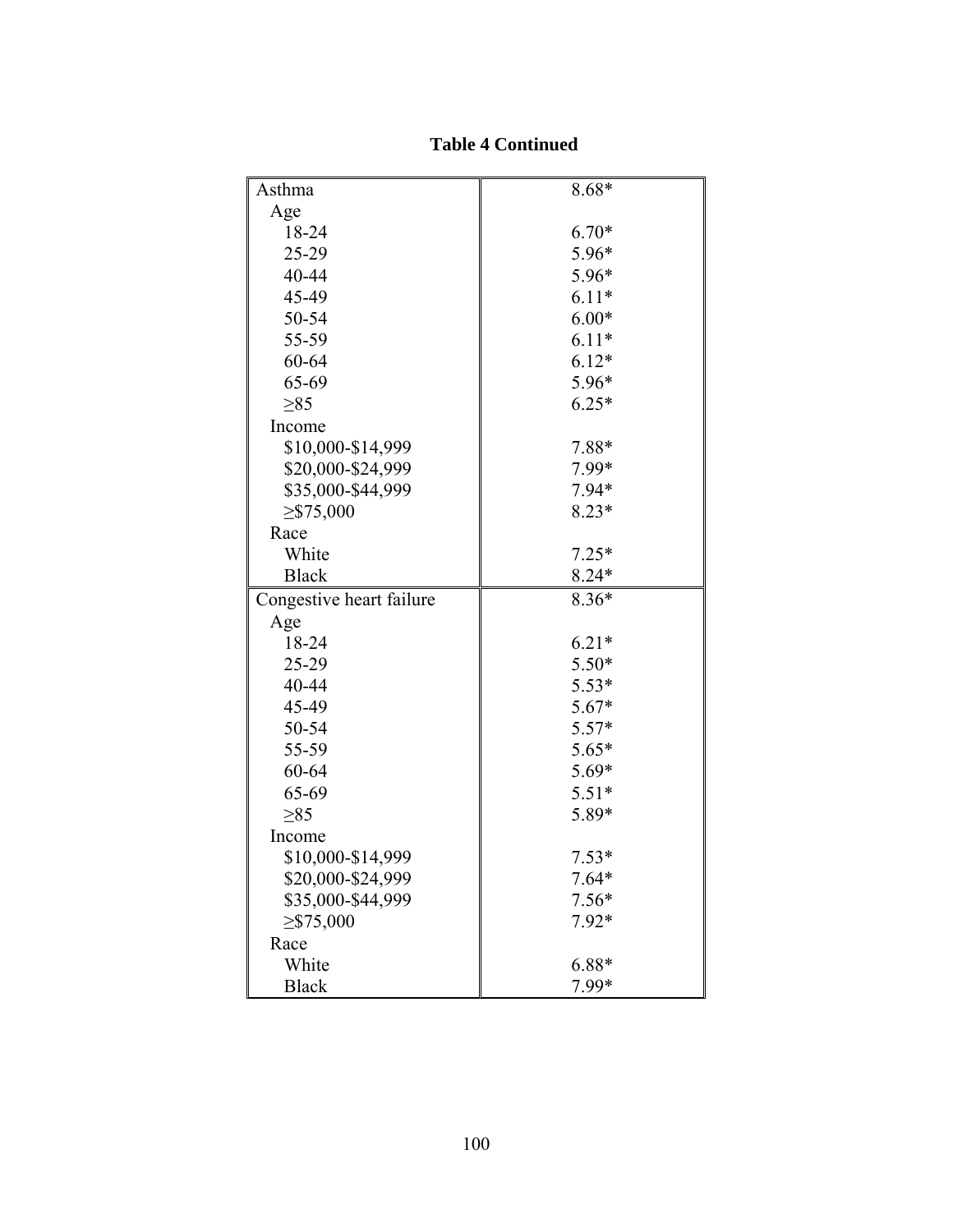**Table 4 Continued**

| | |
|---|---|
| Asthma | 8.68* |
| Age | |
| 18-24 | 6.70* |
| 25-29 | 5.96* |
| 40-44 | 5.96* |
| 45-49 | 6.11* |
| 50-54 | 6.00* |
| 55-59 | 6.11* |
| 60-64 | 6.12* |
| 65-69 | 5.96* |
| ≥85 | 6.25* |
| Income | |
| $10,000-$14,999 | 7.88* |
| $20,000-$24,999 | 7.99* |
| $35,000-$44,999 | 7.94* |
| ≥$75,000 | 8.23* |
| Race | |
| White | 7.25* |
| Black | 8.24* |
| Congestive heart failure | 8.36* |
| Age | |
| 18-24 | 6.21* |
| 25-29 | 5.50* |
| 40-44 | 5.53* |
| 45-49 | 5.67* |
| 50-54 | 5.57* |
| 55-59 | 5.65* |
| 60-64 | 5.69* |
| 65-69 | 5.51* |
| ≥85 | 5.89* |
| Income | |
| $10,000-$14,999 | 7.53* |
| $20,000-$24,999 | 7.64* |
| $35,000-$44,999 | 7.56* |
| ≥$75,000 | 7.92* |
| Race | |
| White | 6.88* |
| Black | 7.99* |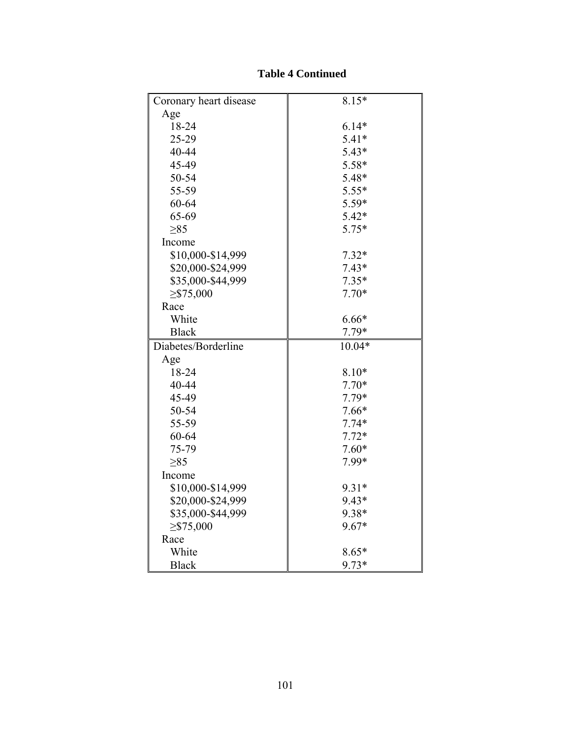**Table 4 Continued**

| | |
|---|---|
| Coronary heart disease | 8.15* |
| Age | |
| 18-24 | 6.14* |
| 25-29 | 5.41* |
| 40-44 | 5.43* |
| 45-49 | 5.58* |
| 50-54 | 5.48* |
| 55-59 | 5.55* |
| 60-64 | 5.59* |
| 65-69 | 5.42* |
| ≥85 | 5.75* |
| Income | |
| $10,000-$14,999 | 7.32* |
| $20,000-$24,999 | 7.43* |
| $35,000-$44,999 | 7.35* |
| ≥$75,000 | 7.70* |
| Race | |
| White | 6.66* |
| Black | 7.79* |
| Diabetes/Borderline | 10.04* |
| Age | |
| 18-24 | 8.10* |
| 40-44 | 7.70* |
| 45-49 | 7.79* |
| 50-54 | 7.66* |
| 55-59 | 7.74* |
| 60-64 | 7.72* |
| 75-79 | 7.60* |
| ≥85 | 7.99* |
| Income | |
| $10,000-$14,999 | 9.31* |
| $20,000-$24,999 | 9.43* |
| $35,000-$44,999 | 9.38* |
| ≥$75,000 | 9.67* |
| Race | |
| White | 8.65* |
| Black | 9.73* |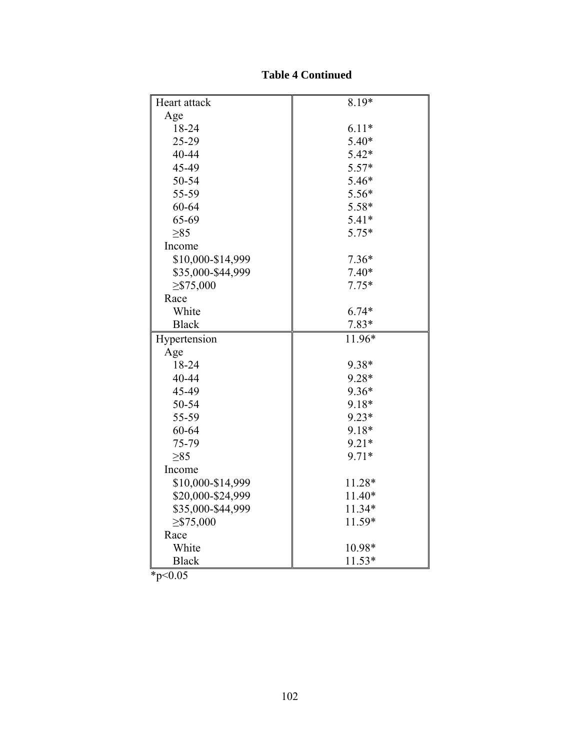**Table 4 Continued**

| | |
|---|---|
| Heart attack | 8.19* |
| Age | |
| 18-24 | 6.11* |
| 25-29 | 5.40* |
| 40-44 | 5.42* |
| 45-49 | 5.57* |
| 50-54 | 5.46* |
| 55-59 | 5.56* |
| 60-64 | 5.58* |
| 65-69 | 5.41* |
| ≥85 | 5.75* |
| Income | |
| \$10,000-\$14,999 | 7.36* |
| \$35,000-\$44,999 | 7.40* |
| ≥\$75,000 | 7.75* |
| Race | |
| White | 6.74* |
| Black | 7.83* |
| Hypertension | 11.96* |
| Age | |
| 18-24 | 9.38* |
| 40-44 | 9.28* |
| 45-49 | 9.36* |
| 50-54 | 9.18* |
| 55-59 | 9.23* |
| 60-64 | 9.18* |
| 75-79 | 9.21* |
| ≥85 | 9.71* |
| Income | |
| \$10,000-\$14,999 | 11.28* |
| \$20,000-\$24,999 | 11.40* |
| \$35,000-\$44,999 | 11.34* |
| ≥\$75,000 | 11.59* |
| Race | |
| White | 10.98* |
| Black | 11.53* |

*$p<0.05$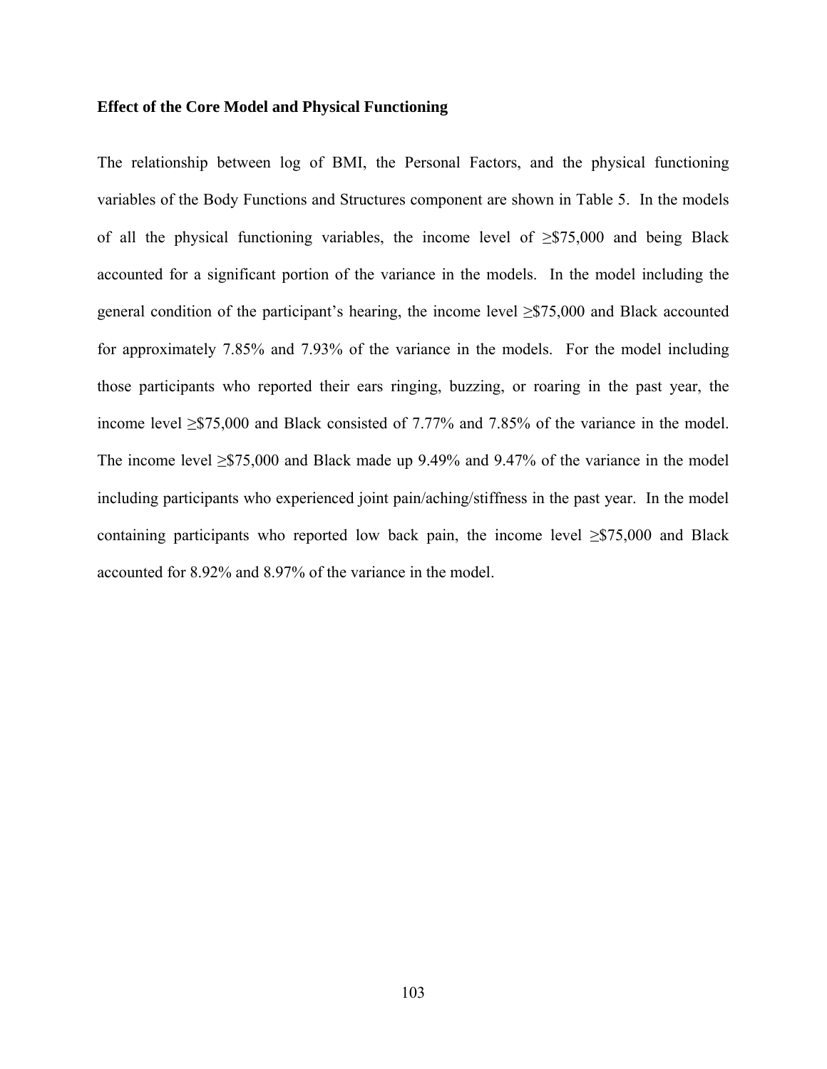**Effect of the Core Model and Physical Functioning**

The relationship between log of BMI, the Personal Factors, and the physical functioning variables of the Body Functions and Structures component are shown in Table 5. In the models of all the physical functioning variables, the income level of ≥$75,000 and being Black accounted for a significant portion of the variance in the models. In the model including the general condition of the participant's hearing, the income level ≥$75,000 and Black accounted for approximately 7.85% and 7.93% of the variance in the models. For the model including those participants who reported their ears ringing, buzzing, or roaring in the past year, the income level ≥$75,000 and Black consisted of 7.77% and 7.85% of the variance in the model. The income level ≥$75,000 and Black made up 9.49% and 9.47% of the variance in the model including participants who experienced joint pain/aching/stiffness in the past year. In the model containing participants who reported low back pain, the income level ≥$75,000 and Black accounted for 8.92% and 8.97% of the variance in the model.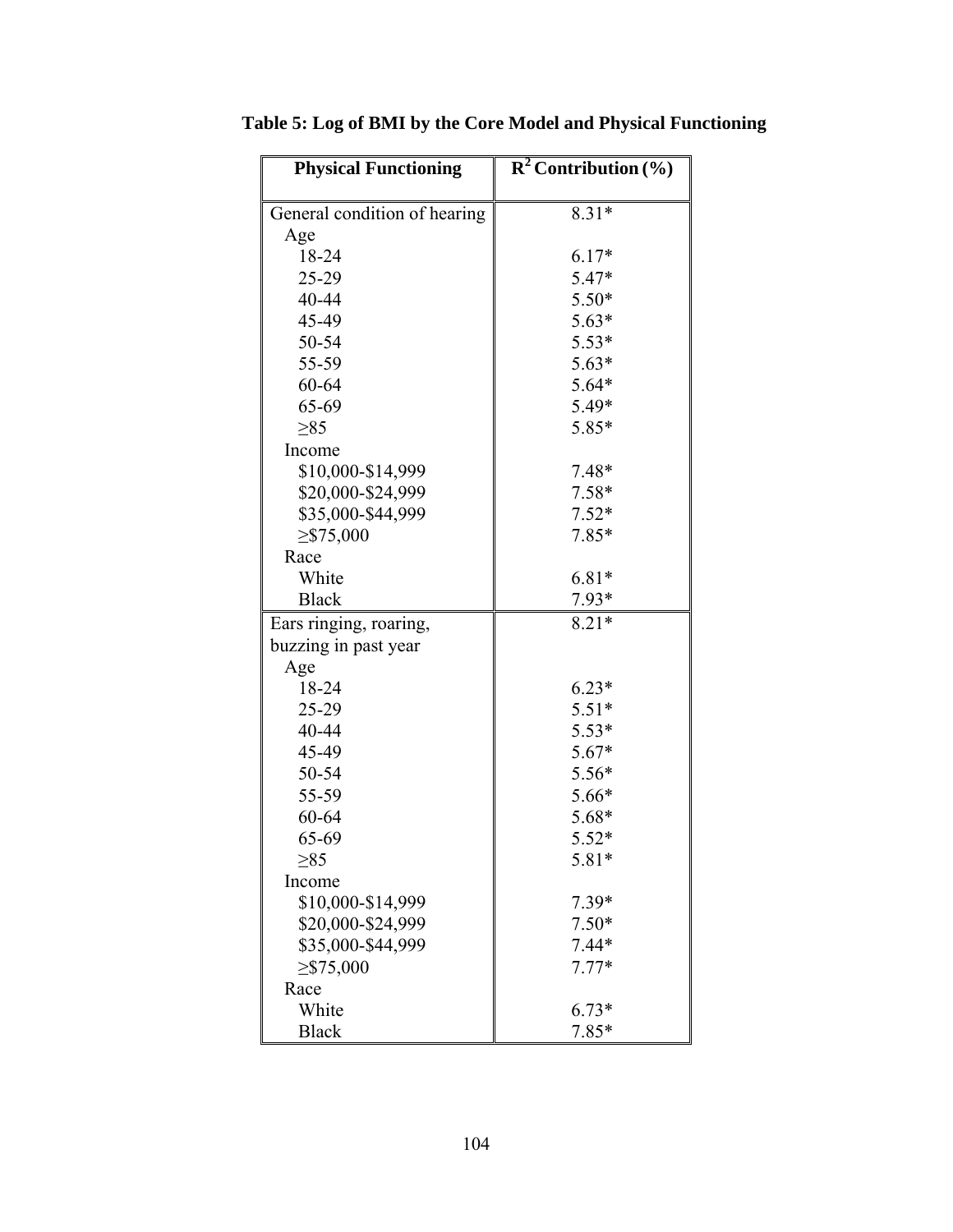**Table 5: Log of BMI by the Core Model and Physical Functioning**

| Physical Functioning | $R^2$ Contribution (%) |
| --- | --- |
| General condition of hearing | 8.31* |
| Age | |
| 18-24 | 6.17* |
| 25-29 | 5.47* |
| 40-44 | 5.50* |
| 45-49 | 5.63* |
| 50-54 | 5.53* |
| 55-59 | 5.63* |
| 60-64 | 5.64* |
| 65-69 | 5.49* |
| ≥85 | 5.85* |
| Income | |
| $10,000-$14,999 | 7.48* |
| $20,000-$24,999 | 7.58* |
| $35,000-$44,999 | 7.52* |
| ≥$75,000 | 7.85* |
| Race | |
| White | 6.81* |
| Black | 7.93* |
| Ears ringing, roaring, buzzing in past year | 8.21* |
| Age | |
| 18-24 | 6.23* |
| 25-29 | 5.51* |
| 40-44 | 5.53* |
| 45-49 | 5.67* |
| 50-54 | 5.56* |
| 55-59 | 5.66* |
| 60-64 | 5.68* |
| 65-69 | 5.52* |
| ≥85 | 5.81* |
| Income | |
| $10,000-$14,999 | 7.39* |
| $20,000-$24,999 | 7.50* |
| $35,000-$44,999 | 7.44* |
| ≥$75,000 | 7.77* |
| Race | |
| White | 6.73* |
| Black | 7.85* |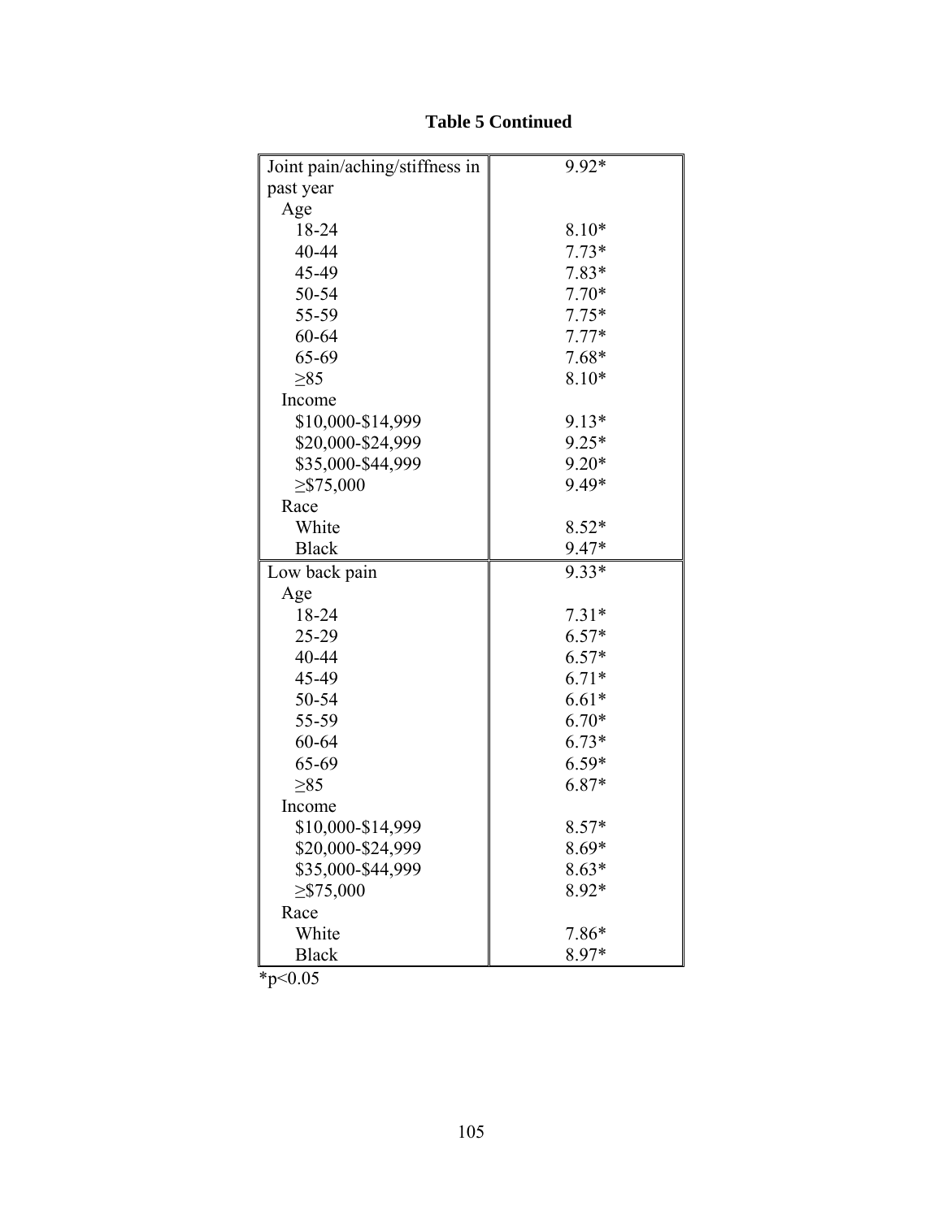**Table 5 Continued**

| | |
|---|---|
| Joint pain/aching/stiffness in past year | 9.92* |
| Age | |
| 18-24 | 8.10* |
| 40-44 | 7.73* |
| 45-49 | 7.83* |
| 50-54 | 7.70* |
| 55-59 | 7.75* |
| 60-64 | 7.77* |
| 65-69 | 7.68* |
| ≥85 | 8.10* |
| Income | |
| $10,000-$14,999 | 9.13* |
| $20,000-$24,999 | 9.25* |
| $35,000-$44,999 | 9.20* |
| ≥$75,000 | 9.49* |
| Race | |
| White | 8.52* |
| Black | 9.47* |
| Low back pain | 9.33* |
| Age | |
| 18-24 | 7.31* |
| 25-29 | 6.57* |
| 40-44 | 6.57* |
| 45-49 | 6.71* |
| 50-54 | 6.61* |
| 55-59 | 6.70* |
| 60-64 | 6.73* |
| 65-69 | 6.59* |
| ≥85 | 6.87* |
| Income | |
| $10,000-$14,999 | 8.57* |
| $20,000-$24,999 | 8.69* |
| $35,000-$44,999 | 8.63* |
| ≥$75,000 | 8.92* |
| Race | |
| White | 7.86* |
| Black | 8.97* |

*$p<0.05$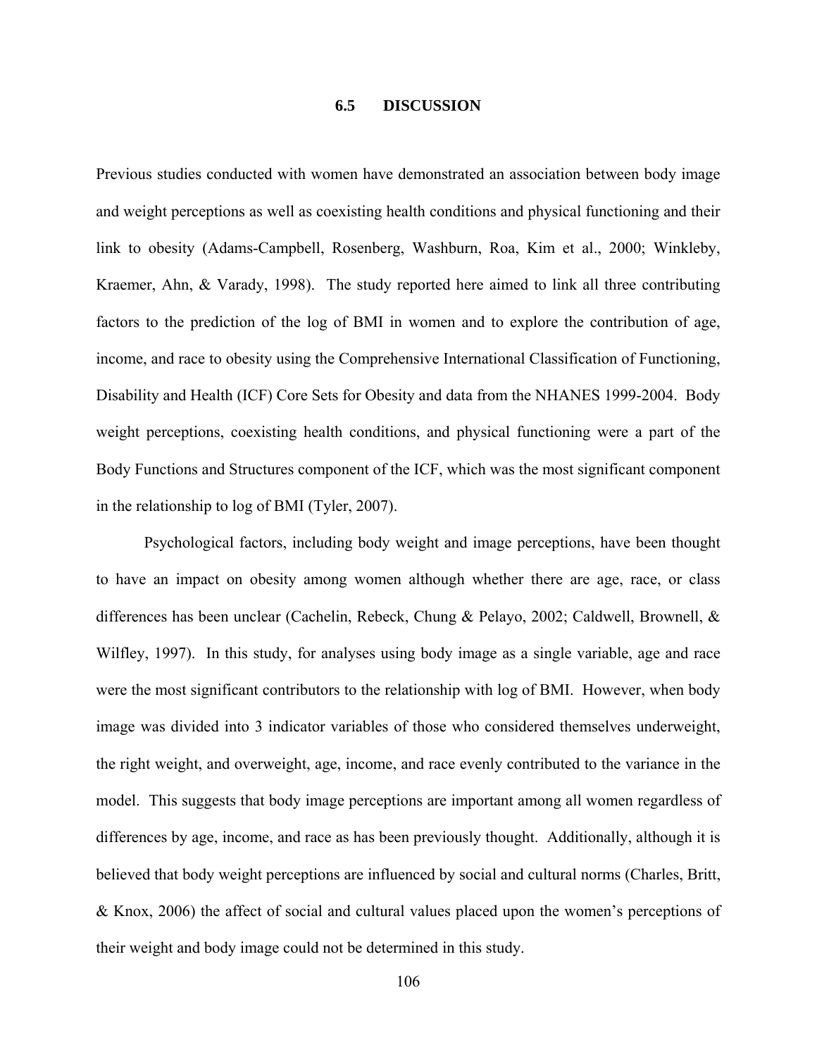### 6.5 DISCUSSION

Previous studies conducted with women have demonstrated an association between body image and weight perceptions as well as coexisting health conditions and physical functioning and their link to obesity (Adams-Campbell, Rosenberg, Washburn, Roa, Kim et al., 2000; Winkleby, Kraemer, Ahn, & Varady, 1998). The study reported here aimed to link all three contributing factors to the prediction of the log of BMI in women and to explore the contribution of age, income, and race to obesity using the Comprehensive International Classification of Functioning, Disability and Health (ICF) Core Sets for Obesity and data from the NHANES 1999-2004. Body weight perceptions, coexisting health conditions, and physical functioning were a part of the Body Functions and Structures component of the ICF, which was the most significant component in the relationship to log of BMI (Tyler, 2007).

Psychological factors, including body weight and image perceptions, have been thought to have an impact on obesity among women although whether there are age, race, or class differences has been unclear (Cachelin, Rebeck, Chung & Pelayo, 2002; Caldwell, Brownell, & Wilfley, 1997). In this study, for analyses using body image as a single variable, age and race were the most significant contributors to the relationship with log of BMI. However, when body image was divided into 3 indicator variables of those who considered themselves underweight, the right weight, and overweight, age, income, and race evenly contributed to the variance in the model. This suggests that body image perceptions are important among all women regardless of differences by age, income, and race as has been previously thought. Additionally, although it is believed that body weight perceptions are influenced by social and cultural norms (Charles, Britt, & Knox, 2006) the affect of social and cultural values placed upon the women's perceptions of their weight and body image could not be determined in this study.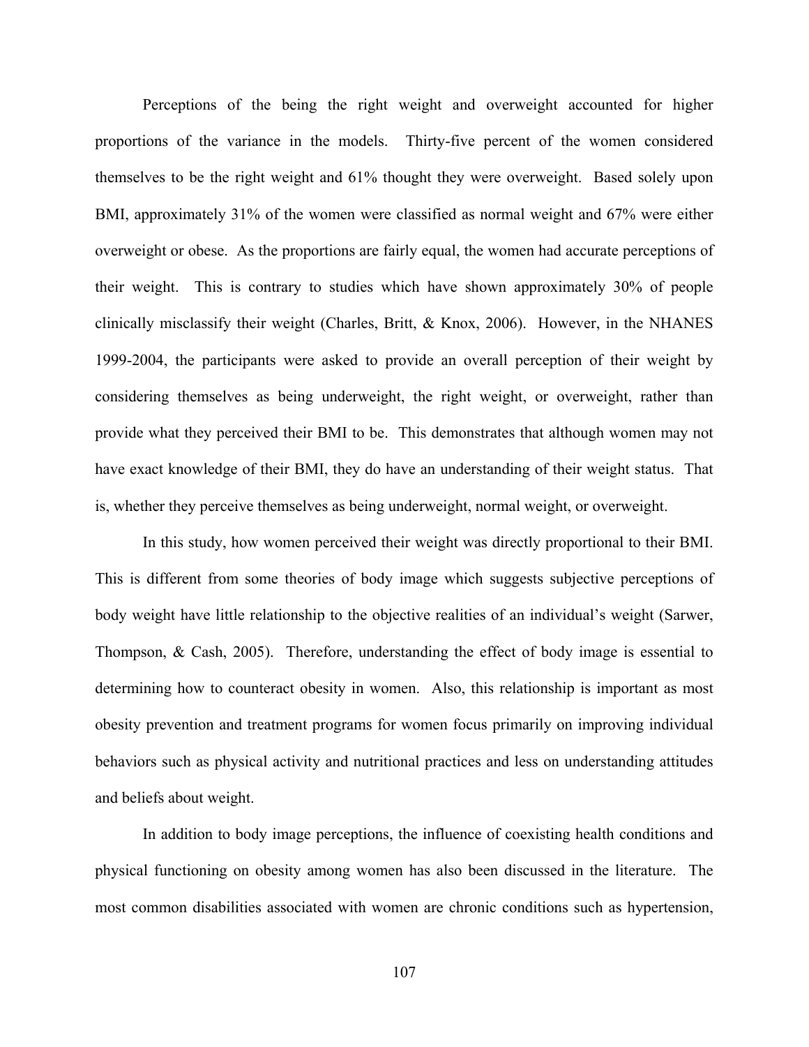Perceptions of the being the right weight and overweight accounted for higher proportions of the variance in the models. Thirty-five percent of the women considered themselves to be the right weight and 61% thought they were overweight. Based solely upon BMI, approximately 31% of the women were classified as normal weight and 67% were either overweight or obese. As the proportions are fairly equal, the women had accurate perceptions of their weight. This is contrary to studies which have shown approximately 30% of people clinically misclassify their weight (Charles, Britt, & Knox, 2006). However, in the NHANES 1999-2004, the participants were asked to provide an overall perception of their weight by considering themselves as being underweight, the right weight, or overweight, rather than provide what they perceived their BMI to be. This demonstrates that although women may not have exact knowledge of their BMI, they do have an understanding of their weight status. That is, whether they perceive themselves as being underweight, normal weight, or overweight.

In this study, how women perceived their weight was directly proportional to their BMI. This is different from some theories of body image which suggests subjective perceptions of body weight have little relationship to the objective realities of an individual's weight (Sarwer, Thompson, & Cash, 2005). Therefore, understanding the effect of body image is essential to determining how to counteract obesity in women. Also, this relationship is important as most obesity prevention and treatment programs for women focus primarily on improving individual behaviors such as physical activity and nutritional practices and less on understanding attitudes and beliefs about weight.

In addition to body image perceptions, the influence of coexisting health conditions and physical functioning on obesity among women has also been discussed in the literature. The most common disabilities associated with women are chronic conditions such as hypertension,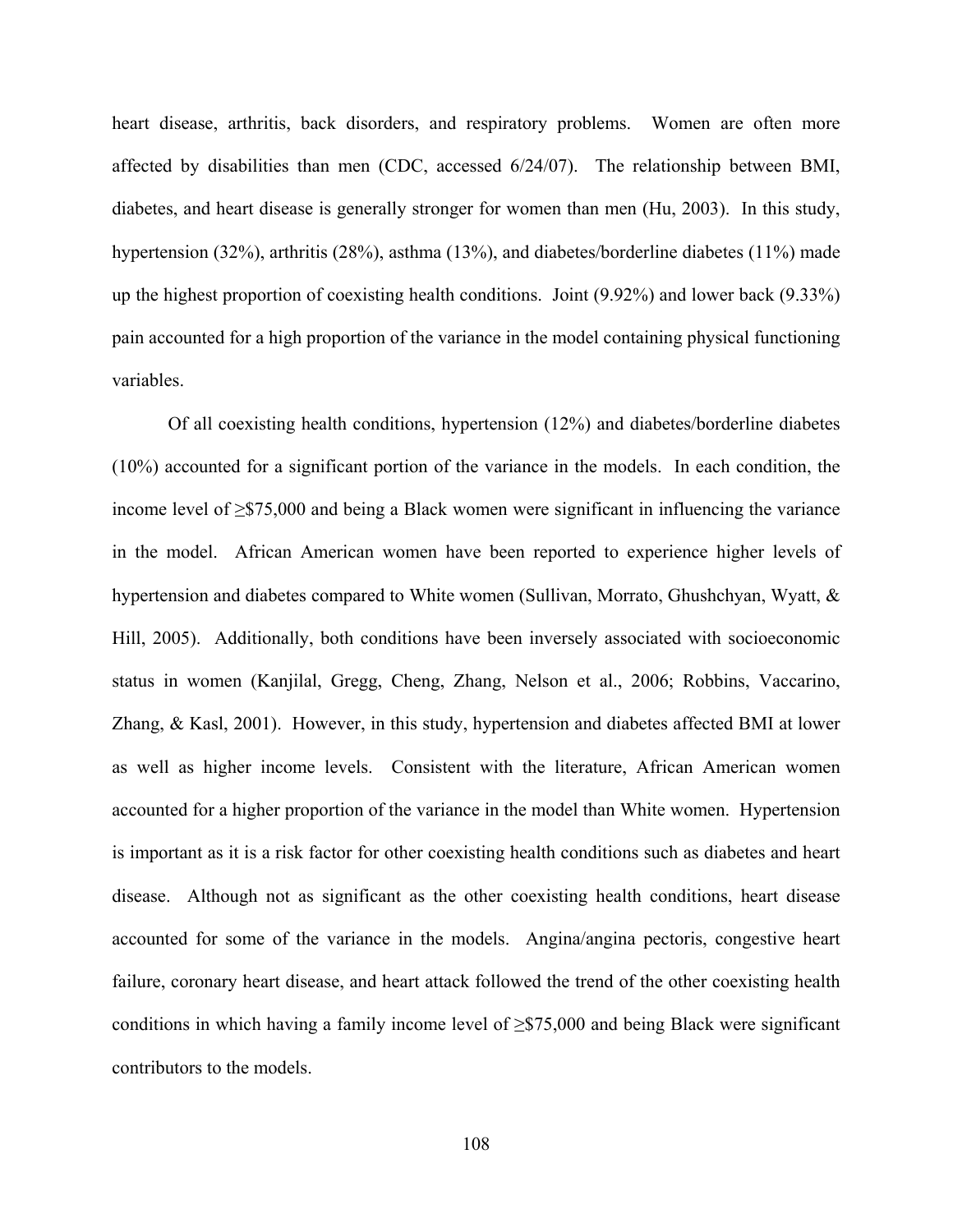heart disease, arthritis, back disorders, and respiratory problems. Women are often more affected by disabilities than men (CDC, accessed 6/24/07). The relationship between BMI, diabetes, and heart disease is generally stronger for women than men (Hu, 2003). In this study, hypertension (32%), arthritis (28%), asthma (13%), and diabetes/borderline diabetes (11%) made up the highest proportion of coexisting health conditions. Joint (9.92%) and lower back (9.33%) pain accounted for a high proportion of the variance in the model containing physical functioning variables.

Of all coexisting health conditions, hypertension (12%) and diabetes/borderline diabetes (10%) accounted for a significant portion of the variance in the models. In each condition, the income level of ≥$75,000 and being a Black women were significant in influencing the variance in the model. African American women have been reported to experience higher levels of hypertension and diabetes compared to White women (Sullivan, Morrato, Ghushchyan, Wyatt, & Hill, 2005). Additionally, both conditions have been inversely associated with socioeconomic status in women (Kanjilal, Gregg, Cheng, Zhang, Nelson et al., 2006; Robbins, Vaccarino, Zhang, & Kasl, 2001). However, in this study, hypertension and diabetes affected BMI at lower as well as higher income levels. Consistent with the literature, African American women accounted for a higher proportion of the variance in the model than White women. Hypertension is important as it is a risk factor for other coexisting health conditions such as diabetes and heart disease. Although not as significant as the other coexisting health conditions, heart disease accounted for some of the variance in the models. Angina/angina pectoris, congestive heart failure, coronary heart disease, and heart attack followed the trend of the other coexisting health conditions in which having a family income level of ≥$75,000 and being Black were significant contributors to the models.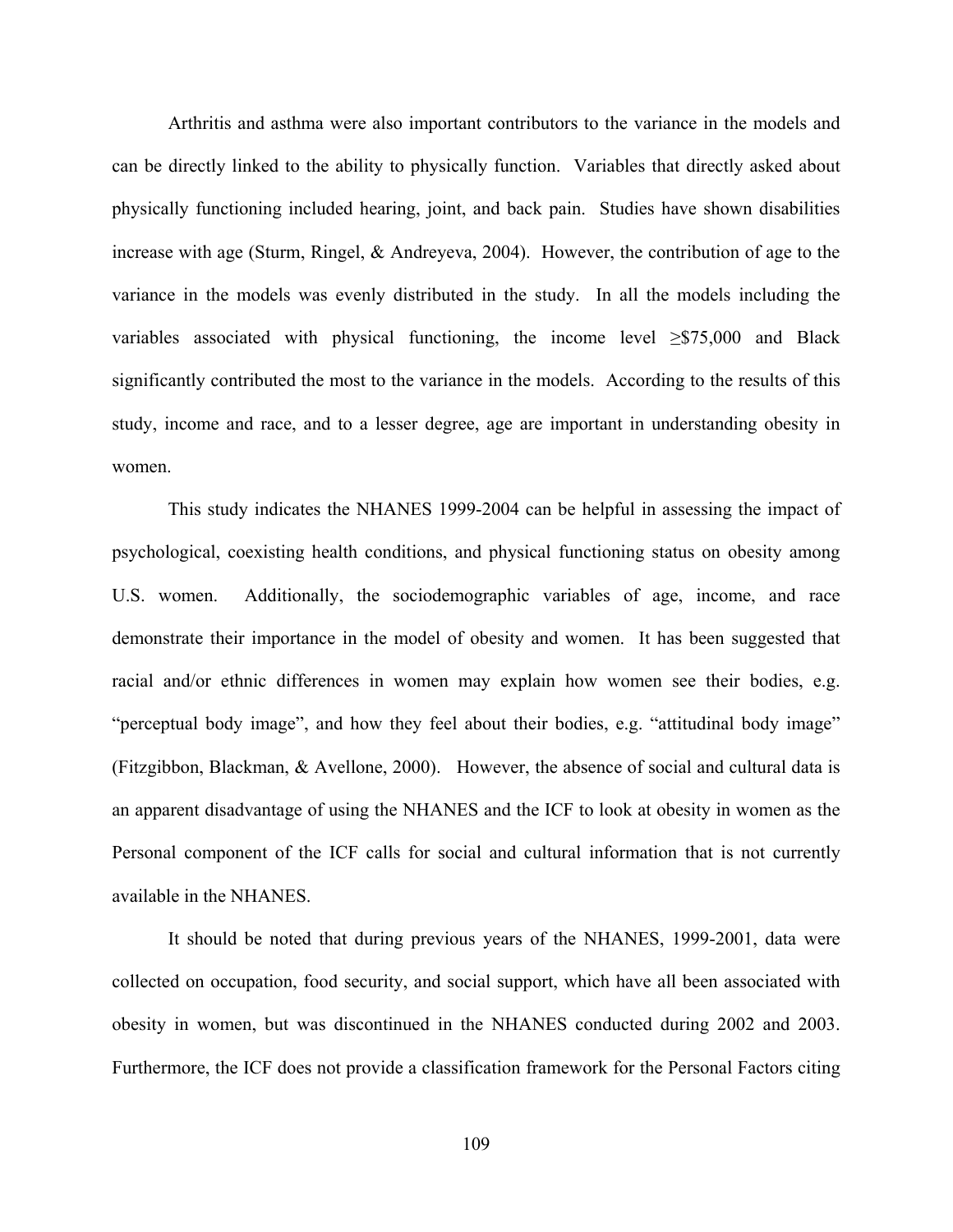Arthritis and asthma were also important contributors to the variance in the models and can be directly linked to the ability to physically function. Variables that directly asked about physically functioning included hearing, joint, and back pain. Studies have shown disabilities increase with age (Sturm, Ringel, & Andreyeva, 2004). However, the contribution of age to the variance in the models was evenly distributed in the study. In all the models including the variables associated with physical functioning, the income level ≥$75,000 and Black significantly contributed the most to the variance in the models. According to the results of this study, income and race, and to a lesser degree, age are important in understanding obesity in women.

This study indicates the NHANES 1999-2004 can be helpful in assessing the impact of psychological, coexisting health conditions, and physical functioning status on obesity among U.S. women. Additionally, the sociodemographic variables of age, income, and race demonstrate their importance in the model of obesity and women. It has been suggested that racial and/or ethnic differences in women may explain how women see their bodies, e.g. "perceptual body image", and how they feel about their bodies, e.g. "attitudinal body image" (Fitzgibbon, Blackman, & Avellone, 2000). However, the absence of social and cultural data is an apparent disadvantage of using the NHANES and the ICF to look at obesity in women as the Personal component of the ICF calls for social and cultural information that is not currently available in the NHANES.

It should be noted that during previous years of the NHANES, 1999-2001, data were collected on occupation, food security, and social support, which have all been associated with obesity in women, but was discontinued in the NHANES conducted during 2002 and 2003. Furthermore, the ICF does not provide a classification framework for the Personal Factors citing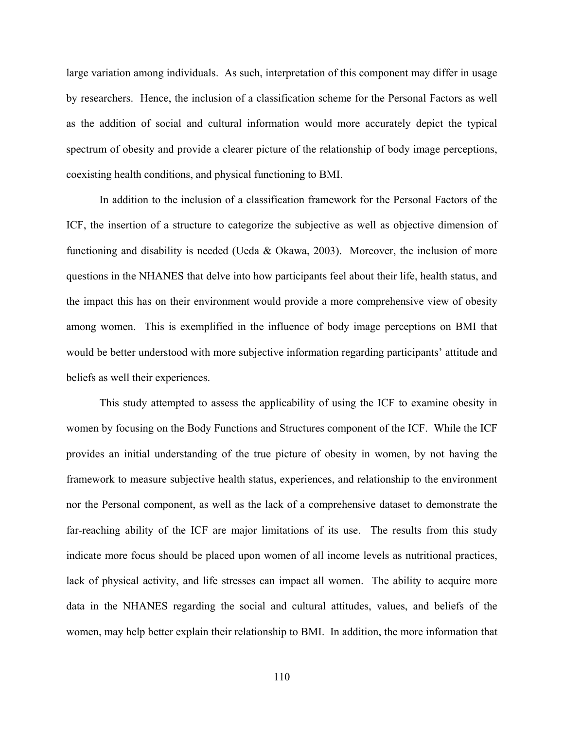large variation among individuals. As such, interpretation of this component may differ in usage by researchers. Hence, the inclusion of a classification scheme for the Personal Factors as well as the addition of social and cultural information would more accurately depict the typical spectrum of obesity and provide a clearer picture of the relationship of body image perceptions, coexisting health conditions, and physical functioning to BMI.

In addition to the inclusion of a classification framework for the Personal Factors of the ICF, the insertion of a structure to categorize the subjective as well as objective dimension of functioning and disability is needed (Ueda & Okawa, 2003). Moreover, the inclusion of more questions in the NHANES that delve into how participants feel about their life, health status, and the impact this has on their environment would provide a more comprehensive view of obesity among women. This is exemplified in the influence of body image perceptions on BMI that would be better understood with more subjective information regarding participants' attitude and beliefs as well their experiences.

This study attempted to assess the applicability of using the ICF to examine obesity in women by focusing on the Body Functions and Structures component of the ICF. While the ICF provides an initial understanding of the true picture of obesity in women, by not having the framework to measure subjective health status, experiences, and relationship to the environment nor the Personal component, as well as the lack of a comprehensive dataset to demonstrate the far-reaching ability of the ICF are major limitations of its use. The results from this study indicate more focus should be placed upon women of all income levels as nutritional practices, lack of physical activity, and life stresses can impact all women. The ability to acquire more data in the NHANES regarding the social and cultural attitudes, values, and beliefs of the women, may help better explain their relationship to BMI. In addition, the more information that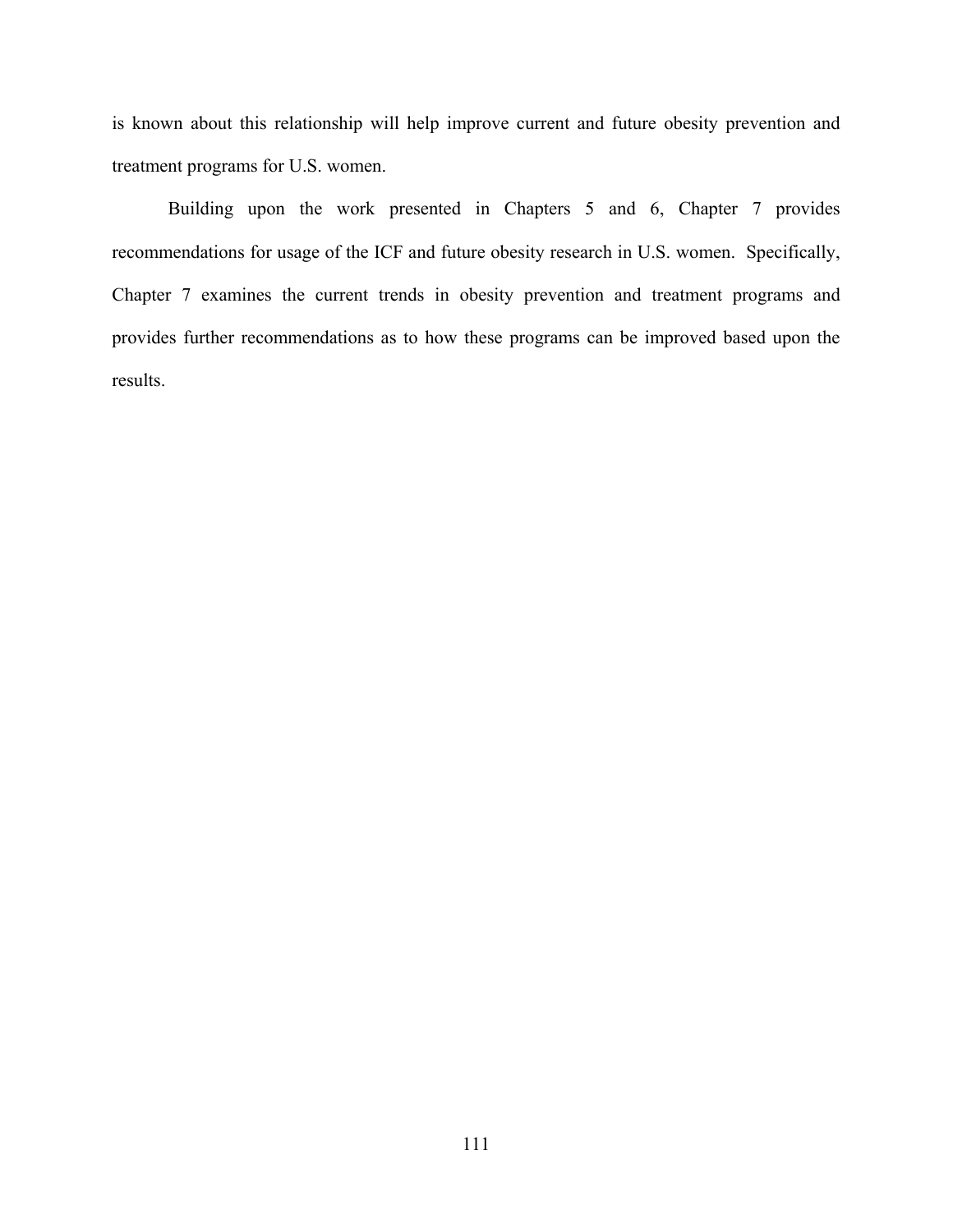is known about this relationship will help improve current and future obesity prevention and treatment programs for U.S. women.

Building upon the work presented in Chapters 5 and 6, Chapter 7 provides recommendations for usage of the ICF and future obesity research in U.S. women. Specifically, Chapter 7 examines the current trends in obesity prevention and treatment programs and provides further recommendations as to how these programs can be improved based upon the results.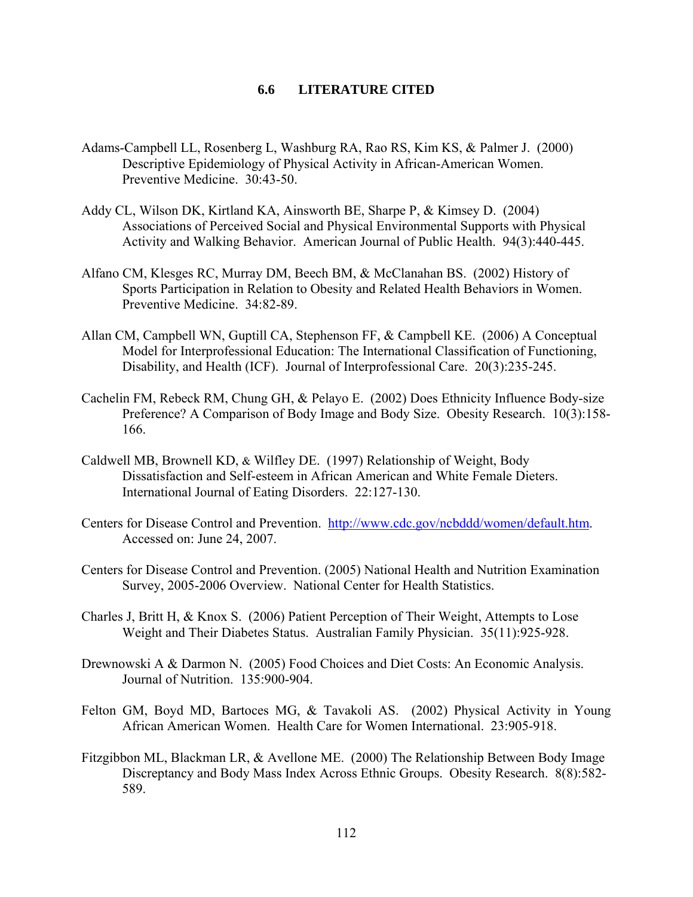## 6.6 LITERATURE CITED

Adams-Campbell LL, Rosenberg L, Washburg RA, Rao RS, Kim KS, & Palmer J. (2000) Descriptive Epidemiology of Physical Activity in African-American Women. Preventive Medicine. 30:43-50.

Addy CL, Wilson DK, Kirtland KA, Ainsworth BE, Sharpe P, & Kimsey D. (2004) Associations of Perceived Social and Physical Environmental Supports with Physical Activity and Walking Behavior. American Journal of Public Health. 94(3):440-445.

Alfano CM, Klesges RC, Murray DM, Beech BM, & McClanahan BS. (2002) History of Sports Participation in Relation to Obesity and Related Health Behaviors in Women. Preventive Medicine. 34:82-89.

Allan CM, Campbell WN, Guptill CA, Stephenson FF, & Campbell KE. (2006) A Conceptual Model for Interprofessional Education: The International Classification of Functioning, Disability, and Health (ICF). Journal of Interprofessional Care. 20(3):235-245.

Cachelin FM, Rebeck RM, Chung GH, & Pelayo E. (2002) Does Ethnicity Influence Body-size Preference? A Comparison of Body Image and Body Size. Obesity Research. 10(3):158-166.

Caldwell MB, Brownell KD, & Wilfley DE. (1997) Relationship of Weight, Body Dissatisfaction and Self-esteem in African American and White Female Dieters. International Journal of Eating Disorders. 22:127-130.

Centers for Disease Control and Prevention. http://www.cdc.gov/ncbddd/women/default.htm. Accessed on: June 24, 2007.

Centers for Disease Control and Prevention. (2005) National Health and Nutrition Examination Survey, 2005-2006 Overview. National Center for Health Statistics.

Charles J, Britt H, & Knox S. (2006) Patient Perception of Their Weight, Attempts to Lose Weight and Their Diabetes Status. Australian Family Physician. 35(11):925-928.

Drewnowski A & Darmon N. (2005) Food Choices and Diet Costs: An Economic Analysis. Journal of Nutrition. 135:900-904.

Felton GM, Boyd MD, Bartoces MG, & Tavakoli AS. (2002) Physical Activity in Young African American Women. Health Care for Women International. 23:905-918.

Fitzgibbon ML, Blackman LR, & Avellone ME. (2000) The Relationship Between Body Image Discreptancy and Body Mass Index Across Ethnic Groups. Obesity Research. 8(8):582-589.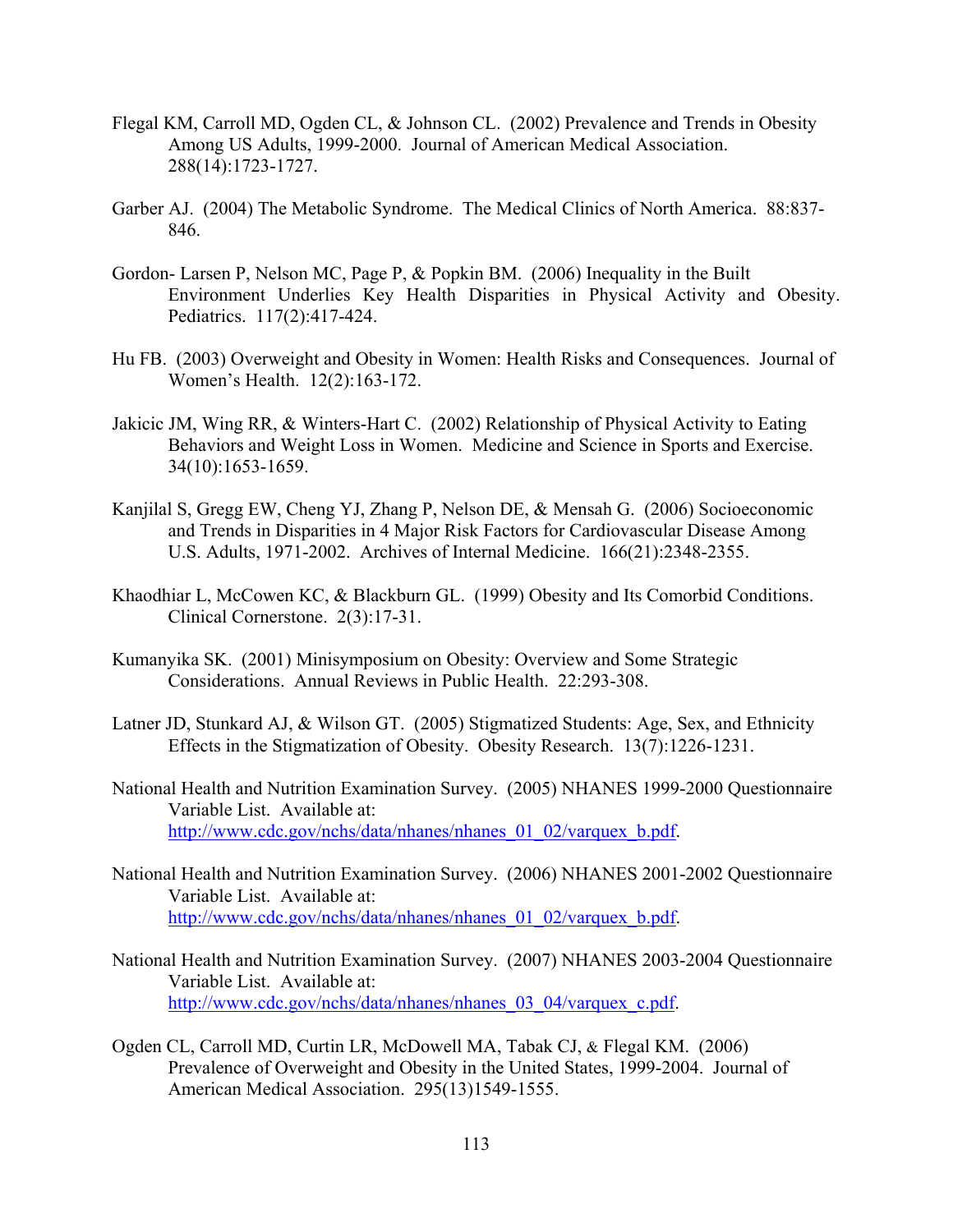Flegal KM, Carroll MD, Ogden CL, & Johnson CL. (2002) Prevalence and Trends in Obesity Among US Adults, 1999-2000. Journal of American Medical Association. 288(14):1723-1727.

Garber AJ. (2004) The Metabolic Syndrome. The Medical Clinics of North America. 88:837-846.

Gordon- Larsen P, Nelson MC, Page P, & Popkin BM. (2006) Inequality in the Built Environment Underlies Key Health Disparities in Physical Activity and Obesity. Pediatrics. 117(2):417-424.

Hu FB. (2003) Overweight and Obesity in Women: Health Risks and Consequences. Journal of Women's Health. 12(2):163-172.

Jakicic JM, Wing RR, & Winters-Hart C. (2002) Relationship of Physical Activity to Eating Behaviors and Weight Loss in Women. Medicine and Science in Sports and Exercise. 34(10):1653-1659.

Kanjilal S, Gregg EW, Cheng YJ, Zhang P, Nelson DE, & Mensah G. (2006) Socioeconomic and Trends in Disparities in 4 Major Risk Factors for Cardiovascular Disease Among U.S. Adults, 1971-2002. Archives of Internal Medicine. 166(21):2348-2355.

Khaodhiar L, McCowen KC, & Blackburn GL. (1999) Obesity and Its Comorbid Conditions. Clinical Cornerstone. 2(3):17-31.

Kumanyika SK. (2001) Minisymposium on Obesity: Overview and Some Strategic Considerations. Annual Reviews in Public Health. 22:293-308.

Latner JD, Stunkard AJ, & Wilson GT. (2005) Stigmatized Students: Age, Sex, and Ethnicity Effects in the Stigmatization of Obesity. Obesity Research. 13(7):1226-1231.

National Health and Nutrition Examination Survey. (2005) NHANES 1999-2000 Questionnaire Variable List. Available at: http://www.cdc.gov/nchs/data/nhanes/nhanes_01_02/varquex_b.pdf.

National Health and Nutrition Examination Survey. (2006) NHANES 2001-2002 Questionnaire Variable List. Available at: http://www.cdc.gov/nchs/data/nhanes/nhanes_01_02/varquex_b.pdf.

National Health and Nutrition Examination Survey. (2007) NHANES 2003-2004 Questionnaire Variable List. Available at: http://www.cdc.gov/nchs/data/nhanes/nhanes_03_04/varquex_c.pdf.

Ogden CL, Carroll MD, Curtin LR, McDowell MA, Tabak CJ, & Flegal KM. (2006) Prevalence of Overweight and Obesity in the United States, 1999-2004. Journal of American Medical Association. 295(13)1549-1555.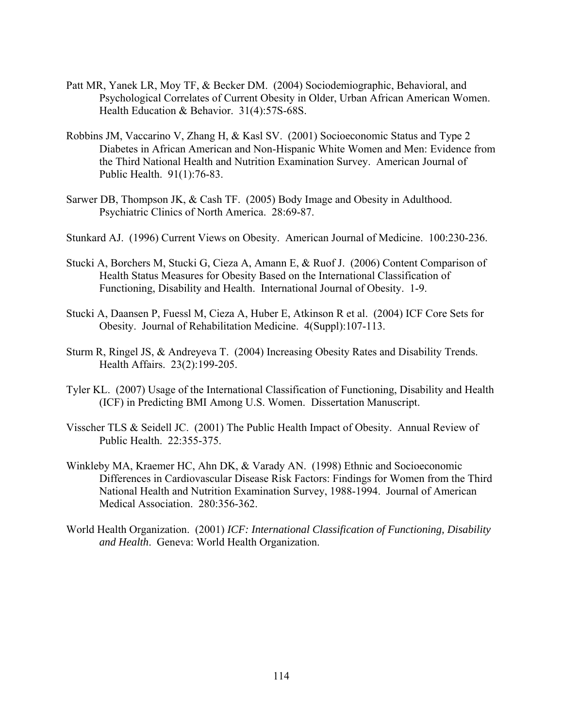Patt MR, Yanek LR, Moy TF, & Becker DM. (2004) Sociodemiographic, Behavioral, and Psychological Correlates of Current Obesity in Older, Urban African American Women. Health Education & Behavior. 31(4):57S-68S.

Robbins JM, Vaccarino V, Zhang H, & Kasl SV. (2001) Socioeconomic Status and Type 2 Diabetes in African American and Non-Hispanic White Women and Men: Evidence from the Third National Health and Nutrition Examination Survey. American Journal of Public Health. 91(1):76-83.

Sarwer DB, Thompson JK, & Cash TF. (2005) Body Image and Obesity in Adulthood. Psychiatric Clinics of North America. 28:69-87.

Stunkard AJ. (1996) Current Views on Obesity. American Journal of Medicine. 100:230-236.

Stucki A, Borchers M, Stucki G, Cieza A, Amann E, & Ruof J. (2006) Content Comparison of Health Status Measures for Obesity Based on the International Classification of Functioning, Disability and Health. International Journal of Obesity. 1-9.

Stucki A, Daansen P, Fuessl M, Cieza A, Huber E, Atkinson R et al. (2004) ICF Core Sets for Obesity. Journal of Rehabilitation Medicine. 4(Suppl):107-113.

Sturm R, Ringel JS, & Andreyeva T. (2004) Increasing Obesity Rates and Disability Trends. Health Affairs. 23(2):199-205.

Tyler KL. (2007) Usage of the International Classification of Functioning, Disability and Health (ICF) in Predicting BMI Among U.S. Women. Dissertation Manuscript.

Visscher TLS & Seidell JC. (2001) The Public Health Impact of Obesity. Annual Review of Public Health. 22:355-375.

Winkleby MA, Kraemer HC, Ahn DK, & Varady AN. (1998) Ethnic and Socioeconomic Differences in Cardiovascular Disease Risk Factors: Findings for Women from the Third National Health and Nutrition Examination Survey, 1988-1994. Journal of American Medical Association. 280:356-362.

World Health Organization. (2001) *ICF: International Classification of Functioning, Disability and Health*. Geneva: World Health Organization.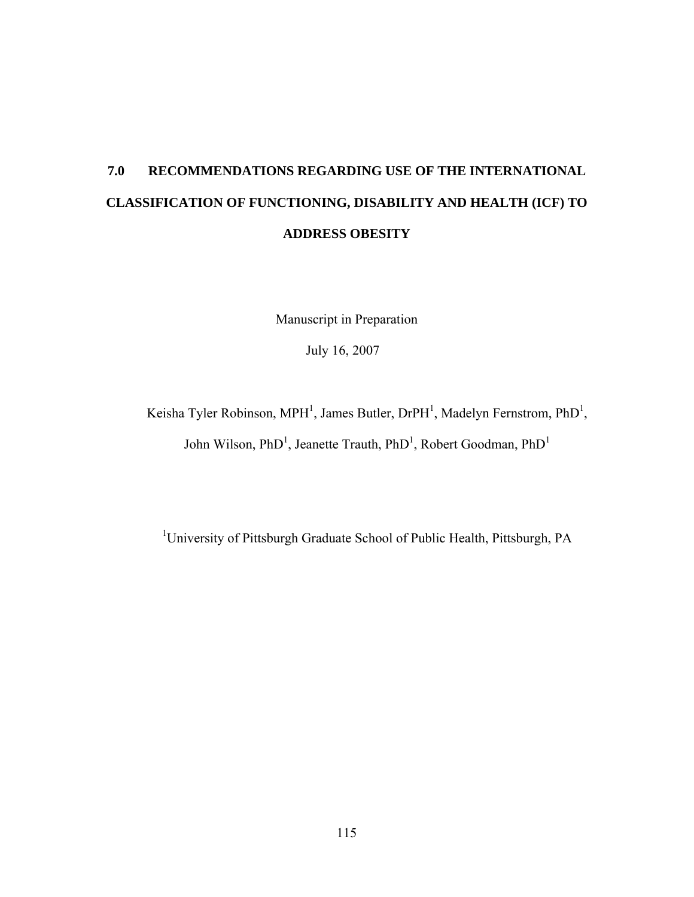# 7.0 RECOMMENDATIONS REGARDING USE OF THE INTERNATIONAL CLASSIFICATION OF FUNCTIONING, DISABILITY AND HEALTH (ICF) TO ADDRESS OBESITY

Manuscript in Preparation

July 16, 2007

Keisha Tyler Robinson, MPH[1], James Butler, DrPH[1], Madelyn Fernstrom, PhD[1], John Wilson, PhD[1], Jeanette Trauth, PhD[1], Robert Goodman, PhD[1]

[1]University of Pittsburgh Graduate School of Public Health, Pittsburgh, PA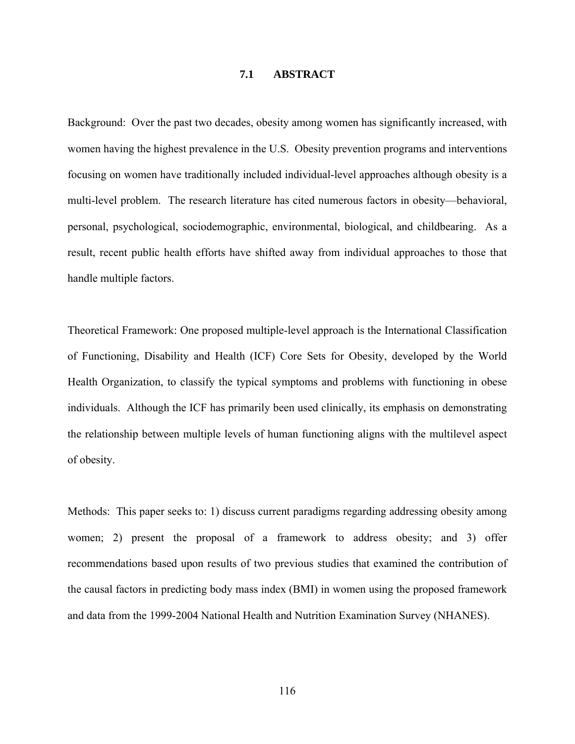## 7.1 ABSTRACT

Background: Over the past two decades, obesity among women has significantly increased, with women having the highest prevalence in the U.S. Obesity prevention programs and interventions focusing on women have traditionally included individual-level approaches although obesity is a multi-level problem. The research literature has cited numerous factors in obesity—behavioral, personal, psychological, sociodemographic, environmental, biological, and childbearing. As a result, recent public health efforts have shifted away from individual approaches to those that handle multiple factors.

Theoretical Framework: One proposed multiple-level approach is the International Classification of Functioning, Disability and Health (ICF) Core Sets for Obesity, developed by the World Health Organization, to classify the typical symptoms and problems with functioning in obese individuals. Although the ICF has primarily been used clinically, its emphasis on demonstrating the relationship between multiple levels of human functioning aligns with the multilevel aspect of obesity.

Methods: This paper seeks to: 1) discuss current paradigms regarding addressing obesity among women; 2) present the proposal of a framework to address obesity; and 3) offer recommendations based upon results of two previous studies that examined the contribution of the causal factors in predicting body mass index (BMI) in women using the proposed framework and data from the 1999-2004 National Health and Nutrition Examination Survey (NHANES).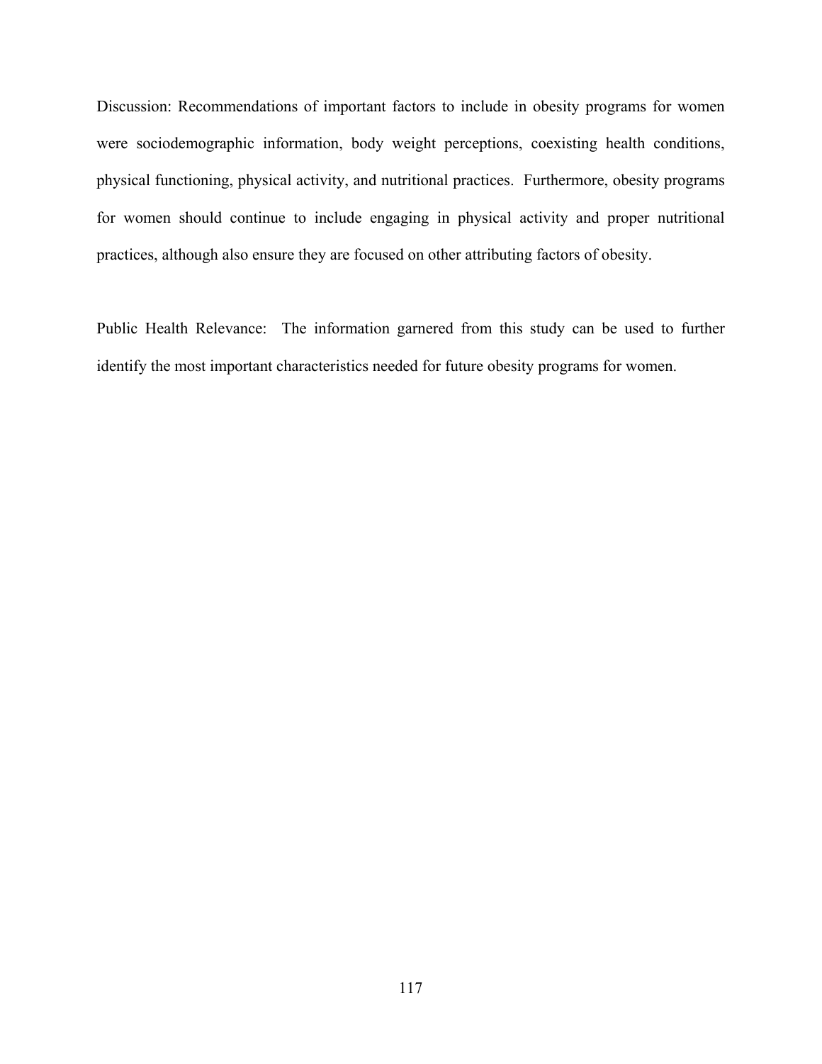Discussion: Recommendations of important factors to include in obesity programs for women were sociodemographic information, body weight perceptions, coexisting health conditions, physical functioning, physical activity, and nutritional practices. Furthermore, obesity programs for women should continue to include engaging in physical activity and proper nutritional practices, although also ensure they are focused on other attributing factors of obesity.

Public Health Relevance: The information garnered from this study can be used to further identify the most important characteristics needed for future obesity programs for women.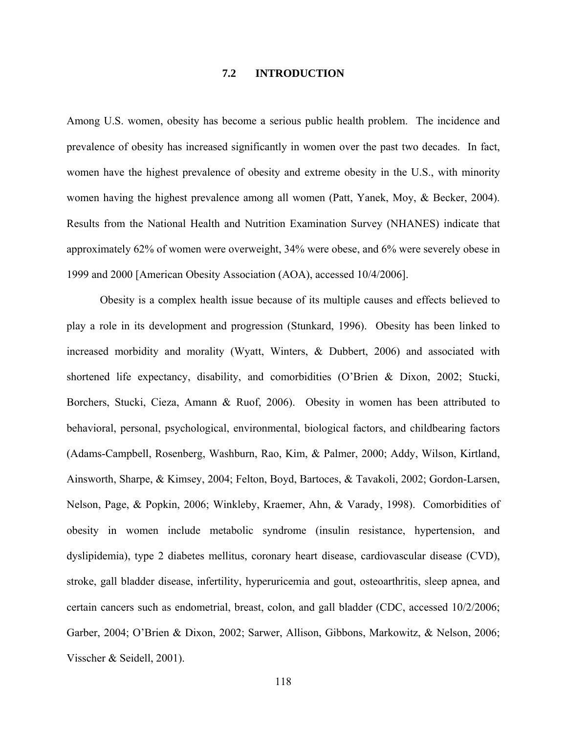## 7.2 INTRODUCTION

Among U.S. women, obesity has become a serious public health problem. The incidence and prevalence of obesity has increased significantly in women over the past two decades. In fact, women have the highest prevalence of obesity and extreme obesity in the U.S., with minority women having the highest prevalence among all women (Patt, Yanek, Moy, & Becker, 2004). Results from the National Health and Nutrition Examination Survey (NHANES) indicate that approximately 62% of women were overweight, 34% were obese, and 6% were severely obese in 1999 and 2000 [American Obesity Association (AOA), accessed 10/4/2006].

Obesity is a complex health issue because of its multiple causes and effects believed to play a role in its development and progression (Stunkard, 1996). Obesity has been linked to increased morbidity and morality (Wyatt, Winters, & Dubbert, 2006) and associated with shortened life expectancy, disability, and comorbidities (O'Brien & Dixon, 2002; Stucki, Borchers, Stucki, Cieza, Amann & Ruof, 2006). Obesity in women has been attributed to behavioral, personal, psychological, environmental, biological factors, and childbearing factors (Adams-Campbell, Rosenberg, Washburn, Rao, Kim, & Palmer, 2000; Addy, Wilson, Kirtland, Ainsworth, Sharpe, & Kimsey, 2004; Felton, Boyd, Bartoces, & Tavakoli, 2002; Gordon-Larsen, Nelson, Page, & Popkin, 2006; Winkleby, Kraemer, Ahn, & Varady, 1998). Comorbidities of obesity in women include metabolic syndrome (insulin resistance, hypertension, and dyslipidemia), type 2 diabetes mellitus, coronary heart disease, cardiovascular disease (CVD), stroke, gall bladder disease, infertility, hyperuricemia and gout, osteoarthritis, sleep apnea, and certain cancers such as endometrial, breast, colon, and gall bladder (CDC, accessed 10/2/2006; Garber, 2004; O'Brien & Dixon, 2002; Sarwer, Allison, Gibbons, Markowitz, & Nelson, 2006; Visscher & Seidell, 2001).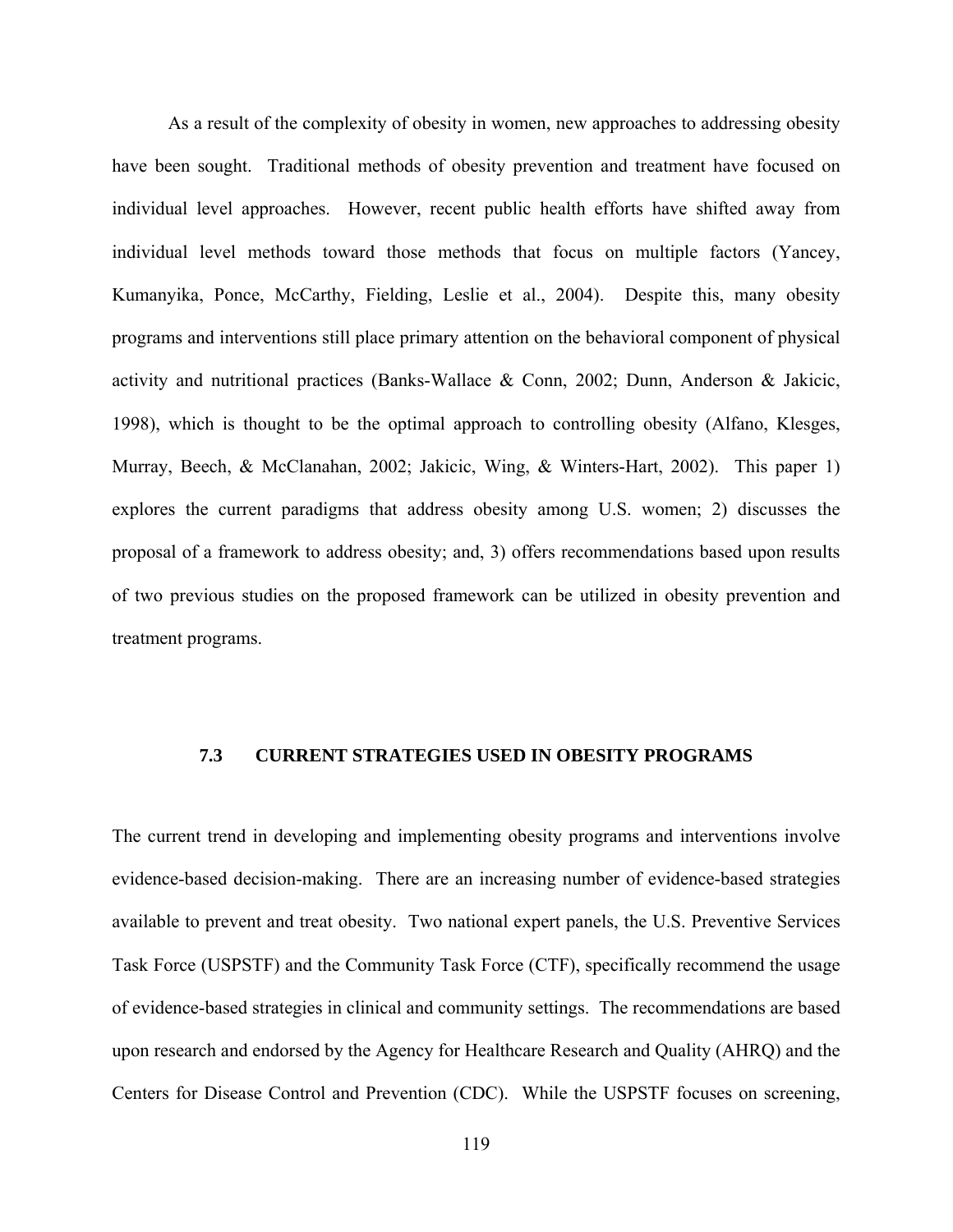As a result of the complexity of obesity in women, new approaches to addressing obesity have been sought. Traditional methods of obesity prevention and treatment have focused on individual level approaches. However, recent public health efforts have shifted away from individual level methods toward those methods that focus on multiple factors (Yancey, Kumanyika, Ponce, McCarthy, Fielding, Leslie et al., 2004). Despite this, many obesity programs and interventions still place primary attention on the behavioral component of physical activity and nutritional practices (Banks-Wallace & Conn, 2002; Dunn, Anderson & Jakicic, 1998), which is thought to be the optimal approach to controlling obesity (Alfano, Klesges, Murray, Beech, & McClanahan, 2002; Jakicic, Wing, & Winters-Hart, 2002). This paper 1) explores the current paradigms that address obesity among U.S. women; 2) discusses the proposal of a framework to address obesity; and, 3) offers recommendations based upon results of two previous studies on the proposed framework can be utilized in obesity prevention and treatment programs.

### 7.3 CURRENT STRATEGIES USED IN OBESITY PROGRAMS

The current trend in developing and implementing obesity programs and interventions involve evidence-based decision-making. There are an increasing number of evidence-based strategies available to prevent and treat obesity. Two national expert panels, the U.S. Preventive Services Task Force (USPSTF) and the Community Task Force (CTF), specifically recommend the usage of evidence-based strategies in clinical and community settings. The recommendations are based upon research and endorsed by the Agency for Healthcare Research and Quality (AHRQ) and the Centers for Disease Control and Prevention (CDC). While the USPSTF focuses on screening,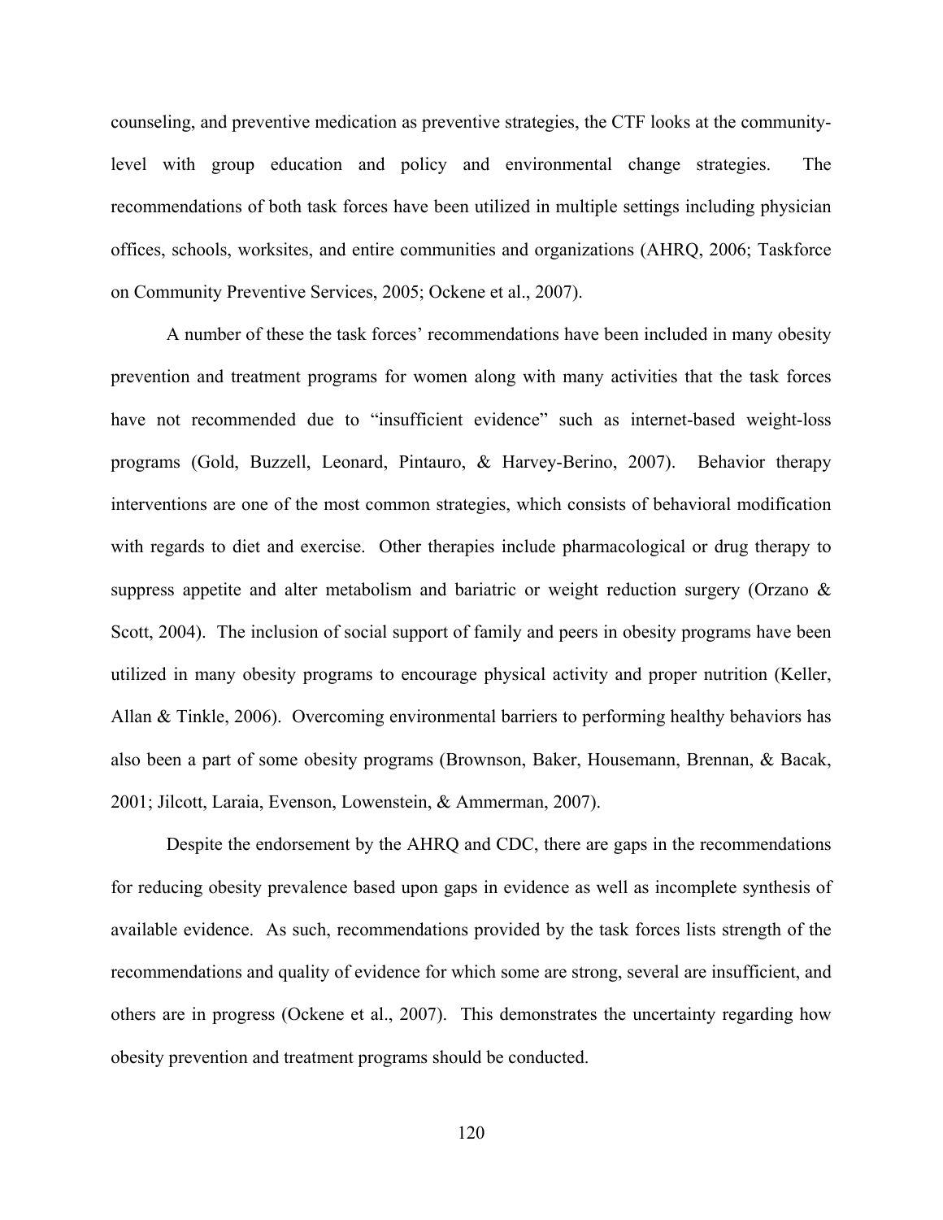counseling, and preventive medication as preventive strategies, the CTF looks at the community-level with group education and policy and environmental change strategies. The recommendations of both task forces have been utilized in multiple settings including physician offices, schools, worksites, and entire communities and organizations (AHRQ, 2006; Taskforce on Community Preventive Services, 2005; Ockene et al., 2007).

A number of these the task forces' recommendations have been included in many obesity prevention and treatment programs for women along with many activities that the task forces have not recommended due to "insufficient evidence" such as internet-based weight-loss programs (Gold, Buzzell, Leonard, Pintauro, & Harvey-Berino, 2007). Behavior therapy interventions are one of the most common strategies, which consists of behavioral modification with regards to diet and exercise. Other therapies include pharmacological or drug therapy to suppress appetite and alter metabolism and bariatric or weight reduction surgery (Orzano & Scott, 2004). The inclusion of social support of family and peers in obesity programs have been utilized in many obesity programs to encourage physical activity and proper nutrition (Keller, Allan & Tinkle, 2006). Overcoming environmental barriers to performing healthy behaviors has also been a part of some obesity programs (Brownson, Baker, Housemann, Brennan, & Bacak, 2001; Jilcott, Laraia, Evenson, Lowenstein, & Ammerman, 2007).

Despite the endorsement by the AHRQ and CDC, there are gaps in the recommendations for reducing obesity prevalence based upon gaps in evidence as well as incomplete synthesis of available evidence. As such, recommendations provided by the task forces lists strength of the recommendations and quality of evidence for which some are strong, several are insufficient, and others are in progress (Ockene et al., 2007). This demonstrates the uncertainty regarding how obesity prevention and treatment programs should be conducted.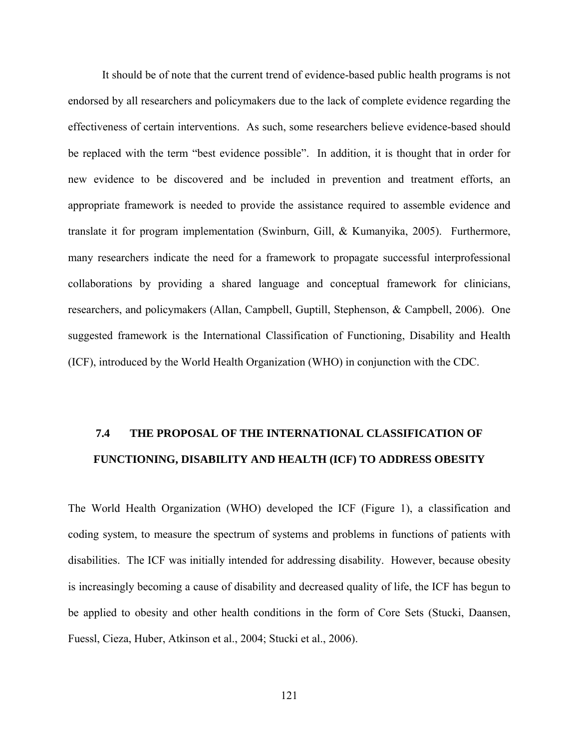It should be of note that the current trend of evidence-based public health programs is not endorsed by all researchers and policymakers due to the lack of complete evidence regarding the effectiveness of certain interventions. As such, some researchers believe evidence-based should be replaced with the term "best evidence possible". In addition, it is thought that in order for new evidence to be discovered and be included in prevention and treatment efforts, an appropriate framework is needed to provide the assistance required to assemble evidence and translate it for program implementation (Swinburn, Gill, & Kumanyika, 2005). Furthermore, many researchers indicate the need for a framework to propagate successful interprofessional collaborations by providing a shared language and conceptual framework for clinicians, researchers, and policymakers (Allan, Campbell, Guptill, Stephenson, & Campbell, 2006). One suggested framework is the International Classification of Functioning, Disability and Health (ICF), introduced by the World Health Organization (WHO) in conjunction with the CDC.

## 7.4 THE PROPOSAL OF THE INTERNATIONAL CLASSIFICATION OF FUNCTIONING, DISABILITY AND HEALTH (ICF) TO ADDRESS OBESITY

The World Health Organization (WHO) developed the ICF (Figure 1), a classification and coding system, to measure the spectrum of systems and problems in functions of patients with disabilities. The ICF was initially intended for addressing disability. However, because obesity is increasingly becoming a cause of disability and decreased quality of life, the ICF has begun to be applied to obesity and other health conditions in the form of Core Sets (Stucki, Daansen, Fuessl, Cieza, Huber, Atkinson et al., 2004; Stucki et al., 2006).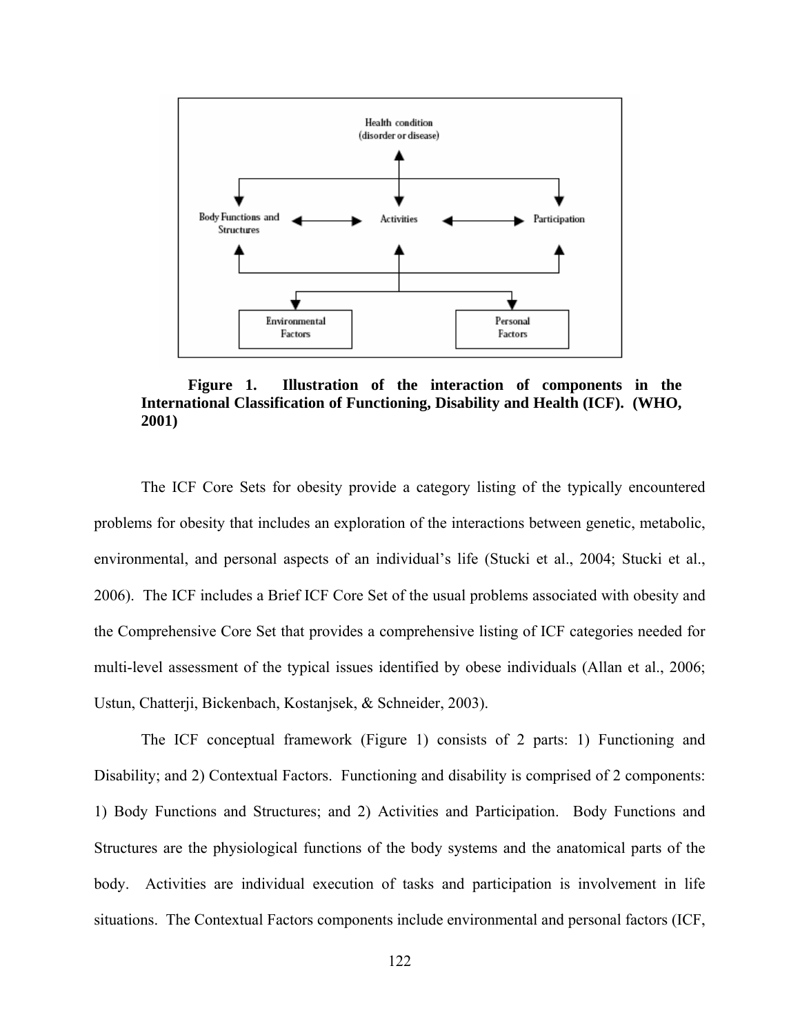Health condition
(disorder or disease)

Body Functions and Structures

Activities

Participation

Environmental Factors

Personal Factors

**Figure 1. Illustration of the interaction of components in the International Classification of Functioning, Disability and Health (ICF). (WHO, 2001)**

The ICF Core Sets for obesity provide a category listing of the typically encountered problems for obesity that includes an exploration of the interactions between genetic, metabolic, environmental, and personal aspects of an individual's life (Stucki et al., 2004; Stucki et al., 2006). The ICF includes a Brief ICF Core Set of the usual problems associated with obesity and the Comprehensive Core Set that provides a comprehensive listing of ICF categories needed for multi-level assessment of the typical issues identified by obese individuals (Allan et al., 2006; Ustun, Chatterji, Bickenbach, Kostanjsek, & Schneider, 2003).

The ICF conceptual framework (Figure 1) consists of 2 parts: 1) Functioning and Disability; and 2) Contextual Factors. Functioning and disability is comprised of 2 components: 1) Body Functions and Structures; and 2) Activities and Participation. Body Functions and Structures are the physiological functions of the body systems and the anatomical parts of the body. Activities are individual execution of tasks and participation is involvement in life situations. The Contextual Factors components include environmental and personal factors (ICF,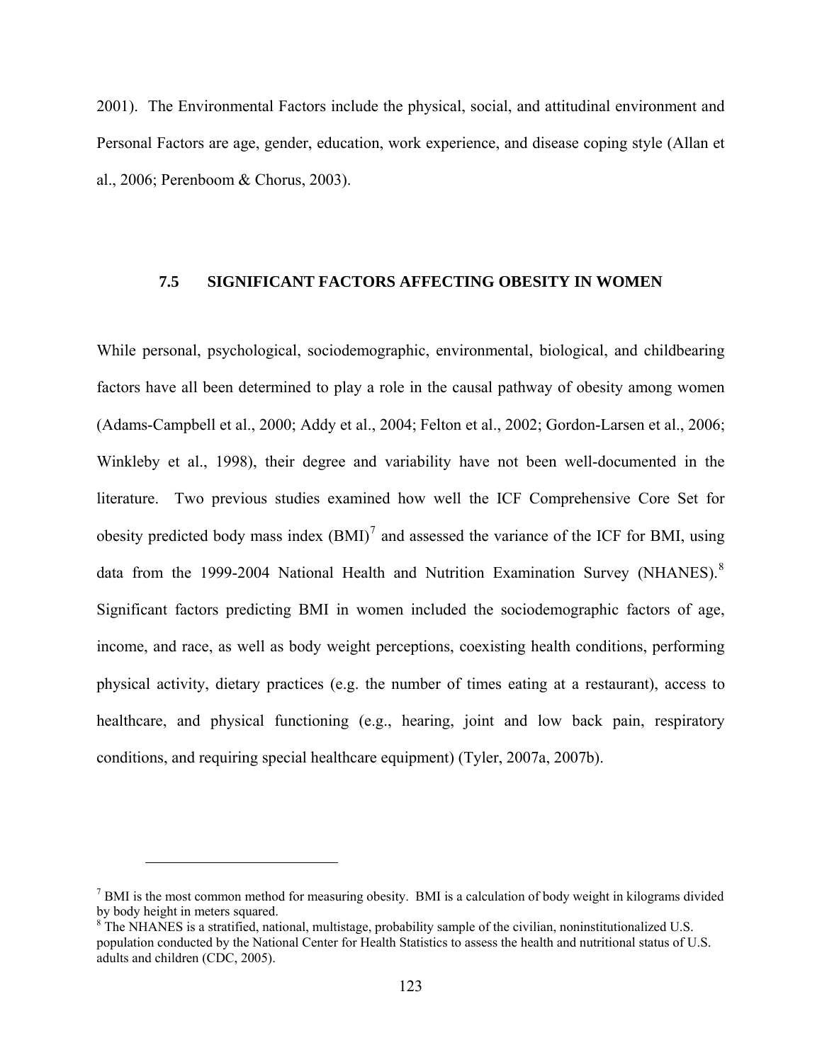2001). The Environmental Factors include the physical, social, and attitudinal environment and Personal Factors are age, gender, education, work experience, and disease coping style (Allan et al., 2006; Perenboom & Chorus, 2003).

## 7.5 SIGNIFICANT FACTORS AFFECTING OBESITY IN WOMEN

While personal, psychological, sociodemographic, environmental, biological, and childbearing factors have all been determined to play a role in the causal pathway of obesity among women (Adams-Campbell et al., 2000; Addy et al., 2004; Felton et al., 2002; Gordon-Larsen et al., 2006; Winkleby et al., 1998), their degree and variability have not been well-documented in the literature. Two previous studies examined how well the ICF Comprehensive Core Set for obesity predicted body mass index (BMI)[7] and assessed the variance of the ICF for BMI, using data from the 1999-2004 National Health and Nutrition Examination Survey (NHANES).[8] Significant factors predicting BMI in women included the sociodemographic factors of age, income, and race, as well as body weight perceptions, coexisting health conditions, performing physical activity, dietary practices (e.g. the number of times eating at a restaurant), access to healthcare, and physical functioning (e.g., hearing, joint and low back pain, respiratory conditions, and requiring special healthcare equipment) (Tyler, 2007a, 2007b).

---

[7] BMI is the most common method for measuring obesity. BMI is a calculation of body weight in kilograms divided by body height in meters squared.

[8] The NHANES is a stratified, national, multistage, probability sample of the civilian, noninstitutionalized U.S. population conducted by the National Center for Health Statistics to assess the health and nutritional status of U.S. adults and children (CDC, 2005).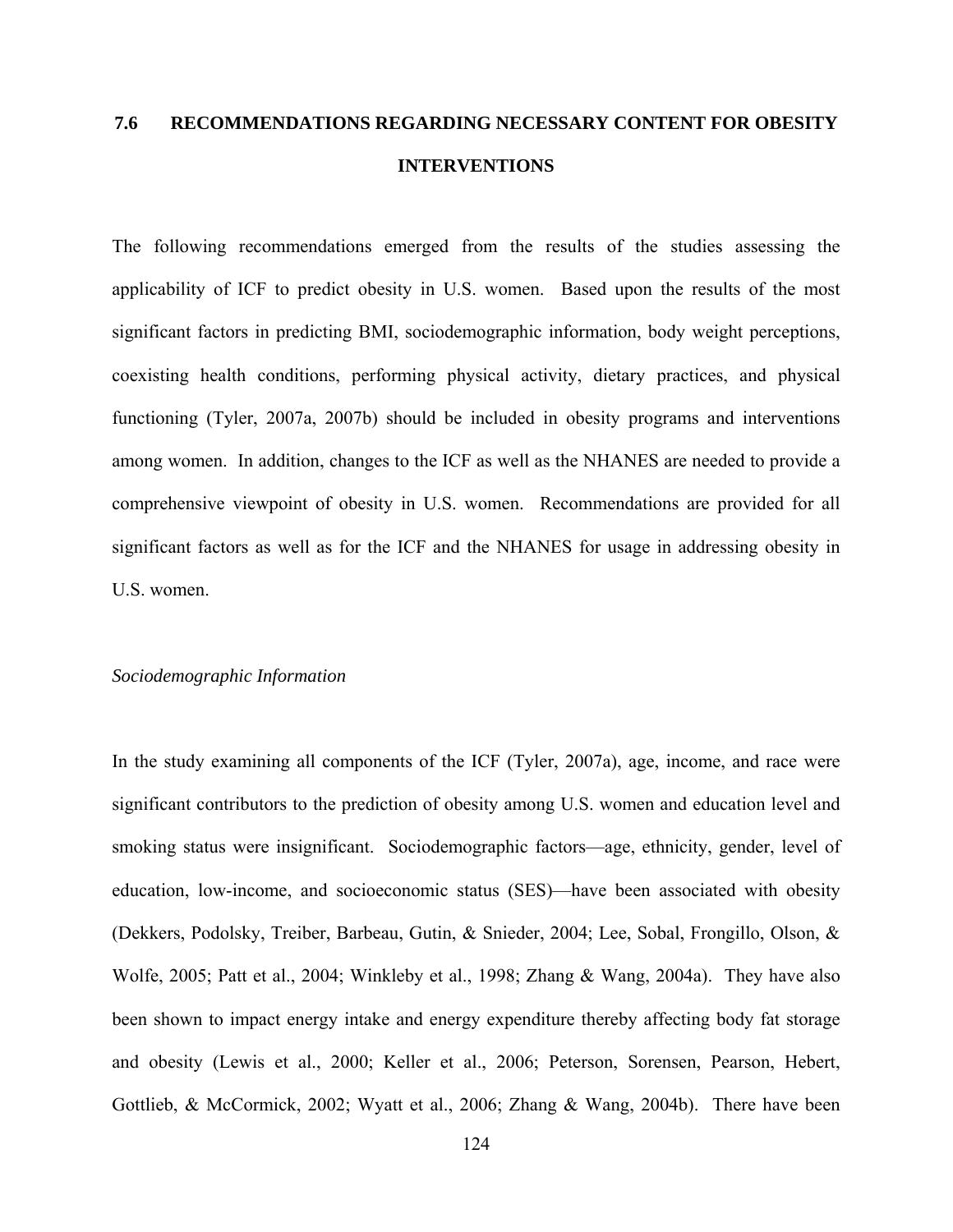## 7.6 RECOMMENDATIONS REGARDING NECESSARY CONTENT FOR OBESITY INTERVENTIONS

The following recommendations emerged from the results of the studies assessing the applicability of ICF to predict obesity in U.S. women. Based upon the results of the most significant factors in predicting BMI, sociodemographic information, body weight perceptions, coexisting health conditions, performing physical activity, dietary practices, and physical functioning (Tyler, 2007a, 2007b) should be included in obesity programs and interventions among women. In addition, changes to the ICF as well as the NHANES are needed to provide a comprehensive viewpoint of obesity in U.S. women. Recommendations are provided for all significant factors as well as for the ICF and the NHANES for usage in addressing obesity in U.S. women.

*Sociodemographic Information*

In the study examining all components of the ICF (Tyler, 2007a), age, income, and race were significant contributors to the prediction of obesity among U.S. women and education level and smoking status were insignificant. Sociodemographic factors—age, ethnicity, gender, level of education, low-income, and socioeconomic status (SES)—have been associated with obesity (Dekkers, Podolsky, Treiber, Barbeau, Gutin, & Snieder, 2004; Lee, Sobal, Frongillo, Olson, & Wolfe, 2005; Patt et al., 2004; Winkleby et al., 1998; Zhang & Wang, 2004a). They have also been shown to impact energy intake and energy expenditure thereby affecting body fat storage and obesity (Lewis et al., 2000; Keller et al., 2006; Peterson, Sorensen, Pearson, Hebert, Gottlieb, & McCormick, 2002; Wyatt et al., 2006; Zhang & Wang, 2004b). There have been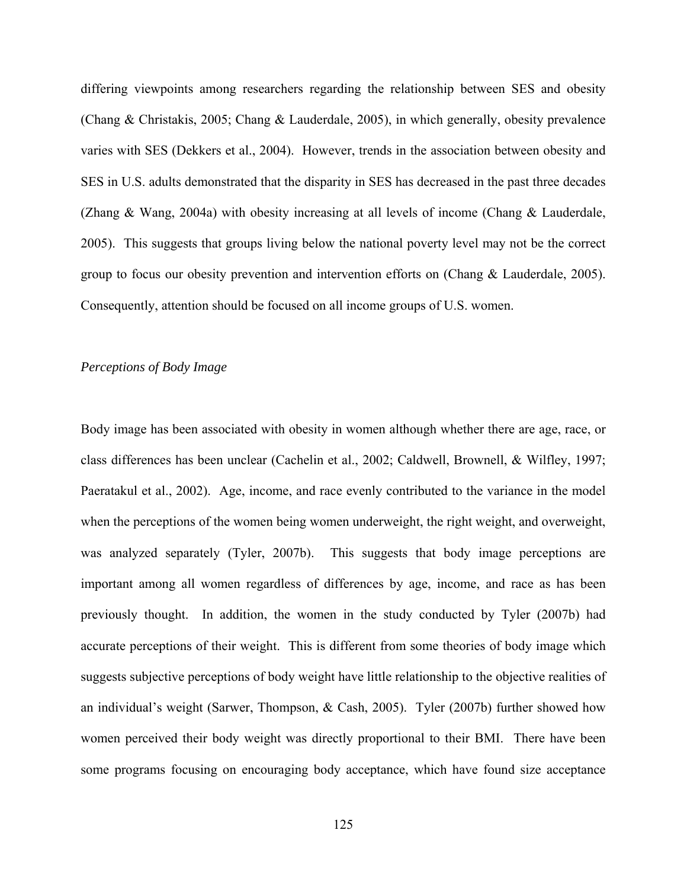differing viewpoints among researchers regarding the relationship between SES and obesity (Chang & Christakis, 2005; Chang & Lauderdale, 2005), in which generally, obesity prevalence varies with SES (Dekkers et al., 2004). However, trends in the association between obesity and SES in U.S. adults demonstrated that the disparity in SES has decreased in the past three decades (Zhang & Wang, 2004a) with obesity increasing at all levels of income (Chang & Lauderdale, 2005). This suggests that groups living below the national poverty level may not be the correct group to focus our obesity prevention and intervention efforts on (Chang & Lauderdale, 2005). Consequently, attention should be focused on all income groups of U.S. women.

*Perceptions of Body Image*

Body image has been associated with obesity in women although whether there are age, race, or class differences has been unclear (Cachelin et al., 2002; Caldwell, Brownell, & Wilfley, 1997; Paeratakul et al., 2002). Age, income, and race evenly contributed to the variance in the model when the perceptions of the women being women underweight, the right weight, and overweight, was analyzed separately (Tyler, 2007b). This suggests that body image perceptions are important among all women regardless of differences by age, income, and race as has been previously thought. In addition, the women in the study conducted by Tyler (2007b) had accurate perceptions of their weight. This is different from some theories of body image which suggests subjective perceptions of body weight have little relationship to the objective realities of an individual's weight (Sarwer, Thompson, & Cash, 2005). Tyler (2007b) further showed how women perceived their body weight was directly proportional to their BMI. There have been some programs focusing on encouraging body acceptance, which have found size acceptance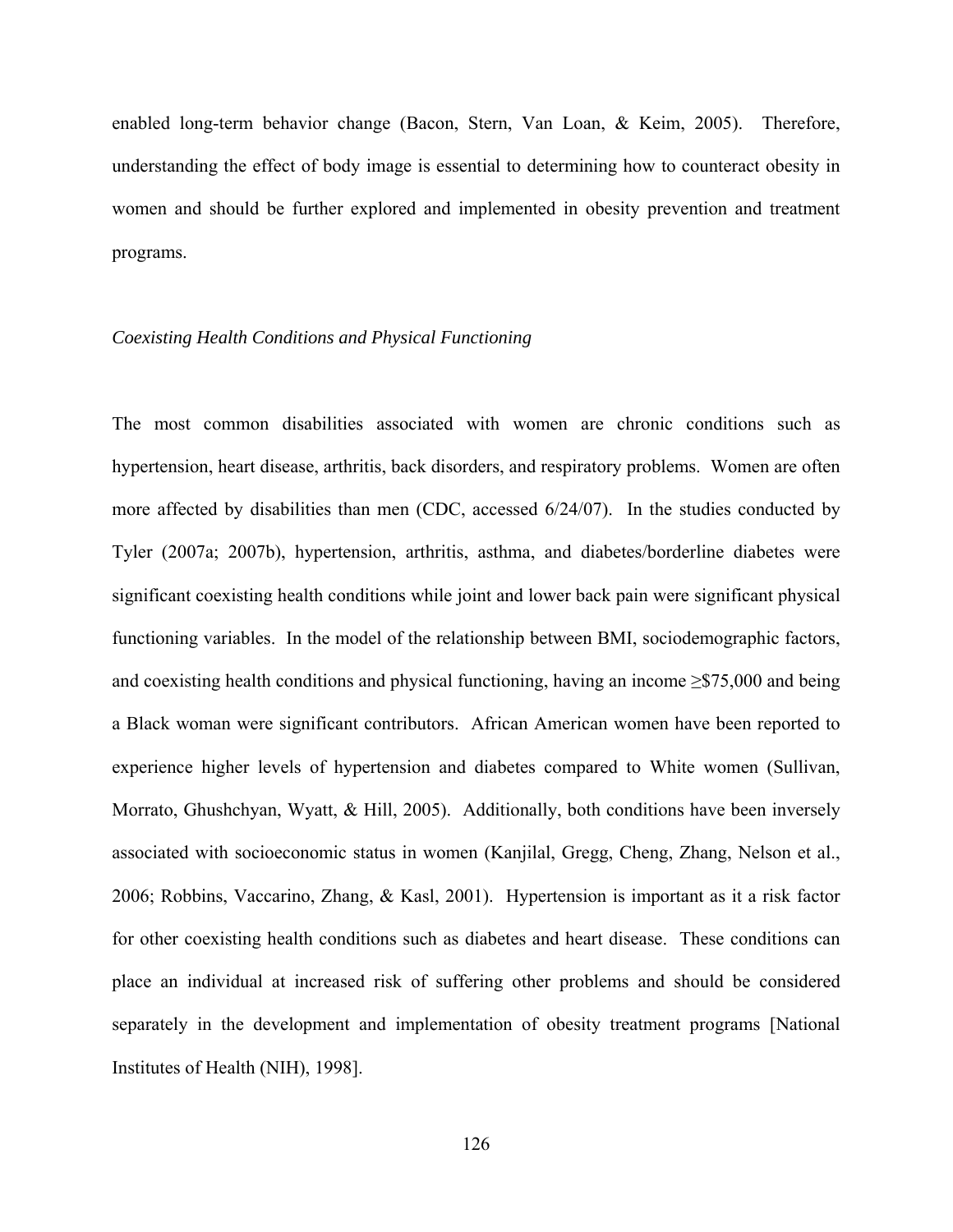enabled long-term behavior change (Bacon, Stern, Van Loan, & Keim, 2005). Therefore, understanding the effect of body image is essential to determining how to counteract obesity in women and should be further explored and implemented in obesity prevention and treatment programs.

### *Coexisting Health Conditions and Physical Functioning*

The most common disabilities associated with women are chronic conditions such as hypertension, heart disease, arthritis, back disorders, and respiratory problems. Women are often more affected by disabilities than men (CDC, accessed 6/24/07). In the studies conducted by Tyler (2007a; 2007b), hypertension, arthritis, asthma, and diabetes/borderline diabetes were significant coexisting health conditions while joint and lower back pain were significant physical functioning variables. In the model of the relationship between BMI, sociodemographic factors, and coexisting health conditions and physical functioning, having an income ≥$75,000 and being a Black woman were significant contributors. African American women have been reported to experience higher levels of hypertension and diabetes compared to White women (Sullivan, Morrato, Ghushchyan, Wyatt, & Hill, 2005). Additionally, both conditions have been inversely associated with socioeconomic status in women (Kanjilal, Gregg, Cheng, Zhang, Nelson et al., 2006; Robbins, Vaccarino, Zhang, & Kasl, 2001). Hypertension is important as it a risk factor for other coexisting health conditions such as diabetes and heart disease. These conditions can place an individual at increased risk of suffering other problems and should be considered separately in the development and implementation of obesity treatment programs [National Institutes of Health (NIH), 1998].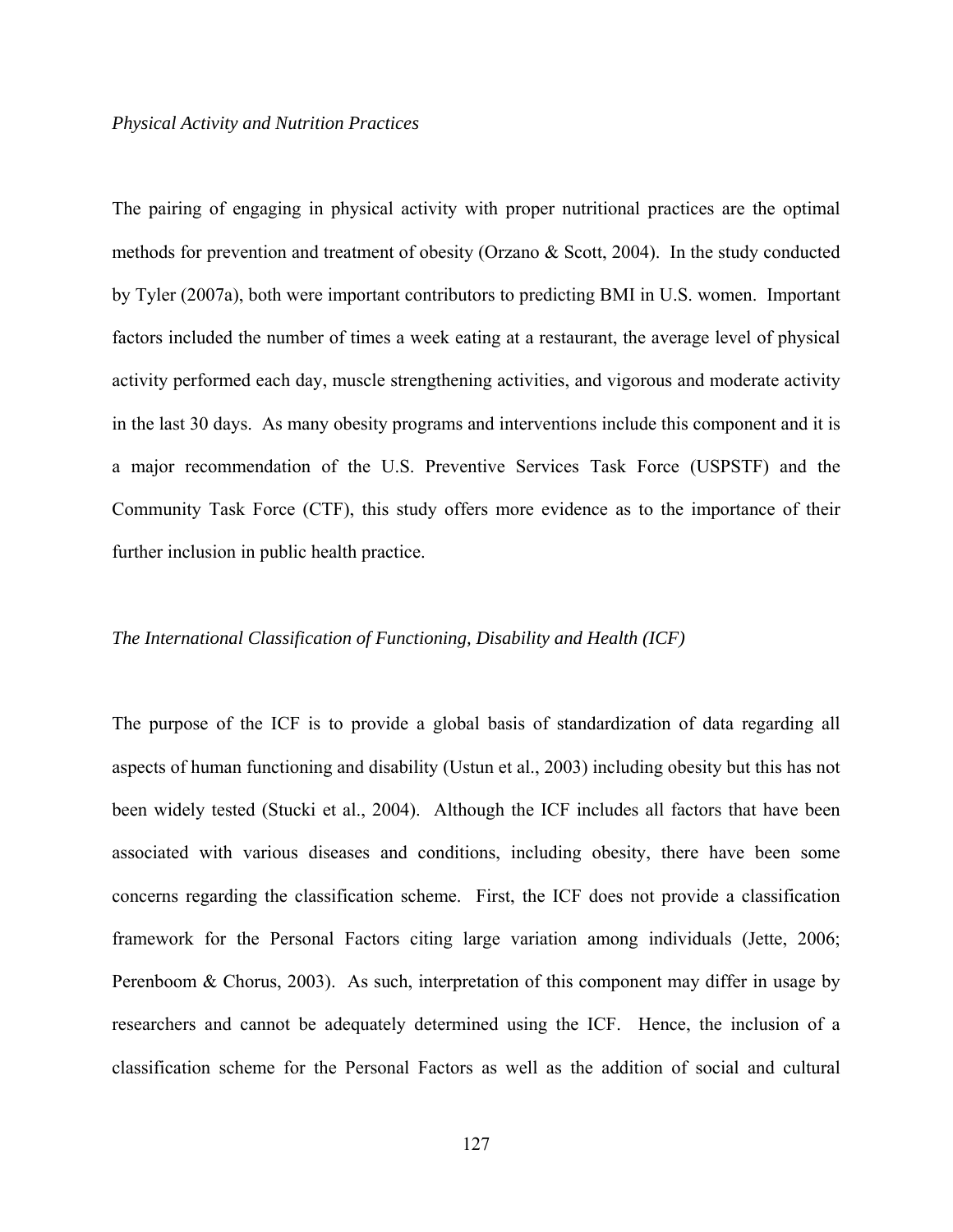*Physical Activity and Nutrition Practices*

The pairing of engaging in physical activity with proper nutritional practices are the optimal methods for prevention and treatment of obesity (Orzano & Scott, 2004). In the study conducted by Tyler (2007a), both were important contributors to predicting BMI in U.S. women. Important factors included the number of times a week eating at a restaurant, the average level of physical activity performed each day, muscle strengthening activities, and vigorous and moderate activity in the last 30 days. As many obesity programs and interventions include this component and it is a major recommendation of the U.S. Preventive Services Task Force (USPSTF) and the Community Task Force (CTF), this study offers more evidence as to the importance of their further inclusion in public health practice.

*The International Classification of Functioning, Disability and Health (ICF)*

The purpose of the ICF is to provide a global basis of standardization of data regarding all aspects of human functioning and disability (Ustun et al., 2003) including obesity but this has not been widely tested (Stucki et al., 2004). Although the ICF includes all factors that have been associated with various diseases and conditions, including obesity, there have been some concerns regarding the classification scheme. First, the ICF does not provide a classification framework for the Personal Factors citing large variation among individuals (Jette, 2006; Perenboom & Chorus, 2003). As such, interpretation of this component may differ in usage by researchers and cannot be adequately determined using the ICF. Hence, the inclusion of a classification scheme for the Personal Factors as well as the addition of social and cultural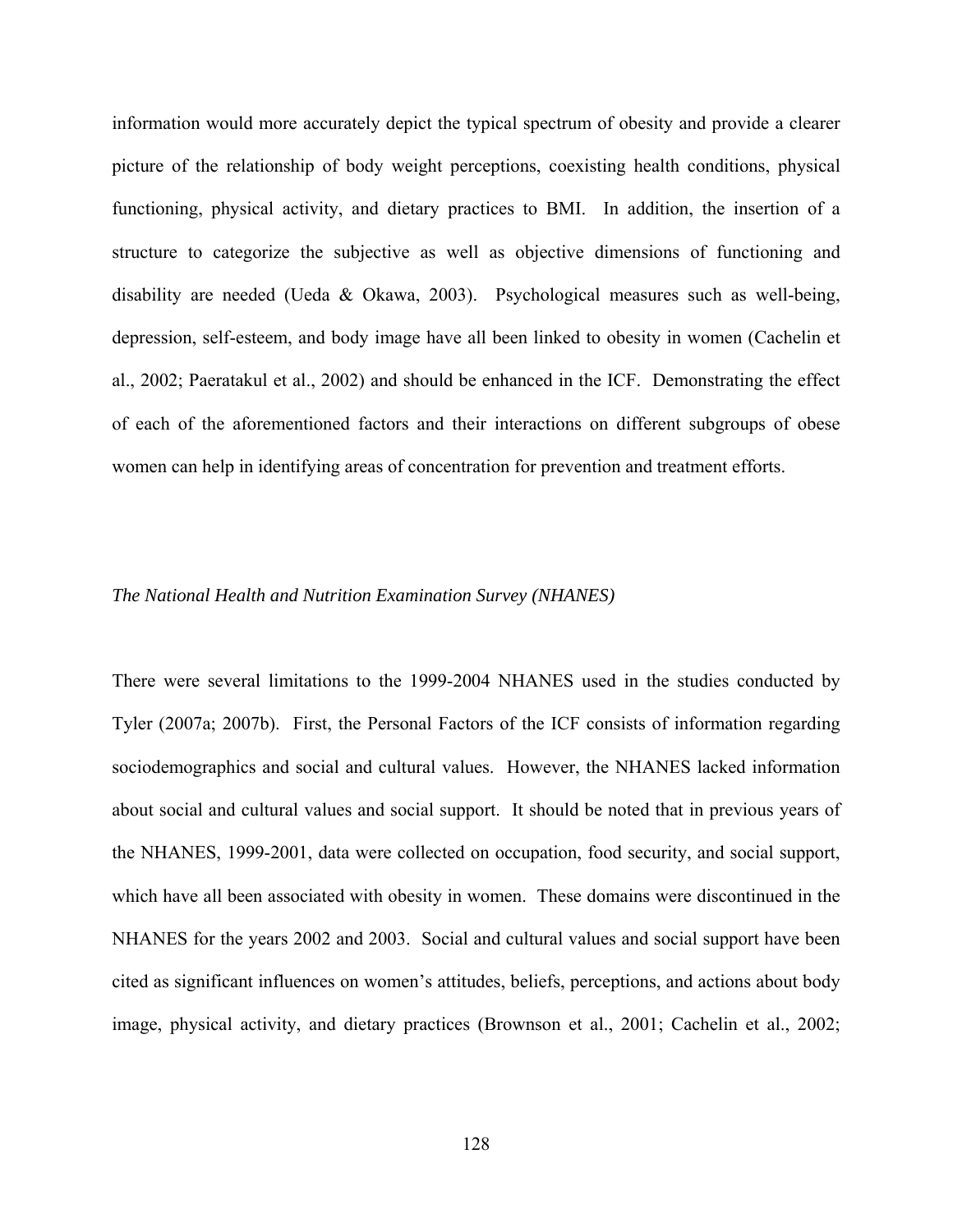information would more accurately depict the typical spectrum of obesity and provide a clearer picture of the relationship of body weight perceptions, coexisting health conditions, physical functioning, physical activity, and dietary practices to BMI. In addition, the insertion of a structure to categorize the subjective as well as objective dimensions of functioning and disability are needed (Ueda & Okawa, 2003). Psychological measures such as well-being, depression, self-esteem, and body image have all been linked to obesity in women (Cachelin et al., 2002; Paeratakul et al., 2002) and should be enhanced in the ICF. Demonstrating the effect of each of the aforementioned factors and their interactions on different subgroups of obese women can help in identifying areas of concentration for prevention and treatment efforts.

*The National Health and Nutrition Examination Survey (NHANES)*

There were several limitations to the 1999-2004 NHANES used in the studies conducted by Tyler (2007a; 2007b). First, the Personal Factors of the ICF consists of information regarding sociodemographics and social and cultural values. However, the NHANES lacked information about social and cultural values and social support. It should be noted that in previous years of the NHANES, 1999-2001, data were collected on occupation, food security, and social support, which have all been associated with obesity in women. These domains were discontinued in the NHANES for the years 2002 and 2003. Social and cultural values and social support have been cited as significant influences on women's attitudes, beliefs, perceptions, and actions about body image, physical activity, and dietary practices (Brownson et al., 2001; Cachelin et al., 2002;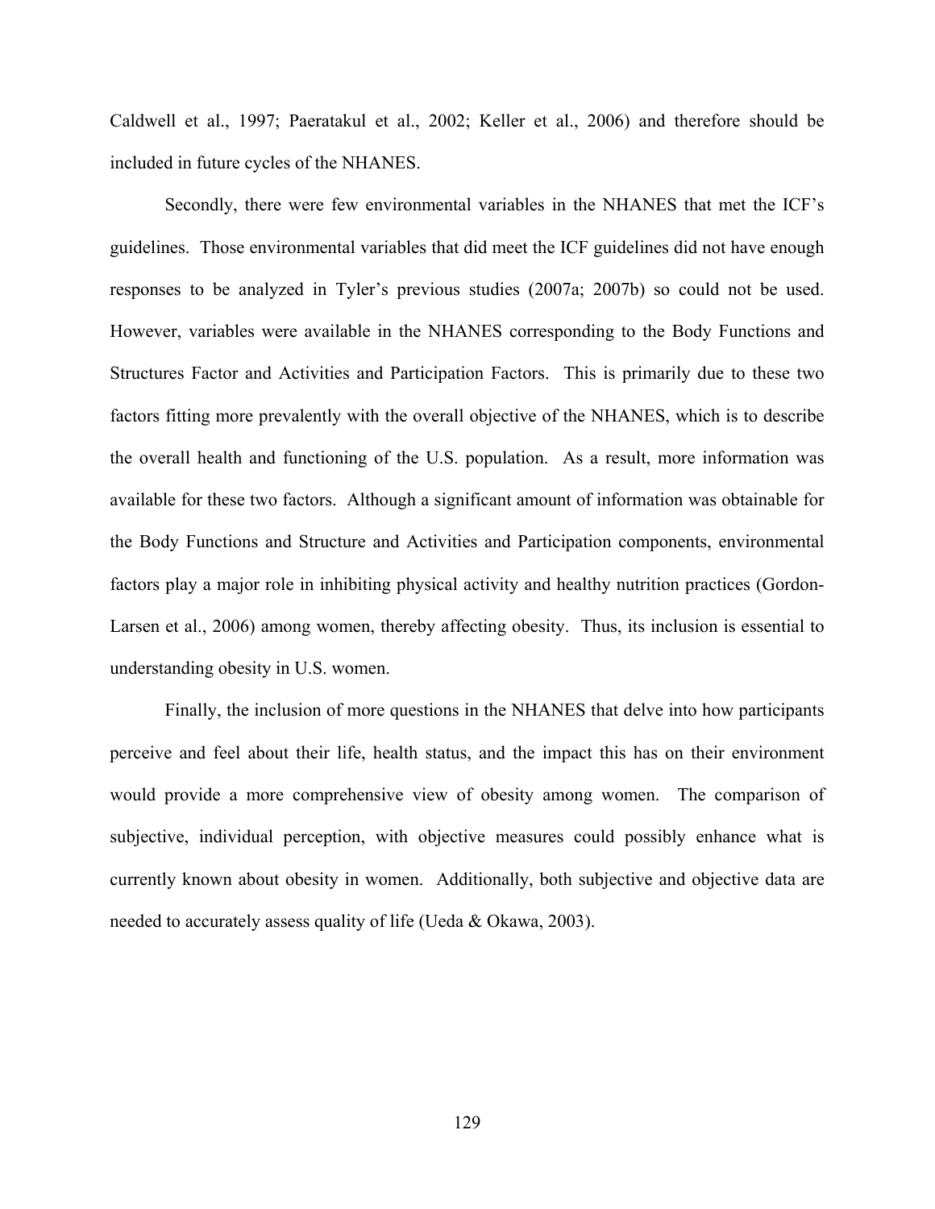Caldwell et al., 1997; Paeratakul et al., 2002; Keller et al., 2006) and therefore should be included in future cycles of the NHANES.

Secondly, there were few environmental variables in the NHANES that met the ICF's guidelines. Those environmental variables that did meet the ICF guidelines did not have enough responses to be analyzed in Tyler's previous studies (2007a; 2007b) so could not be used. However, variables were available in the NHANES corresponding to the Body Functions and Structures Factor and Activities and Participation Factors. This is primarily due to these two factors fitting more prevalently with the overall objective of the NHANES, which is to describe the overall health and functioning of the U.S. population. As a result, more information was available for these two factors. Although a significant amount of information was obtainable for the Body Functions and Structure and Activities and Participation components, environmental factors play a major role in inhibiting physical activity and healthy nutrition practices (Gordon-Larsen et al., 2006) among women, thereby affecting obesity. Thus, its inclusion is essential to understanding obesity in U.S. women.

Finally, the inclusion of more questions in the NHANES that delve into how participants perceive and feel about their life, health status, and the impact this has on their environment would provide a more comprehensive view of obesity among women. The comparison of subjective, individual perception, with objective measures could possibly enhance what is currently known about obesity in women. Additionally, both subjective and objective data are needed to accurately assess quality of life (Ueda & Okawa, 2003).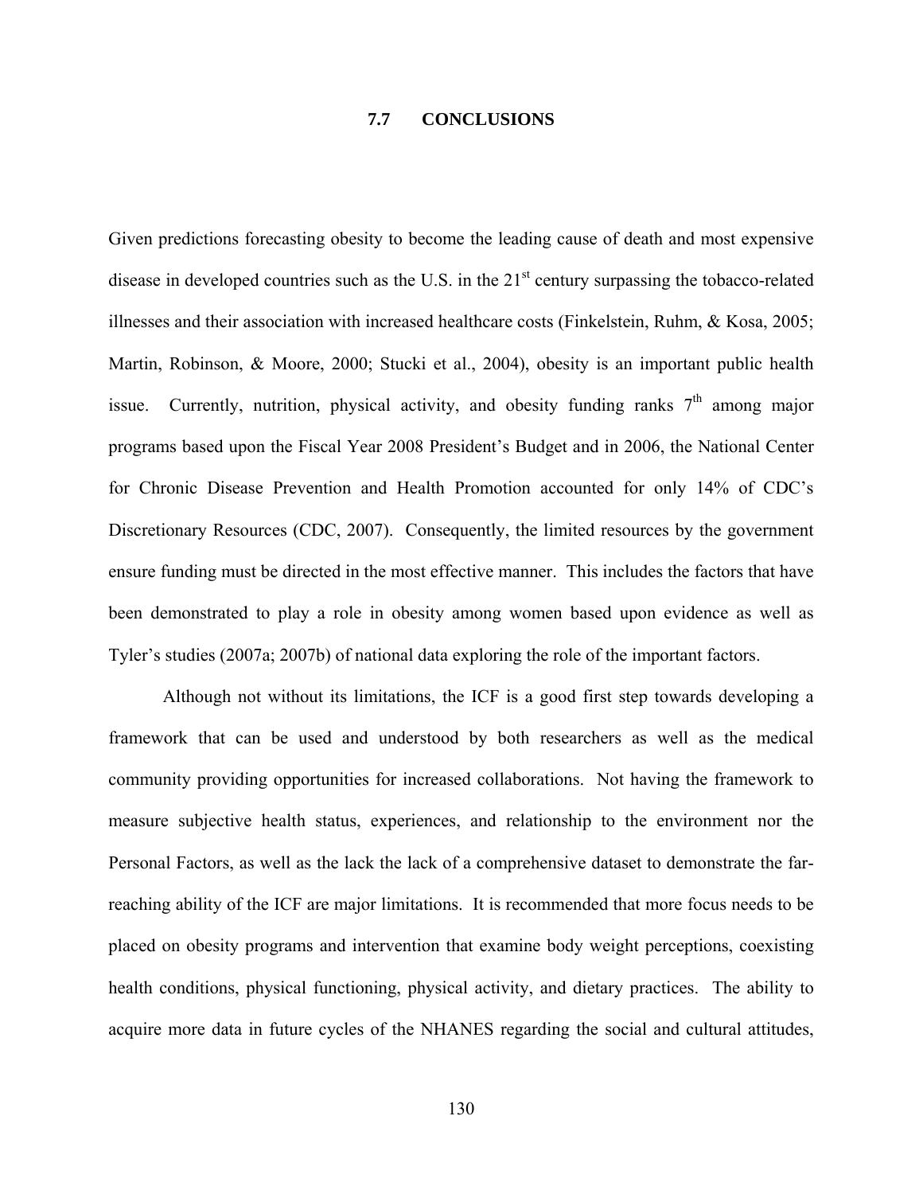### 7.7 CONCLUSIONS

Given predictions forecasting obesity to become the leading cause of death and most expensive disease in developed countries such as the U.S. in the 21$^{st}$ century surpassing the tobacco-related illnesses and their association with increased healthcare costs (Finkelstein, Ruhm, & Kosa, 2005; Martin, Robinson, & Moore, 2000; Stucki et al., 2004), obesity is an important public health issue. Currently, nutrition, physical activity, and obesity funding ranks 7$^{th}$ among major programs based upon the Fiscal Year 2008 President's Budget and in 2006, the National Center for Chronic Disease Prevention and Health Promotion accounted for only 14% of CDC's Discretionary Resources (CDC, 2007). Consequently, the limited resources by the government ensure funding must be directed in the most effective manner. This includes the factors that have been demonstrated to play a role in obesity among women based upon evidence as well as Tyler's studies (2007a; 2007b) of national data exploring the role of the important factors.

Although not without its limitations, the ICF is a good first step towards developing a framework that can be used and understood by both researchers as well as the medical community providing opportunities for increased collaborations. Not having the framework to measure subjective health status, experiences, and relationship to the environment nor the Personal Factors, as well as the lack the lack of a comprehensive dataset to demonstrate the far-reaching ability of the ICF are major limitations. It is recommended that more focus needs to be placed on obesity programs and intervention that examine body weight perceptions, coexisting health conditions, physical functioning, physical activity, and dietary practices. The ability to acquire more data in future cycles of the NHANES regarding the social and cultural attitudes,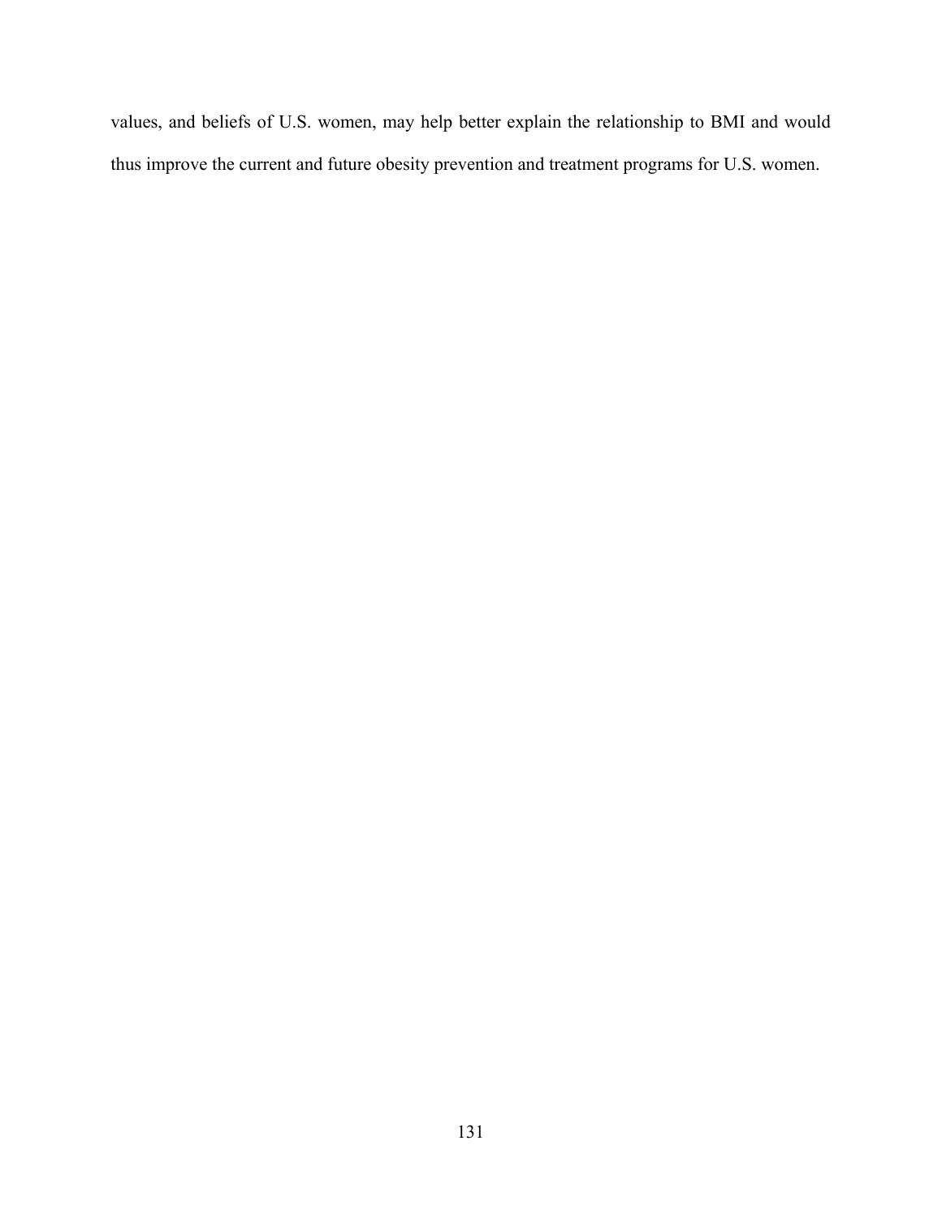values, and beliefs of U.S. women, may help better explain the relationship to BMI and would thus improve the current and future obesity prevention and treatment programs for U.S. women.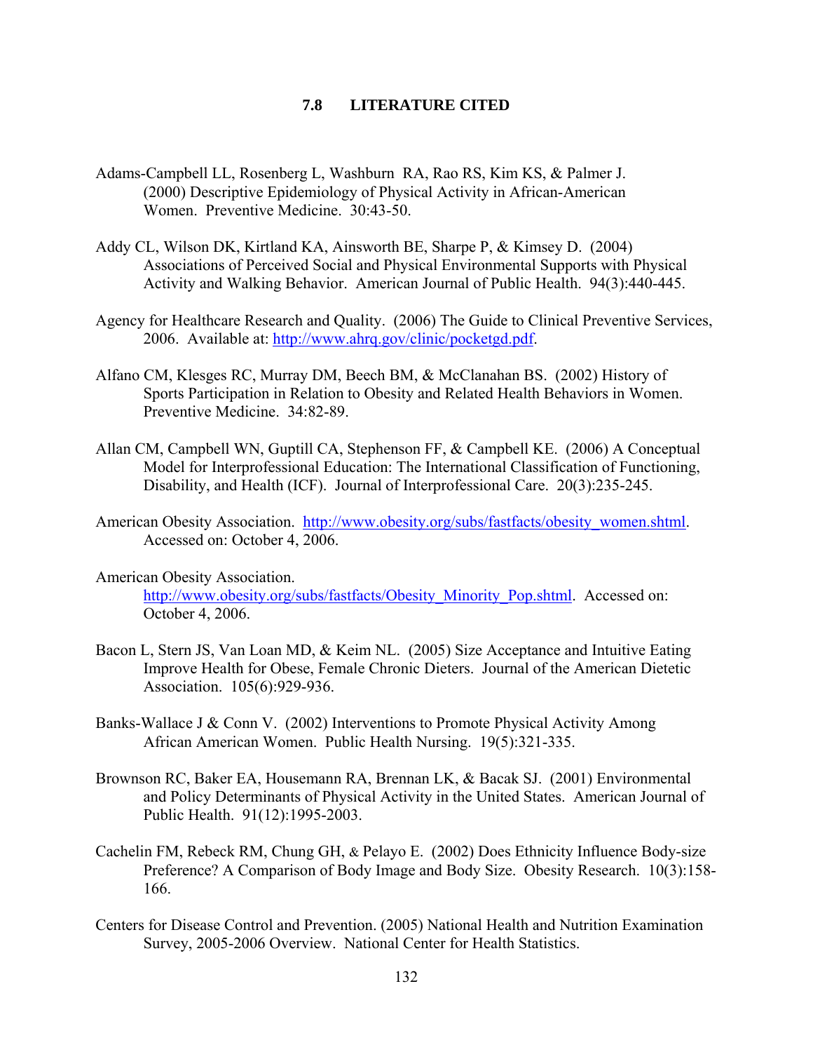## 7.8 LITERATURE CITED

Adams-Campbell LL, Rosenberg L, Washburn RA, Rao RS, Kim KS, & Palmer J. (2000) Descriptive Epidemiology of Physical Activity in African-American Women. Preventive Medicine. 30:43-50.

Addy CL, Wilson DK, Kirtland KA, Ainsworth BE, Sharpe P, & Kimsey D. (2004) Associations of Perceived Social and Physical Environmental Supports with Physical Activity and Walking Behavior. American Journal of Public Health. 94(3):440-445.

Agency for Healthcare Research and Quality. (2006) The Guide to Clinical Preventive Services, 2006. Available at: http://www.ahrq.gov/clinic/pocketgd.pdf.

Alfano CM, Klesges RC, Murray DM, Beech BM, & McClanahan BS. (2002) History of Sports Participation in Relation to Obesity and Related Health Behaviors in Women. Preventive Medicine. 34:82-89.

Allan CM, Campbell WN, Guptill CA, Stephenson FF, & Campbell KE. (2006) A Conceptual Model for Interprofessional Education: The International Classification of Functioning, Disability, and Health (ICF). Journal of Interprofessional Care. 20(3):235-245.

American Obesity Association. http://www.obesity.org/subs/fastfacts/obesity_women.shtml. Accessed on: October 4, 2006.

American Obesity Association. http://www.obesity.org/subs/fastfacts/Obesity_Minority_Pop.shtml. Accessed on: October 4, 2006.

Bacon L, Stern JS, Van Loan MD, & Keim NL. (2005) Size Acceptance and Intuitive Eating Improve Health for Obese, Female Chronic Dieters. Journal of the American Dietetic Association. 105(6):929-936.

Banks-Wallace J & Conn V. (2002) Interventions to Promote Physical Activity Among African American Women. Public Health Nursing. 19(5):321-335.

Brownson RC, Baker EA, Housemann RA, Brennan LK, & Bacak SJ. (2001) Environmental and Policy Determinants of Physical Activity in the United States. American Journal of Public Health. 91(12):1995-2003.

Cachelin FM, Rebeck RM, Chung GH, & Pelayo E. (2002) Does Ethnicity Influence Body-size Preference? A Comparison of Body Image and Body Size. Obesity Research. 10(3):158-166.

Centers for Disease Control and Prevention. (2005) National Health and Nutrition Examination Survey, 2005-2006 Overview. National Center for Health Statistics.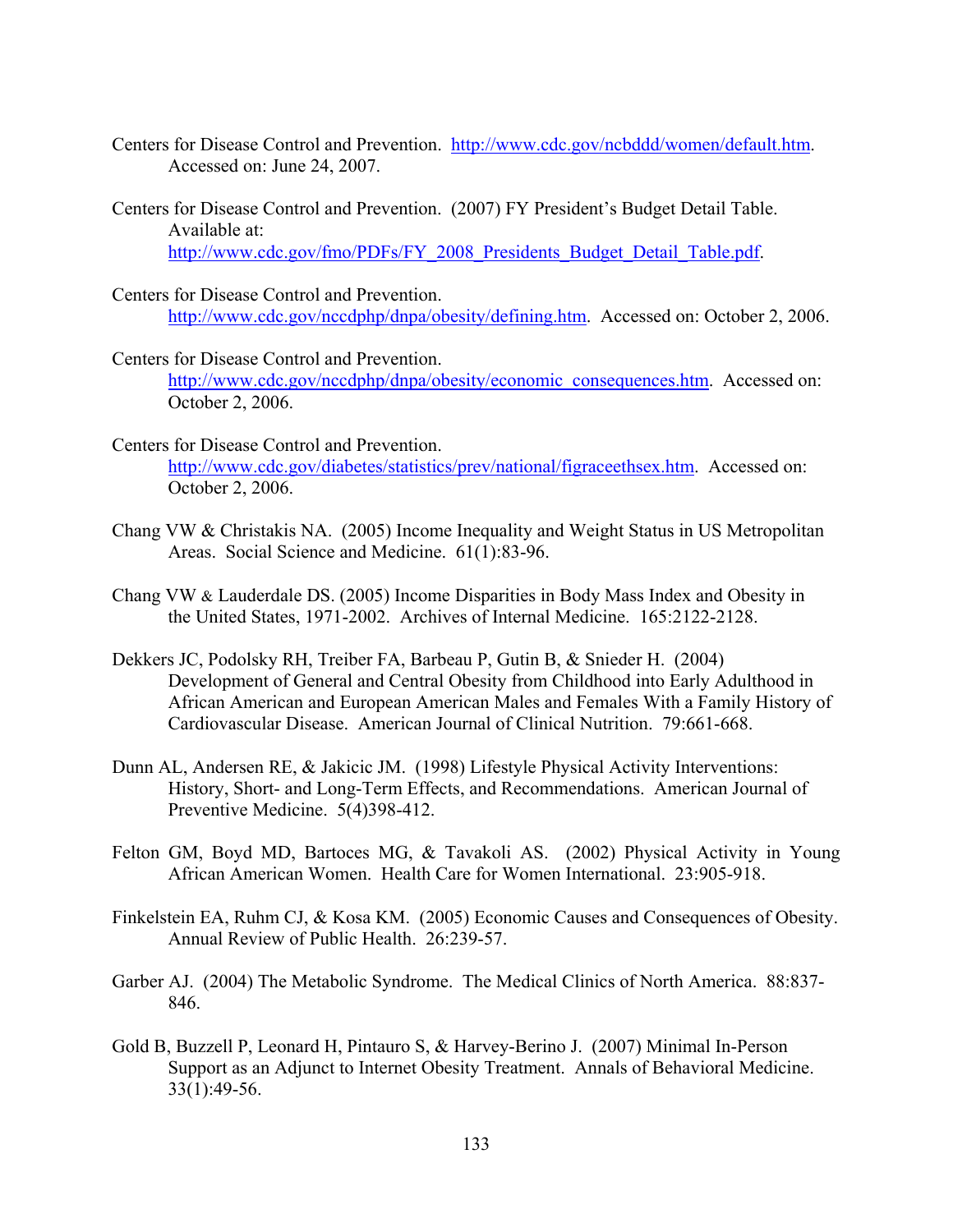Centers for Disease Control and Prevention. http://www.cdc.gov/ncbddd/women/default.htm. Accessed on: June 24, 2007.

Centers for Disease Control and Prevention. (2007) FY President's Budget Detail Table. Available at: http://www.cdc.gov/fmo/PDFs/FY_2008_Presidents_Budget_Detail_Table.pdf.

Centers for Disease Control and Prevention. http://www.cdc.gov/nccdphp/dnpa/obesity/defining.htm. Accessed on: October 2, 2006.

Centers for Disease Control and Prevention. http://www.cdc.gov/nccdphp/dnpa/obesity/economic_consequences.htm. Accessed on: October 2, 2006.

Centers for Disease Control and Prevention. http://www.cdc.gov/diabetes/statistics/prev/national/figraceethsex.htm. Accessed on: October 2, 2006.

Chang VW & Christakis NA. (2005) Income Inequality and Weight Status in US Metropolitan Areas. Social Science and Medicine. 61(1):83-96.

Chang VW & Lauderdale DS. (2005) Income Disparities in Body Mass Index and Obesity in the United States, 1971-2002. Archives of Internal Medicine. 165:2122-2128.

Dekkers JC, Podolsky RH, Treiber FA, Barbeau P, Gutin B, & Snieder H. (2004) Development of General and Central Obesity from Childhood into Early Adulthood in African American and European American Males and Females With a Family History of Cardiovascular Disease. American Journal of Clinical Nutrition. 79:661-668.

Dunn AL, Andersen RE, & Jakicic JM. (1998) Lifestyle Physical Activity Interventions: History, Short- and Long-Term Effects, and Recommendations. American Journal of Preventive Medicine. 5(4)398-412.

Felton GM, Boyd MD, Bartoces MG, & Tavakoli AS. (2002) Physical Activity in Young African American Women. Health Care for Women International. 23:905-918.

Finkelstein EA, Ruhm CJ, & Kosa KM. (2005) Economic Causes and Consequences of Obesity. Annual Review of Public Health. 26:239-57.

Garber AJ. (2004) The Metabolic Syndrome. The Medical Clinics of North America. 88:837-846.

Gold B, Buzzell P, Leonard H, Pintauro S, & Harvey-Berino J. (2007) Minimal In-Person Support as an Adjunct to Internet Obesity Treatment. Annals of Behavioral Medicine. 33(1):49-56.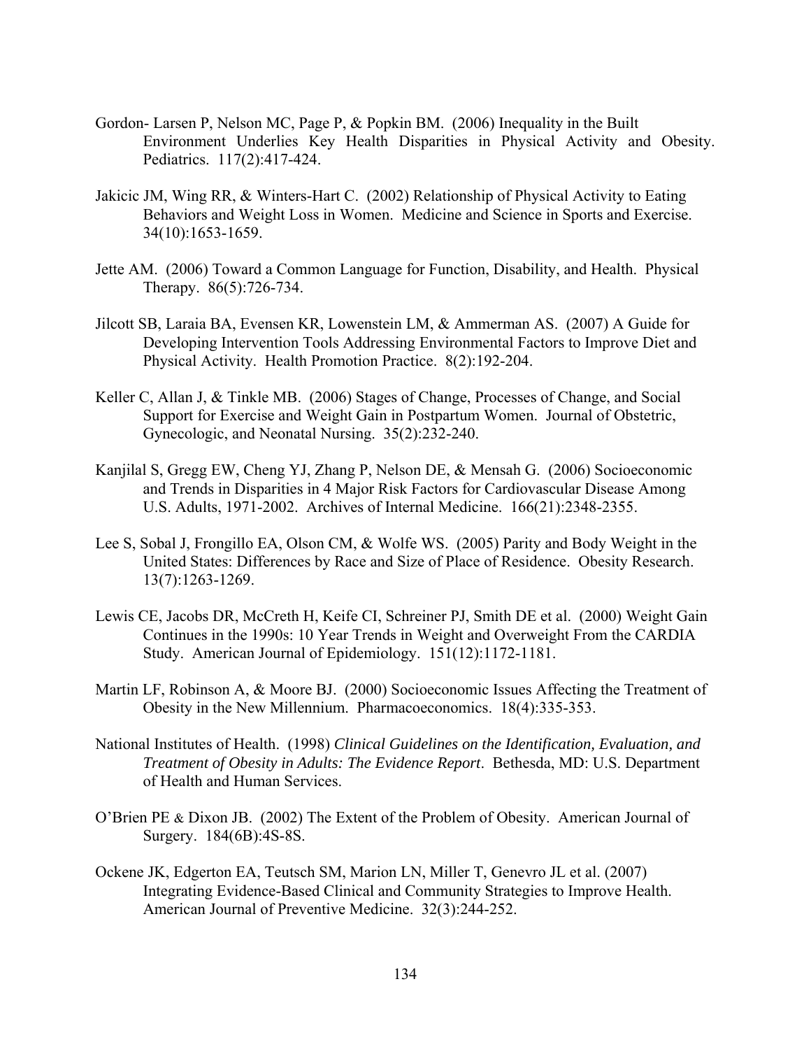Gordon- Larsen P, Nelson MC, Page P, & Popkin BM. (2006) Inequality in the Built Environment Underlies Key Health Disparities in Physical Activity and Obesity. Pediatrics. 117(2):417-424.

Jakicic JM, Wing RR, & Winters-Hart C. (2002) Relationship of Physical Activity to Eating Behaviors and Weight Loss in Women. Medicine and Science in Sports and Exercise. 34(10):1653-1659.

Jette AM. (2006) Toward a Common Language for Function, Disability, and Health. Physical Therapy. 86(5):726-734.

Jilcott SB, Laraia BA, Evensen KR, Lowenstein LM, & Ammerman AS. (2007) A Guide for Developing Intervention Tools Addressing Environmental Factors to Improve Diet and Physical Activity. Health Promotion Practice. 8(2):192-204.

Keller C, Allan J, & Tinkle MB. (2006) Stages of Change, Processes of Change, and Social Support for Exercise and Weight Gain in Postpartum Women. Journal of Obstetric, Gynecologic, and Neonatal Nursing. 35(2):232-240.

Kanjilal S, Gregg EW, Cheng YJ, Zhang P, Nelson DE, & Mensah G. (2006) Socioeconomic and Trends in Disparities in 4 Major Risk Factors for Cardiovascular Disease Among U.S. Adults, 1971-2002. Archives of Internal Medicine. 166(21):2348-2355.

Lee S, Sobal J, Frongillo EA, Olson CM, & Wolfe WS. (2005) Parity and Body Weight in the United States: Differences by Race and Size of Place of Residence. Obesity Research. 13(7):1263-1269.

Lewis CE, Jacobs DR, McCreth H, Keife CI, Schreiner PJ, Smith DE et al. (2000) Weight Gain Continues in the 1990s: 10 Year Trends in Weight and Overweight From the CARDIA Study. American Journal of Epidemiology. 151(12):1172-1181.

Martin LF, Robinson A, & Moore BJ. (2000) Socioeconomic Issues Affecting the Treatment of Obesity in the New Millennium. Pharmacoeconomics. 18(4):335-353.

National Institutes of Health. (1998) *Clinical Guidelines on the Identification, Evaluation, and Treatment of Obesity in Adults: The Evidence Report*. Bethesda, MD: U.S. Department of Health and Human Services.

O'Brien PE & Dixon JB. (2002) The Extent of the Problem of Obesity. American Journal of Surgery. 184(6B):4S-8S.

Ockene JK, Edgerton EA, Teutsch SM, Marion LN, Miller T, Genevro JL et al. (2007) Integrating Evidence-Based Clinical and Community Strategies to Improve Health. American Journal of Preventive Medicine. 32(3):244-252.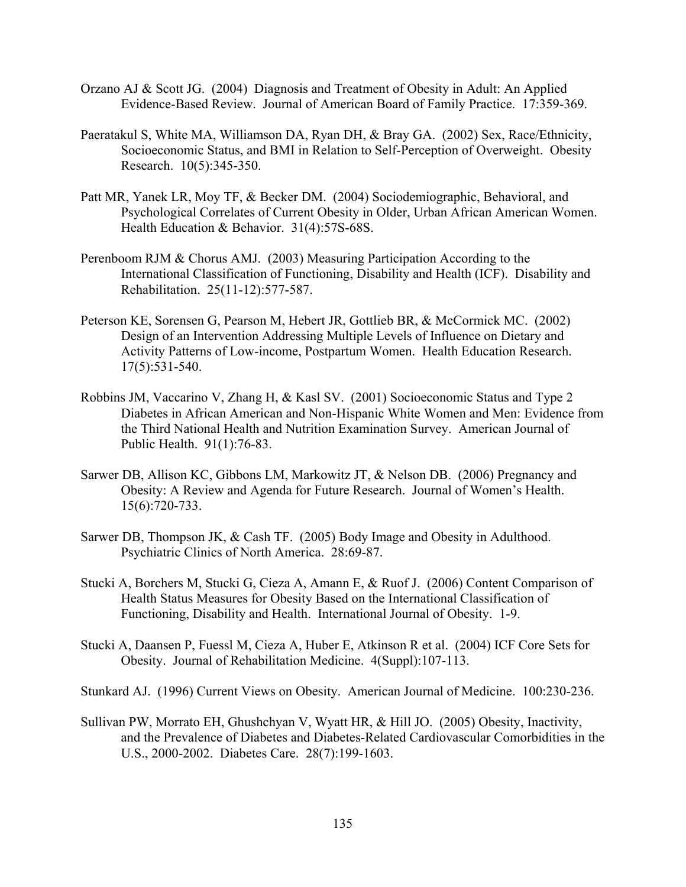Orzano AJ & Scott JG. (2004) Diagnosis and Treatment of Obesity in Adult: An Applied Evidence-Based Review. Journal of American Board of Family Practice. 17:359-369.

Paeratakul S, White MA, Williamson DA, Ryan DH, & Bray GA. (2002) Sex, Race/Ethnicity, Socioeconomic Status, and BMI in Relation to Self-Perception of Overweight. Obesity Research. 10(5):345-350.

Patt MR, Yanek LR, Moy TF, & Becker DM. (2004) Sociodemiographic, Behavioral, and Psychological Correlates of Current Obesity in Older, Urban African American Women. Health Education & Behavior. 31(4):57S-68S.

Perenboom RJM & Chorus AMJ. (2003) Measuring Participation According to the International Classification of Functioning, Disability and Health (ICF). Disability and Rehabilitation. 25(11-12):577-587.

Peterson KE, Sorensen G, Pearson M, Hebert JR, Gottlieb BR, & McCormick MC. (2002) Design of an Intervention Addressing Multiple Levels of Influence on Dietary and Activity Patterns of Low-income, Postpartum Women. Health Education Research. 17(5):531-540.

Robbins JM, Vaccarino V, Zhang H, & Kasl SV. (2001) Socioeconomic Status and Type 2 Diabetes in African American and Non-Hispanic White Women and Men: Evidence from the Third National Health and Nutrition Examination Survey. American Journal of Public Health. 91(1):76-83.

Sarwer DB, Allison KC, Gibbons LM, Markowitz JT, & Nelson DB. (2006) Pregnancy and Obesity: A Review and Agenda for Future Research. Journal of Women's Health. 15(6):720-733.

Sarwer DB, Thompson JK, & Cash TF. (2005) Body Image and Obesity in Adulthood. Psychiatric Clinics of North America. 28:69-87.

Stucki A, Borchers M, Stucki G, Cieza A, Amann E, & Ruof J. (2006) Content Comparison of Health Status Measures for Obesity Based on the International Classification of Functioning, Disability and Health. International Journal of Obesity. 1-9.

Stucki A, Daansen P, Fuessl M, Cieza A, Huber E, Atkinson R et al. (2004) ICF Core Sets for Obesity. Journal of Rehabilitation Medicine. 4(Suppl):107-113.

Stunkard AJ. (1996) Current Views on Obesity. American Journal of Medicine. 100:230-236.

Sullivan PW, Morrato EH, Ghushchyan V, Wyatt HR, & Hill JO. (2005) Obesity, Inactivity, and the Prevalence of Diabetes and Diabetes-Related Cardiovascular Comorbidities in the U.S., 2000-2002. Diabetes Care. 28(7):199-1603.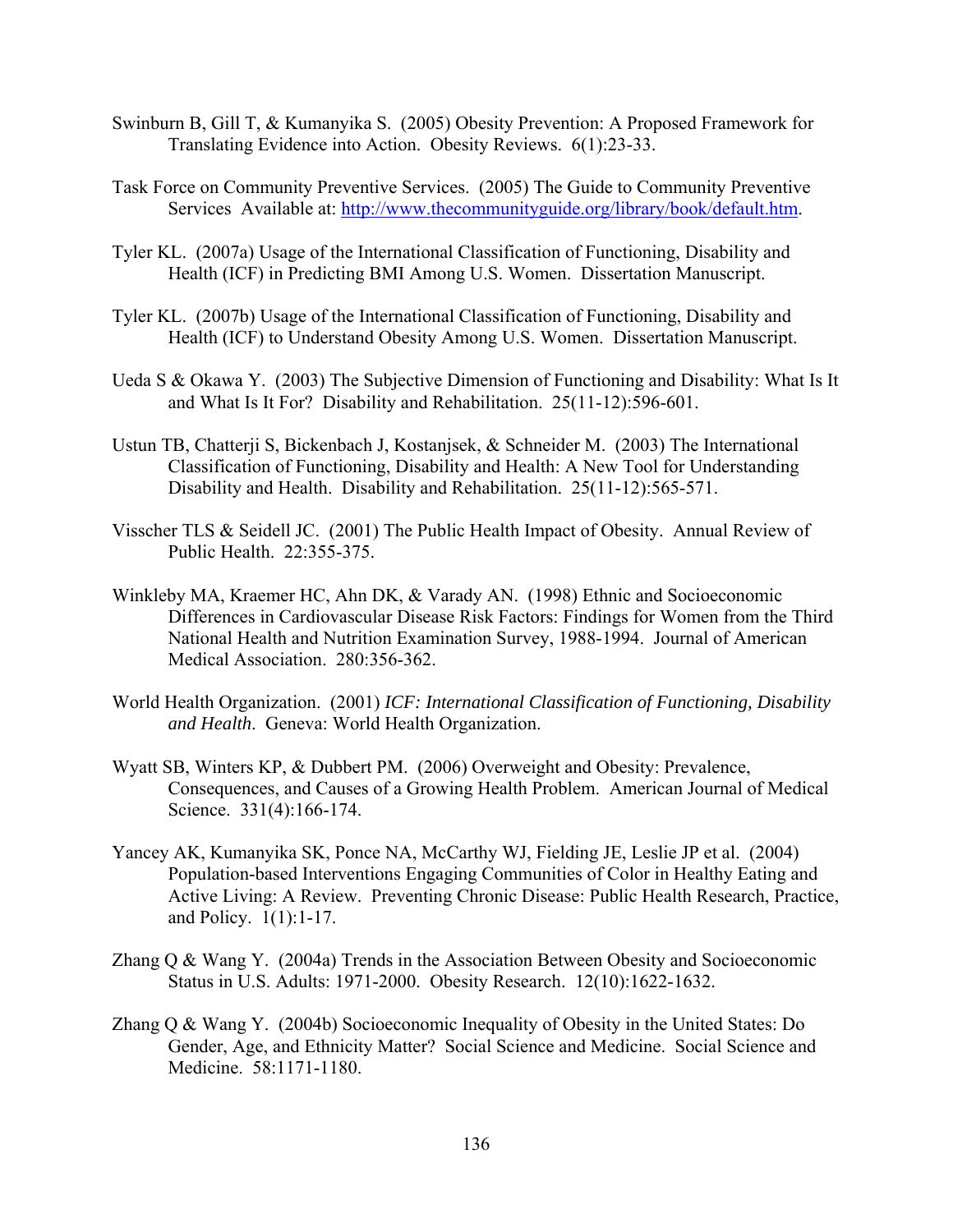Swinburn B, Gill T, & Kumanyika S. (2005) Obesity Prevention: A Proposed Framework for Translating Evidence into Action. Obesity Reviews. 6(1):23-33.

Task Force on Community Preventive Services. (2005) The Guide to Community Preventive Services Available at: http://www.thecommunityguide.org/library/book/default.htm.

Tyler KL. (2007a) Usage of the International Classification of Functioning, Disability and Health (ICF) in Predicting BMI Among U.S. Women. Dissertation Manuscript.

Tyler KL. (2007b) Usage of the International Classification of Functioning, Disability and Health (ICF) to Understand Obesity Among U.S. Women. Dissertation Manuscript.

Ueda S & Okawa Y. (2003) The Subjective Dimension of Functioning and Disability: What Is It and What Is It For? Disability and Rehabilitation. 25(11-12):596-601.

Ustun TB, Chatterji S, Bickenbach J, Kostanjsek, & Schneider M. (2003) The International Classification of Functioning, Disability and Health: A New Tool for Understanding Disability and Health. Disability and Rehabilitation. 25(11-12):565-571.

Visscher TLS & Seidell JC. (2001) The Public Health Impact of Obesity. Annual Review of Public Health. 22:355-375.

Winkleby MA, Kraemer HC, Ahn DK, & Varady AN. (1998) Ethnic and Socioeconomic Differences in Cardiovascular Disease Risk Factors: Findings for Women from the Third National Health and Nutrition Examination Survey, 1988-1994. Journal of American Medical Association. 280:356-362.

World Health Organization. (2001) *ICF: International Classification of Functioning, Disability and Health.* Geneva: World Health Organization.

Wyatt SB, Winters KP, & Dubbert PM. (2006) Overweight and Obesity: Prevalence, Consequences, and Causes of a Growing Health Problem. American Journal of Medical Science. 331(4):166-174.

Yancey AK, Kumanyika SK, Ponce NA, McCarthy WJ, Fielding JE, Leslie JP et al. (2004) Population-based Interventions Engaging Communities of Color in Healthy Eating and Active Living: A Review. Preventing Chronic Disease: Public Health Research, Practice, and Policy. 1(1):1-17.

Zhang Q & Wang Y. (2004a) Trends in the Association Between Obesity and Socioeconomic Status in U.S. Adults: 1971-2000. Obesity Research. 12(10):1622-1632.

Zhang Q & Wang Y. (2004b) Socioeconomic Inequality of Obesity in the United States: Do Gender, Age, and Ethnicity Matter? Social Science and Medicine. Social Science and Medicine. 58:1171-1180.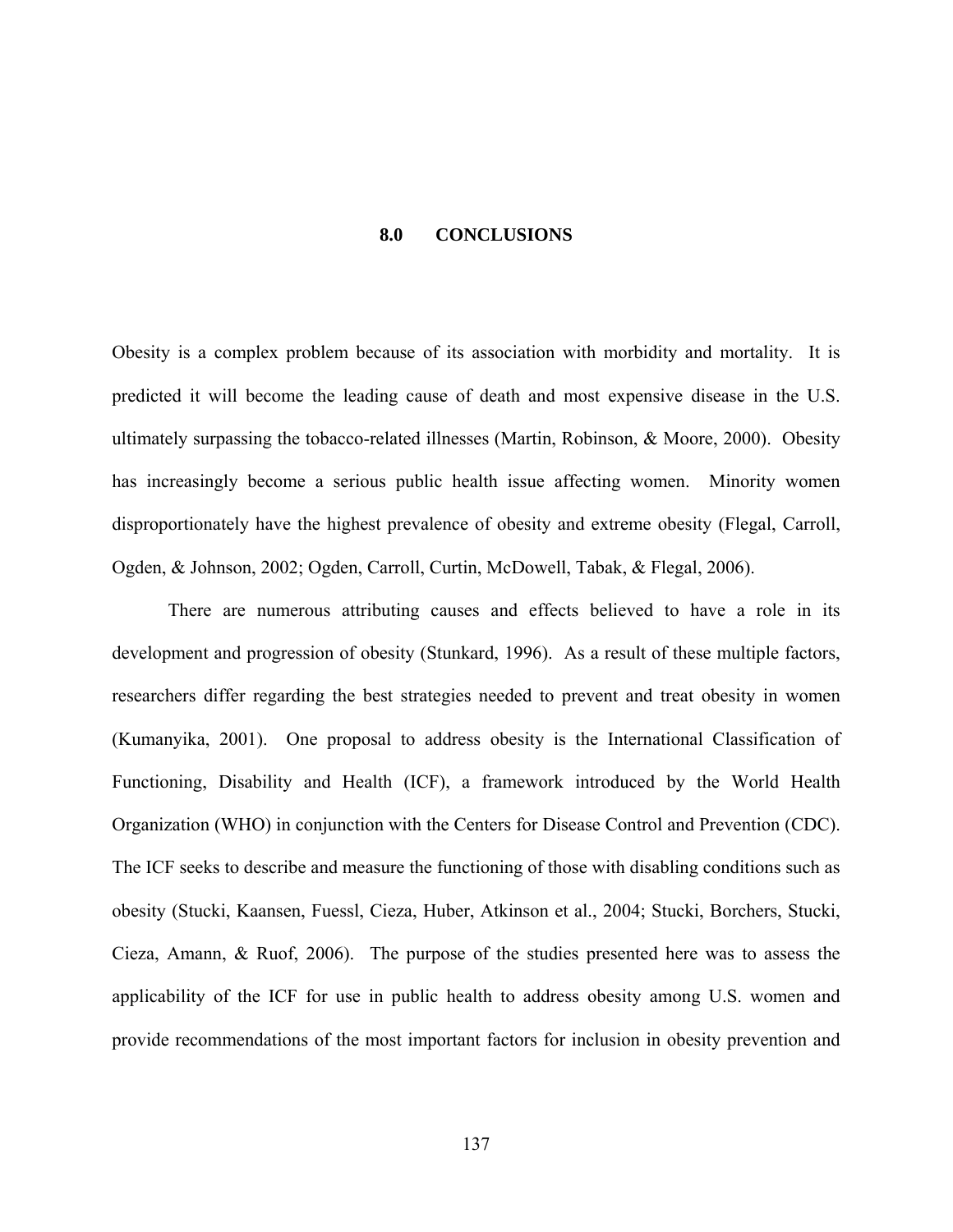# 8.0 CONCLUSIONS

Obesity is a complex problem because of its association with morbidity and mortality. It is predicted it will become the leading cause of death and most expensive disease in the U.S. ultimately surpassing the tobacco-related illnesses (Martin, Robinson, & Moore, 2000). Obesity has increasingly become a serious public health issue affecting women. Minority women disproportionately have the highest prevalence of obesity and extreme obesity (Flegal, Carroll, Ogden, & Johnson, 2002; Ogden, Carroll, Curtin, McDowell, Tabak, & Flegal, 2006).

There are numerous attributing causes and effects believed to have a role in its development and progression of obesity (Stunkard, 1996). As a result of these multiple factors, researchers differ regarding the best strategies needed to prevent and treat obesity in women (Kumanyika, 2001). One proposal to address obesity is the International Classification of Functioning, Disability and Health (ICF), a framework introduced by the World Health Organization (WHO) in conjunction with the Centers for Disease Control and Prevention (CDC). The ICF seeks to describe and measure the functioning of those with disabling conditions such as obesity (Stucki, Kaansen, Fuessl, Cieza, Huber, Atkinson et al., 2004; Stucki, Borchers, Stucki, Cieza, Amann, & Ruof, 2006). The purpose of the studies presented here was to assess the applicability of the ICF for use in public health to address obesity among U.S. women and provide recommendations of the most important factors for inclusion in obesity prevention and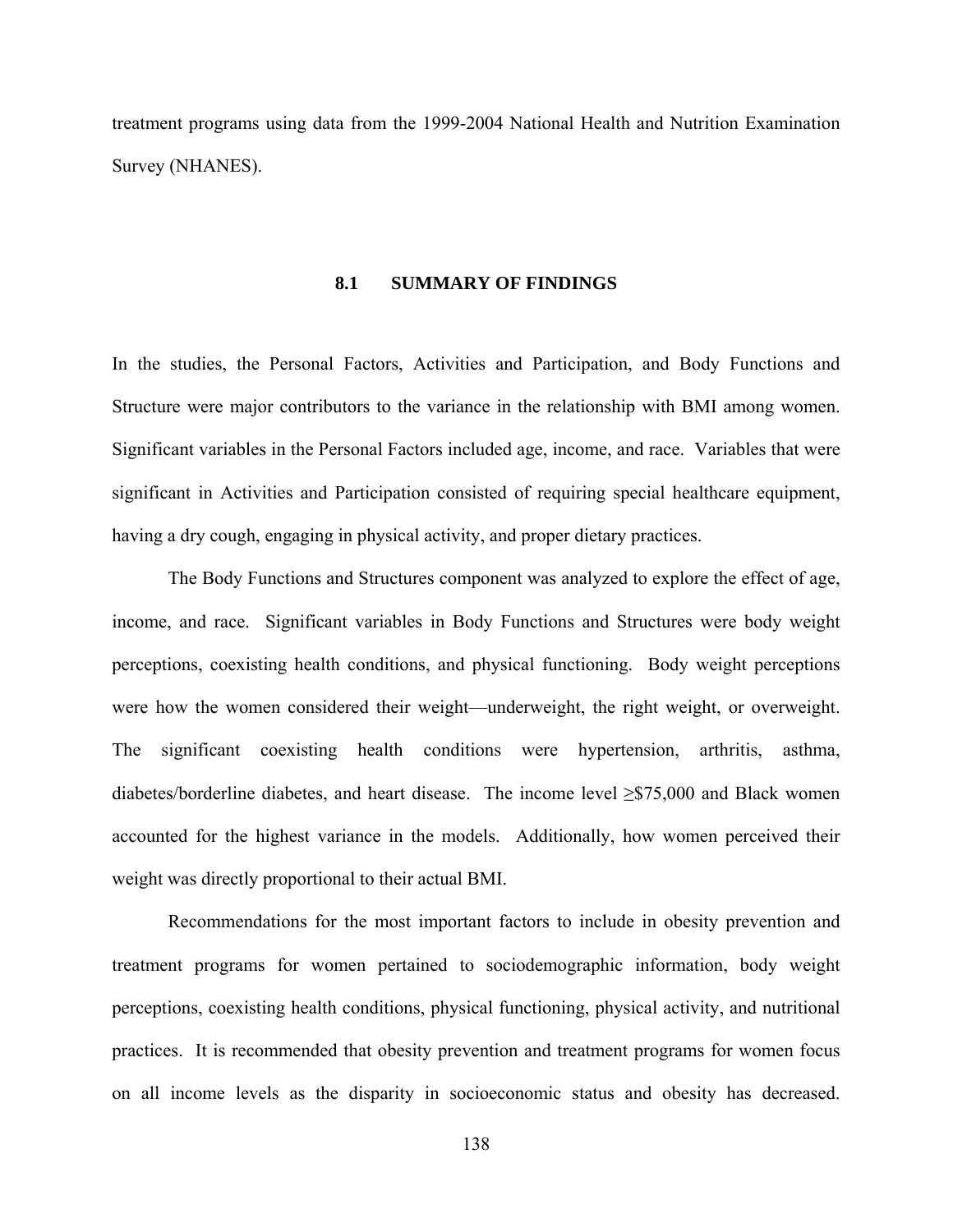treatment programs using data from the 1999-2004 National Health and Nutrition Examination Survey (NHANES).

## 8.1 SUMMARY OF FINDINGS

In the studies, the Personal Factors, Activities and Participation, and Body Functions and Structure were major contributors to the variance in the relationship with BMI among women. Significant variables in the Personal Factors included age, income, and race. Variables that were significant in Activities and Participation consisted of requiring special healthcare equipment, having a dry cough, engaging in physical activity, and proper dietary practices.

The Body Functions and Structures component was analyzed to explore the effect of age, income, and race. Significant variables in Body Functions and Structures were body weight perceptions, coexisting health conditions, and physical functioning. Body weight perceptions were how the women considered their weight—underweight, the right weight, or overweight. The significant coexisting health conditions were hypertension, arthritis, asthma, diabetes/borderline diabetes, and heart disease. The income level ≥$75,000 and Black women accounted for the highest variance in the models. Additionally, how women perceived their weight was directly proportional to their actual BMI.

Recommendations for the most important factors to include in obesity prevention and treatment programs for women pertained to sociodemographic information, body weight perceptions, coexisting health conditions, physical functioning, physical activity, and nutritional practices. It is recommended that obesity prevention and treatment programs for women focus on all income levels as the disparity in socioeconomic status and obesity has decreased.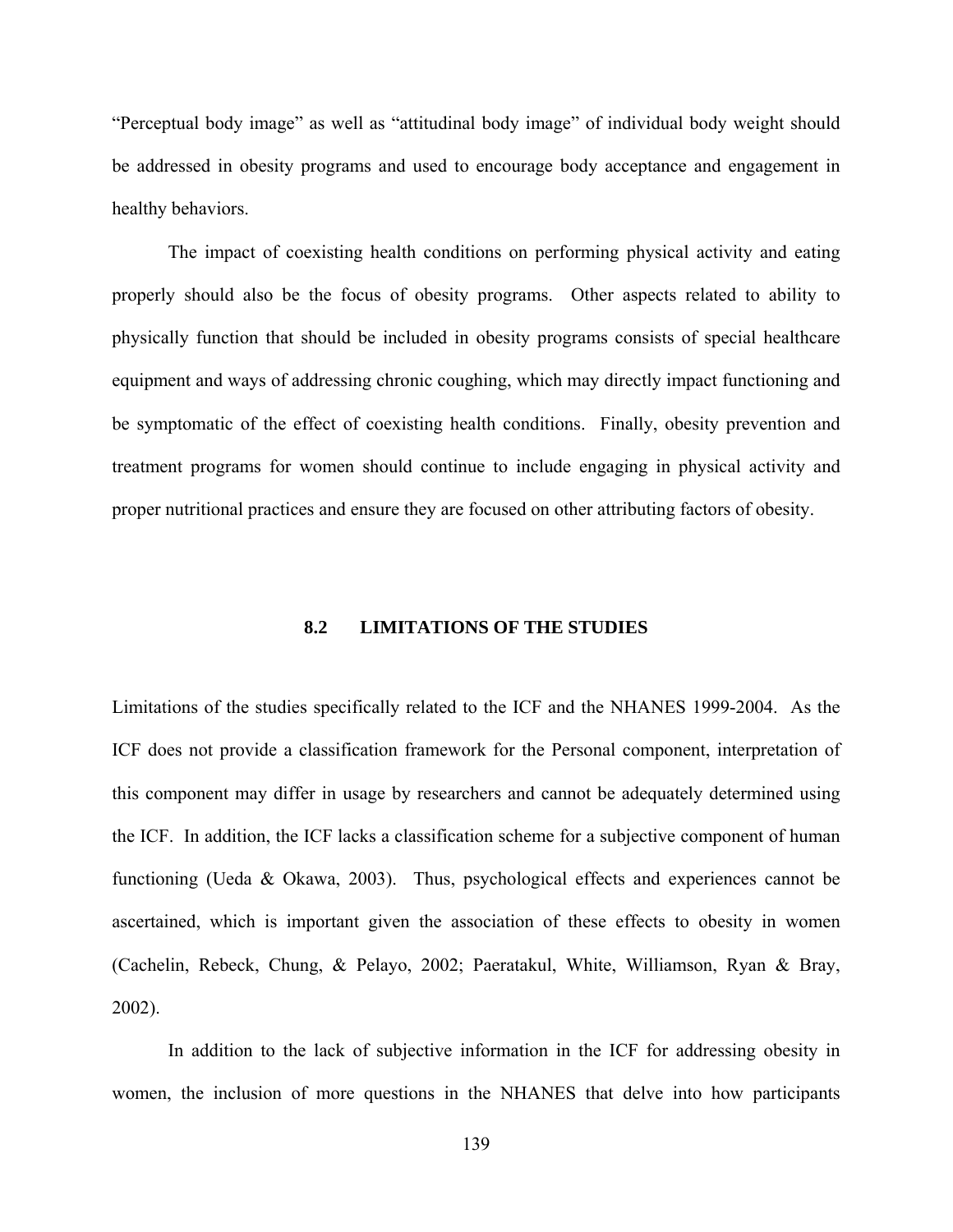"Perceptual body image" as well as "attitudinal body image" of individual body weight should be addressed in obesity programs and used to encourage body acceptance and engagement in healthy behaviors.

The impact of coexisting health conditions on performing physical activity and eating properly should also be the focus of obesity programs. Other aspects related to ability to physically function that should be included in obesity programs consists of special healthcare equipment and ways of addressing chronic coughing, which may directly impact functioning and be symptomatic of the effect of coexisting health conditions. Finally, obesity prevention and treatment programs for women should continue to include engaging in physical activity and proper nutritional practices and ensure they are focused on other attributing factors of obesity.

## 8.2 LIMITATIONS OF THE STUDIES

Limitations of the studies specifically related to the ICF and the NHANES 1999-2004. As the ICF does not provide a classification framework for the Personal component, interpretation of this component may differ in usage by researchers and cannot be adequately determined using the ICF. In addition, the ICF lacks a classification scheme for a subjective component of human functioning (Ueda & Okawa, 2003). Thus, psychological effects and experiences cannot be ascertained, which is important given the association of these effects to obesity in women (Cachelin, Rebeck, Chung, & Pelayo, 2002; Paeratakul, White, Williamson, Ryan & Bray, 2002).

In addition to the lack of subjective information in the ICF for addressing obesity in women, the inclusion of more questions in the NHANES that delve into how participants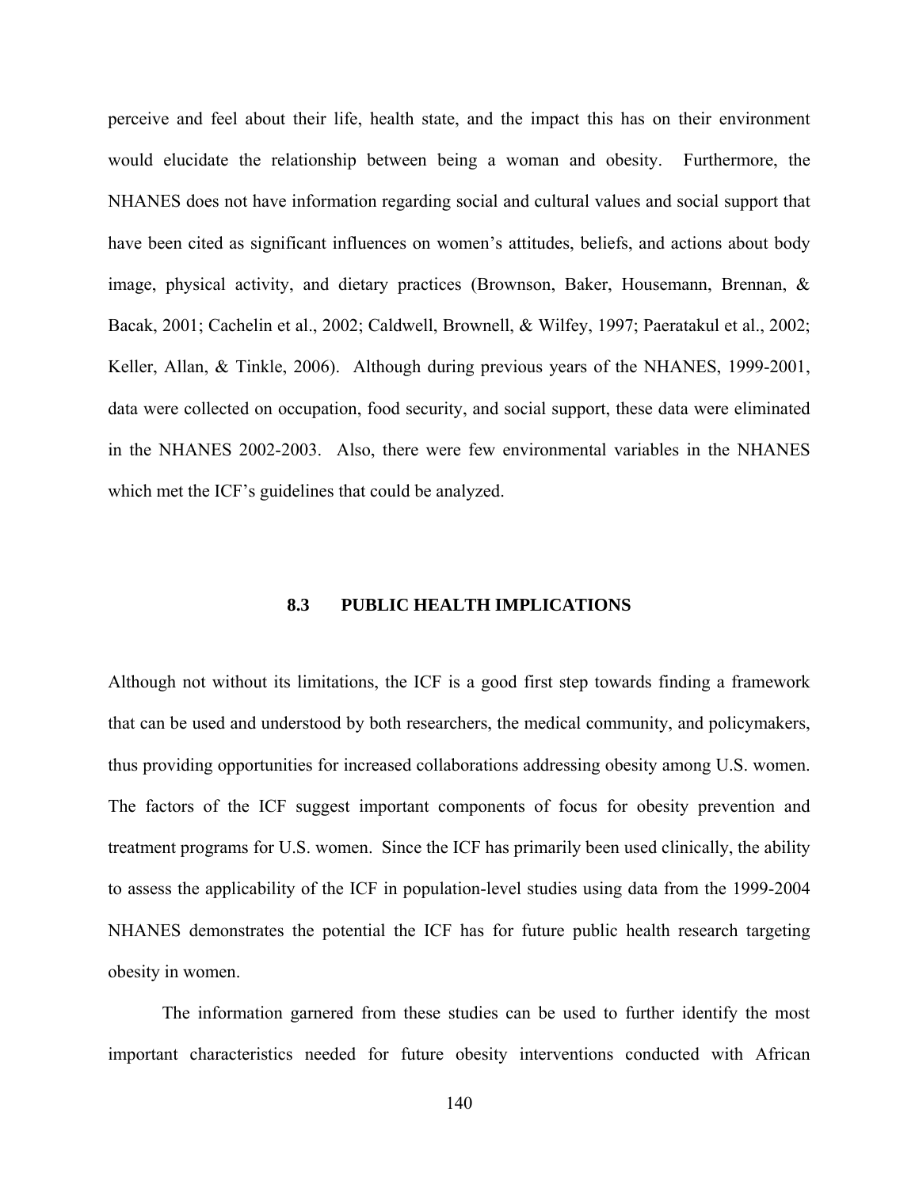perceive and feel about their life, health state, and the impact this has on their environment would elucidate the relationship between being a woman and obesity. Furthermore, the NHANES does not have information regarding social and cultural values and social support that have been cited as significant influences on women's attitudes, beliefs, and actions about body image, physical activity, and dietary practices (Brownson, Baker, Housemann, Brennan, & Bacak, 2001; Cachelin et al., 2002; Caldwell, Brownell, & Wilfey, 1997; Paeratakul et al., 2002; Keller, Allan, & Tinkle, 2006). Although during previous years of the NHANES, 1999-2001, data were collected on occupation, food security, and social support, these data were eliminated in the NHANES 2002-2003. Also, there were few environmental variables in the NHANES which met the ICF's guidelines that could be analyzed.

### 8.3 PUBLIC HEALTH IMPLICATIONS

Although not without its limitations, the ICF is a good first step towards finding a framework that can be used and understood by both researchers, the medical community, and policymakers, thus providing opportunities for increased collaborations addressing obesity among U.S. women. The factors of the ICF suggest important components of focus for obesity prevention and treatment programs for U.S. women. Since the ICF has primarily been used clinically, the ability to assess the applicability of the ICF in population-level studies using data from the 1999-2004 NHANES demonstrates the potential the ICF has for future public health research targeting obesity in women.

The information garnered from these studies can be used to further identify the most important characteristics needed for future obesity interventions conducted with African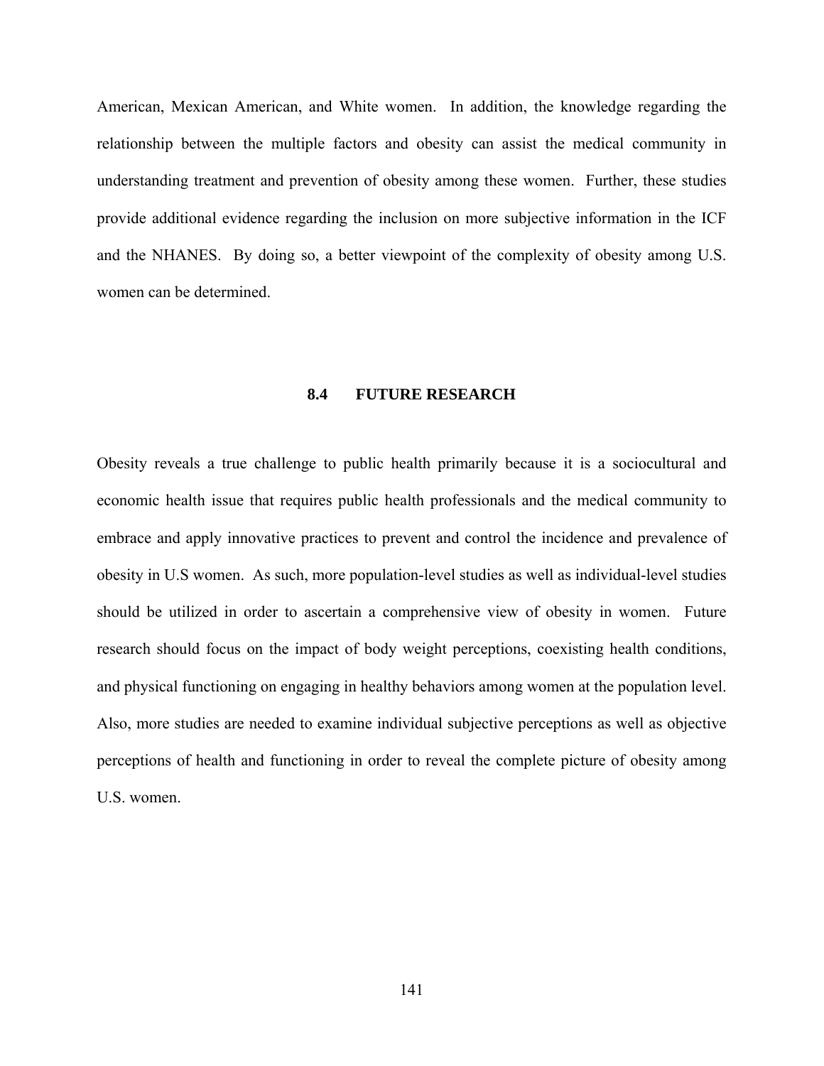American, Mexican American, and White women. In addition, the knowledge regarding the relationship between the multiple factors and obesity can assist the medical community in understanding treatment and prevention of obesity among these women. Further, these studies provide additional evidence regarding the inclusion on more subjective information in the ICF and the NHANES. By doing so, a better viewpoint of the complexity of obesity among U.S. women can be determined.

## 8.4 FUTURE RESEARCH

Obesity reveals a true challenge to public health primarily because it is a sociocultural and economic health issue that requires public health professionals and the medical community to embrace and apply innovative practices to prevent and control the incidence and prevalence of obesity in U.S women. As such, more population-level studies as well as individual-level studies should be utilized in order to ascertain a comprehensive view of obesity in women. Future research should focus on the impact of body weight perceptions, coexisting health conditions, and physical functioning on engaging in healthy behaviors among women at the population level. Also, more studies are needed to examine individual subjective perceptions as well as objective perceptions of health and functioning in order to reveal the complete picture of obesity among U.S. women.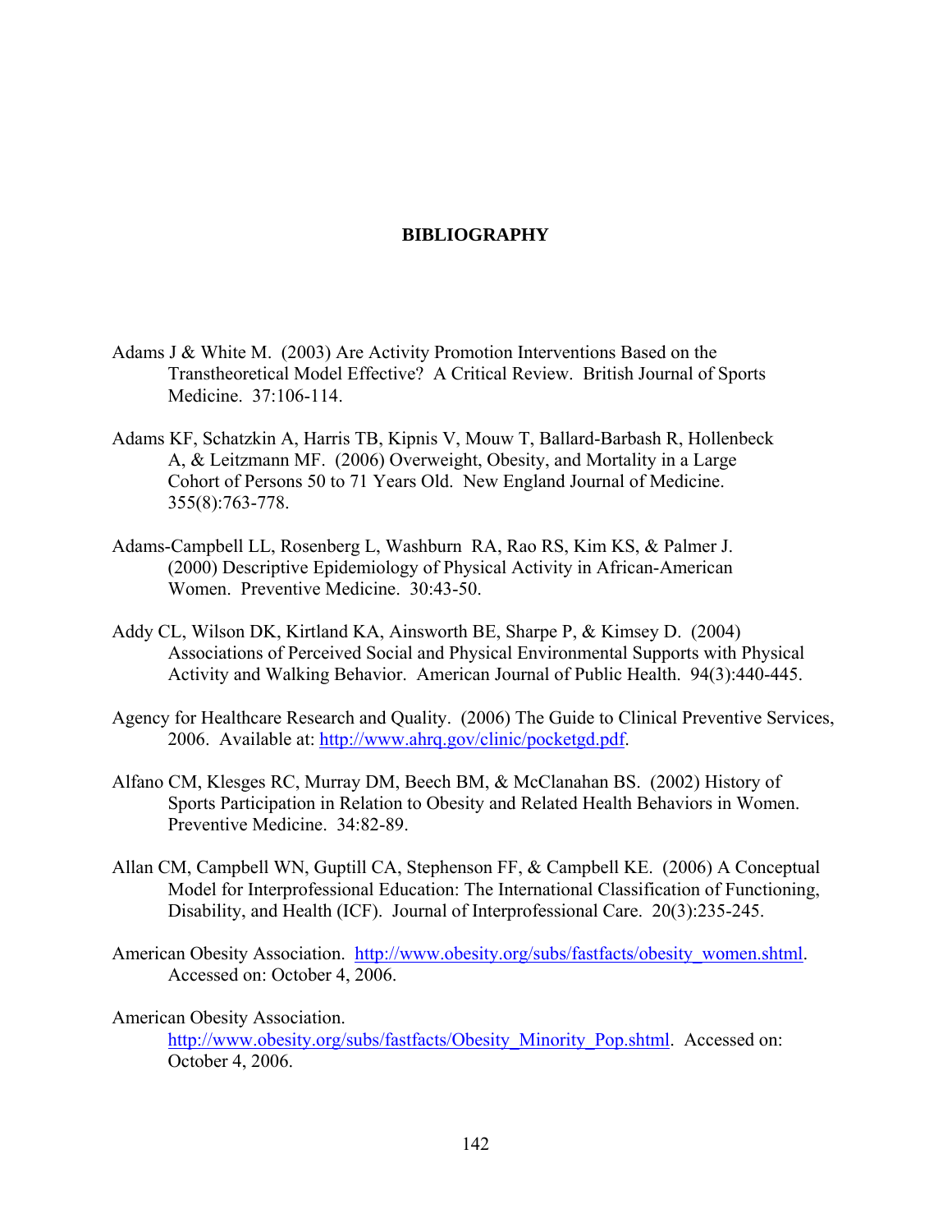# BIBLIOGRAPHY

Adams J & White M. (2003) Are Activity Promotion Interventions Based on the Transtheoretical Model Effective? A Critical Review. British Journal of Sports Medicine. 37:106-114.

Adams KF, Schatzkin A, Harris TB, Kipnis V, Mouw T, Ballard-Barbash R, Hollenbeck A, & Leitzmann MF. (2006) Overweight, Obesity, and Mortality in a Large Cohort of Persons 50 to 71 Years Old. New England Journal of Medicine. 355(8):763-778.

Adams-Campbell LL, Rosenberg L, Washburn RA, Rao RS, Kim KS, & Palmer J. (2000) Descriptive Epidemiology of Physical Activity in African-American Women. Preventive Medicine. 30:43-50.

Addy CL, Wilson DK, Kirtland KA, Ainsworth BE, Sharpe P, & Kimsey D. (2004) Associations of Perceived Social and Physical Environmental Supports with Physical Activity and Walking Behavior. American Journal of Public Health. 94(3):440-445.

Agency for Healthcare Research and Quality. (2006) The Guide to Clinical Preventive Services, 2006. Available at: http://www.ahrq.gov/clinic/pocketgd.pdf.

Alfano CM, Klesges RC, Murray DM, Beech BM, & McClanahan BS. (2002) History of Sports Participation in Relation to Obesity and Related Health Behaviors in Women. Preventive Medicine. 34:82-89.

Allan CM, Campbell WN, Guptill CA, Stephenson FF, & Campbell KE. (2006) A Conceptual Model for Interprofessional Education: The International Classification of Functioning, Disability, and Health (ICF). Journal of Interprofessional Care. 20(3):235-245.

American Obesity Association. http://www.obesity.org/subs/fastfacts/obesity_women.shtml. Accessed on: October 4, 2006.

American Obesity Association. http://www.obesity.org/subs/fastfacts/Obesity_Minority_Pop.shtml. Accessed on: October 4, 2006.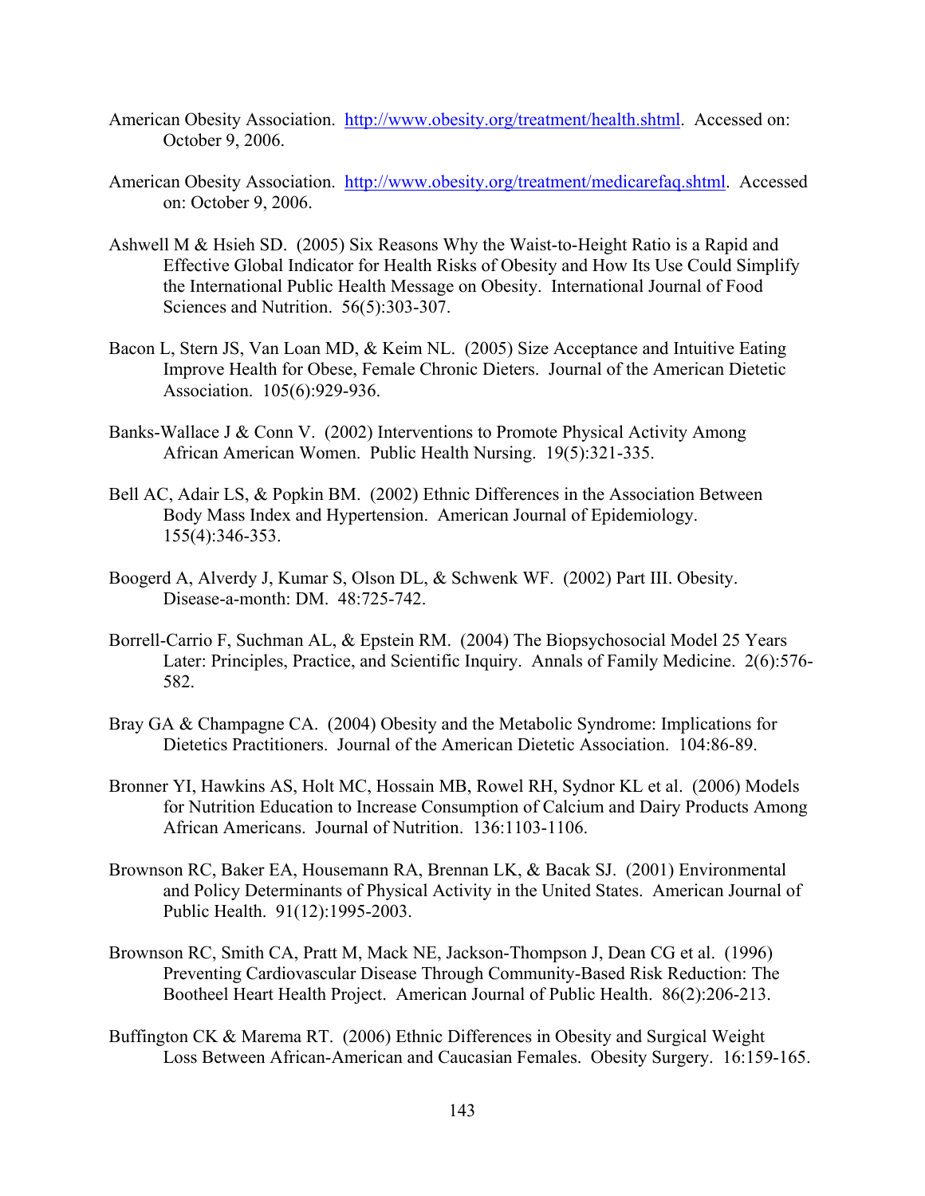American Obesity Association. http://www.obesity.org/treatment/health.shtml. Accessed on: October 9, 2006.

American Obesity Association. http://www.obesity.org/treatment/medicarefaq.shtml. Accessed on: October 9, 2006.

Ashwell M & Hsieh SD. (2005) Six Reasons Why the Waist-to-Height Ratio is a Rapid and Effective Global Indicator for Health Risks of Obesity and How Its Use Could Simplify the International Public Health Message on Obesity. International Journal of Food Sciences and Nutrition. 56(5):303-307.

Bacon L, Stern JS, Van Loan MD, & Keim NL. (2005) Size Acceptance and Intuitive Eating Improve Health for Obese, Female Chronic Dieters. Journal of the American Dietetic Association. 105(6):929-936.

Banks-Wallace J & Conn V. (2002) Interventions to Promote Physical Activity Among African American Women. Public Health Nursing. 19(5):321-335.

Bell AC, Adair LS, & Popkin BM. (2002) Ethnic Differences in the Association Between Body Mass Index and Hypertension. American Journal of Epidemiology. 155(4):346-353.

Boogerd A, Alverdy J, Kumar S, Olson DL, & Schwenk WF. (2002) Part III. Obesity. Disease-a-month: DM. 48:725-742.

Borrell-Carrio F, Suchman AL, & Epstein RM. (2004) The Biopsychosocial Model 25 Years Later: Principles, Practice, and Scientific Inquiry. Annals of Family Medicine. 2(6):576-582.

Bray GA & Champagne CA. (2004) Obesity and the Metabolic Syndrome: Implications for Dietetics Practitioners. Journal of the American Dietetic Association. 104:86-89.

Bronner YI, Hawkins AS, Holt MC, Hossain MB, Rowel RH, Sydnor KL et al. (2006) Models for Nutrition Education to Increase Consumption of Calcium and Dairy Products Among African Americans. Journal of Nutrition. 136:1103-1106.

Brownson RC, Baker EA, Housemann RA, Brennan LK, & Bacak SJ. (2001) Environmental and Policy Determinants of Physical Activity in the United States. American Journal of Public Health. 91(12):1995-2003.

Brownson RC, Smith CA, Pratt M, Mack NE, Jackson-Thompson J, Dean CG et al. (1996) Preventing Cardiovascular Disease Through Community-Based Risk Reduction: The Bootheel Heart Health Project. American Journal of Public Health. 86(2):206-213.

Buffington CK & Marema RT. (2006) Ethnic Differences in Obesity and Surgical Weight Loss Between African-American and Caucasian Females. Obesity Surgery. 16:159-165.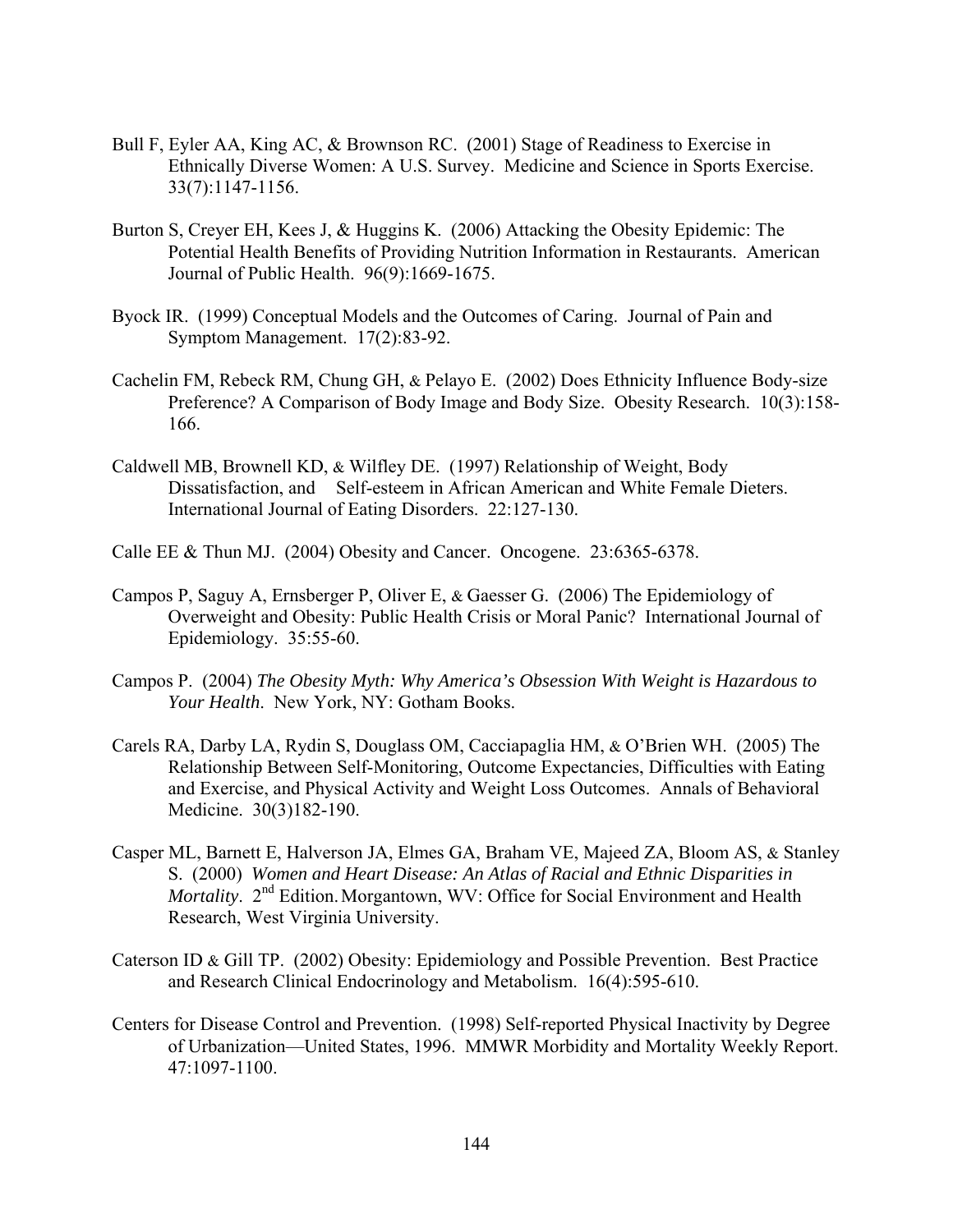Bull F, Eyler AA, King AC, & Brownson RC. (2001) Stage of Readiness to Exercise in Ethnically Diverse Women: A U.S. Survey. Medicine and Science in Sports Exercise. 33(7):1147-1156.

Burton S, Creyer EH, Kees J, & Huggins K. (2006) Attacking the Obesity Epidemic: The Potential Health Benefits of Providing Nutrition Information in Restaurants. American Journal of Public Health. 96(9):1669-1675.

Byock IR. (1999) Conceptual Models and the Outcomes of Caring. Journal of Pain and Symptom Management. 17(2):83-92.

Cachelin FM, Rebeck RM, Chung GH, & Pelayo E. (2002) Does Ethnicity Influence Body-size Preference? A Comparison of Body Image and Body Size. Obesity Research. 10(3):158-166.

Caldwell MB, Brownell KD, & Wilfley DE. (1997) Relationship of Weight, Body Dissatisfaction, and Self-esteem in African American and White Female Dieters. International Journal of Eating Disorders. 22:127-130.

Calle EE & Thun MJ. (2004) Obesity and Cancer. Oncogene. 23:6365-6378.

Campos P, Saguy A, Ernsberger P, Oliver E, & Gaesser G. (2006) The Epidemiology of Overweight and Obesity: Public Health Crisis or Moral Panic? International Journal of Epidemiology. 35:55-60.

Campos P. (2004) *The Obesity Myth: Why America's Obsession With Weight is Hazardous to Your Health*. New York, NY: Gotham Books.

Carels RA, Darby LA, Rydin S, Douglass OM, Cacciapaglia HM, & O'Brien WH. (2005) The Relationship Between Self-Monitoring, Outcome Expectancies, Difficulties with Eating and Exercise, and Physical Activity and Weight Loss Outcomes. Annals of Behavioral Medicine. 30(3)182-190.

Casper ML, Barnett E, Halverson JA, Elmes GA, Braham VE, Majeed ZA, Bloom AS, & Stanley S. (2000) *Women and Heart Disease: An Atlas of Racial and Ethnic Disparities in Mortality*. 2nd Edition. Morgantown, WV: Office for Social Environment and Health Research, West Virginia University.

Caterson ID & Gill TP. (2002) Obesity: Epidemiology and Possible Prevention. Best Practice and Research Clinical Endocrinology and Metabolism. 16(4):595-610.

Centers for Disease Control and Prevention. (1998) Self-reported Physical Inactivity by Degree of Urbanization—United States, 1996. MMWR Morbidity and Mortality Weekly Report. 47:1097-1100.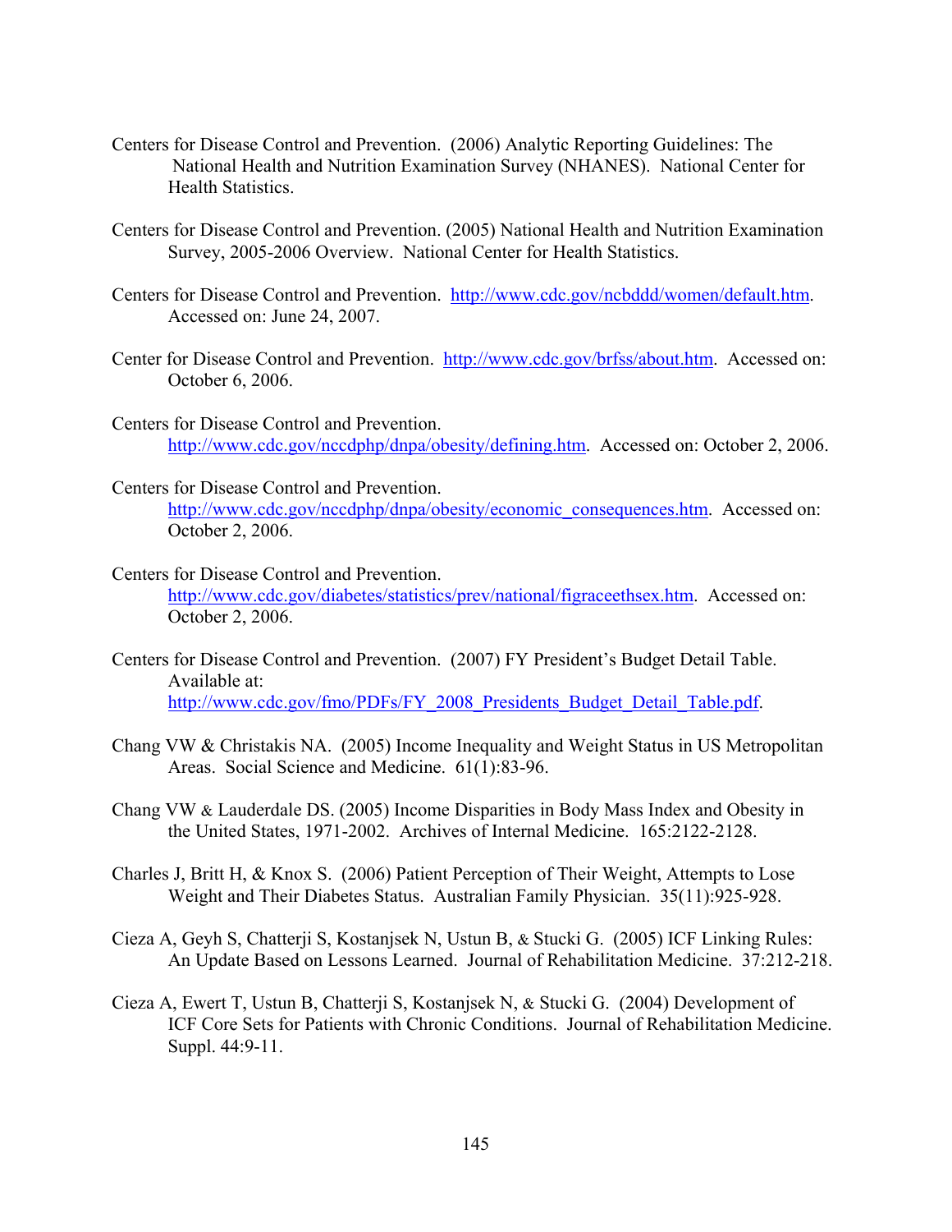Centers for Disease Control and Prevention. (2006) Analytic Reporting Guidelines: The National Health and Nutrition Examination Survey (NHANES). National Center for Health Statistics.

Centers for Disease Control and Prevention. (2005) National Health and Nutrition Examination Survey, 2005-2006 Overview. National Center for Health Statistics.

Centers for Disease Control and Prevention. http://www.cdc.gov/ncbddd/women/default.htm. Accessed on: June 24, 2007.

Center for Disease Control and Prevention. http://www.cdc.gov/brfss/about.htm. Accessed on: October 6, 2006.

Centers for Disease Control and Prevention. http://www.cdc.gov/nccdphp/dnpa/obesity/defining.htm. Accessed on: October 2, 2006.

Centers for Disease Control and Prevention. http://www.cdc.gov/nccdphp/dnpa/obesity/economic_consequences.htm. Accessed on: October 2, 2006.

Centers for Disease Control and Prevention. http://www.cdc.gov/diabetes/statistics/prev/national/figraceethsex.htm. Accessed on: October 2, 2006.

Centers for Disease Control and Prevention. (2007) FY President's Budget Detail Table. Available at: http://www.cdc.gov/fmo/PDFs/FY_2008_Presidents_Budget_Detail_Table.pdf.

Chang VW & Christakis NA. (2005) Income Inequality and Weight Status in US Metropolitan Areas. Social Science and Medicine. 61(1):83-96.

Chang VW & Lauderdale DS. (2005) Income Disparities in Body Mass Index and Obesity in the United States, 1971-2002. Archives of Internal Medicine. 165:2122-2128.

Charles J, Britt H, & Knox S. (2006) Patient Perception of Their Weight, Attempts to Lose Weight and Their Diabetes Status. Australian Family Physician. 35(11):925-928.

Cieza A, Geyh S, Chatterji S, Kostanjsek N, Ustun B, & Stucki G. (2005) ICF Linking Rules: An Update Based on Lessons Learned. Journal of Rehabilitation Medicine. 37:212-218.

Cieza A, Ewert T, Ustun B, Chatterji S, Kostanjsek N, & Stucki G. (2004) Development of ICF Core Sets for Patients with Chronic Conditions. Journal of Rehabilitation Medicine. Suppl. 44:9-11.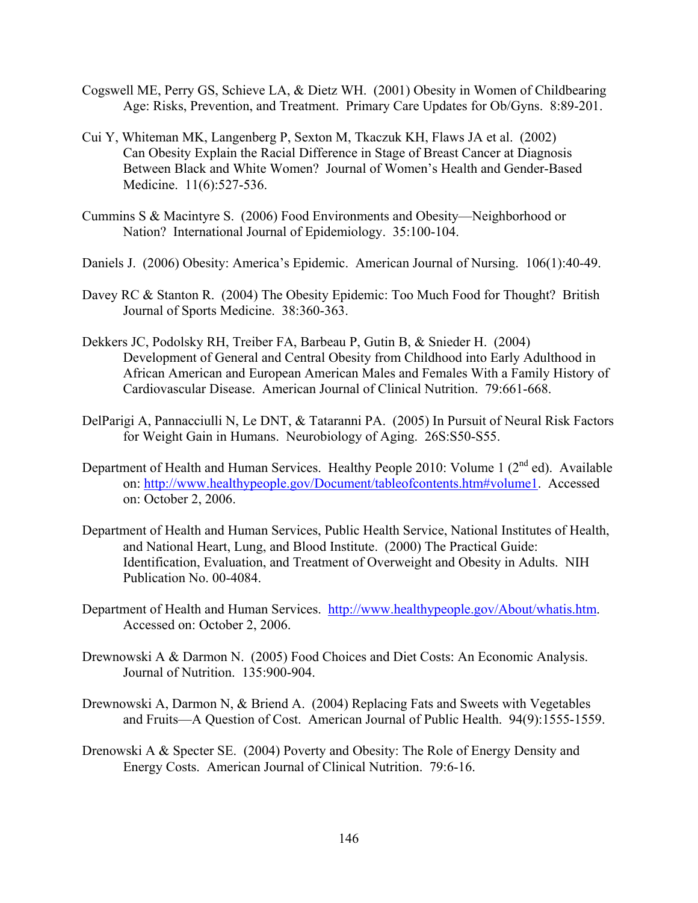Cogswell ME, Perry GS, Schieve LA, & Dietz WH. (2001) Obesity in Women of Childbearing Age: Risks, Prevention, and Treatment. Primary Care Updates for Ob/Gyns. 8:89-201.

Cui Y, Whiteman MK, Langenberg P, Sexton M, Tkaczuk KH, Flaws JA et al. (2002) Can Obesity Explain the Racial Difference in Stage of Breast Cancer at Diagnosis Between Black and White Women? Journal of Women's Health and Gender-Based Medicine. 11(6):527-536.

Cummins S & Macintyre S. (2006) Food Environments and Obesity—Neighborhood or Nation? International Journal of Epidemiology. 35:100-104.

Daniels J. (2006) Obesity: America's Epidemic. American Journal of Nursing. 106(1):40-49.

Davey RC & Stanton R. (2004) The Obesity Epidemic: Too Much Food for Thought? British Journal of Sports Medicine. 38:360-363.

Dekkers JC, Podolsky RH, Treiber FA, Barbeau P, Gutin B, & Snieder H. (2004) Development of General and Central Obesity from Childhood into Early Adulthood in African American and European American Males and Females With a Family History of Cardiovascular Disease. American Journal of Clinical Nutrition. 79:661-668.

DelParigi A, Pannacciulli N, Le DNT, & Tataranni PA. (2005) In Pursuit of Neural Risk Factors for Weight Gain in Humans. Neurobiology of Aging. 26S:S50-S55.

Department of Health and Human Services. Healthy People 2010: Volume 1 (2nd ed). Available on: http://www.healthypeople.gov/Document/tableofcontents.htm#volume1. Accessed on: October 2, 2006.

Department of Health and Human Services, Public Health Service, National Institutes of Health, and National Heart, Lung, and Blood Institute. (2000) The Practical Guide: Identification, Evaluation, and Treatment of Overweight and Obesity in Adults. NIH Publication No. 00-4084.

Department of Health and Human Services. http://www.healthypeople.gov/About/whatis.htm. Accessed on: October 2, 2006.

Drewnowski A & Darmon N. (2005) Food Choices and Diet Costs: An Economic Analysis. Journal of Nutrition. 135:900-904.

Drewnowski A, Darmon N, & Briend A. (2004) Replacing Fats and Sweets with Vegetables and Fruits—A Question of Cost. American Journal of Public Health. 94(9):1555-1559.

Drenowski A & Specter SE. (2004) Poverty and Obesity: The Role of Energy Density and Energy Costs. American Journal of Clinical Nutrition. 79:6-16.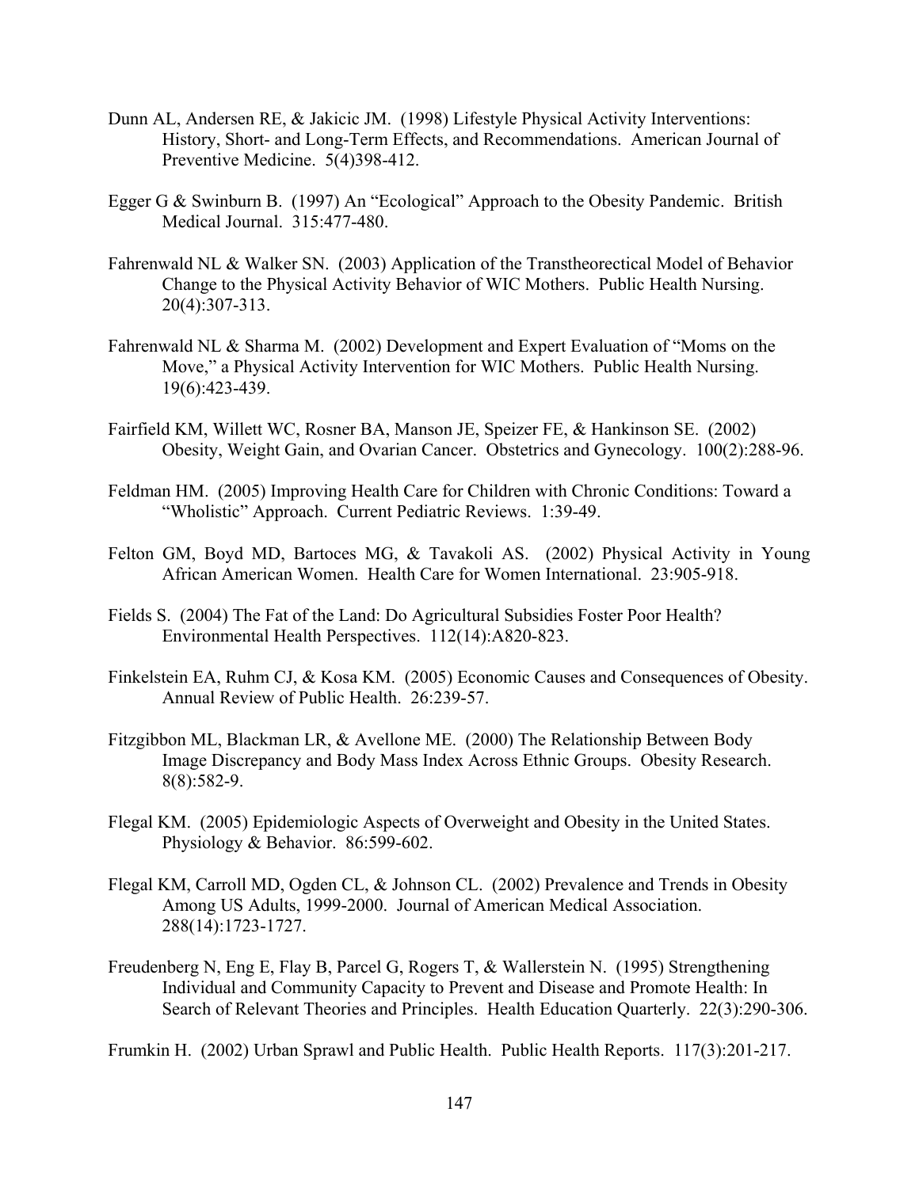Dunn AL, Andersen RE, & Jakicic JM. (1998) Lifestyle Physical Activity Interventions: History, Short- and Long-Term Effects, and Recommendations. American Journal of Preventive Medicine. 5(4)398-412.

Egger G & Swinburn B. (1997) An "Ecological" Approach to the Obesity Pandemic. British Medical Journal. 315:477-480.

Fahrenwald NL & Walker SN. (2003) Application of the Transtheorectical Model of Behavior Change to the Physical Activity Behavior of WIC Mothers. Public Health Nursing. 20(4):307-313.

Fahrenwald NL & Sharma M. (2002) Development and Expert Evaluation of "Moms on the Move," a Physical Activity Intervention for WIC Mothers. Public Health Nursing. 19(6):423-439.

Fairfield KM, Willett WC, Rosner BA, Manson JE, Speizer FE, & Hankinson SE. (2002) Obesity, Weight Gain, and Ovarian Cancer. Obstetrics and Gynecology. 100(2):288-96.

Feldman HM. (2005) Improving Health Care for Children with Chronic Conditions: Toward a "Wholistic" Approach. Current Pediatric Reviews. 1:39-49.

Felton GM, Boyd MD, Bartoces MG, & Tavakoli AS. (2002) Physical Activity in Young African American Women. Health Care for Women International. 23:905-918.

Fields S. (2004) The Fat of the Land: Do Agricultural Subsidies Foster Poor Health? Environmental Health Perspectives. 112(14):A820-823.

Finkelstein EA, Ruhm CJ, & Kosa KM. (2005) Economic Causes and Consequences of Obesity. Annual Review of Public Health. 26:239-57.

Fitzgibbon ML, Blackman LR, & Avellone ME. (2000) The Relationship Between Body Image Discrepancy and Body Mass Index Across Ethnic Groups. Obesity Research. 8(8):582-9.

Flegal KM. (2005) Epidemiologic Aspects of Overweight and Obesity in the United States. Physiology & Behavior. 86:599-602.

Flegal KM, Carroll MD, Ogden CL, & Johnson CL. (2002) Prevalence and Trends in Obesity Among US Adults, 1999-2000. Journal of American Medical Association. 288(14):1723-1727.

Freudenberg N, Eng E, Flay B, Parcel G, Rogers T, & Wallerstein N. (1995) Strengthening Individual and Community Capacity to Prevent and Disease and Promote Health: In Search of Relevant Theories and Principles. Health Education Quarterly. 22(3):290-306.

Frumkin H. (2002) Urban Sprawl and Public Health. Public Health Reports. 117(3):201-217.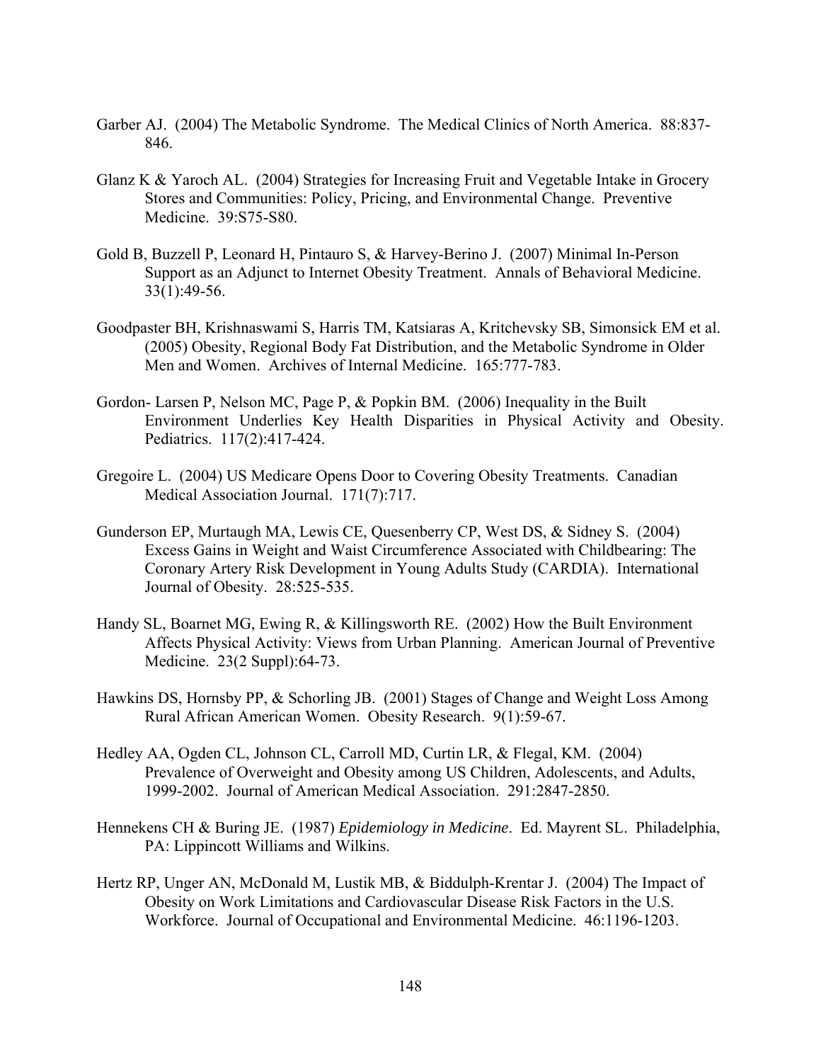Garber AJ. (2004) The Metabolic Syndrome. The Medical Clinics of North America. 88:837-846.

Glanz K & Yaroch AL. (2004) Strategies for Increasing Fruit and Vegetable Intake in Grocery Stores and Communities: Policy, Pricing, and Environmental Change. Preventive Medicine. 39:S75-S80.

Gold B, Buzzell P, Leonard H, Pintauro S, & Harvey-Berino J. (2007) Minimal In-Person Support as an Adjunct to Internet Obesity Treatment. Annals of Behavioral Medicine. 33(1):49-56.

Goodpaster BH, Krishnaswami S, Harris TM, Katsiaras A, Kritchevsky SB, Simonsick EM et al. (2005) Obesity, Regional Body Fat Distribution, and the Metabolic Syndrome in Older Men and Women. Archives of Internal Medicine. 165:777-783.

Gordon- Larsen P, Nelson MC, Page P, & Popkin BM. (2006) Inequality in the Built Environment Underlies Key Health Disparities in Physical Activity and Obesity. Pediatrics. 117(2):417-424.

Gregoire L. (2004) US Medicare Opens Door to Covering Obesity Treatments. Canadian Medical Association Journal. 171(7):717.

Gunderson EP, Murtaugh MA, Lewis CE, Quesenberry CP, West DS, & Sidney S. (2004) Excess Gains in Weight and Waist Circumference Associated with Childbearing: The Coronary Artery Risk Development in Young Adults Study (CARDIA). International Journal of Obesity. 28:525-535.

Handy SL, Boarnet MG, Ewing R, & Killingsworth RE. (2002) How the Built Environment Affects Physical Activity: Views from Urban Planning. American Journal of Preventive Medicine. 23(2 Suppl):64-73.

Hawkins DS, Hornsby PP, & Schorling JB. (2001) Stages of Change and Weight Loss Among Rural African American Women. Obesity Research. 9(1):59-67.

Hedley AA, Ogden CL, Johnson CL, Carroll MD, Curtin LR, & Flegal, KM. (2004) Prevalence of Overweight and Obesity among US Children, Adolescents, and Adults, 1999-2002. Journal of American Medical Association. 291:2847-2850.

Hennekens CH & Buring JE. (1987) *Epidemiology in Medicine*. Ed. Mayrent SL. Philadelphia, PA: Lippincott Williams and Wilkins.

Hertz RP, Unger AN, McDonald M, Lustik MB, & Biddulph-Krentar J. (2004) The Impact of Obesity on Work Limitations and Cardiovascular Disease Risk Factors in the U.S. Workforce. Journal of Occupational and Environmental Medicine. 46:1196-1203.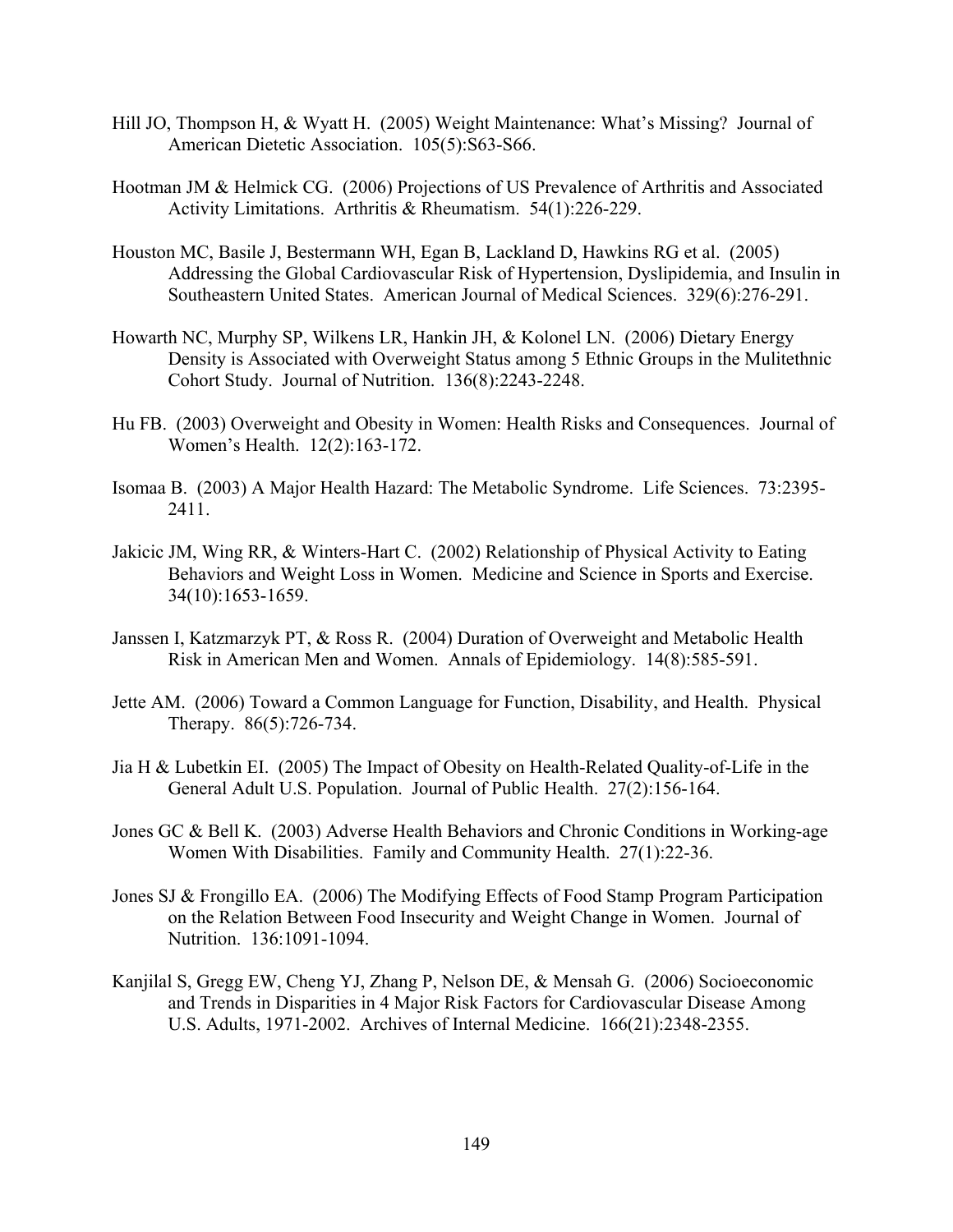Hill JO, Thompson H, & Wyatt H. (2005) Weight Maintenance: What's Missing? Journal of American Dietetic Association. 105(5):S63-S66.

Hootman JM & Helmick CG. (2006) Projections of US Prevalence of Arthritis and Associated Activity Limitations. Arthritis & Rheumatism. 54(1):226-229.

Houston MC, Basile J, Bestermann WH, Egan B, Lackland D, Hawkins RG et al. (2005) Addressing the Global Cardiovascular Risk of Hypertension, Dyslipidemia, and Insulin in Southeastern United States. American Journal of Medical Sciences. 329(6):276-291.

Howarth NC, Murphy SP, Wilkens LR, Hankin JH, & Kolonel LN. (2006) Dietary Energy Density is Associated with Overweight Status among 5 Ethnic Groups in the Mulitethnic Cohort Study. Journal of Nutrition. 136(8):2243-2248.

Hu FB. (2003) Overweight and Obesity in Women: Health Risks and Consequences. Journal of Women's Health. 12(2):163-172.

Isomaa B. (2003) A Major Health Hazard: The Metabolic Syndrome. Life Sciences. 73:2395-2411.

Jakicic JM, Wing RR, & Winters-Hart C. (2002) Relationship of Physical Activity to Eating Behaviors and Weight Loss in Women. Medicine and Science in Sports and Exercise. 34(10):1653-1659.

Janssen I, Katzmarzyk PT, & Ross R. (2004) Duration of Overweight and Metabolic Health Risk in American Men and Women. Annals of Epidemiology. 14(8):585-591.

Jette AM. (2006) Toward a Common Language for Function, Disability, and Health. Physical Therapy. 86(5):726-734.

Jia H & Lubetkin EI. (2005) The Impact of Obesity on Health-Related Quality-of-Life in the General Adult U.S. Population. Journal of Public Health. 27(2):156-164.

Jones GC & Bell K. (2003) Adverse Health Behaviors and Chronic Conditions in Working-age Women With Disabilities. Family and Community Health. 27(1):22-36.

Jones SJ & Frongillo EA. (2006) The Modifying Effects of Food Stamp Program Participation on the Relation Between Food Insecurity and Weight Change in Women. Journal of Nutrition. 136:1091-1094.

Kanjilal S, Gregg EW, Cheng YJ, Zhang P, Nelson DE, & Mensah G. (2006) Socioeconomic and Trends in Disparities in 4 Major Risk Factors for Cardiovascular Disease Among U.S. Adults, 1971-2002. Archives of Internal Medicine. 166(21):2348-2355.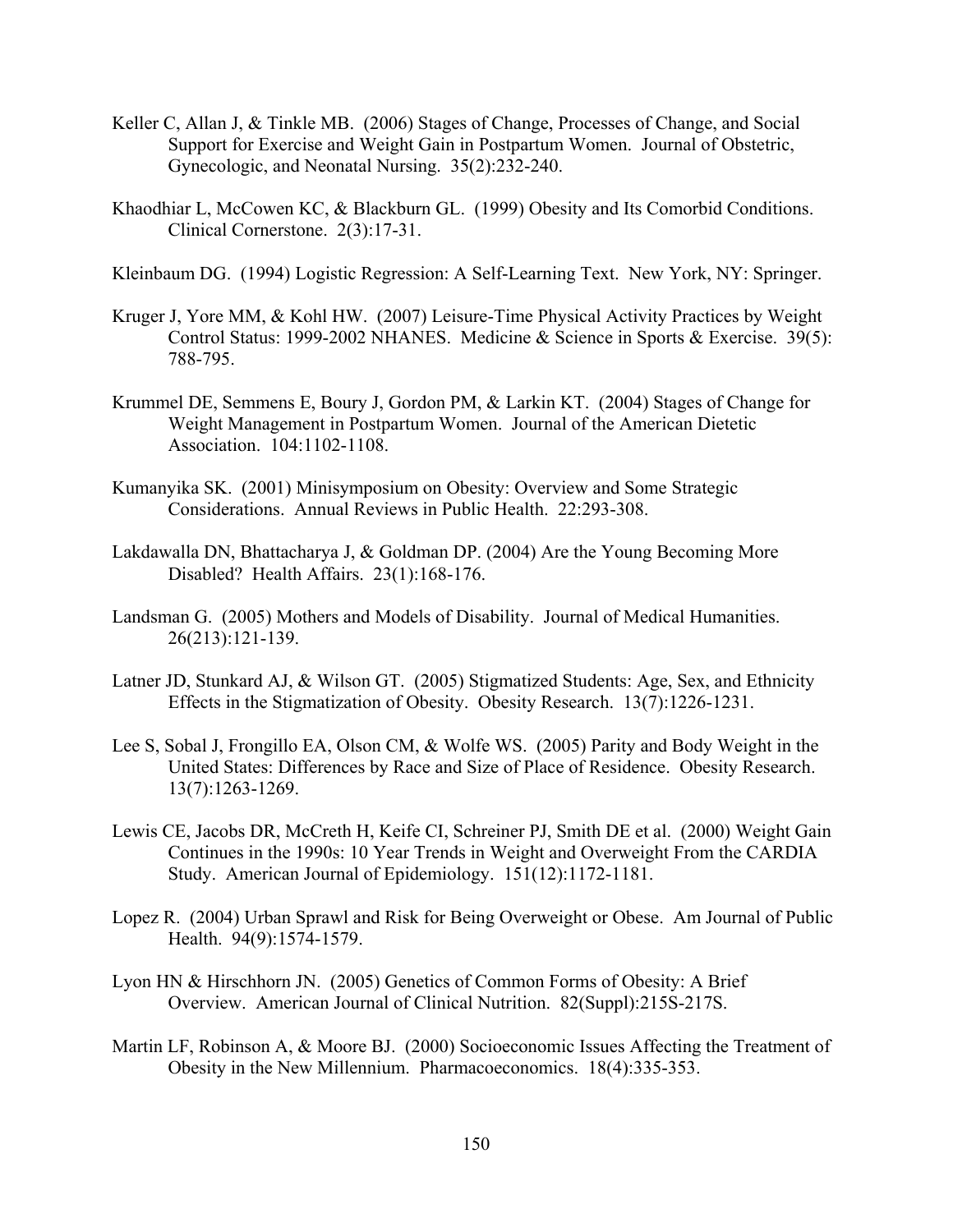Keller C, Allan J, & Tinkle MB. (2006) Stages of Change, Processes of Change, and Social Support for Exercise and Weight Gain in Postpartum Women. Journal of Obstetric, Gynecologic, and Neonatal Nursing. 35(2):232-240.

Khaodhiar L, McCowen KC, & Blackburn GL. (1999) Obesity and Its Comorbid Conditions. Clinical Cornerstone. 2(3):17-31.

Kleinbaum DG. (1994) Logistic Regression: A Self-Learning Text. New York, NY: Springer.

Kruger J, Yore MM, & Kohl HW. (2007) Leisure-Time Physical Activity Practices by Weight Control Status: 1999-2002 NHANES. Medicine & Science in Sports & Exercise. 39(5): 788-795.

Krummel DE, Semmens E, Boury J, Gordon PM, & Larkin KT. (2004) Stages of Change for Weight Management in Postpartum Women. Journal of the American Dietetic Association. 104:1102-1108.

Kumanyika SK. (2001) Minisymposium on Obesity: Overview and Some Strategic Considerations. Annual Reviews in Public Health. 22:293-308.

Lakdawalla DN, Bhattacharya J, & Goldman DP. (2004) Are the Young Becoming More Disabled? Health Affairs. 23(1):168-176.

Landsman G. (2005) Mothers and Models of Disability. Journal of Medical Humanities. 26(213):121-139.

Latner JD, Stunkard AJ, & Wilson GT. (2005) Stigmatized Students: Age, Sex, and Ethnicity Effects in the Stigmatization of Obesity. Obesity Research. 13(7):1226-1231.

Lee S, Sobal J, Frongillo EA, Olson CM, & Wolfe WS. (2005) Parity and Body Weight in the United States: Differences by Race and Size of Place of Residence. Obesity Research. 13(7):1263-1269.

Lewis CE, Jacobs DR, McCreth H, Keife CI, Schreiner PJ, Smith DE et al. (2000) Weight Gain Continues in the 1990s: 10 Year Trends in Weight and Overweight From the CARDIA Study. American Journal of Epidemiology. 151(12):1172-1181.

Lopez R. (2004) Urban Sprawl and Risk for Being Overweight or Obese. Am Journal of Public Health. 94(9):1574-1579.

Lyon HN & Hirschhorn JN. (2005) Genetics of Common Forms of Obesity: A Brief Overview. American Journal of Clinical Nutrition. 82(Suppl):215S-217S.

Martin LF, Robinson A, & Moore BJ. (2000) Socioeconomic Issues Affecting the Treatment of Obesity in the New Millennium. Pharmacoeconomics. 18(4):335-353.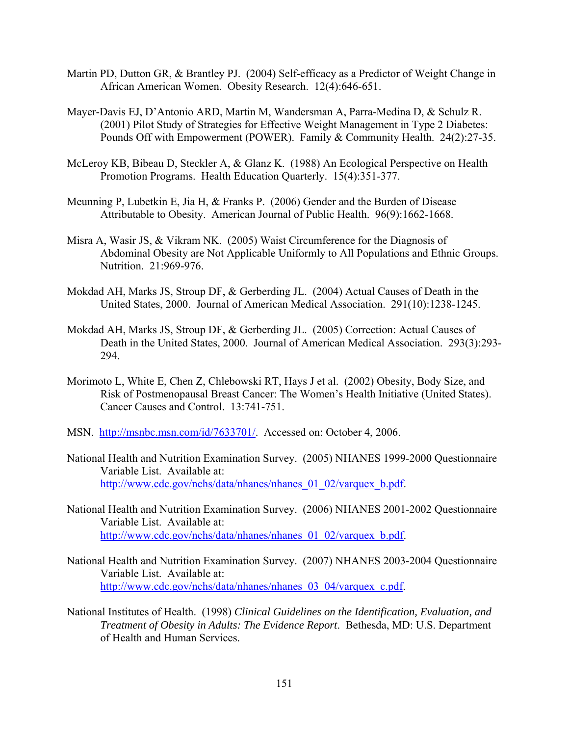Martin PD, Dutton GR, & Brantley PJ. (2004) Self-efficacy as a Predictor of Weight Change in African American Women. Obesity Research. 12(4):646-651.

Mayer-Davis EJ, D'Antonio ARD, Martin M, Wandersman A, Parra-Medina D, & Schulz R. (2001) Pilot Study of Strategies for Effective Weight Management in Type 2 Diabetes: Pounds Off with Empowerment (POWER). Family & Community Health. 24(2):27-35.

McLeroy KB, Bibeau D, Steckler A, & Glanz K. (1988) An Ecological Perspective on Health Promotion Programs. Health Education Quarterly. 15(4):351-377.

Meunning P, Lubetkin E, Jia H, & Franks P. (2006) Gender and the Burden of Disease Attributable to Obesity. American Journal of Public Health. 96(9):1662-1668.

Misra A, Wasir JS, & Vikram NK. (2005) Waist Circumference for the Diagnosis of Abdominal Obesity are Not Applicable Uniformly to All Populations and Ethnic Groups. Nutrition. 21:969-976.

Mokdad AH, Marks JS, Stroup DF, & Gerberding JL. (2004) Actual Causes of Death in the United States, 2000. Journal of American Medical Association. 291(10):1238-1245.

Mokdad AH, Marks JS, Stroup DF, & Gerberding JL. (2005) Correction: Actual Causes of Death in the United States, 2000. Journal of American Medical Association. 293(3):293-294.

Morimoto L, White E, Chen Z, Chlebowski RT, Hays J et al. (2002) Obesity, Body Size, and Risk of Postmenopausal Breast Cancer: The Women's Health Initiative (United States). Cancer Causes and Control. 13:741-751.

MSN. http://msnbc.msn.com/id/7633701/. Accessed on: October 4, 2006.

National Health and Nutrition Examination Survey. (2005) NHANES 1999-2000 Questionnaire Variable List. Available at: http://www.cdc.gov/nchs/data/nhanes/nhanes_01_02/varquex_b.pdf.

National Health and Nutrition Examination Survey. (2006) NHANES 2001-2002 Questionnaire Variable List. Available at: http://www.cdc.gov/nchs/data/nhanes/nhanes_01_02/varquex_b.pdf.

National Health and Nutrition Examination Survey. (2007) NHANES 2003-2004 Questionnaire Variable List. Available at: http://www.cdc.gov/nchs/data/nhanes/nhanes_03_04/varquex_c.pdf.

National Institutes of Health. (1998) *Clinical Guidelines on the Identification, Evaluation, and Treatment of Obesity in Adults: The Evidence Report*. Bethesda, MD: U.S. Department of Health and Human Services.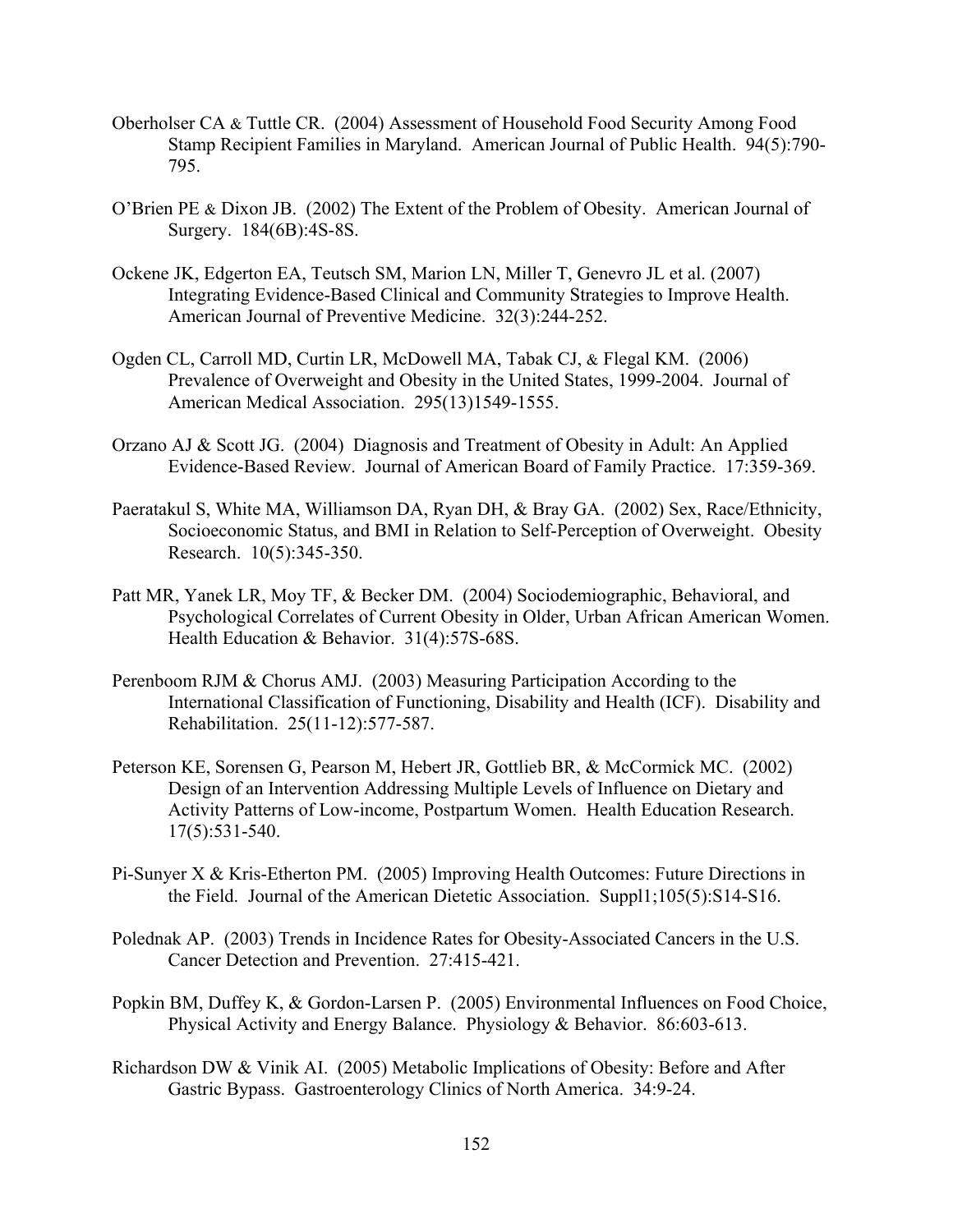Oberholser CA & Tuttle CR. (2004) Assessment of Household Food Security Among Food Stamp Recipient Families in Maryland. American Journal of Public Health. 94(5):790-795.

O'Brien PE & Dixon JB. (2002) The Extent of the Problem of Obesity. American Journal of Surgery. 184(6B):4S-8S.

Ockene JK, Edgerton EA, Teutsch SM, Marion LN, Miller T, Genevro JL et al. (2007) Integrating Evidence-Based Clinical and Community Strategies to Improve Health. American Journal of Preventive Medicine. 32(3):244-252.

Ogden CL, Carroll MD, Curtin LR, McDowell MA, Tabak CJ, & Flegal KM. (2006) Prevalence of Overweight and Obesity in the United States, 1999-2004. Journal of American Medical Association. 295(13)1549-1555.

Orzano AJ & Scott JG. (2004) Diagnosis and Treatment of Obesity in Adult: An Applied Evidence-Based Review. Journal of American Board of Family Practice. 17:359-369.

Paeratakul S, White MA, Williamson DA, Ryan DH, & Bray GA. (2002) Sex, Race/Ethnicity, Socioeconomic Status, and BMI in Relation to Self-Perception of Overweight. Obesity Research. 10(5):345-350.

Patt MR, Yanek LR, Moy TF, & Becker DM. (2004) Sociodemiographic, Behavioral, and Psychological Correlates of Current Obesity in Older, Urban African American Women. Health Education & Behavior. 31(4):57S-68S.

Perenboom RJM & Chorus AMJ. (2003) Measuring Participation According to the International Classification of Functioning, Disability and Health (ICF). Disability and Rehabilitation. 25(11-12):577-587.

Peterson KE, Sorensen G, Pearson M, Hebert JR, Gottlieb BR, & McCormick MC. (2002) Design of an Intervention Addressing Multiple Levels of Influence on Dietary and Activity Patterns of Low-income, Postpartum Women. Health Education Research. 17(5):531-540.

Pi-Sunyer X & Kris-Etherton PM. (2005) Improving Health Outcomes: Future Directions in the Field. Journal of the American Dietetic Association. Suppl1;105(5):S14-S16.

Polednak AP. (2003) Trends in Incidence Rates for Obesity-Associated Cancers in the U.S. Cancer Detection and Prevention. 27:415-421.

Popkin BM, Duffey K, & Gordon-Larsen P. (2005) Environmental Influences on Food Choice, Physical Activity and Energy Balance. Physiology & Behavior. 86:603-613.

Richardson DW & Vinik AI. (2005) Metabolic Implications of Obesity: Before and After Gastric Bypass. Gastroenterology Clinics of North America. 34:9-24.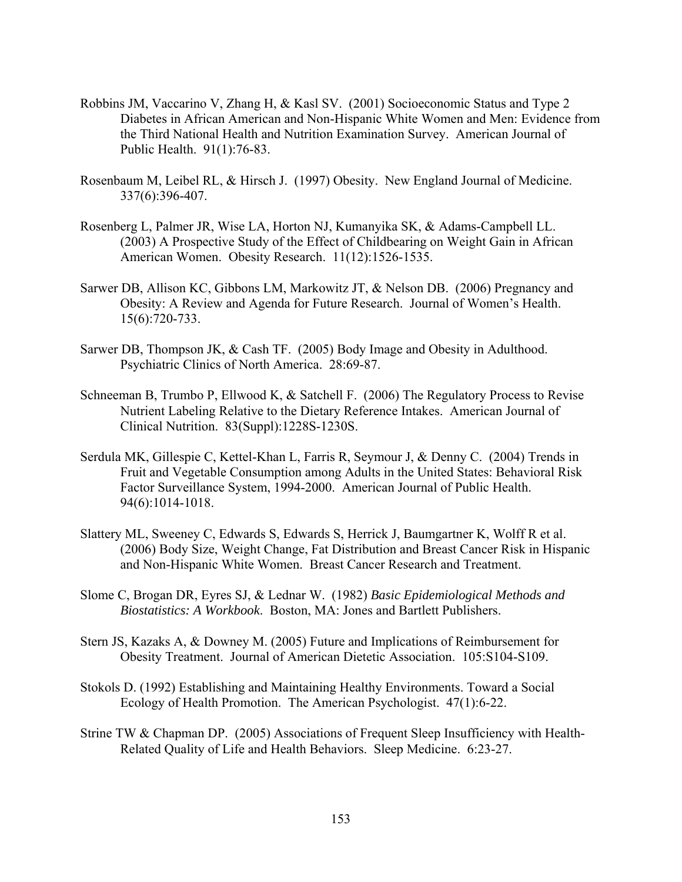Robbins JM, Vaccarino V, Zhang H, & Kasl SV. (2001) Socioeconomic Status and Type 2 Diabetes in African American and Non-Hispanic White Women and Men: Evidence from the Third National Health and Nutrition Examination Survey. American Journal of Public Health. 91(1):76-83.

Rosenbaum M, Leibel RL, & Hirsch J. (1997) Obesity. New England Journal of Medicine. 337(6):396-407.

Rosenberg L, Palmer JR, Wise LA, Horton NJ, Kumanyika SK, & Adams-Campbell LL. (2003) A Prospective Study of the Effect of Childbearing on Weight Gain in African American Women. Obesity Research. 11(12):1526-1535.

Sarwer DB, Allison KC, Gibbons LM, Markowitz JT, & Nelson DB. (2006) Pregnancy and Obesity: A Review and Agenda for Future Research. Journal of Women's Health. 15(6):720-733.

Sarwer DB, Thompson JK, & Cash TF. (2005) Body Image and Obesity in Adulthood. Psychiatric Clinics of North America. 28:69-87.

Schneeman B, Trumbo P, Ellwood K, & Satchell F. (2006) The Regulatory Process to Revise Nutrient Labeling Relative to the Dietary Reference Intakes. American Journal of Clinical Nutrition. 83(Suppl):1228S-1230S.

Serdula MK, Gillespie C, Kettel-Khan L, Farris R, Seymour J, & Denny C. (2004) Trends in Fruit and Vegetable Consumption among Adults in the United States: Behavioral Risk Factor Surveillance System, 1994-2000. American Journal of Public Health. 94(6):1014-1018.

Slattery ML, Sweeney C, Edwards S, Edwards S, Herrick J, Baumgartner K, Wolff R et al. (2006) Body Size, Weight Change, Fat Distribution and Breast Cancer Risk in Hispanic and Non-Hispanic White Women. Breast Cancer Research and Treatment.

Slome C, Brogan DR, Eyres SJ, & Lednar W. (1982) *Basic Epidemiological Methods and Biostatistics: A Workbook*. Boston, MA: Jones and Bartlett Publishers.

Stern JS, Kazaks A, & Downey M. (2005) Future and Implications of Reimbursement for Obesity Treatment. Journal of American Dietetic Association. 105:S104-S109.

Stokols D. (1992) Establishing and Maintaining Healthy Environments. Toward a Social Ecology of Health Promotion. The American Psychologist. 47(1):6-22.

Strine TW & Chapman DP. (2005) Associations of Frequent Sleep Insufficiency with Health-Related Quality of Life and Health Behaviors. Sleep Medicine. 6:23-27.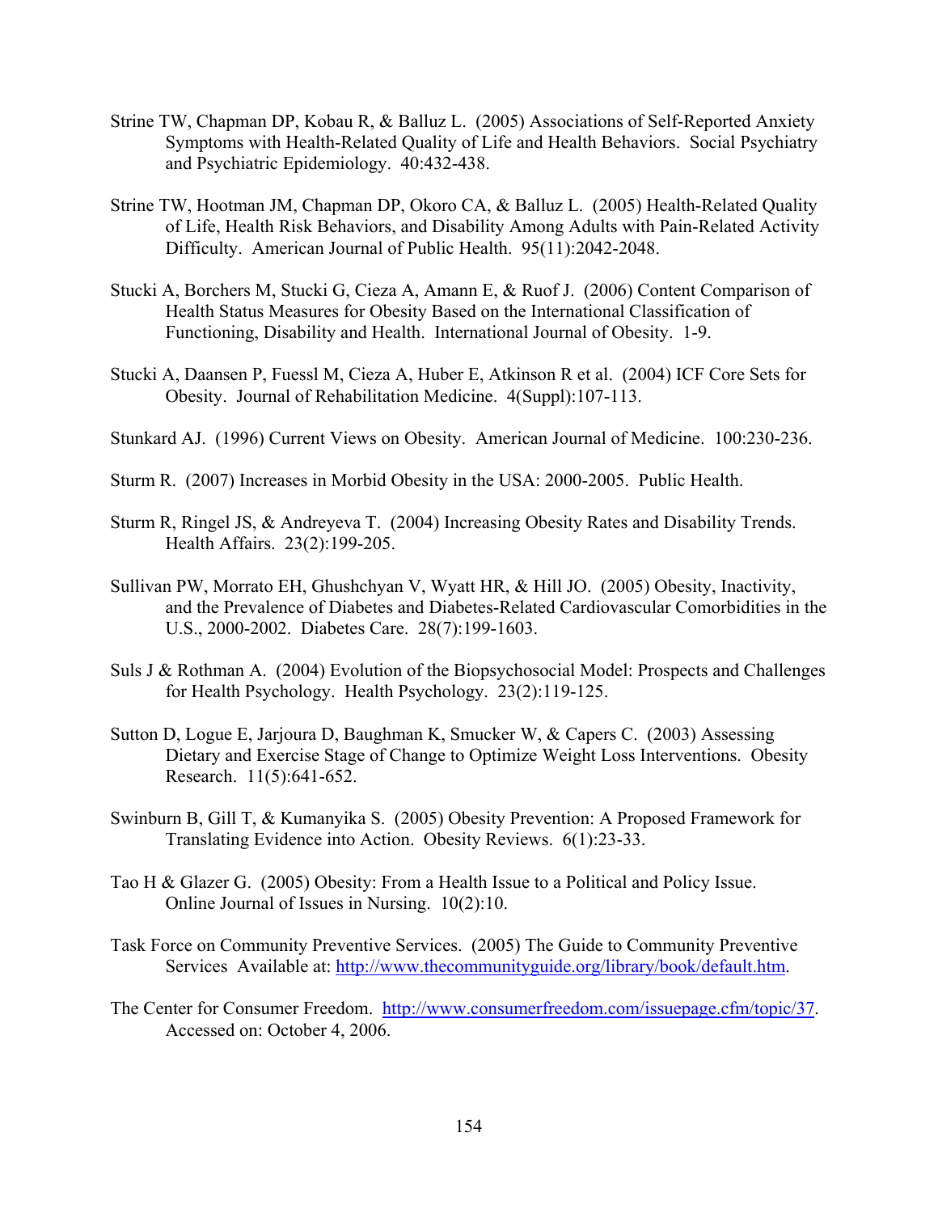Strine TW, Chapman DP, Kobau R, & Balluz L. (2005) Associations of Self-Reported Anxiety Symptoms with Health-Related Quality of Life and Health Behaviors. Social Psychiatry and Psychiatric Epidemiology. 40:432-438.

Strine TW, Hootman JM, Chapman DP, Okoro CA, & Balluz L. (2005) Health-Related Quality of Life, Health Risk Behaviors, and Disability Among Adults with Pain-Related Activity Difficulty. American Journal of Public Health. 95(11):2042-2048.

Stucki A, Borchers M, Stucki G, Cieza A, Amann E, & Ruof J. (2006) Content Comparison of Health Status Measures for Obesity Based on the International Classification of Functioning, Disability and Health. International Journal of Obesity. 1-9.

Stucki A, Daansen P, Fuessl M, Cieza A, Huber E, Atkinson R et al. (2004) ICF Core Sets for Obesity. Journal of Rehabilitation Medicine. 4(Suppl):107-113.

Stunkard AJ. (1996) Current Views on Obesity. American Journal of Medicine. 100:230-236.

Sturm R. (2007) Increases in Morbid Obesity in the USA: 2000-2005. Public Health.

Sturm R, Ringel JS, & Andreyeva T. (2004) Increasing Obesity Rates and Disability Trends. Health Affairs. 23(2):199-205.

Sullivan PW, Morrato EH, Ghushchyan V, Wyatt HR, & Hill JO. (2005) Obesity, Inactivity, and the Prevalence of Diabetes and Diabetes-Related Cardiovascular Comorbidities in the U.S., 2000-2002. Diabetes Care. 28(7):199-1603.

Suls J & Rothman A. (2004) Evolution of the Biopsychosocial Model: Prospects and Challenges for Health Psychology. Health Psychology. 23(2):119-125.

Sutton D, Logue E, Jarjoura D, Baughman K, Smucker W, & Capers C. (2003) Assessing Dietary and Exercise Stage of Change to Optimize Weight Loss Interventions. Obesity Research. 11(5):641-652.

Swinburn B, Gill T, & Kumanyika S. (2005) Obesity Prevention: A Proposed Framework for Translating Evidence into Action. Obesity Reviews. 6(1):23-33.

Tao H & Glazer G. (2005) Obesity: From a Health Issue to a Political and Policy Issue. Online Journal of Issues in Nursing. 10(2):10.

Task Force on Community Preventive Services. (2005) The Guide to Community Preventive Services Available at: http://www.thecommunityguide.org/library/book/default.htm.

The Center for Consumer Freedom. http://www.consumerfreedom.com/issuepage.cfm/topic/37. Accessed on: October 4, 2006.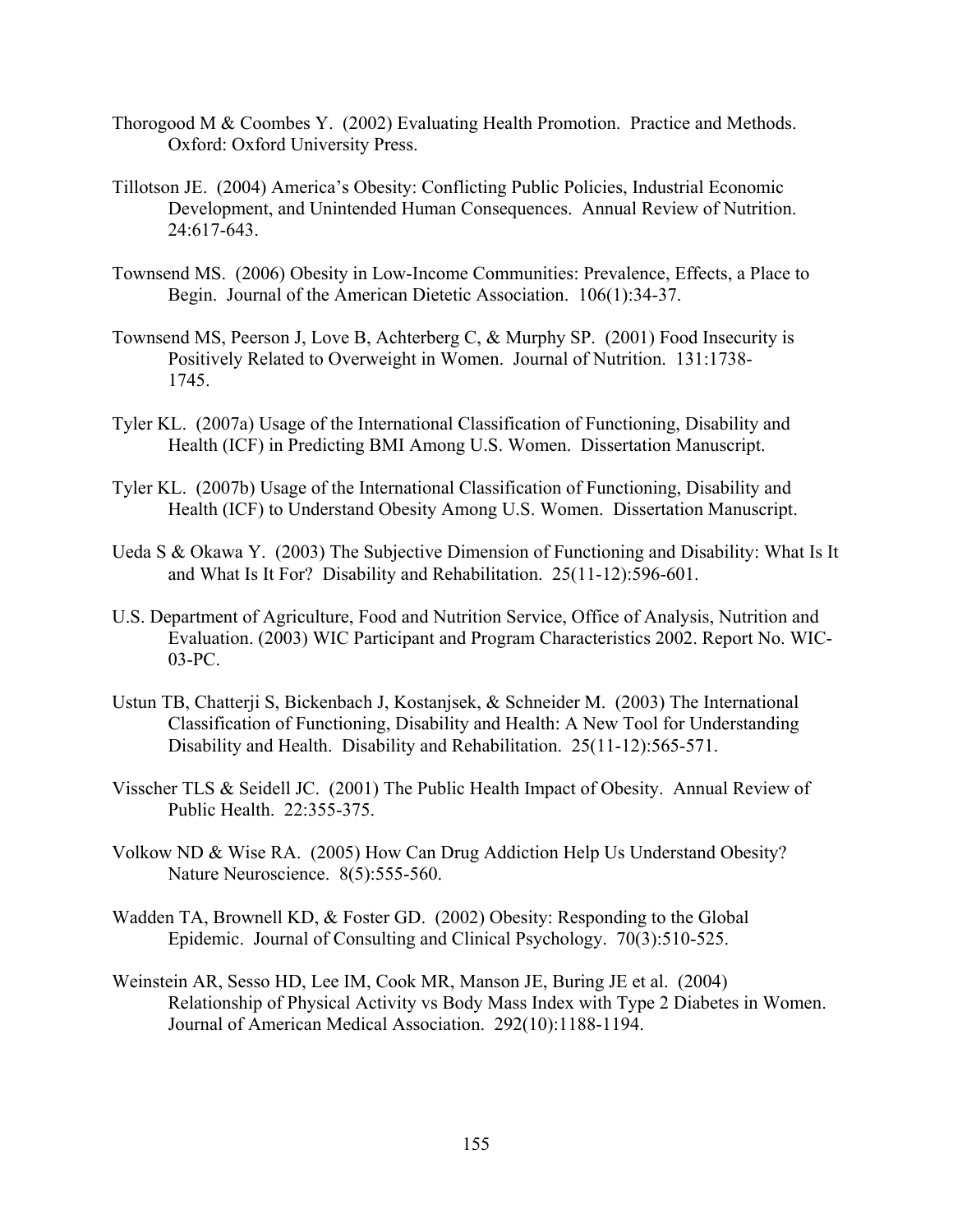Thorogood M & Coombes Y. (2002) Evaluating Health Promotion. Practice and Methods. Oxford: Oxford University Press.

Tillotson JE. (2004) America's Obesity: Conflicting Public Policies, Industrial Economic Development, and Unintended Human Consequences. Annual Review of Nutrition. 24:617-643.

Townsend MS. (2006) Obesity in Low-Income Communities: Prevalence, Effects, a Place to Begin. Journal of the American Dietetic Association. 106(1):34-37.

Townsend MS, Peerson J, Love B, Achterberg C, & Murphy SP. (2001) Food Insecurity is Positively Related to Overweight in Women. Journal of Nutrition. 131:1738-1745.

Tyler KL. (2007a) Usage of the International Classification of Functioning, Disability and Health (ICF) in Predicting BMI Among U.S. Women. Dissertation Manuscript.

Tyler KL. (2007b) Usage of the International Classification of Functioning, Disability and Health (ICF) to Understand Obesity Among U.S. Women. Dissertation Manuscript.

Ueda S & Okawa Y. (2003) The Subjective Dimension of Functioning and Disability: What Is It and What Is It For? Disability and Rehabilitation. 25(11-12):596-601.

U.S. Department of Agriculture, Food and Nutrition Service, Office of Analysis, Nutrition and Evaluation. (2003) WIC Participant and Program Characteristics 2002. Report No. WIC-03-PC.

Ustun TB, Chatterji S, Bickenbach J, Kostanjsek, & Schneider M. (2003) The International Classification of Functioning, Disability and Health: A New Tool for Understanding Disability and Health. Disability and Rehabilitation. 25(11-12):565-571.

Visscher TLS & Seidell JC. (2001) The Public Health Impact of Obesity. Annual Review of Public Health. 22:355-375.

Volkow ND & Wise RA. (2005) How Can Drug Addiction Help Us Understand Obesity? Nature Neuroscience. 8(5):555-560.

Wadden TA, Brownell KD, & Foster GD. (2002) Obesity: Responding to the Global Epidemic. Journal of Consulting and Clinical Psychology. 70(3):510-525.

Weinstein AR, Sesso HD, Lee IM, Cook MR, Manson JE, Buring JE et al. (2004) Relationship of Physical Activity vs Body Mass Index with Type 2 Diabetes in Women. Journal of American Medical Association. 292(10):1188-1194.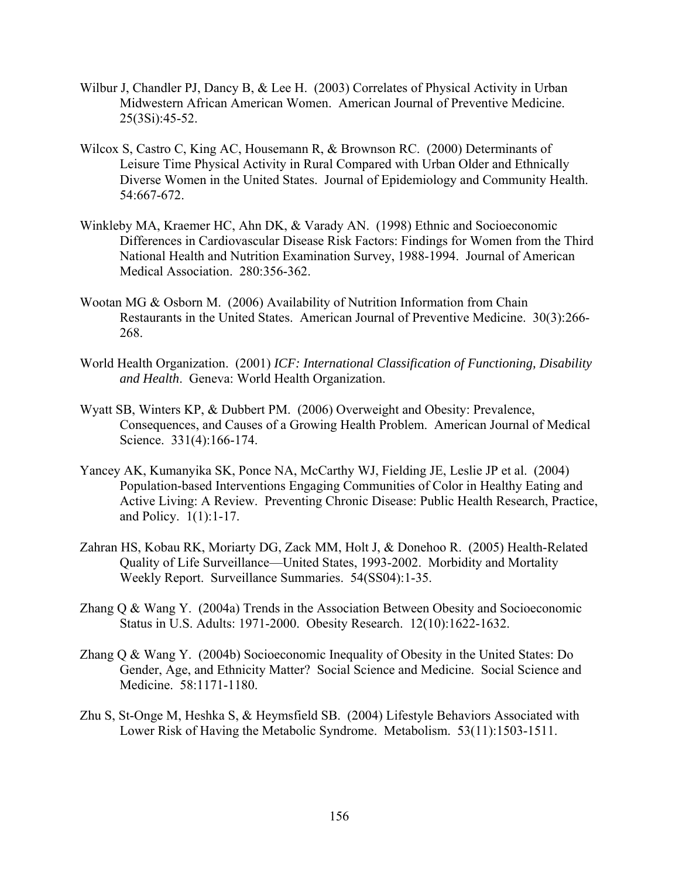Wilbur J, Chandler PJ, Dancy B, & Lee H. (2003) Correlates of Physical Activity in Urban Midwestern African American Women. American Journal of Preventive Medicine. 25(3Si):45-52.

Wilcox S, Castro C, King AC, Housemann R, & Brownson RC. (2000) Determinants of Leisure Time Physical Activity in Rural Compared with Urban Older and Ethnically Diverse Women in the United States. Journal of Epidemiology and Community Health. 54:667-672.

Winkleby MA, Kraemer HC, Ahn DK, & Varady AN. (1998) Ethnic and Socioeconomic Differences in Cardiovascular Disease Risk Factors: Findings for Women from the Third National Health and Nutrition Examination Survey, 1988-1994. Journal of American Medical Association. 280:356-362.

Wootan MG & Osborn M. (2006) Availability of Nutrition Information from Chain Restaurants in the United States. American Journal of Preventive Medicine. 30(3):266-268.

World Health Organization. (2001) *ICF: International Classification of Functioning, Disability and Health*. Geneva: World Health Organization.

Wyatt SB, Winters KP, & Dubbert PM. (2006) Overweight and Obesity: Prevalence, Consequences, and Causes of a Growing Health Problem. American Journal of Medical Science. 331(4):166-174.

Yancey AK, Kumanyika SK, Ponce NA, McCarthy WJ, Fielding JE, Leslie JP et al. (2004) Population-based Interventions Engaging Communities of Color in Healthy Eating and Active Living: A Review. Preventing Chronic Disease: Public Health Research, Practice, and Policy. 1(1):1-17.

Zahran HS, Kobau RK, Moriarty DG, Zack MM, Holt J, & Donehoo R. (2005) Health-Related Quality of Life Surveillance—United States, 1993-2002. Morbidity and Mortality Weekly Report. Surveillance Summaries. 54(SS04):1-35.

Zhang Q & Wang Y. (2004a) Trends in the Association Between Obesity and Socioeconomic Status in U.S. Adults: 1971-2000. Obesity Research. 12(10):1622-1632.

Zhang Q & Wang Y. (2004b) Socioeconomic Inequality of Obesity in the United States: Do Gender, Age, and Ethnicity Matter? Social Science and Medicine. Social Science and Medicine. 58:1171-1180.

Zhu S, St-Onge M, Heshka S, & Heymsfield SB. (2004) Lifestyle Behaviors Associated with Lower Risk of Having the Metabolic Syndrome. Metabolism. 53(11):1503-1511.